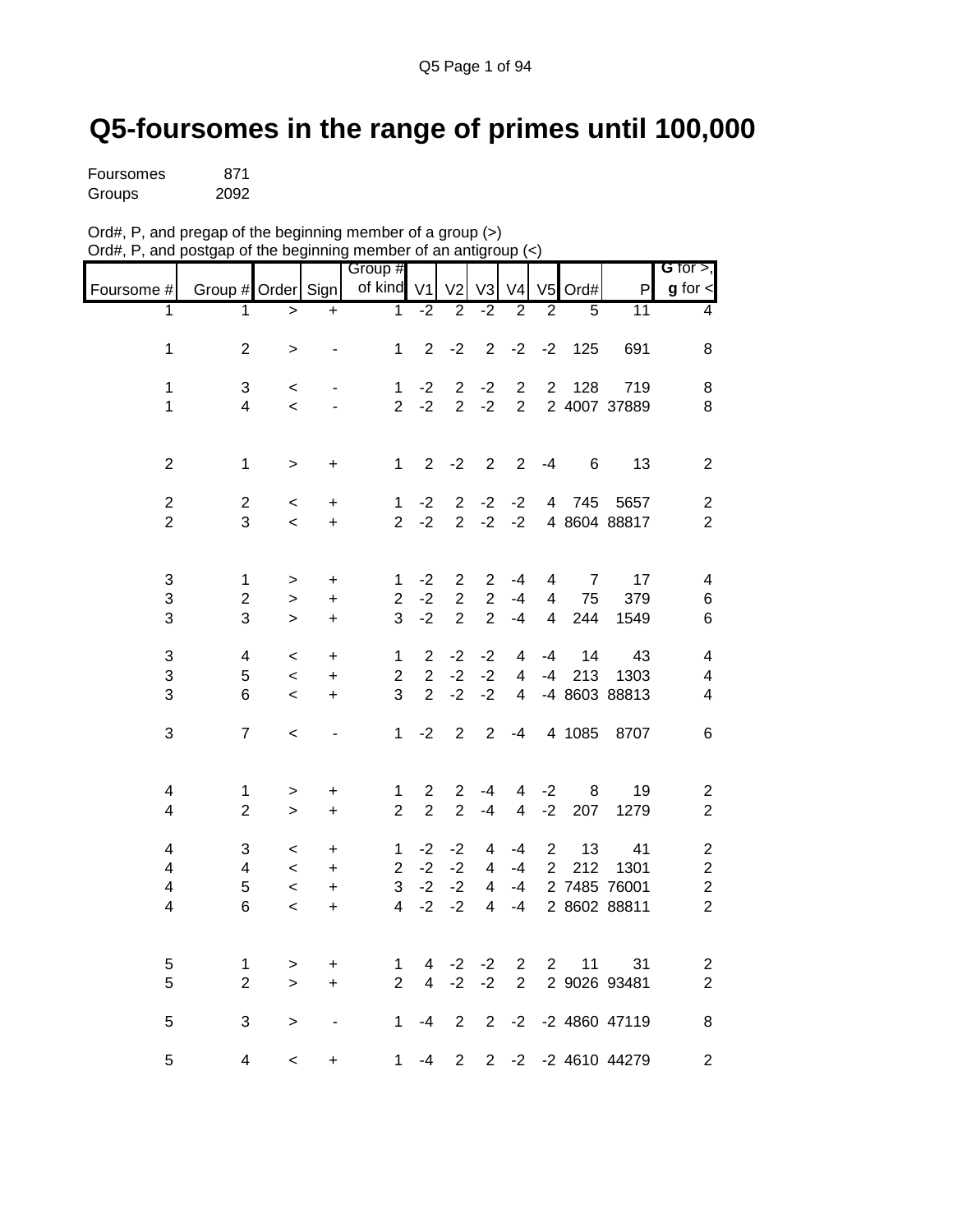# Q5-foursomes in the range of primes until 100,000

Foursomes 871
Groups 2092

Ord#, P, and pregap of the beginning member of a group (>)
Ord#, P, and postgap of the beginning member of an antigroup (<)

| Foursome # | Group # | Order | Sign | Group # of kind | V1 | V2 | V3 | V4 | V5 | Ord# | P | **G** for >, **g** for < |
|---|---|---|---|---|---|---|---|---|---|---|---|---|
| 1 | 1 | > | + | 1 | -2 | 2 | -2 | 2 | 2 | 5 | 11 | 4 |
| 1 | 2 | > | - | 1 | 2 | -2 | 2 | -2 | -2 | 125 | 691 | 8 |
| 1 | 3 | < | - | 1 | -2 | 2 | -2 | 2 | 2 | 128 | 719 | 8 |
| 1 | 4 | < | - | 2 | -2 | 2 | -2 | 2 | 2 | 4007 | 37889 | 8 |
| 2 | 1 | > | + | 1 | 2 | -2 | 2 | 2 | -4 | 6 | 13 | 2 |
| 2 | 2 | < | + | 1 | -2 | 2 | -2 | -2 | 4 | 745 | 5657 | 2 |
| 2 | 3 | < | + | 2 | -2 | 2 | -2 | -2 | 4 | 8604 | 88817 | 2 |
| 3 | 1 | > | + | 1 | -2 | 2 | 2 | -4 | 4 | 7 | 17 | 4 |
| 3 | 2 | > | + | 2 | -2 | 2 | 2 | -4 | 4 | 75 | 379 | 6 |
| 3 | 3 | > | + | 3 | -2 | 2 | 2 | -4 | 4 | 244 | 1549 | 6 |
| 3 | 4 | < | + | 1 | 2 | -2 | -2 | 4 | -4 | 14 | 43 | 4 |
| 3 | 5 | < | + | 2 | 2 | -2 | -2 | 4 | -4 | 213 | 1303 | 4 |
| 3 | 6 | < | + | 3 | 2 | -2 | -2 | 4 | -4 | 8603 | 88813 | 4 |
| 3 | 7 | < | - | 1 | -2 | 2 | 2 | -4 | 4 | 1085 | 8707 | 6 |
| 4 | 1 | > | + | 1 | 2 | 2 | -4 | 4 | -2 | 8 | 19 | 2 |
| 4 | 2 | > | + | 2 | 2 | 2 | -4 | 4 | -2 | 207 | 1279 | 2 |
| 4 | 3 | < | + | 1 | -2 | -2 | 4 | -4 | 2 | 13 | 41 | 2 |
| 4 | 4 | < | + | 2 | -2 | -2 | 4 | -4 | 2 | 212 | 1301 | 2 |
| 4 | 5 | < | + | 3 | -2 | -2 | 4 | -4 | 2 | 7485 | 76001 | 2 |
| 4 | 6 | < | + | 4 | -2 | -2 | 4 | -4 | 2 | 8602 | 88811 | 2 |
| 5 | 1 | > | + | 1 | 4 | -2 | -2 | 2 | 2 | 11 | 31 | 2 |
| 5 | 2 | > | + | 2 | 4 | -2 | -2 | 2 | 2 | 9026 | 93481 | 2 |
| 5 | 3 | > | - | 1 | -4 | 2 | 2 | -2 | -2 | 4860 | 47119 | 8 |
| 5 | 4 | < | + | 1 | -4 | 2 | 2 | -2 | -2 | 4610 | 44279 | 2 |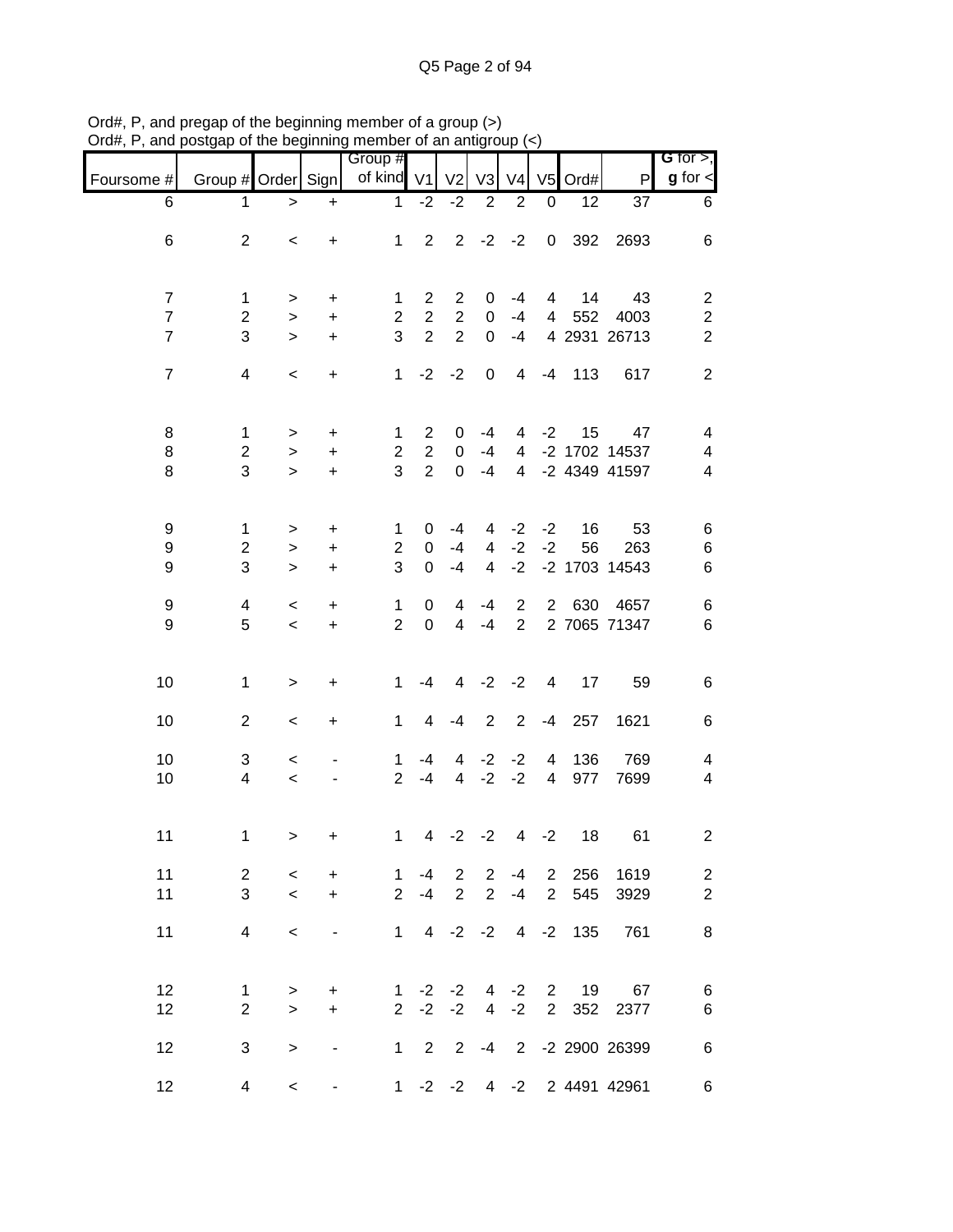Ord#, P, and pregap of the beginning member of a group (>)
Ord#, P, and postgap of the beginning member of an antigroup (<)

| Foursome # | Group # | Order | Sign | Group # of kind | V1 | V2 | V3 | V4 | V5 | Ord# | P | G for >, g for < |
|---|---|---|---|---|---|---|---|---|---|---|---|---|
| 6 | 1 | > | + | 1 | -2 | -2 | 2 | 2 | 0 | 12 | 37 | 6 |
| 6 | 2 | < | + | 1 | 2 | 2 | -2 | -2 | 0 | 392 | 2693 | 6 |
| 7 | 1 | > | + | 1 | 2 | 2 | 0 | -4 | 4 | 14 | 43 | 2 |
| 7 | 2 | > | + | 2 | 2 | 2 | 0 | -4 | 4 | 552 | 4003 | 2 |
| 7 | 3 | > | + | 3 | 2 | 2 | 0 | -4 | 4 | 2931 | 26713 | 2 |
| 7 | 4 | < | + | 1 | -2 | -2 | 0 | 4 | -4 | 113 | 617 | 2 |
| 8 | 1 | > | + | 1 | 2 | 0 | -4 | 4 | -2 | 15 | 47 | 4 |
| 8 | 2 | > | + | 2 | 2 | 0 | -4 | 4 | -2 | 1702 | 14537 | 4 |
| 8 | 3 | > | + | 3 | 2 | 0 | -4 | 4 | -2 | 4349 | 41597 | 4 |
| 9 | 1 | > | + | 1 | 0 | -4 | 4 | -2 | -2 | 16 | 53 | 6 |
| 9 | 2 | > | + | 2 | 0 | -4 | 4 | -2 | -2 | 56 | 263 | 6 |
| 9 | 3 | > | + | 3 | 0 | -4 | 4 | -2 | -2 | 1703 | 14543 | 6 |
| 9 | 4 | < | + | 1 | 0 | 4 | -4 | 2 | 2 | 630 | 4657 | 6 |
| 9 | 5 | < | + | 2 | 0 | 4 | -4 | 2 | 2 | 7065 | 71347 | 6 |
| 10 | 1 | > | + | 1 | -4 | 4 | -2 | -2 | 4 | 17 | 59 | 6 |
| 10 | 2 | < | + | 1 | 4 | -4 | 2 | 2 | -4 | 257 | 1621 | 6 |
| 10 | 3 | < | - | 1 | -4 | 4 | -2 | -2 | 4 | 136 | 769 | 4 |
| 10 | 4 | < | - | 2 | -4 | 4 | -2 | -2 | 4 | 977 | 7699 | 4 |
| 11 | 1 | > | + | 1 | 4 | -2 | -2 | 4 | -2 | 18 | 61 | 2 |
| 11 | 2 | < | + | 1 | -4 | 2 | 2 | -4 | 2 | 256 | 1619 | 2 |
| 11 | 3 | < | + | 2 | -4 | 2 | 2 | -4 | 2 | 545 | 3929 | 2 |
| 11 | 4 | < | - | 1 | 4 | -2 | -2 | 4 | -2 | 135 | 761 | 8 |
| 12 | 1 | > | + | 1 | -2 | -2 | 4 | -2 | 2 | 19 | 67 | 6 |
| 12 | 2 | > | + | 2 | -2 | -2 | 4 | -2 | 2 | 352 | 2377 | 6 |
| 12 | 3 | > | - | 1 | 2 | 2 | -4 | 2 | -2 | 2900 | 26399 | 6 |
| 12 | 4 | < | - | 1 | -2 | -2 | 4 | -2 | 2 | 4491 | 42961 | 6 |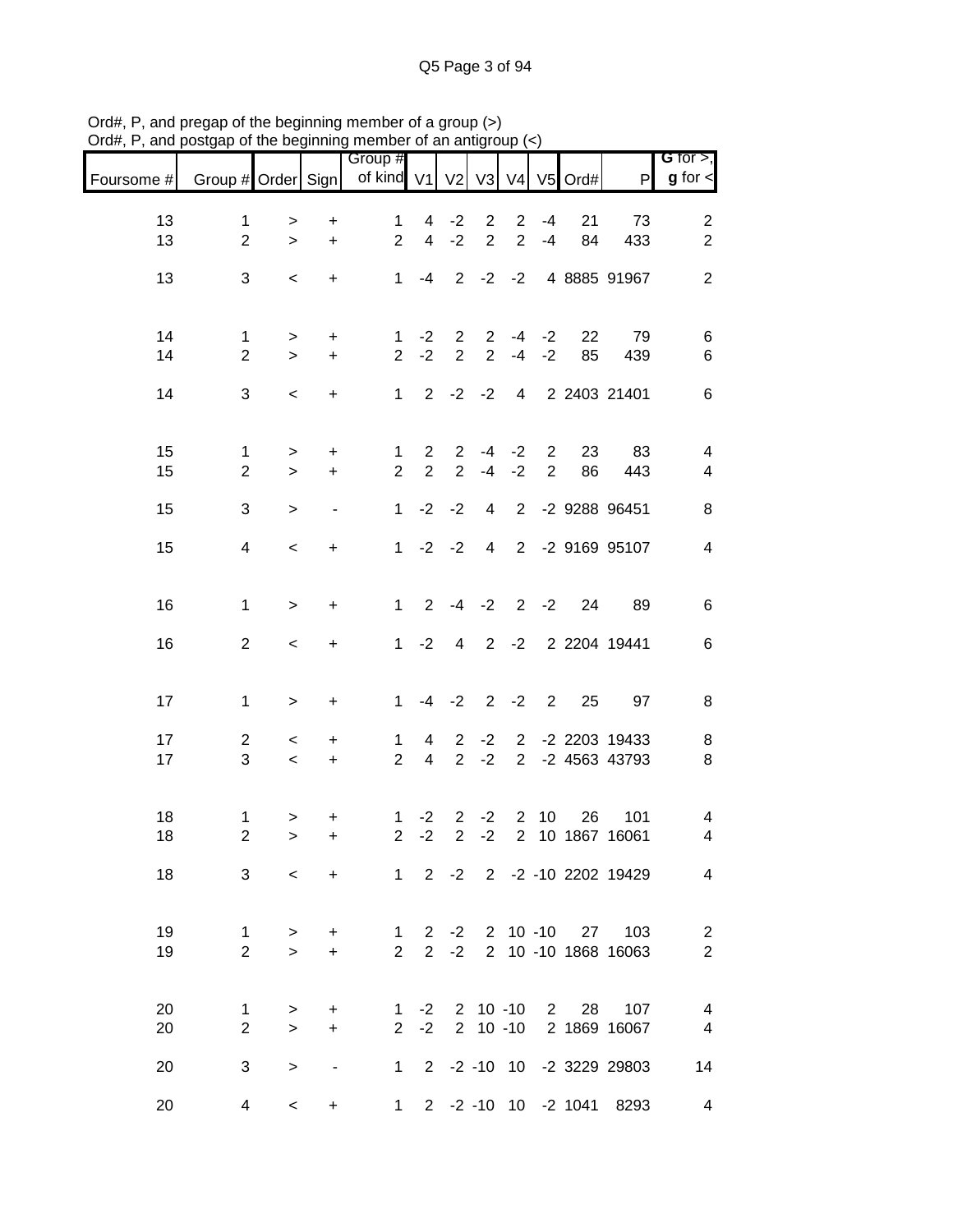Ord#, P, and pregap of the beginning member of a group (>)
Ord#, P, and postgap of the beginning member of an antigroup (<)

| Foursome # | Group # | Order | Sign | Group # of kind | V1 | V2 | V3 | V4 | V5 | Ord# | P | G for >, g for < |
|---|---|---|---|---|---|---|---|---|---|---|---|---|
| 13 | 1 | > | + | 1 | 4 | -2 | 2 | 2 | -4 | 21 | 73 | 2 |
| 13 | 2 | > | + | 2 | 4 | -2 | 2 | 2 | -4 | 84 | 433 | 2 |
| 13 | 3 | < | + | 1 | -4 | 2 | -2 | -2 | 4 | 8885 | 91967 | 2 |
| 14 | 1 | > | + | 1 | -2 | 2 | 2 | -4 | -2 | 22 | 79 | 6 |
| 14 | 2 | > | + | 2 | -2 | 2 | 2 | -4 | -2 | 85 | 439 | 6 |
| 14 | 3 | < | + | 1 | 2 | -2 | -2 | 4 | 2 | 2403 | 21401 | 6 |
| 15 | 1 | > | + | 1 | 2 | 2 | -4 | -2 | 2 | 23 | 83 | 4 |
| 15 | 2 | > | + | 2 | 2 | 2 | -4 | -2 | 2 | 86 | 443 | 4 |
| 15 | 3 | > | - | 1 | -2 | -2 | 4 | 2 | -2 | 9288 | 96451 | 8 |
| 15 | 4 | < | + | 1 | -2 | -2 | 4 | 2 | -2 | 9169 | 95107 | 4 |
| 16 | 1 | > | + | 1 | 2 | -4 | -2 | 2 | -2 | 24 | 89 | 6 |
| 16 | 2 | < | + | 1 | -2 | 4 | 2 | -2 | 2 | 2204 | 19441 | 6 |
| 17 | 1 | > | + | 1 | -4 | -2 | 2 | -2 | 2 | 25 | 97 | 8 |
| 17 | 2 | < | + | 1 | 4 | 2 | -2 | 2 | -2 | 2203 | 19433 | 8 |
| 17 | 3 | < | + | 2 | 4 | 2 | -2 | 2 | -2 | 4563 | 43793 | 8 |
| 18 | 1 | > | + | 1 | -2 | 2 | -2 | 2 | 10 | 26 | 101 | 4 |
| 18 | 2 | > | + | 2 | -2 | 2 | -2 | 2 | 10 | 1867 | 16061 | 4 |
| 18 | 3 | < | + | 1 | 2 | -2 | 2 | -2 | -10 | 2202 | 19429 | 4 |
| 19 | 1 | > | + | 1 | 2 | -2 | 2 | 10 | -10 | 27 | 103 | 2 |
| 19 | 2 | > | + | 2 | 2 | -2 | 2 | 10 | -10 | 1868 | 16063 | 2 |
| 20 | 1 | > | + | 1 | -2 | 2 | 10 | -10 | 2 | 28 | 107 | 4 |
| 20 | 2 | > | + | 2 | -2 | 2 | 10 | -10 | 2 | 1869 | 16067 | 4 |
| 20 | 3 | > | - | 1 | 2 | -2 | -10 | 10 | -2 | 3229 | 29803 | 14 |
| 20 | 4 | < | + | 1 | 2 | -2 | -10 | 10 | -2 | 1041 | 8293 | 4 |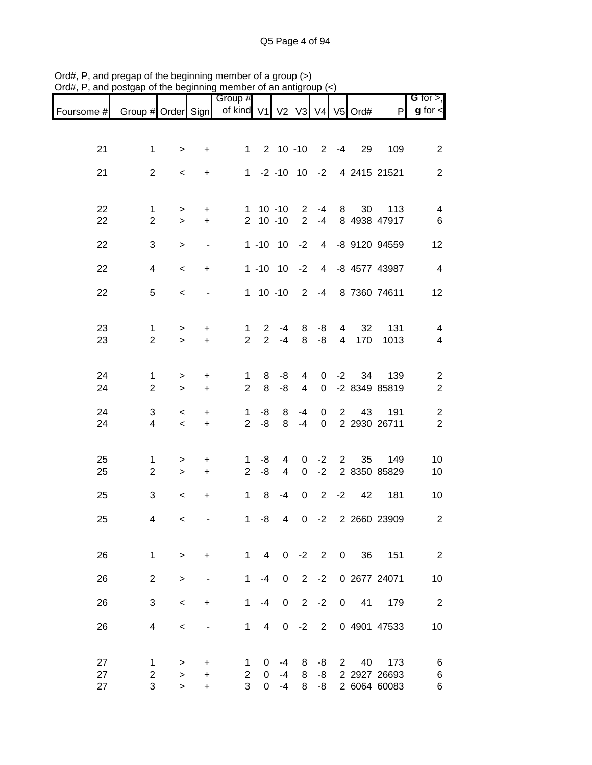Ord#, P, and pregap of the beginning member of a group (>)
Ord#, P, and postgap of the beginning member of an antigroup (<)

| Foursome # | Group # | Order | Sign | Group # of kind | V1 | V2 | V3 | V4 | V5 | Ord# | P | G for >, g for < |
|---|---|---|---|---|---|---|---|---|---|---|---|---|
| 21 | 1 | > | + | 1 | 2 | 10 | -10 | 2 | -4 | 29 | 109 | 2 |
| 21 | 2 | < | + | 1 | -2 | -10 | 10 | -2 | 4 | 2415 | 21521 | 2 |
| 22 | 1 | > | + | 1 | 10 | -10 | 2 | -4 | 8 | 30 | 113 | 4 |
| 22 | 2 | > | + | 2 | 10 | -10 | 2 | -4 | 8 | 4938 | 47917 | 6 |
| 22 | 3 | > | - | 1 | -10 | 10 | -2 | 4 | -8 | 9120 | 94559 | 12 |
| 22 | 4 | < | + | 1 | -10 | 10 | -2 | 4 | -8 | 4577 | 43987 | 4 |
| 22 | 5 | < | - | 1 | 10 | -10 | 2 | -4 | 8 | 7360 | 74611 | 12 |
| 23 | 1 | > | + | 1 | 2 | -4 | 8 | -8 | 4 | 32 | 131 | 4 |
| 23 | 2 | > | + | 2 | 2 | -4 | 8 | -8 | 4 | 170 | 1013 | 4 |
| 24 | 1 | > | + | 1 | 8 | -8 | 4 | 0 | -2 | 34 | 139 | 2 |
| 24 | 2 | > | + | 2 | 8 | -8 | 4 | 0 | -2 | 8349 | 85819 | 2 |
| 24 | 3 | < | + | 1 | -8 | 8 | -4 | 0 | 2 | 43 | 191 | 2 |
| 24 | 4 | < | + | 2 | -8 | 8 | -4 | 0 | 2 | 2930 | 26711 | 2 |
| 25 | 1 | > | + | 1 | -8 | 4 | 0 | -2 | 2 | 35 | 149 | 10 |
| 25 | 2 | > | + | 2 | -8 | 4 | 0 | -2 | 2 | 8350 | 85829 | 10 |
| 25 | 3 | < | + | 1 | 8 | -4 | 0 | 2 | -2 | 42 | 181 | 10 |
| 25 | 4 | < | - | 1 | -8 | 4 | 0 | -2 | 2 | 2660 | 23909 | 2 |
| 26 | 1 | > | + | 1 | 4 | 0 | -2 | 2 | 0 | 36 | 151 | 2 |
| 26 | 2 | > | - | 1 | -4 | 0 | 2 | -2 | 0 | 2677 | 24071 | 10 |
| 26 | 3 | < | + | 1 | -4 | 0 | 2 | -2 | 0 | 41 | 179 | 2 |
| 26 | 4 | < | - | 1 | 4 | 0 | -2 | 2 | 0 | 4901 | 47533 | 10 |
| 27 | 1 | > | + | 1 | 0 | -4 | 8 | -8 | 2 | 40 | 173 | 6 |
| 27 | 2 | > | + | 2 | 0 | -4 | 8 | -8 | 2 | 2927 | 26693 | 6 |
| 27 | 3 | > | + | 3 | 0 | -4 | 8 | -8 | 2 | 6064 | 60083 | 6 |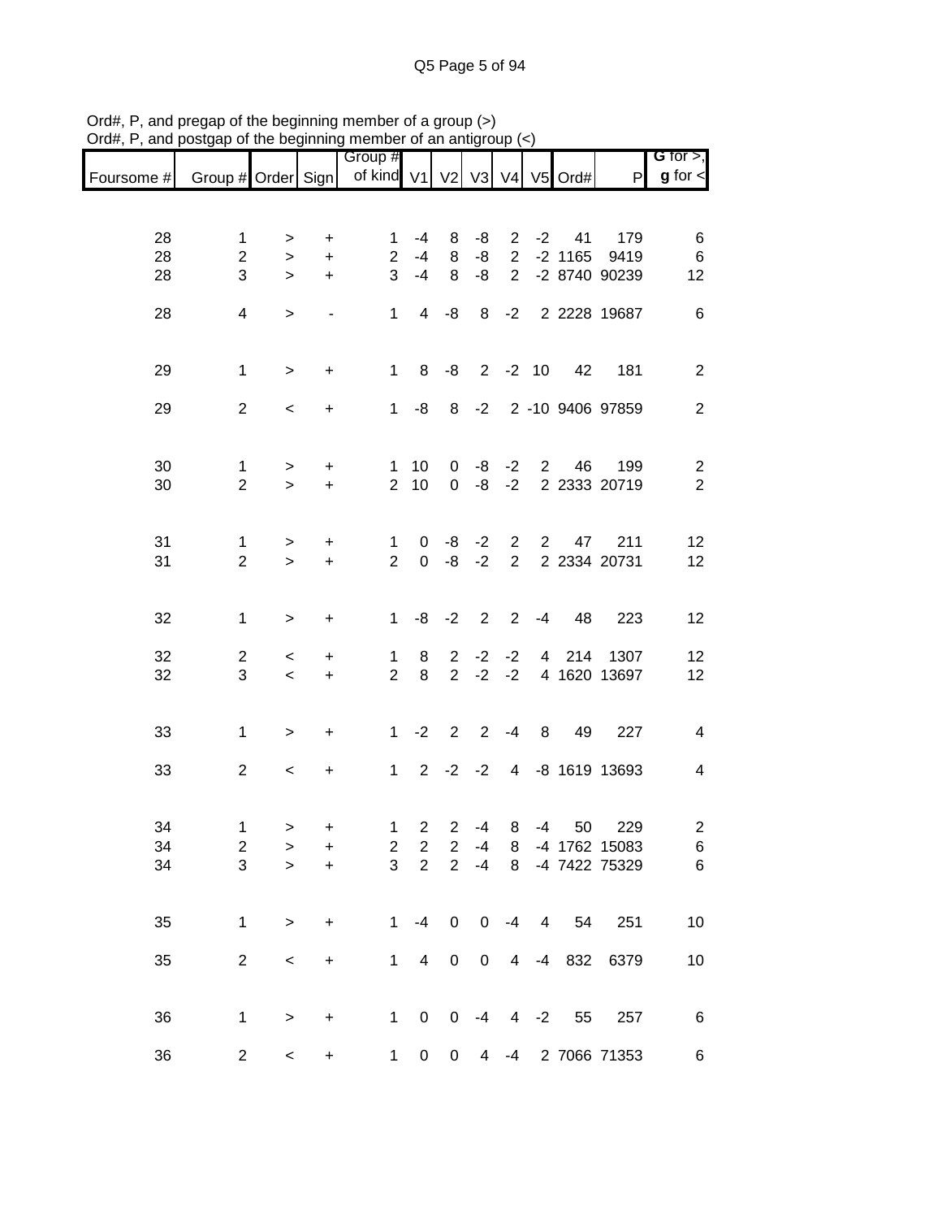Ord#, P, and pregap of the beginning member of a group (>)
Ord#, P, and postgap of the beginning member of an antigroup (<)

| Foursome # | Group # | Order | Sign | Group # of kind | V1 | V2 | V3 | V4 | V5 | Ord# | P | **G** for >, **g** for < |
|---|---|---|---|---|---|---|---|---|---|---|---|---|
| 28 | 1 | > | + | 1 | -4 | 8 | -8 | 2 | -2 | 41 | 179 | 6 |
| 28 | 2 | > | + | 2 | -4 | 8 | -8 | 2 | -2 | 1165 | 9419 | 6 |
| 28 | 3 | > | + | 3 | -4 | 8 | -8 | 2 | -2 | 8740 | 90239 | 12 |
| 28 | 4 | > | - | 1 | 4 | -8 | 8 | -2 | 2 | 2228 | 19687 | 6 |
| 29 | 1 | > | + | 1 | 8 | -8 | 2 | -2 | 10 | 42 | 181 | 2 |
| 29 | 2 | < | + | 1 | -8 | 8 | -2 | 2 | -10 | 9406 | 97859 | 2 |
| 30 | 1 | > | + | 1 | 10 | 0 | -8 | -2 | 2 | 46 | 199 | 2 |
| 30 | 2 | > | + | 2 | 10 | 0 | -8 | -2 | 2 | 2333 | 20719 | 2 |
| 31 | 1 | > | + | 1 | 0 | -8 | -2 | 2 | 2 | 47 | 211 | 12 |
| 31 | 2 | > | + | 2 | 0 | -8 | -2 | 2 | 2 | 2334 | 20731 | 12 |
| 32 | 1 | > | + | 1 | -8 | -2 | 2 | 2 | -4 | 48 | 223 | 12 |
| 32 | 2 | < | + | 1 | 8 | 2 | -2 | -2 | 4 | 214 | 1307 | 12 |
| 32 | 3 | < | + | 2 | 8 | 2 | -2 | -2 | 4 | 1620 | 13697 | 12 |
| 33 | 1 | > | + | 1 | -2 | 2 | 2 | -4 | 8 | 49 | 227 | 4 |
| 33 | 2 | < | + | 1 | 2 | -2 | -2 | 4 | -8 | 1619 | 13693 | 4 |
| 34 | 1 | > | + | 1 | 2 | 2 | -4 | 8 | -4 | 50 | 229 | 2 |
| 34 | 2 | > | + | 2 | 2 | 2 | -4 | 8 | -4 | 1762 | 15083 | 6 |
| 34 | 3 | > | + | 3 | 2 | 2 | -4 | 8 | -4 | 7422 | 75329 | 6 |
| 35 | 1 | > | + | 1 | -4 | 0 | 0 | -4 | 4 | 54 | 251 | 10 |
| 35 | 2 | < | + | 1 | 4 | 0 | 0 | 4 | -4 | 832 | 6379 | 10 |
| 36 | 1 | > | + | 1 | 0 | 0 | -4 | 4 | -2 | 55 | 257 | 6 |
| 36 | 2 | < | + | 1 | 0 | 0 | 4 | -4 | 2 | 7066 | 71353 | 6 |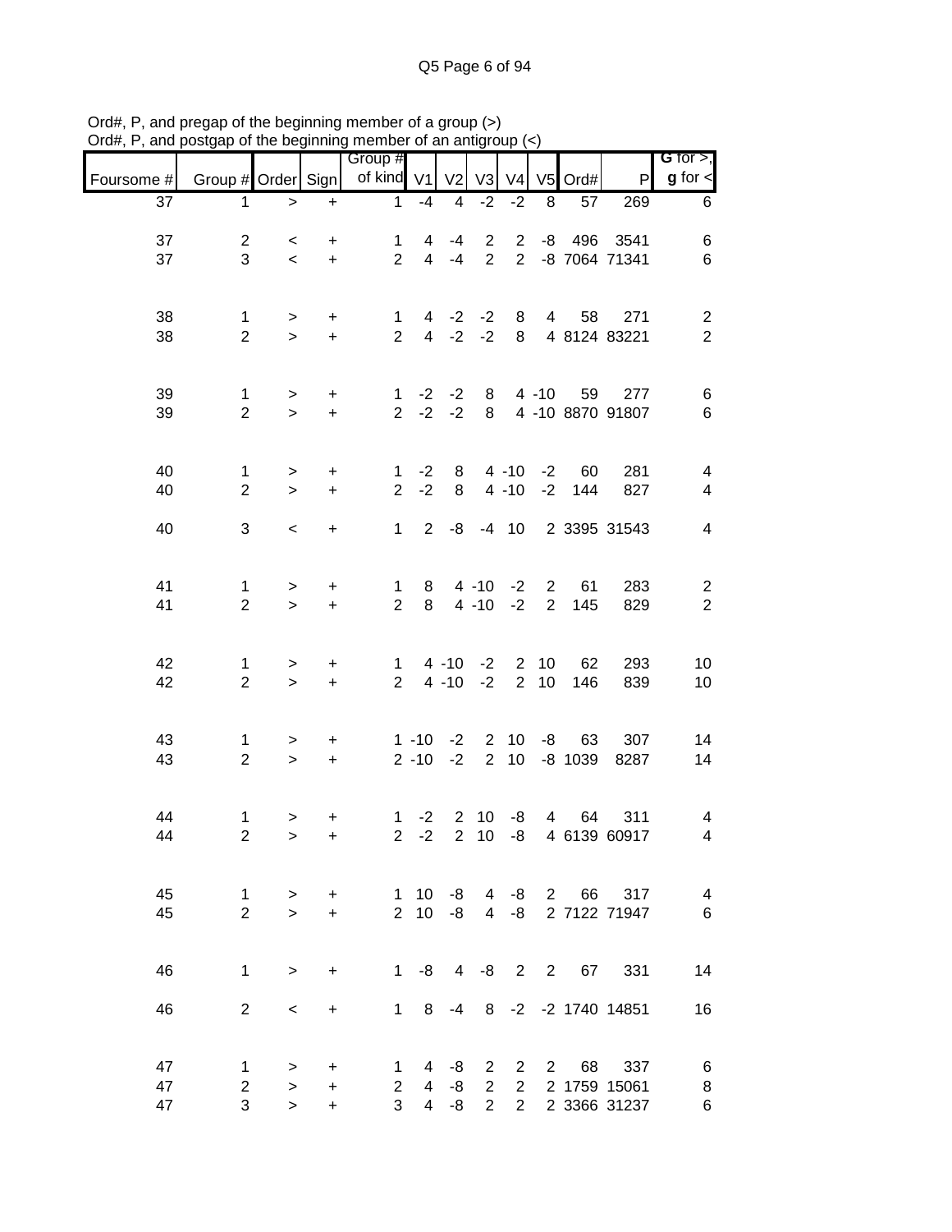Ord#, P, and pregap of the beginning member of a group (>)
Ord#, P, and postgap of the beginning member of an antigroup (<)

| Foursome # | Group # | Order | Sign | Group # of kind | V1 | V2 | V3 | V4 | V5 | Ord# | P | **G** for >, **g** for < |
|---|---|---|---|---|---|---|---|---|---|---|---|---|
| 37 | 1 | > | + | 1 | -4 | 4 | -2 | -2 | 8 | 57 | 269 | 6 |
| 37 | 2 | < | + | 1 | 4 | -4 | 2 | 2 | -8 | 496 | 3541 | 6 |
| 37 | 3 | < | + | 2 | 4 | -4 | 2 | 2 | -8 | 7064 | 71341 | 6 |
| 38 | 1 | > | + | 1 | 4 | -2 | -2 | 8 | 4 | 58 | 271 | 2 |
| 38 | 2 | > | + | 2 | 4 | -2 | -2 | 8 | 4 | 8124 | 83221 | 2 |
| 39 | 1 | > | + | 1 | -2 | -2 | 8 | 4 | -10 | 59 | 277 | 6 |
| 39 | 2 | > | + | 2 | -2 | -2 | 8 | 4 | -10 | 8870 | 91807 | 6 |
| 40 | 1 | > | + | 1 | -2 | 8 | 4 | -10 | -2 | 60 | 281 | 4 |
| 40 | 2 | > | + | 2 | -2 | 8 | 4 | -10 | -2 | 144 | 827 | 4 |
| 40 | 3 | < | + | 1 | 2 | -8 | -4 | 10 | 2 | 3395 | 31543 | 4 |
| 41 | 1 | > | + | 1 | 8 | 4 | -10 | -2 | 2 | 61 | 283 | 2 |
| 41 | 2 | > | + | 2 | 8 | 4 | -10 | -2 | 2 | 145 | 829 | 2 |
| 42 | 1 | > | + | 1 | 4 | -10 | -2 | 2 | 10 | 62 | 293 | 10 |
| 42 | 2 | > | + | 2 | 4 | -10 | -2 | 2 | 10 | 146 | 839 | 10 |
| 43 | 1 | > | + | 1 | -10 | -2 | 2 | 10 | -8 | 63 | 307 | 14 |
| 43 | 2 | > | + | 2 | -10 | -2 | 2 | 10 | -8 | 1039 | 8287 | 14 |
| 44 | 1 | > | + | 1 | -2 | 2 | 10 | -8 | 4 | 64 | 311 | 4 |
| 44 | 2 | > | + | 2 | -2 | 2 | 10 | -8 | 4 | 6139 | 60917 | 4 |
| 45 | 1 | > | + | 1 | 10 | -8 | 4 | -8 | 2 | 66 | 317 | 4 |
| 45 | 2 | > | + | 2 | 10 | -8 | 4 | -8 | 2 | 7122 | 71947 | 6 |
| 46 | 1 | > | + | 1 | -8 | 4 | -8 | 2 | 2 | 67 | 331 | 14 |
| 46 | 2 | < | + | 1 | 8 | -4 | 8 | -2 | -2 | 1740 | 14851 | 16 |
| 47 | 1 | > | + | 1 | 4 | -8 | 2 | 2 | 2 | 68 | 337 | 6 |
| 47 | 2 | > | + | 2 | 4 | -8 | 2 | 2 | 2 | 1759 | 15061 | 8 |
| 47 | 3 | > | + | 3 | 4 | -8 | 2 | 2 | 2 | 3366 | 31237 | 6 |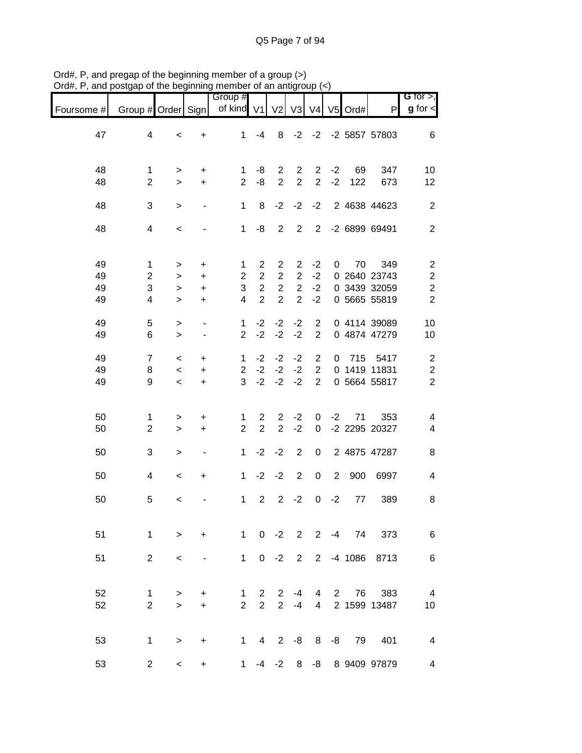Ord#, P, and pregap of the beginning member of a group (>)
Ord#, P, and postgap of the beginning member of an antigroup (<)

| Foursome # | Group # | Order | Sign | Group # of kind | V1 | V2 | V3 | V4 | V5 | Ord# | P | G for >, g for < |
|---|---|---|---|---|---|---|---|---|---|---|---|---|
| 47 | 4 | < | + | 1 | -4 | 8 | -2 | -2 | -2 | 5857 | 57803 | 6 |
| 48 | 1 | > | + | 1 | -8 | 2 | 2 | 2 | -2 | 69 | 347 | 10 |
| 48 | 2 | > | + | 2 | -8 | 2 | 2 | 2 | -2 | 122 | 673 | 12 |
| 48 | 3 | > | - | 1 | 8 | -2 | -2 | -2 | 2 | 4638 | 44623 | 2 |
| 48 | 4 | < | - | 1 | -8 | 2 | 2 | 2 | -2 | 6899 | 69491 | 2 |
| 49 | 1 | > | + | 1 | 2 | 2 | 2 | -2 | 0 | 70 | 349 | 2 |
| 49 | 2 | > | + | 2 | 2 | 2 | 2 | -2 | 0 | 2640 | 23743 | 2 |
| 49 | 3 | > | + | 3 | 2 | 2 | 2 | -2 | 0 | 3439 | 32059 | 2 |
| 49 | 4 | > | + | 4 | 2 | 2 | 2 | -2 | 0 | 5665 | 55819 | 2 |
| 49 | 5 | > | - | 1 | -2 | -2 | -2 | 2 | 0 | 4114 | 39089 | 10 |
| 49 | 6 | > | - | 2 | -2 | -2 | -2 | 2 | 0 | 4874 | 47279 | 10 |
| 49 | 7 | < | + | 1 | -2 | -2 | -2 | 2 | 0 | 715 | 5417 | 2 |
| 49 | 8 | < | + | 2 | -2 | -2 | -2 | 2 | 0 | 1419 | 11831 | 2 |
| 49 | 9 | < | + | 3 | -2 | -2 | -2 | 2 | 0 | 5664 | 55817 | 2 |
| 50 | 1 | > | + | 1 | 2 | 2 | -2 | 0 | -2 | 71 | 353 | 4 |
| 50 | 2 | > | + | 2 | 2 | 2 | -2 | 0 | -2 | 2295 | 20327 | 4 |
| 50 | 3 | > | - | 1 | -2 | -2 | 2 | 0 | 2 | 4875 | 47287 | 8 |
| 50 | 4 | < | + | 1 | -2 | -2 | 2 | 0 | 2 | 900 | 6997 | 4 |
| 50 | 5 | < | - | 1 | 2 | 2 | -2 | 0 | -2 | 77 | 389 | 8 |
| 51 | 1 | > | + | 1 | 0 | -2 | 2 | 2 | -4 | 74 | 373 | 6 |
| 51 | 2 | < | - | 1 | 0 | -2 | 2 | 2 | -4 | 1086 | 8713 | 6 |
| 52 | 1 | > | + | 1 | 2 | 2 | -4 | 4 | 2 | 76 | 383 | 4 |
| 52 | 2 | > | + | 2 | 2 | 2 | -4 | 4 | 2 | 1599 | 13487 | 10 |
| 53 | 1 | > | + | 1 | 4 | 2 | -8 | 8 | -8 | 79 | 401 | 4 |
| 53 | 2 | < | + | 1 | -4 | -2 | 8 | -8 | 8 | 9409 | 97879 | 4 |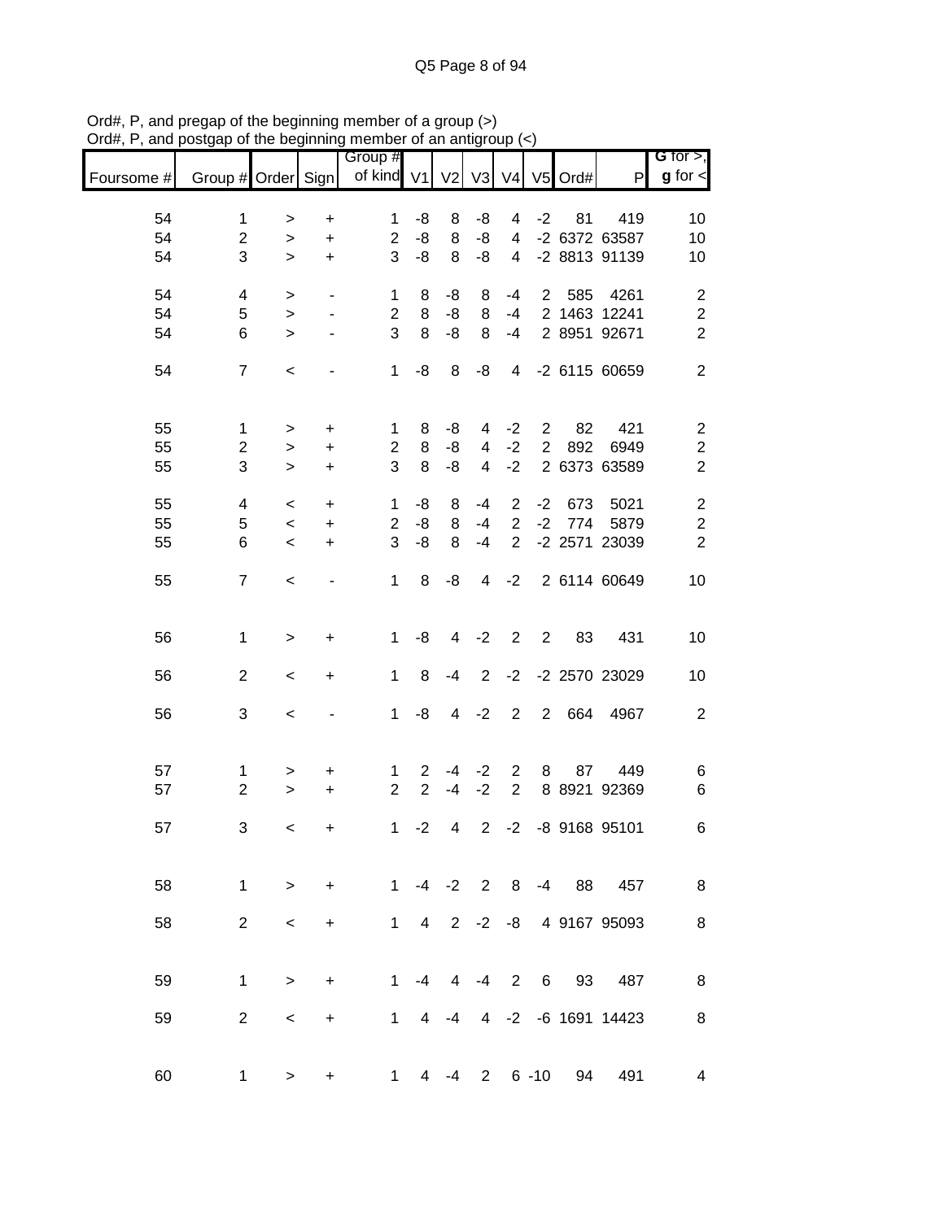Ord#, P, and pregap of the beginning member of a group (>)
Ord#, P, and postgap of the beginning member of an antigroup (<)

| Foursome # | Group # | Order | Sign | Group # of kind | V1 | V2 | V3 | V4 | V5 | Ord# | P | G for >, g for < |
|---|---|---|---|---|---|---|---|---|---|---|---|---|
| 54 | 1 | > | + | 1 | -8 | 8 | -8 | 4 | -2 | 81 | 419 | 10 |
| 54 | 2 | > | + | 2 | -8 | 8 | -8 | 4 | -2 | 6372 | 63587 | 10 |
| 54 | 3 | > | + | 3 | -8 | 8 | -8 | 4 | -2 | 8813 | 91139 | 10 |
| 54 | 4 | > | - | 1 | 8 | -8 | 8 | -4 | 2 | 585 | 4261 | 2 |
| 54 | 5 | > | - | 2 | 8 | -8 | 8 | -4 | 2 | 1463 | 12241 | 2 |
| 54 | 6 | > | - | 3 | 8 | -8 | 8 | -4 | 2 | 8951 | 92671 | 2 |
| 54 | 7 | < | - | 1 | -8 | 8 | -8 | 4 | -2 | 6115 | 60659 | 2 |
| 55 | 1 | > | + | 1 | 8 | -8 | 4 | -2 | 2 | 82 | 421 | 2 |
| 55 | 2 | > | + | 2 | 8 | -8 | 4 | -2 | 2 | 892 | 6949 | 2 |
| 55 | 3 | > | + | 3 | 8 | -8 | 4 | -2 | 2 | 6373 | 63589 | 2 |
| 55 | 4 | < | + | 1 | -8 | 8 | -4 | 2 | -2 | 673 | 5021 | 2 |
| 55 | 5 | < | + | 2 | -8 | 8 | -4 | 2 | -2 | 774 | 5879 | 2 |
| 55 | 6 | < | + | 3 | -8 | 8 | -4 | 2 | -2 | 2571 | 23039 | 2 |
| 55 | 7 | < | - | 1 | 8 | -8 | 4 | -2 | 2 | 6114 | 60649 | 10 |
| 56 | 1 | > | + | 1 | -8 | 4 | -2 | 2 | 2 | 83 | 431 | 10 |
| 56 | 2 | < | + | 1 | 8 | -4 | 2 | -2 | -2 | 2570 | 23029 | 10 |
| 56 | 3 | < | - | 1 | -8 | 4 | -2 | 2 | 2 | 664 | 4967 | 2 |
| 57 | 1 | > | + | 1 | 2 | -4 | -2 | 2 | 8 | 87 | 449 | 6 |
| 57 | 2 | > | + | 2 | 2 | -4 | -2 | 2 | 8 | 8921 | 92369 | 6 |
| 57 | 3 | < | + | 1 | -2 | 4 | 2 | -2 | -8 | 9168 | 95101 | 6 |
| 58 | 1 | > | + | 1 | -4 | -2 | 2 | 8 | -4 | 88 | 457 | 8 |
| 58 | 2 | < | + | 1 | 4 | 2 | -2 | -8 | 4 | 9167 | 95093 | 8 |
| 59 | 1 | > | + | 1 | -4 | 4 | -4 | 2 | 6 | 93 | 487 | 8 |
| 59 | 2 | < | + | 1 | 4 | -4 | 4 | -2 | -6 | 1691 | 14423 | 8 |
| 60 | 1 | > | + | 1 | 4 | -4 | 2 | 6 | -10 | 94 | 491 | 4 |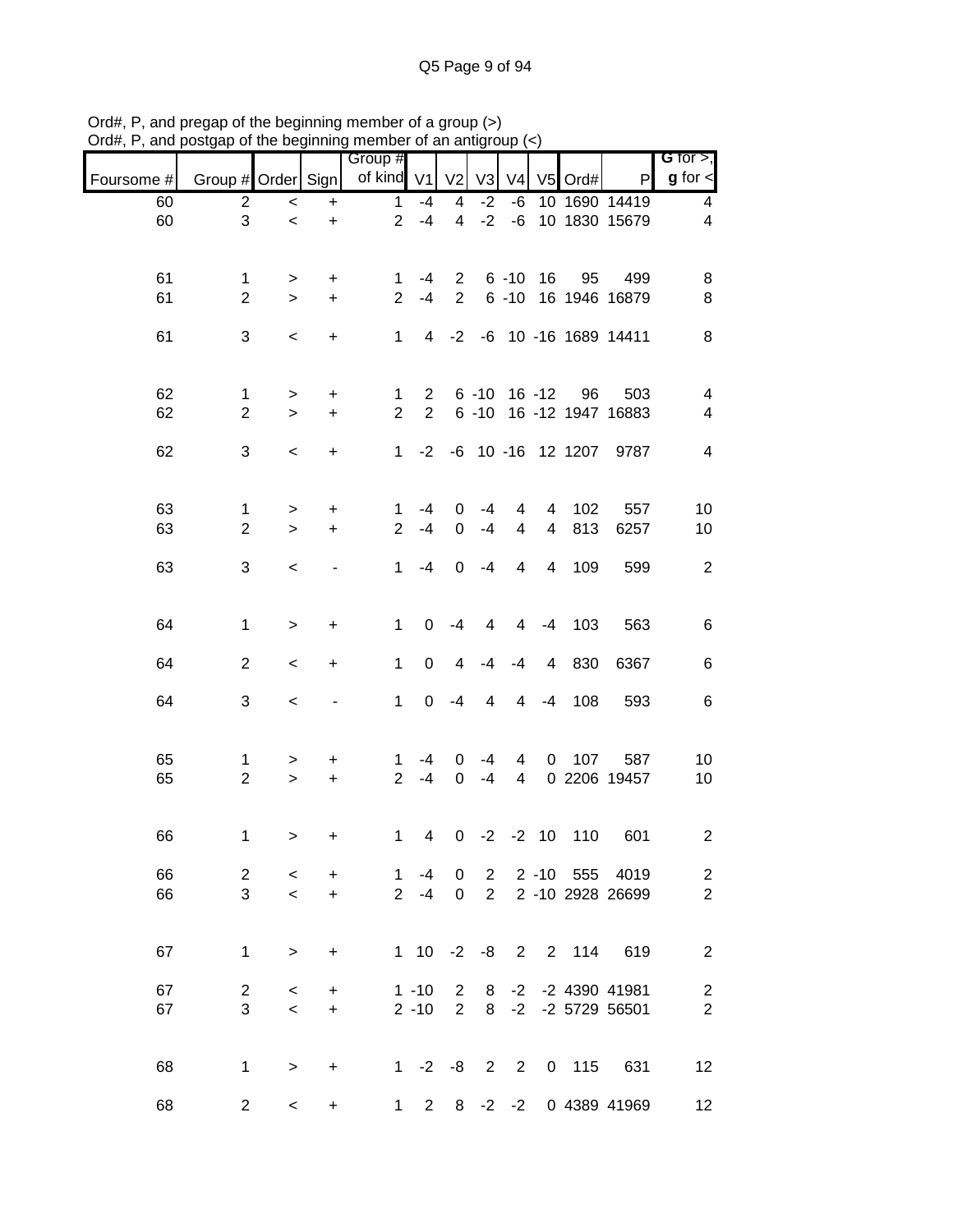Ord#, P, and pregap of the beginning member of a group (>)
Ord#, P, and postgap of the beginning member of an antigroup (<)

| Foursome # | Group # | Order | Sign | Group # of kind | V1 | V2 | V3 | V4 | V5 | Ord# | P | G for >, g for < |
|---|---|---|---|---|---|---|---|---|---|---|---|---|
| 60 | 2 | < | + | 1 | -4 | 4 | -2 | -6 | 10 | 1690 | 14419 | 4 |
| 60 | 3 | < | + | 2 | -4 | 4 | -2 | -6 | 10 | 1830 | 15679 | 4 |
| | | | | | | | | | | | | |
| 61 | 1 | > | + | 1 | -4 | 2 | 6 | -10 | 16 | 95 | 499 | 8 |
| 61 | 2 | > | + | 2 | -4 | 2 | 6 | -10 | 16 | 1946 | 16879 | 8 |
| | | | | | | | | | | | | |
| 61 | 3 | < | + | 1 | 4 | -2 | -6 | 10 | -16 | 1689 | 14411 | 8 |
| | | | | | | | | | | | | |
| 62 | 1 | > | + | 1 | 2 | 6 | -10 | 16 | -12 | 96 | 503 | 4 |
| 62 | 2 | > | + | 2 | 2 | 6 | -10 | 16 | -12 | 1947 | 16883 | 4 |
| | | | | | | | | | | | | |
| 62 | 3 | < | + | 1 | -2 | -6 | 10 | -16 | 12 | 1207 | 9787 | 4 |
| | | | | | | | | | | | | |
| 63 | 1 | > | + | 1 | -4 | 0 | -4 | 4 | 4 | 102 | 557 | 10 |
| 63 | 2 | > | + | 2 | -4 | 0 | -4 | 4 | 4 | 813 | 6257 | 10 |
| | | | | | | | | | | | | |
| 63 | 3 | < | - | 1 | -4 | 0 | -4 | 4 | 4 | 109 | 599 | 2 |
| | | | | | | | | | | | | |
| 64 | 1 | > | + | 1 | 0 | -4 | 4 | 4 | -4 | 103 | 563 | 6 |
| | | | | | | | | | | | | |
| 64 | 2 | < | + | 1 | 0 | 4 | -4 | -4 | 4 | 830 | 6367 | 6 |
| | | | | | | | | | | | | |
| 64 | 3 | < | - | 1 | 0 | -4 | 4 | 4 | -4 | 108 | 593 | 6 |
| | | | | | | | | | | | | |
| 65 | 1 | > | + | 1 | -4 | 0 | -4 | 4 | 0 | 107 | 587 | 10 |
| 65 | 2 | > | + | 2 | -4 | 0 | -4 | 4 | 0 | 2206 | 19457 | 10 |
| | | | | | | | | | | | | |
| 66 | 1 | > | + | 1 | 4 | 0 | -2 | -2 | 10 | 110 | 601 | 2 |
| | | | | | | | | | | | | |
| 66 | 2 | < | + | 1 | -4 | 0 | 2 | 2 | -10 | 555 | 4019 | 2 |
| 66 | 3 | < | + | 2 | -4 | 0 | 2 | 2 | -10 | 2928 | 26699 | 2 |
| | | | | | | | | | | | | |
| 67 | 1 | > | + | 1 | 10 | -2 | -8 | 2 | 2 | 114 | 619 | 2 |
| | | | | | | | | | | | | |
| 67 | 2 | < | + | 1 | -10 | 2 | 8 | -2 | -2 | 4390 | 41981 | 2 |
| 67 | 3 | < | + | 2 | -10 | 2 | 8 | -2 | -2 | 5729 | 56501 | 2 |
| | | | | | | | | | | | | |
| 68 | 1 | > | + | 1 | -2 | -8 | 2 | 2 | 0 | 115 | 631 | 12 |
| | | | | | | | | | | | | |
| 68 | 2 | < | + | 1 | 2 | 8 | -2 | -2 | 0 | 4389 | 41969 | 12 |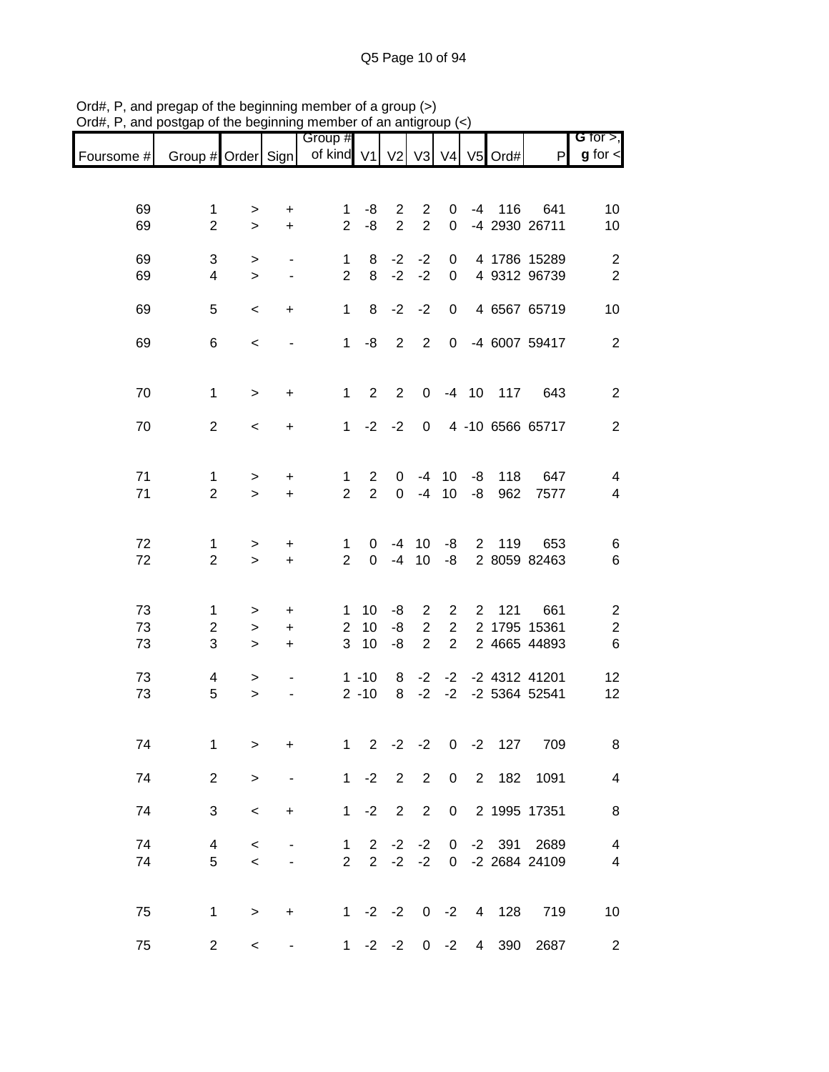Ord#, P, and pregap of the beginning member of a group (>)
Ord#, P, and postgap of the beginning member of an antigroup (<)

| Foursome # | Group # | Order | Sign | Group # of kind | V1 | V2 | V3 | V4 | V5 | Ord# | P | G for >, g for < |
|---|---|---|---|---|---|---|---|---|---|---|---|---|
| 69 | 1 | > | + | 1 | -8 | 2 | 2 | 0 | -4 | 116 | 641 | 10 |
| 69 | 2 | > | + | 2 | -8 | 2 | 2 | 0 | -4 | 2930 | 26711 | 10 |
| 69 | 3 | > | - | 1 | 8 | -2 | -2 | 0 | 4 | 1786 | 15289 | 2 |
| 69 | 4 | > | - | 2 | 8 | -2 | -2 | 0 | 4 | 9312 | 96739 | 2 |
| 69 | 5 | < | + | 1 | 8 | -2 | -2 | 0 | 4 | 6567 | 65719 | 10 |
| 69 | 6 | < | - | 1 | -8 | 2 | 2 | 0 | -4 | 6007 | 59417 | 2 |
| 70 | 1 | > | + | 1 | 2 | 2 | 0 | -4 | 10 | 117 | 643 | 2 |
| 70 | 2 | < | + | 1 | -2 | -2 | 0 | 4 | -10 | 6566 | 65717 | 2 |
| 71 | 1 | > | + | 1 | 2 | 0 | -4 | 10 | -8 | 118 | 647 | 4 |
| 71 | 2 | > | + | 2 | 2 | 0 | -4 | 10 | -8 | 962 | 7577 | 4 |
| 72 | 1 | > | + | 1 | 0 | -4 | 10 | -8 | 2 | 119 | 653 | 6 |
| 72 | 2 | > | + | 2 | 0 | -4 | 10 | -8 | 2 | 8059 | 82463 | 6 |
| 73 | 1 | > | + | 1 | 10 | -8 | 2 | 2 | 2 | 121 | 661 | 2 |
| 73 | 2 | > | + | 2 | 10 | -8 | 2 | 2 | 2 | 1795 | 15361 | 2 |
| 73 | 3 | > | + | 3 | 10 | -8 | 2 | 2 | 2 | 4665 | 44893 | 6 |
| 73 | 4 | > | - | 1 | -10 | 8 | -2 | -2 | -2 | 4312 | 41201 | 12 |
| 73 | 5 | > | - | 2 | -10 | 8 | -2 | -2 | -2 | 5364 | 52541 | 12 |
| 74 | 1 | > | + | 1 | 2 | -2 | -2 | 0 | -2 | 127 | 709 | 8 |
| 74 | 2 | > | - | 1 | -2 | 2 | 2 | 0 | 2 | 182 | 1091 | 4 |
| 74 | 3 | < | + | 1 | -2 | 2 | 2 | 0 | 2 | 1995 | 17351 | 8 |
| 74 | 4 | < | - | 1 | 2 | -2 | -2 | 0 | -2 | 391 | 2689 | 4 |
| 74 | 5 | < | - | 2 | 2 | -2 | -2 | 0 | -2 | 2684 | 24109 | 4 |
| 75 | 1 | > | + | 1 | -2 | -2 | 0 | -2 | 4 | 128 | 719 | 10 |
| 75 | 2 | < | - | 1 | -2 | -2 | 0 | -2 | 4 | 390 | 2687 | 2 |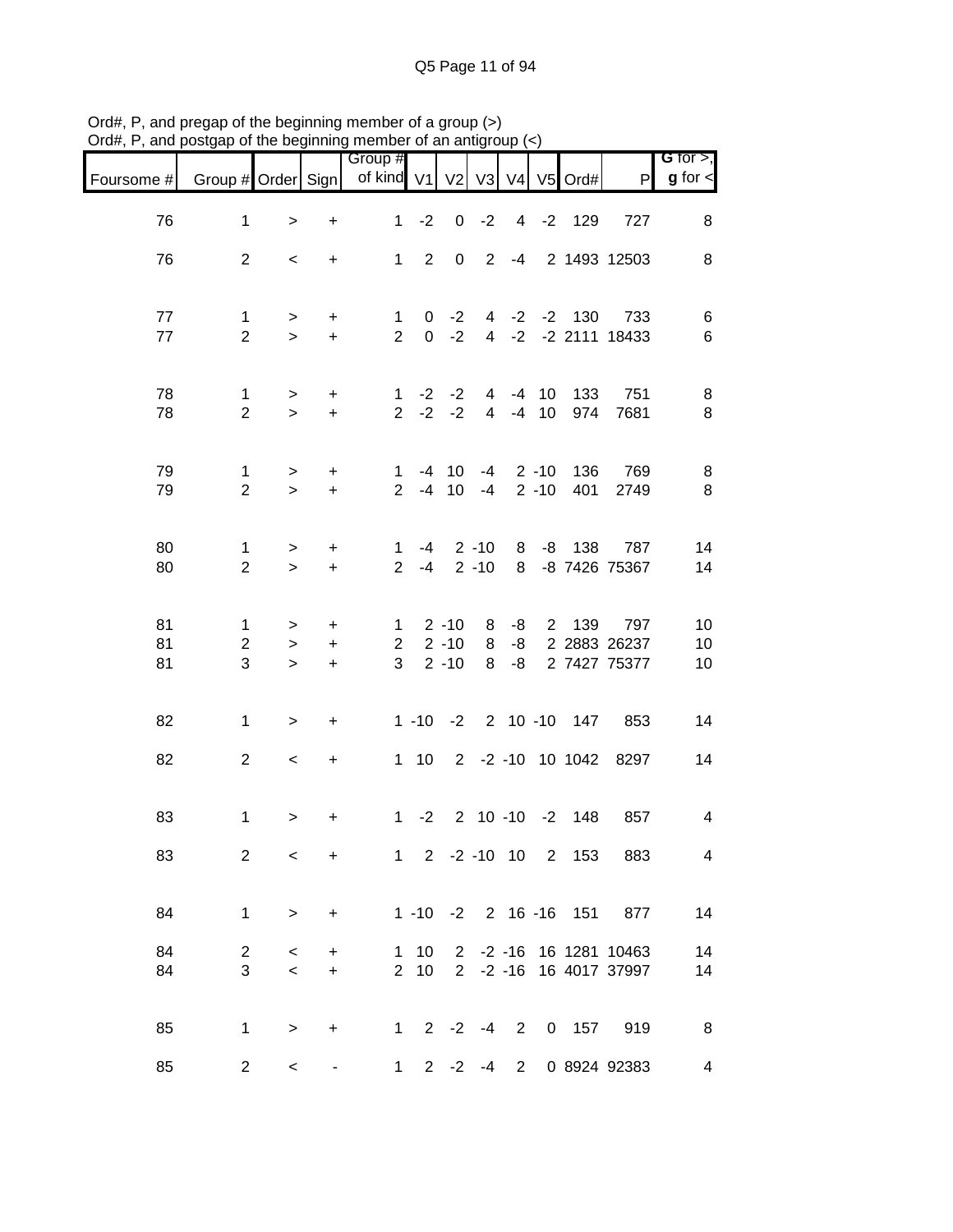Ord#, P, and pregap of the beginning member of a group (>)
Ord#, P, and postgap of the beginning member of an antigroup (<)

| Foursome # | Group # | Order | Sign | Group # of kind | V1 | V2 | V3 | V4 | V5 | Ord# | P | G for >, g for < |
|---|---|---|---|---|---|---|---|---|---|---|---|---|
| 76 | 1 | > | + | 1 | -2 | 0 | -2 | 4 | -2 | 129 | 727 | 8 |
| 76 | 2 | < | + | 1 | 2 | 0 | 2 | -4 | 2 | 1493 | 12503 | 8 |
| 77 | 1 | > | + | 1 | 0 | -2 | 4 | -2 | -2 | 130 | 733 | 6 |
| 77 | 2 | > | + | 2 | 0 | -2 | 4 | -2 | -2 | 2111 | 18433 | 6 |
| 78 | 1 | > | + | 1 | -2 | -2 | 4 | -4 | 10 | 133 | 751 | 8 |
| 78 | 2 | > | + | 2 | -2 | -2 | 4 | -4 | 10 | 974 | 7681 | 8 |
| 79 | 1 | > | + | 1 | -4 | 10 | -4 | 2 | -10 | 136 | 769 | 8 |
| 79 | 2 | > | + | 2 | -4 | 10 | -4 | 2 | -10 | 401 | 2749 | 8 |
| 80 | 1 | > | + | 1 | -4 | 2 | -10 | 8 | -8 | 138 | 787 | 14 |
| 80 | 2 | > | + | 2 | -4 | 2 | -10 | 8 | -8 | 7426 | 75367 | 14 |
| 81 | 1 | > | + | 1 | 2 | -10 | 8 | -8 | 2 | 139 | 797 | 10 |
| 81 | 2 | > | + | 2 | 2 | -10 | 8 | -8 | 2 | 2883 | 26237 | 10 |
| 81 | 3 | > | + | 3 | 2 | -10 | 8 | -8 | 2 | 7427 | 75377 | 10 |
| 82 | 1 | > | + | 1 | -10 | -2 | 2 | 10 | -10 | 147 | 853 | 14 |
| 82 | 2 | < | + | 1 | 10 | 2 | -2 | -10 | 10 | 1042 | 8297 | 14 |
| 83 | 1 | > | + | 1 | -2 | 2 | 10 | -10 | -2 | 148 | 857 | 4 |
| 83 | 2 | < | + | 1 | 2 | -2 | -10 | 10 | 2 | 153 | 883 | 4 |
| 84 | 1 | > | + | 1 | -10 | -2 | 2 | 16 | -16 | 151 | 877 | 14 |
| 84 | 2 | < | + | 1 | 10 | 2 | -2 | -16 | 16 | 1281 | 10463 | 14 |
| 84 | 3 | < | + | 2 | 10 | 2 | -2 | -16 | 16 | 4017 | 37997 | 14 |
| 85 | 1 | > | + | 1 | 2 | -2 | -4 | 2 | 0 | 157 | 919 | 8 |
| 85 | 2 | < | - | 1 | 2 | -2 | -4 | 2 | 0 | 8924 | 92383 | 4 |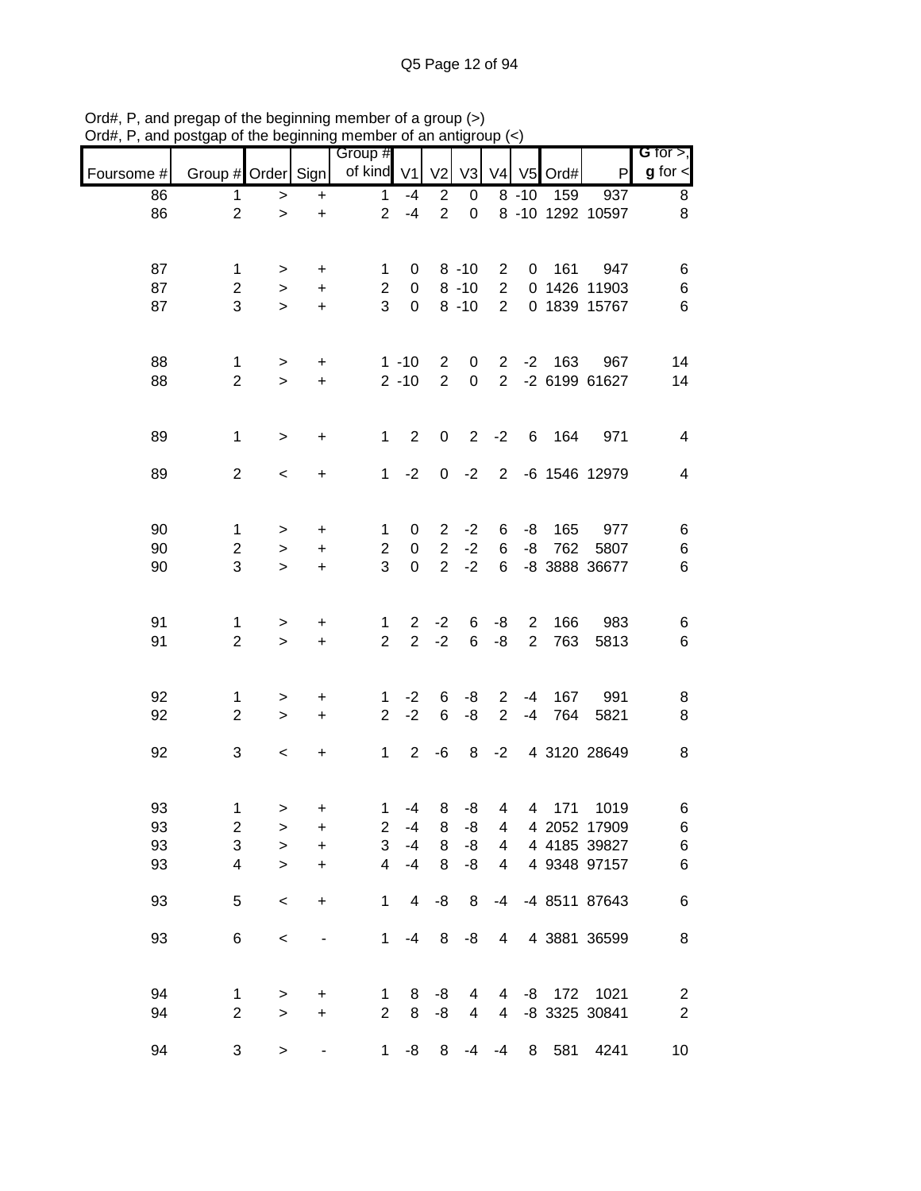Ord#, P, and pregap of the beginning member of a group (>)
Ord#, P, and postgap of the beginning member of an antigroup (<)

| Foursome # | Group # | Order | Sign | Group # of kind | V1 | V2 | V3 | V4 | V5 | Ord# | P | **G** for >, **g** for < |
|---|---|---|---|---|---|---|---|---|---|---|---|---|
| 86 | 1 | > | + | 1 | -4 | 2 | 0 | 8 | -10 | 159 | 937 | 8 |
| 86 | 2 | > | + | 2 | -4 | 2 | 0 | 8 | -10 | 1292 | 10597 | 8 |
| | | | | | | | | | | | | |
| 87 | 1 | > | + | 1 | 0 | 8 | -10 | 2 | 0 | 161 | 947 | 6 |
| 87 | 2 | > | + | 2 | 0 | 8 | -10 | 2 | 0 | 1426 | 11903 | 6 |
| 87 | 3 | > | + | 3 | 0 | 8 | -10 | 2 | 0 | 1839 | 15767 | 6 |
| | | | | | | | | | | | | |
| 88 | 1 | > | + | 1 | -10 | 2 | 0 | 2 | -2 | 163 | 967 | 14 |
| 88 | 2 | > | + | 2 | -10 | 2 | 0 | 2 | -2 | 6199 | 61627 | 14 |
| | | | | | | | | | | | | |
| 89 | 1 | > | + | 1 | 2 | 0 | 2 | -2 | 6 | 164 | 971 | 4 |
| 89 | 2 | < | + | 1 | -2 | 0 | -2 | 2 | -6 | 1546 | 12979 | 4 |
| | | | | | | | | | | | | |
| 90 | 1 | > | + | 1 | 0 | 2 | -2 | 6 | -8 | 165 | 977 | 6 |
| 90 | 2 | > | + | 2 | 0 | 2 | -2 | 6 | -8 | 762 | 5807 | 6 |
| 90 | 3 | > | + | 3 | 0 | 2 | -2 | 6 | -8 | 3888 | 36677 | 6 |
| | | | | | | | | | | | | |
| 91 | 1 | > | + | 1 | 2 | -2 | 6 | -8 | 2 | 166 | 983 | 6 |
| 91 | 2 | > | + | 2 | 2 | -2 | 6 | -8 | 2 | 763 | 5813 | 6 |
| | | | | | | | | | | | | |
| 92 | 1 | > | + | 1 | -2 | 6 | -8 | 2 | -4 | 167 | 991 | 8 |
| 92 | 2 | > | + | 2 | -2 | 6 | -8 | 2 | -4 | 764 | 5821 | 8 |
| 92 | 3 | < | + | 1 | 2 | -6 | 8 | -2 | 4 | 3120 | 28649 | 8 |
| | | | | | | | | | | | | |
| 93 | 1 | > | + | 1 | -4 | 8 | -8 | 4 | 4 | 171 | 1019 | 6 |
| 93 | 2 | > | + | 2 | -4 | 8 | -8 | 4 | 4 | 2052 | 17909 | 6 |
| 93 | 3 | > | + | 3 | -4 | 8 | -8 | 4 | 4 | 4185 | 39827 | 6 |
| 93 | 4 | > | + | 4 | -4 | 8 | -8 | 4 | 4 | 9348 | 97157 | 6 |
| 93 | 5 | < | + | 1 | 4 | -8 | 8 | -4 | -4 | 8511 | 87643 | 6 |
| 93 | 6 | < | - | 1 | -4 | 8 | -8 | 4 | 4 | 3881 | 36599 | 8 |
| | | | | | | | | | | | | |
| 94 | 1 | > | + | 1 | 8 | -8 | 4 | 4 | -8 | 172 | 1021 | 2 |
| 94 | 2 | > | + | 2 | 8 | -8 | 4 | 4 | -8 | 3325 | 30841 | 2 |
| 94 | 3 | > | - | 1 | -8 | 8 | -4 | -4 | 8 | 581 | 4241 | 10 |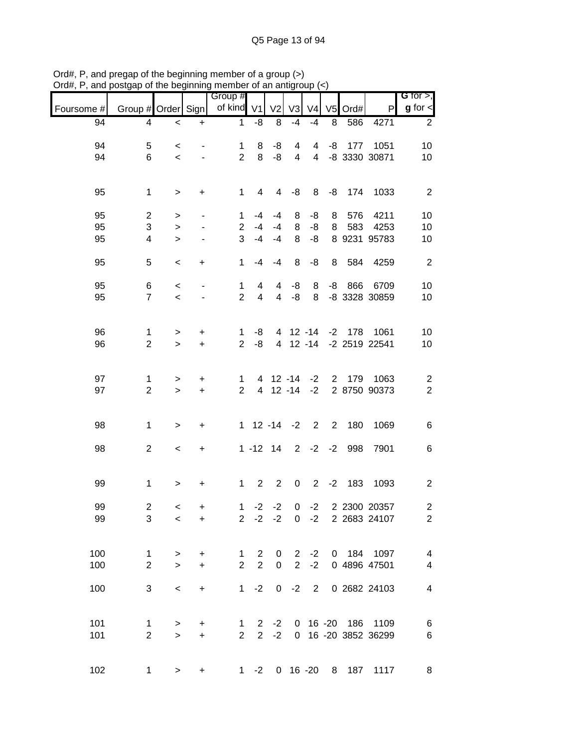Ord#, P, and pregap of the beginning member of a group (>)
Ord#, P, and postgap of the beginning member of an antigroup (<)

| Foursome # | Group # | Order | Sign | Group # of kind | V1 | V2 | V3 | V4 | V5 | Ord# | P | G for >, g for < |
|---|---|---|---|---|---|---|---|---|---|---|---|---|
| 94 | 4 | < | + | 1 | -8 | 8 | -4 | -4 | 8 | 586 | 4271 | 2 |
| 94 | 5 | < | - | 1 | 8 | -8 | 4 | 4 | -8 | 177 | 1051 | 10 |
| 94 | 6 | < | - | 2 | 8 | -8 | 4 | 4 | -8 | 3330 | 30871 | 10 |
| 95 | 1 | > | + | 1 | 4 | 4 | -8 | 8 | -8 | 174 | 1033 | 2 |
| 95 | 2 | > | - | 1 | -4 | -4 | 8 | -8 | 8 | 576 | 4211 | 10 |
| 95 | 3 | > | - | 2 | -4 | -4 | 8 | -8 | 8 | 583 | 4253 | 10 |
| 95 | 4 | > | - | 3 | -4 | -4 | 8 | -8 | 8 | 9231 | 95783 | 10 |
| 95 | 5 | < | + | 1 | -4 | -4 | 8 | -8 | 8 | 584 | 4259 | 2 |
| 95 | 6 | < | - | 1 | 4 | 4 | -8 | 8 | -8 | 866 | 6709 | 10 |
| 95 | 7 | < | - | 2 | 4 | 4 | -8 | 8 | -8 | 3328 | 30859 | 10 |
| 96 | 1 | > | + | 1 | -8 | 4 | 12 | -14 | -2 | 178 | 1061 | 10 |
| 96 | 2 | > | + | 2 | -8 | 4 | 12 | -14 | -2 | 2519 | 22541 | 10 |
| 97 | 1 | > | + | 1 | 4 | 12 | -14 | -2 | 2 | 179 | 1063 | 2 |
| 97 | 2 | > | + | 2 | 4 | 12 | -14 | -2 | 2 | 8750 | 90373 | 2 |
| 98 | 1 | > | + | 1 | 12 | -14 | -2 | 2 | 2 | 180 | 1069 | 6 |
| 98 | 2 | < | + | 1 | -12 | 14 | 2 | -2 | -2 | 998 | 7901 | 6 |
| 99 | 1 | > | + | 1 | 2 | 2 | 0 | 2 | -2 | 183 | 1093 | 2 |
| 99 | 2 | < | + | 1 | -2 | -2 | 0 | -2 | 2 | 2300 | 20357 | 2 |
| 99 | 3 | < | + | 2 | -2 | -2 | 0 | -2 | 2 | 2683 | 24107 | 2 |
| 100 | 1 | > | + | 1 | 2 | 0 | 2 | -2 | 0 | 184 | 1097 | 4 |
| 100 | 2 | > | + | 2 | 2 | 0 | 2 | -2 | 0 | 4896 | 47501 | 4 |
| 100 | 3 | < | + | 1 | -2 | 0 | -2 | 2 | 0 | 2682 | 24103 | 4 |
| 101 | 1 | > | + | 1 | 2 | -2 | 0 | 16 | -20 | 186 | 1109 | 6 |
| 101 | 2 | > | + | 2 | 2 | -2 | 0 | 16 | -20 | 3852 | 36299 | 6 |
| 102 | 1 | > | + | 1 | -2 | 0 | 16 | -20 | 8 | 187 | 1117 | 8 |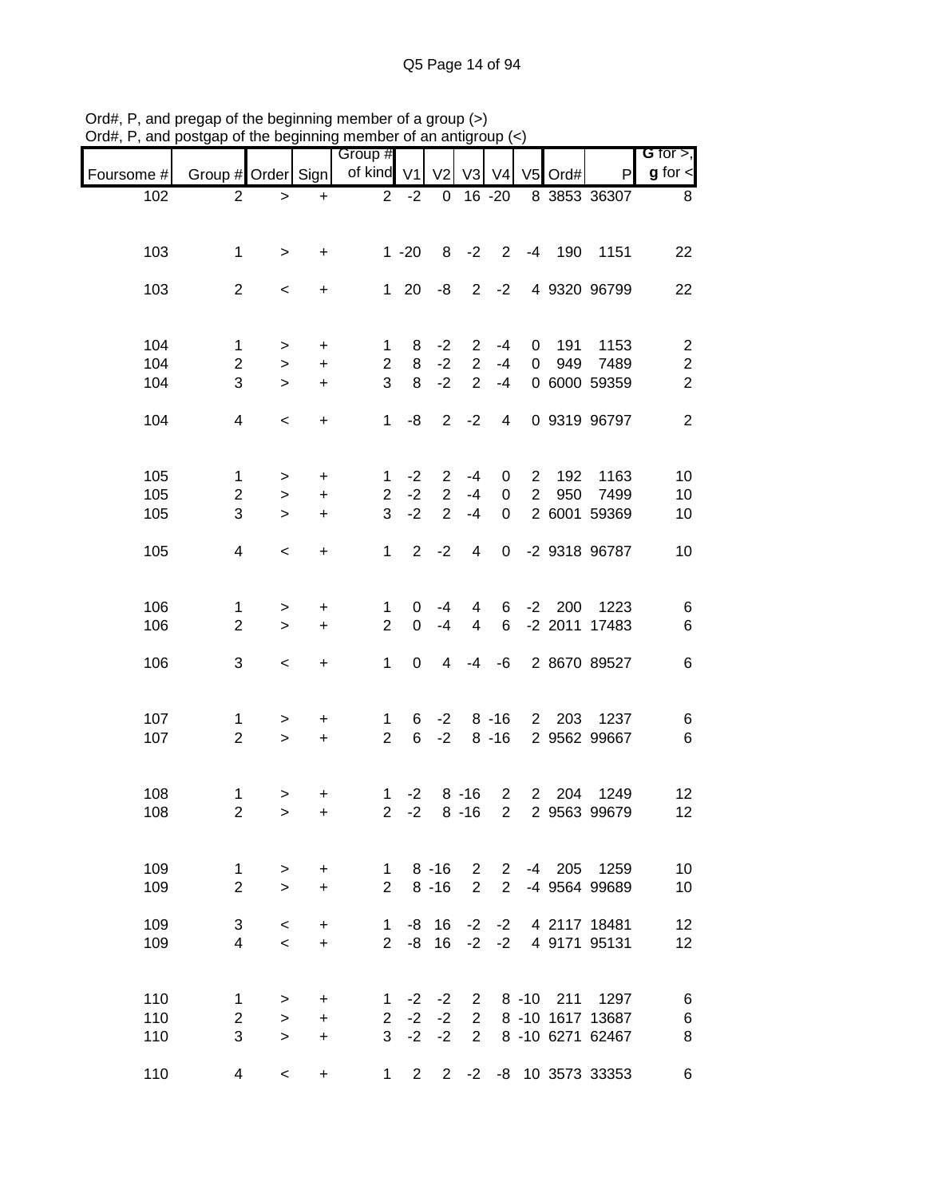Ord#, P, and pregap of the beginning member of a group (>)
Ord#, P, and postgap of the beginning member of an antigroup (<)

| Foursome # | Group # | Order | Sign | Group # of kind | V1 | V2 | V3 | V4 | V5 | Ord# | P | G for >, g for < |
|---|---|---|---|---|---|---|---|---|---|---|---|---|
| 102 | 2 | > | + | 2 | -2 | 0 | 16 | -20 | 8 | 3853 | 36307 | 8 |
| | | | | | | | | | | | | |
| 103 | 1 | > | + | 1 | -20 | 8 | -2 | 2 | -4 | 190 | 1151 | 22 |
| | | | | | | | | | | | | |
| 103 | 2 | < | + | 1 | 20 | -8 | 2 | -2 | 4 | 9320 | 96799 | 22 |
| | | | | | | | | | | | | |
| 104 | 1 | > | + | 1 | 8 | -2 | 2 | -4 | 0 | 191 | 1153 | 2 |
| 104 | 2 | > | + | 2 | 8 | -2 | 2 | -4 | 0 | 949 | 7489 | 2 |
| 104 | 3 | > | + | 3 | 8 | -2 | 2 | -4 | 0 | 6000 | 59359 | 2 |
| | | | | | | | | | | | | |
| 104 | 4 | < | + | 1 | -8 | 2 | -2 | 4 | 0 | 9319 | 96797 | 2 |
| | | | | | | | | | | | | |
| 105 | 1 | > | + | 1 | -2 | 2 | -4 | 0 | 2 | 192 | 1163 | 10 |
| 105 | 2 | > | + | 2 | -2 | 2 | -4 | 0 | 2 | 950 | 7499 | 10 |
| 105 | 3 | > | + | 3 | -2 | 2 | -4 | 0 | 2 | 6001 | 59369 | 10 |
| | | | | | | | | | | | | |
| 105 | 4 | < | + | 1 | 2 | -2 | 4 | 0 | -2 | 9318 | 96787 | 10 |
| | | | | | | | | | | | | |
| 106 | 1 | > | + | 1 | 0 | -4 | 4 | 6 | -2 | 200 | 1223 | 6 |
| 106 | 2 | > | + | 2 | 0 | -4 | 4 | 6 | -2 | 2011 | 17483 | 6 |
| | | | | | | | | | | | | |
| 106 | 3 | < | + | 1 | 0 | 4 | -4 | -6 | 2 | 8670 | 89527 | 6 |
| | | | | | | | | | | | | |
| 107 | 1 | > | + | 1 | 6 | -2 | 8 | -16 | 2 | 203 | 1237 | 6 |
| 107 | 2 | > | + | 2 | 6 | -2 | 8 | -16 | 2 | 9562 | 99667 | 6 |
| | | | | | | | | | | | | |
| 108 | 1 | > | + | 1 | -2 | 8 | -16 | 2 | 2 | 204 | 1249 | 12 |
| 108 | 2 | > | + | 2 | -2 | 8 | -16 | 2 | 2 | 9563 | 99679 | 12 |
| | | | | | | | | | | | | |
| 109 | 1 | > | + | 1 | 8 | -16 | 2 | 2 | -4 | 205 | 1259 | 10 |
| 109 | 2 | > | + | 2 | 8 | -16 | 2 | 2 | -4 | 9564 | 99689 | 10 |
| | | | | | | | | | | | | |
| 109 | 3 | < | + | 1 | -8 | 16 | -2 | -2 | 4 | 2117 | 18481 | 12 |
| 109 | 4 | < | + | 2 | -8 | 16 | -2 | -2 | 4 | 9171 | 95131 | 12 |
| | | | | | | | | | | | | |
| 110 | 1 | > | + | 1 | -2 | -2 | 2 | 8 | -10 | 211 | 1297 | 6 |
| 110 | 2 | > | + | 2 | -2 | -2 | 2 | 8 | -10 | 1617 | 13687 | 6 |
| 110 | 3 | > | + | 3 | -2 | -2 | 2 | 8 | -10 | 6271 | 62467 | 8 |
| | | | | | | | | | | | | |
| 110 | 4 | < | + | 1 | 2 | 2 | -2 | -8 | 10 | 3573 | 33353 | 6 |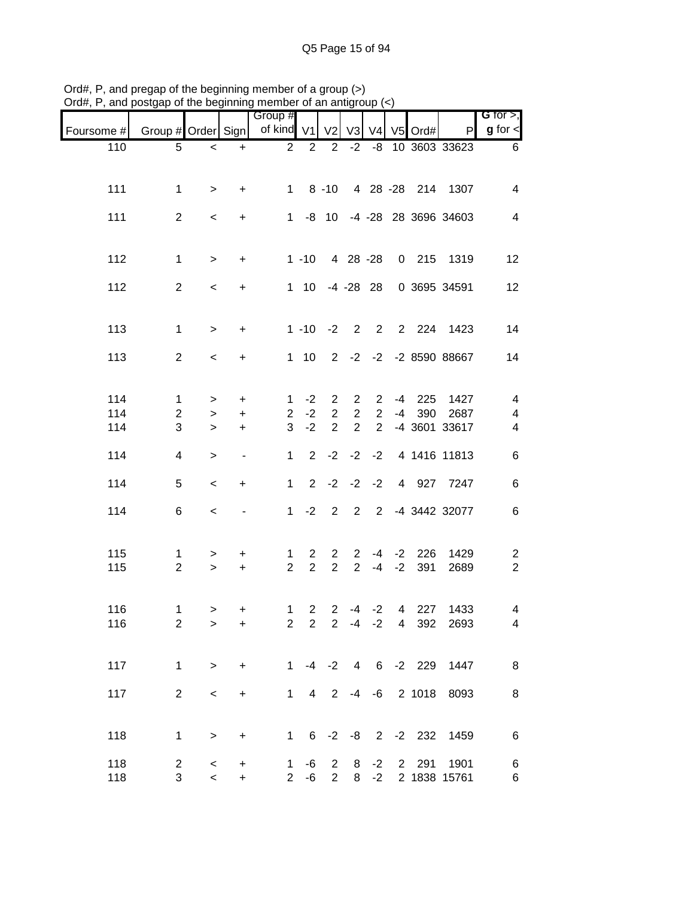Ord#, P, and pregap of the beginning member of a group (>)
Ord#, P, and postgap of the beginning member of an antigroup (<)

| Foursome # | Group # | Order | Sign | Group # of kind | V1 | V2 | V3 | V4 | V5 | Ord# | P | G for >, g for < |
|---|---|---|---|---|---|---|---|---|---|---|---|---|
| 110 | 5 | < | + | 2 | 2 | 2 | -2 | -8 | 10 | 3603 | 33623 | 6 |
| 111 | 1 | > | + | 1 | 8 | -10 | 4 | 28 | -28 | 214 | 1307 | 4 |
| 111 | 2 | < | + | 1 | -8 | 10 | -4 | -28 | 28 | 3696 | 34603 | 4 |
| 112 | 1 | > | + | 1 | -10 | 4 | 28 | -28 | 0 | 215 | 1319 | 12 |
| 112 | 2 | < | + | 1 | 10 | -4 | -28 | 28 | 0 | 3695 | 34591 | 12 |
| 113 | 1 | > | + | 1 | -10 | -2 | 2 | 2 | 2 | 224 | 1423 | 14 |
| 113 | 2 | < | + | 1 | 10 | 2 | -2 | -2 | -2 | 8590 | 88667 | 14 |
| 114 | 1 | > | + | 1 | -2 | 2 | 2 | 2 | -4 | 225 | 1427 | 4 |
| 114 | 2 | > | + | 2 | -2 | 2 | 2 | 2 | -4 | 390 | 2687 | 4 |
| 114 | 3 | > | + | 3 | -2 | 2 | 2 | 2 | -4 | 3601 | 33617 | 4 |
| 114 | 4 | > | - | 1 | 2 | -2 | -2 | -2 | 4 | 1416 | 11813 | 6 |
| 114 | 5 | < | + | 1 | 2 | -2 | -2 | -2 | 4 | 927 | 7247 | 6 |
| 114 | 6 | < | - | 1 | -2 | 2 | 2 | 2 | -4 | 3442 | 32077 | 6 |
| 115 | 1 | > | + | 1 | 2 | 2 | 2 | -4 | -2 | 226 | 1429 | 2 |
| 115 | 2 | > | + | 2 | 2 | 2 | 2 | -4 | -2 | 391 | 2689 | 2 |
| 116 | 1 | > | + | 1 | 2 | 2 | -4 | -2 | 4 | 227 | 1433 | 4 |
| 116 | 2 | > | + | 2 | 2 | 2 | -4 | -2 | 4 | 392 | 2693 | 4 |
| 117 | 1 | > | + | 1 | -4 | -2 | 4 | 6 | -2 | 229 | 1447 | 8 |
| 117 | 2 | < | + | 1 | 4 | 2 | -4 | -6 | 2 | 1018 | 8093 | 8 |
| 118 | 1 | > | + | 1 | 6 | -2 | -8 | 2 | -2 | 232 | 1459 | 6 |
| 118 | 2 | < | + | 1 | -6 | 2 | 8 | -2 | 2 | 291 | 1901 | 6 |
| 118 | 3 | < | + | 2 | -6 | 2 | 8 | -2 | 2 | 1838 | 15761 | 6 |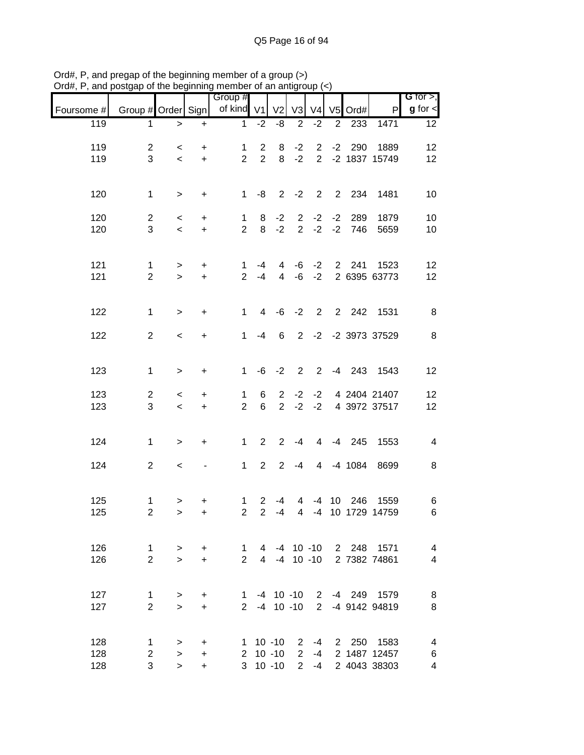Ord#, P, and pregap of the beginning member of a group (>)
Ord#, P, and postgap of the beginning member of an antigroup (<)

| Foursome # | Group # | Order | Sign | Group # of kind | V1 | V2 | V3 | V4 | V5 | Ord# | P | **G** for >, **g** for < |
|---|---|---|---|---|---|---|---|---|---|---|---|---|
| 119 | 1 | > | + | 1 | -2 | -8 | 2 | -2 | 2 | 233 | 1471 | 12 |
| | | | | | | | | | | | | |
| 119 | 2 | < | + | 1 | 2 | 8 | -2 | 2 | -2 | 290 | 1889 | 12 |
| 119 | 3 | < | + | 2 | 2 | 8 | -2 | 2 | -2 | 1837 | 15749 | 12 |
| | | | | | | | | | | | | |
| 120 | 1 | > | + | 1 | -8 | 2 | -2 | 2 | 2 | 234 | 1481 | 10 |
| | | | | | | | | | | | | |
| 120 | 2 | < | + | 1 | 8 | -2 | 2 | -2 | -2 | 289 | 1879 | 10 |
| 120 | 3 | < | + | 2 | 8 | -2 | 2 | -2 | -2 | 746 | 5659 | 10 |
| | | | | | | | | | | | | |
| 121 | 1 | > | + | 1 | -4 | 4 | -6 | -2 | 2 | 241 | 1523 | 12 |
| 121 | 2 | > | + | 2 | -4 | 4 | -6 | -2 | 2 | 6395 | 63773 | 12 |
| | | | | | | | | | | | | |
| 122 | 1 | > | + | 1 | 4 | -6 | -2 | 2 | 2 | 242 | 1531 | 8 |
| | | | | | | | | | | | | |
| 122 | 2 | < | + | 1 | -4 | 6 | 2 | -2 | -2 | 3973 | 37529 | 8 |
| | | | | | | | | | | | | |
| 123 | 1 | > | + | 1 | -6 | -2 | 2 | 2 | -4 | 243 | 1543 | 12 |
| | | | | | | | | | | | | |
| 123 | 2 | < | + | 1 | 6 | 2 | -2 | -2 | 4 | 2404 | 21407 | 12 |
| 123 | 3 | < | + | 2 | 6 | 2 | -2 | -2 | 4 | 3972 | 37517 | 12 |
| | | | | | | | | | | | | |
| 124 | 1 | > | + | 1 | 2 | 2 | -4 | 4 | -4 | 245 | 1553 | 4 |
| | | | | | | | | | | | | |
| 124 | 2 | < | - | 1 | 2 | 2 | -4 | 4 | -4 | 1084 | 8699 | 8 |
| | | | | | | | | | | | | |
| 125 | 1 | > | + | 1 | 2 | -4 | 4 | -4 | 10 | 246 | 1559 | 6 |
| 125 | 2 | > | + | 2 | 2 | -4 | 4 | -4 | 10 | 1729 | 14759 | 6 |
| | | | | | | | | | | | | |
| 126 | 1 | > | + | 1 | 4 | -4 | 10 | -10 | 2 | 248 | 1571 | 4 |
| 126 | 2 | > | + | 2 | 4 | -4 | 10 | -10 | 2 | 7382 | 74861 | 4 |
| | | | | | | | | | | | | |
| 127 | 1 | > | + | 1 | -4 | 10 | -10 | 2 | -4 | 249 | 1579 | 8 |
| 127 | 2 | > | + | 2 | -4 | 10 | -10 | 2 | -4 | 9142 | 94819 | 8 |
| | | | | | | | | | | | | |
| 128 | 1 | > | + | 1 | 10 | -10 | 2 | -4 | 2 | 250 | 1583 | 4 |
| 128 | 2 | > | + | 2 | 10 | -10 | 2 | -4 | 2 | 1487 | 12457 | 6 |
| 128 | 3 | > | + | 3 | 10 | -10 | 2 | -4 | 2 | 4043 | 38303 | 4 |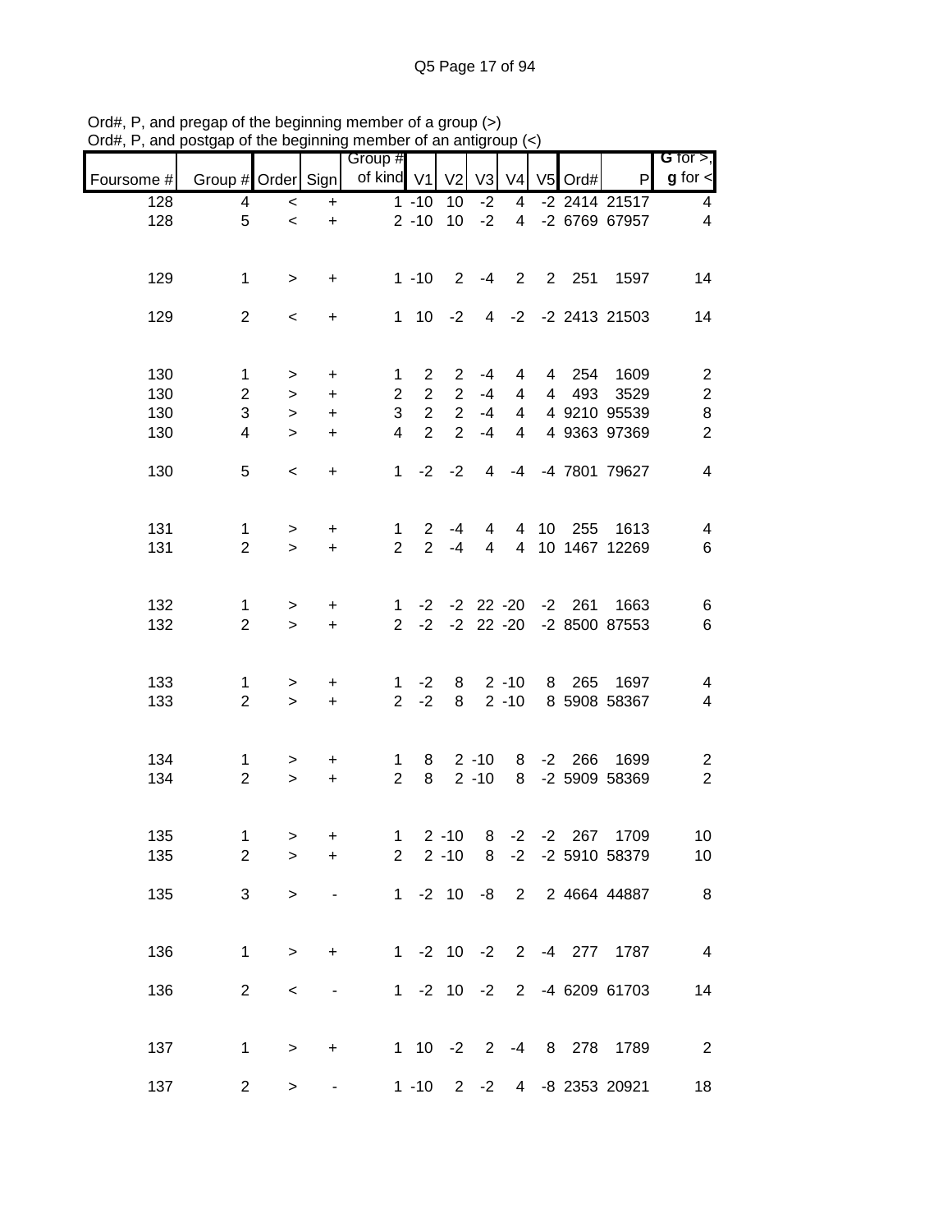Ord#, P, and pregap of the beginning member of a group (>)
Ord#, P, and postgap of the beginning member of an antigroup (<)

| Foursome # | Group # | Order | Sign | Group # of kind | V1 | V2 | V3 | V4 | V5 | Ord# | P | G for >, g for < |
|---|---|---|---|---|---|---|---|---|---|---|---|---|
| 128 | 4 | < | + | 1 | -10 | 10 | -2 | 4 | -2 | 2414 | 21517 | 4 |
| 128 | 5 | < | + | 2 | -10 | 10 | -2 | 4 | -2 | 6769 | 67957 | 4 |
| | | | | | | | | | | | | |
| 129 | 1 | > | + | 1 | -10 | 2 | -4 | 2 | 2 | 251 | 1597 | 14 |
| | | | | | | | | | | | | |
| 129 | 2 | < | + | 1 | 10 | -2 | 4 | -2 | -2 | 2413 | 21503 | 14 |
| | | | | | | | | | | | | |
| 130 | 1 | > | + | 1 | 2 | 2 | -4 | 4 | 4 | 254 | 1609 | 2 |
| 130 | 2 | > | + | 2 | 2 | 2 | -4 | 4 | 4 | 493 | 3529 | 2 |
| 130 | 3 | > | + | 3 | 2 | 2 | -4 | 4 | 4 | 9210 | 95539 | 8 |
| 130 | 4 | > | + | 4 | 2 | 2 | -4 | 4 | 4 | 9363 | 97369 | 2 |
| | | | | | | | | | | | | |
| 130 | 5 | < | + | 1 | -2 | -2 | 4 | -4 | -4 | 7801 | 79627 | 4 |
| | | | | | | | | | | | | |
| 131 | 1 | > | + | 1 | 2 | -4 | 4 | 4 | 10 | 255 | 1613 | 4 |
| 131 | 2 | > | + | 2 | 2 | -4 | 4 | 4 | 10 | 1467 | 12269 | 6 |
| | | | | | | | | | | | | |
| 132 | 1 | > | + | 1 | -2 | -2 | 22 | -20 | -2 | 261 | 1663 | 6 |
| 132 | 2 | > | + | 2 | -2 | -2 | 22 | -20 | -2 | 8500 | 87553 | 6 |
| | | | | | | | | | | | | |
| 133 | 1 | > | + | 1 | -2 | 8 | 2 | -10 | 8 | 265 | 1697 | 4 |
| 133 | 2 | > | + | 2 | -2 | 8 | 2 | -10 | 8 | 5908 | 58367 | 4 |
| | | | | | | | | | | | | |
| 134 | 1 | > | + | 1 | 8 | 2 | -10 | 8 | -2 | 266 | 1699 | 2 |
| 134 | 2 | > | + | 2 | 8 | 2 | -10 | 8 | -2 | 5909 | 58369 | 2 |
| | | | | | | | | | | | | |
| 135 | 1 | > | + | 1 | 2 | -10 | 8 | -2 | -2 | 267 | 1709 | 10 |
| 135 | 2 | > | + | 2 | 2 | -10 | 8 | -2 | -2 | 5910 | 58379 | 10 |
| | | | | | | | | | | | | |
| 135 | 3 | > | - | 1 | -2 | 10 | -8 | 2 | 2 | 4664 | 44887 | 8 |
| | | | | | | | | | | | | |
| 136 | 1 | > | + | 1 | -2 | 10 | -2 | 2 | -4 | 277 | 1787 | 4 |
| | | | | | | | | | | | | |
| 136 | 2 | < | - | 1 | -2 | 10 | -2 | 2 | -4 | 6209 | 61703 | 14 |
| | | | | | | | | | | | | |
| 137 | 1 | > | + | 1 | 10 | -2 | 2 | -4 | 8 | 278 | 1789 | 2 |
| | | | | | | | | | | | | |
| 137 | 2 | > | - | 1 | -10 | 2 | -2 | 4 | -8 | 2353 | 20921 | 18 |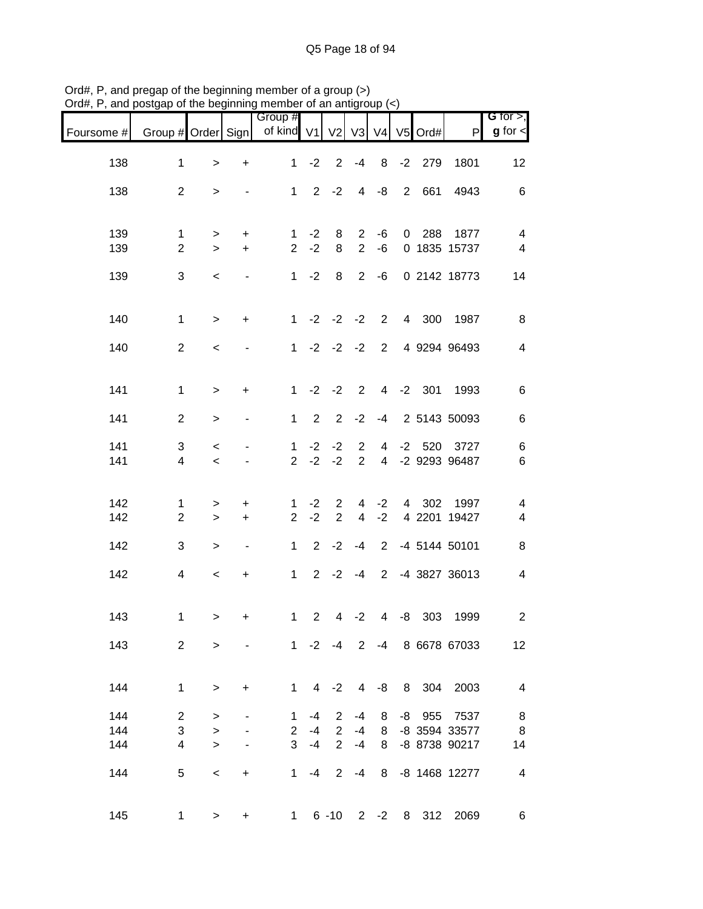Ord#, P, and pregap of the beginning member of a group (>)
Ord#, P, and postgap of the beginning member of an antigroup (<)

| Foursome # | Group # | Order | Sign | Group # of kind | V1 | V2 | V3 | V4 | V5 | Ord# | P | G for >, g for < |
|---|---|---|---|---|---|---|---|---|---|---|---|---|
| 138 | 1 | > | + | 1 | -2 | 2 | -4 | 8 | -2 | 279 | 1801 | 12 |
| 138 | 2 | > | - | 1 | 2 | -2 | 4 | -8 | 2 | 661 | 4943 | 6 |
| 139 | 1 | > | + | 1 | -2 | 8 | 2 | -6 | 0 | 288 | 1877 | 4 |
| 139 | 2 | > | + | 2 | -2 | 8 | 2 | -6 | 0 | 1835 | 15737 | 4 |
| 139 | 3 | < | - | 1 | -2 | 8 | 2 | -6 | 0 | 2142 | 18773 | 14 |
| 140 | 1 | > | + | 1 | -2 | -2 | -2 | 2 | 4 | 300 | 1987 | 8 |
| 140 | 2 | < | - | 1 | -2 | -2 | -2 | 2 | 4 | 9294 | 96493 | 4 |
| 141 | 1 | > | + | 1 | -2 | -2 | 2 | 4 | -2 | 301 | 1993 | 6 |
| 141 | 2 | > | - | 1 | 2 | 2 | -2 | -4 | 2 | 5143 | 50093 | 6 |
| 141 | 3 | < | - | 1 | -2 | -2 | 2 | 4 | -2 | 520 | 3727 | 6 |
| 141 | 4 | < | - | 2 | -2 | -2 | 2 | 4 | -2 | 9293 | 96487 | 6 |
| 142 | 1 | > | + | 1 | -2 | 2 | 4 | -2 | 4 | 302 | 1997 | 4 |
| 142 | 2 | > | + | 2 | -2 | 2 | 4 | -2 | 4 | 2201 | 19427 | 4 |
| 142 | 3 | > | - | 1 | 2 | -2 | -4 | 2 | -4 | 5144 | 50101 | 8 |
| 142 | 4 | < | + | 1 | 2 | -2 | -4 | 2 | -4 | 3827 | 36013 | 4 |
| 143 | 1 | > | + | 1 | 2 | 4 | -2 | 4 | -8 | 303 | 1999 | 2 |
| 143 | 2 | > | - | 1 | -2 | -4 | 2 | -4 | 8 | 6678 | 67033 | 12 |
| 144 | 1 | > | + | 1 | 4 | -2 | 4 | -8 | 8 | 304 | 2003 | 4 |
| 144 | 2 | > | - | 1 | -4 | 2 | -4 | 8 | -8 | 955 | 7537 | 8 |
| 144 | 3 | > | - | 2 | -4 | 2 | -4 | 8 | -8 | 3594 | 33577 | 8 |
| 144 | 4 | > | - | 3 | -4 | 2 | -4 | 8 | -8 | 8738 | 90217 | 14 |
| 144 | 5 | < | + | 1 | -4 | 2 | -4 | 8 | -8 | 1468 | 12277 | 4 |
| 145 | 1 | > | + | 1 | 6 | -10 | 2 | -2 | 8 | 312 | 2069 | 6 |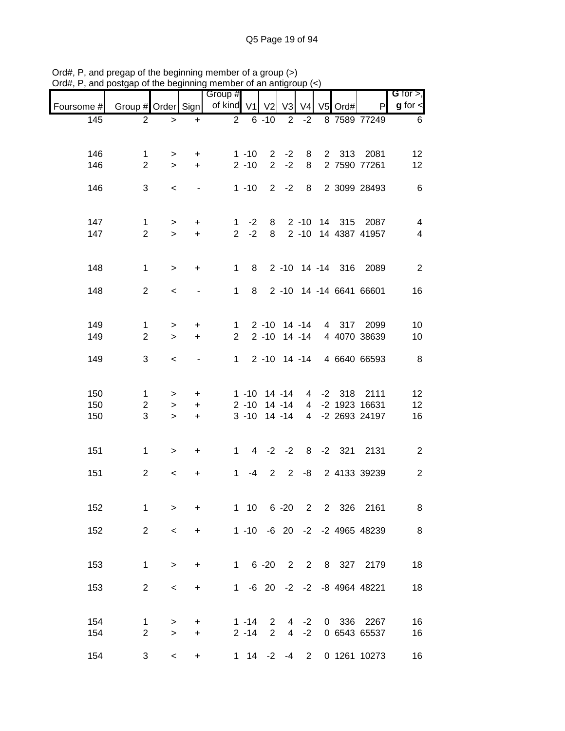Ord#, P, and pregap of the beginning member of a group (>)
Ord#, P, and postgap of the beginning member of an antigroup (<)

| Foursome # | Group # | Order | Sign | Group # of kind | V1 | V2 | V3 | V4 | V5 | Ord# | P | G for >, g for < |
|---|---|---|---|---|---|---|---|---|---|---|---|---|
| 145 | 2 | > | + | 2 | 6 | -10 | 2 | -2 | 8 | 7589 | 77249 | 6 |
| | | | | | | | | | | | | |
| 146 | 1 | > | + | 1 | -10 | 2 | -2 | 8 | 2 | 313 | 2081 | 12 |
| 146 | 2 | > | + | 2 | -10 | 2 | -2 | 8 | 2 | 7590 | 77261 | 12 |
| | | | | | | | | | | | | |
| 146 | 3 | < | - | 1 | -10 | 2 | -2 | 8 | 2 | 3099 | 28493 | 6 |
| | | | | | | | | | | | | |
| 147 | 1 | > | + | 1 | -2 | 8 | 2 | -10 | 14 | 315 | 2087 | 4 |
| 147 | 2 | > | + | 2 | -2 | 8 | 2 | -10 | 14 | 4387 | 41957 | 4 |
| | | | | | | | | | | | | |
| 148 | 1 | > | + | 1 | 8 | 2 | -10 | 14 | -14 | 316 | 2089 | 2 |
| | | | | | | | | | | | | |
| 148 | 2 | < | - | 1 | 8 | 2 | -10 | 14 | -14 | 6641 | 66601 | 16 |
| | | | | | | | | | | | | |
| 149 | 1 | > | + | 1 | 2 | -10 | 14 | -14 | 4 | 317 | 2099 | 10 |
| 149 | 2 | > | + | 2 | 2 | -10 | 14 | -14 | 4 | 4070 | 38639 | 10 |
| | | | | | | | | | | | | |
| 149 | 3 | < | - | 1 | 2 | -10 | 14 | -14 | 4 | 6640 | 66593 | 8 |
| | | | | | | | | | | | | |
| 150 | 1 | > | + | 1 | -10 | 14 | -14 | 4 | -2 | 318 | 2111 | 12 |
| 150 | 2 | > | + | 2 | -10 | 14 | -14 | 4 | -2 | 1923 | 16631 | 12 |
| 150 | 3 | > | + | 3 | -10 | 14 | -14 | 4 | -2 | 2693 | 24197 | 16 |
| | | | | | | | | | | | | |
| 151 | 1 | > | + | 1 | 4 | -2 | -2 | 8 | -2 | 321 | 2131 | 2 |
| | | | | | | | | | | | | |
| 151 | 2 | < | + | 1 | -4 | 2 | 2 | -8 | 2 | 4133 | 39239 | 2 |
| | | | | | | | | | | | | |
| 152 | 1 | > | + | 1 | 10 | 6 | -20 | 2 | 2 | 326 | 2161 | 8 |
| | | | | | | | | | | | | |
| 152 | 2 | < | + | 1 | -10 | -6 | 20 | -2 | -2 | 4965 | 48239 | 8 |
| | | | | | | | | | | | | |
| 153 | 1 | > | + | 1 | 6 | -20 | 2 | 2 | 8 | 327 | 2179 | 18 |
| | | | | | | | | | | | | |
| 153 | 2 | < | + | 1 | -6 | 20 | -2 | -2 | -8 | 4964 | 48221 | 18 |
| | | | | | | | | | | | | |
| 154 | 1 | > | + | 1 | -14 | 2 | 4 | -2 | 0 | 336 | 2267 | 16 |
| 154 | 2 | > | + | 2 | -14 | 2 | 4 | -2 | 0 | 6543 | 65537 | 16 |
| | | | | | | | | | | | | |
| 154 | 3 | < | + | 1 | 14 | -2 | -4 | 2 | 0 | 1261 | 10273 | 16 |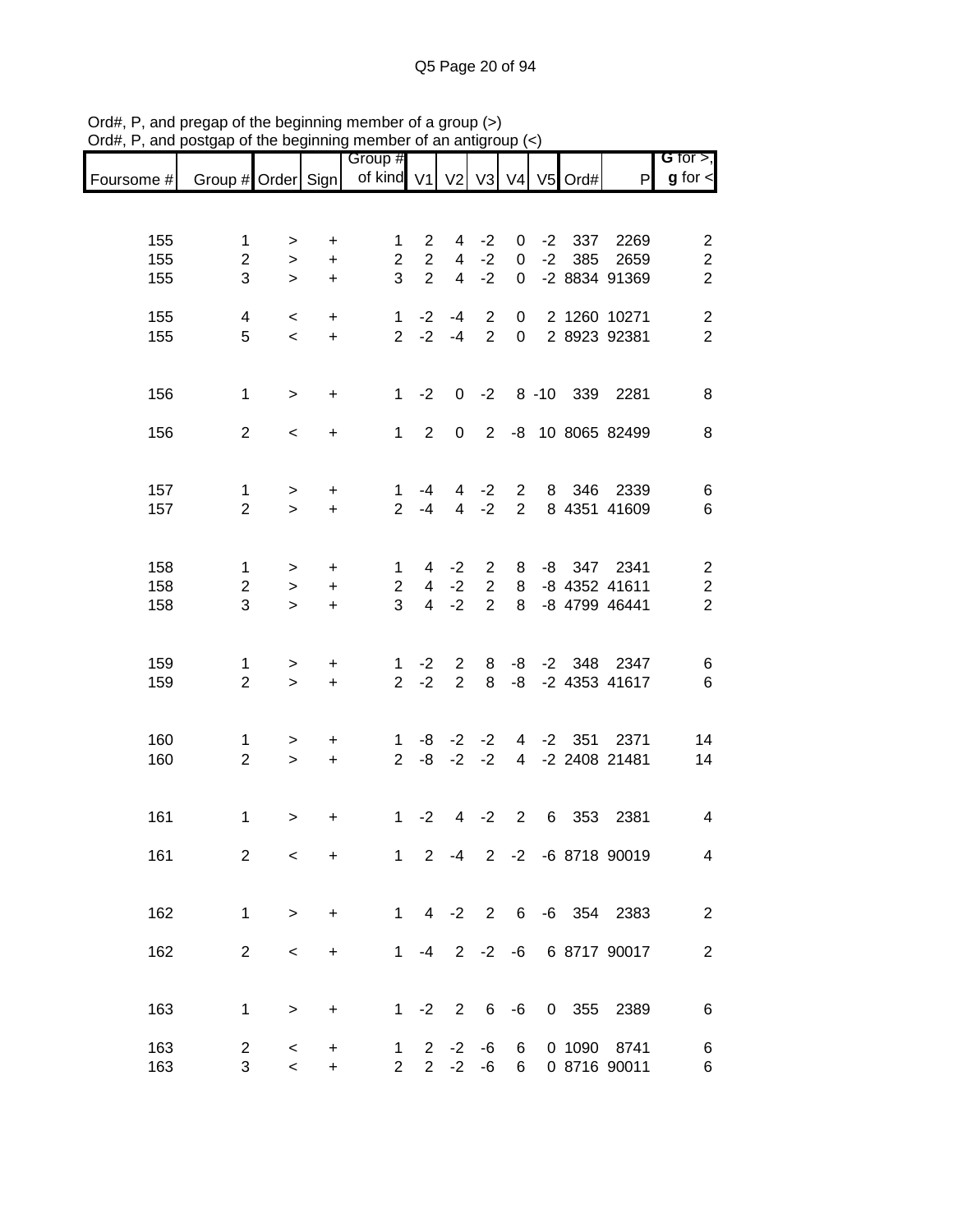Ord#, P, and pregap of the beginning member of a group (>)
Ord#, P, and postgap of the beginning member of an antigroup (<)

| Foursome # | Group # | Order | Sign | Group # of kind | V1 | V2 | V3 | V4 | V5 | Ord# | P | G for >, g for < |
|---|---|---|---|---|---|---|---|---|---|---|---|---|
| 155 | 1 | > | + | 1 | 2 | 4 | -2 | 0 | -2 | 337 | 2269 | 2 |
| 155 | 2 | > | + | 2 | 2 | 4 | -2 | 0 | -2 | 385 | 2659 | 2 |
| 155 | 3 | > | + | 3 | 2 | 4 | -2 | 0 | -2 | 8834 | 91369 | 2 |
| 155 | 4 | < | + | 1 | -2 | -4 | 2 | 0 | 2 | 1260 | 10271 | 2 |
| 155 | 5 | < | + | 2 | -2 | -4 | 2 | 0 | 2 | 8923 | 92381 | 2 |
| 156 | 1 | > | + | 1 | -2 | 0 | -2 | 8 | -10 | 339 | 2281 | 8 |
| 156 | 2 | < | + | 1 | 2 | 0 | 2 | -8 | 10 | 8065 | 82499 | 8 |
| 157 | 1 | > | + | 1 | -4 | 4 | -2 | 2 | 8 | 346 | 2339 | 6 |
| 157 | 2 | > | + | 2 | -4 | 4 | -2 | 2 | 8 | 4351 | 41609 | 6 |
| 158 | 1 | > | + | 1 | 4 | -2 | 2 | 8 | -8 | 347 | 2341 | 2 |
| 158 | 2 | > | + | 2 | 4 | -2 | 2 | 8 | -8 | 4352 | 41611 | 2 |
| 158 | 3 | > | + | 3 | 4 | -2 | 2 | 8 | -8 | 4799 | 46441 | 2 |
| 159 | 1 | > | + | 1 | -2 | 2 | 8 | -8 | -2 | 348 | 2347 | 6 |
| 159 | 2 | > | + | 2 | -2 | 2 | 8 | -8 | -2 | 4353 | 41617 | 6 |
| 160 | 1 | > | + | 1 | -8 | -2 | -2 | 4 | -2 | 351 | 2371 | 14 |
| 160 | 2 | > | + | 2 | -8 | -2 | -2 | 4 | -2 | 2408 | 21481 | 14 |
| 161 | 1 | > | + | 1 | -2 | 4 | -2 | 2 | 6 | 353 | 2381 | 4 |
| 161 | 2 | < | + | 1 | 2 | -4 | 2 | -2 | -6 | 8718 | 90019 | 4 |
| 162 | 1 | > | + | 1 | 4 | -2 | 2 | 6 | -6 | 354 | 2383 | 2 |
| 162 | 2 | < | + | 1 | -4 | 2 | -2 | -6 | 6 | 8717 | 90017 | 2 |
| 163 | 1 | > | + | 1 | -2 | 2 | 6 | -6 | 0 | 355 | 2389 | 6 |
| 163 | 2 | < | + | 1 | 2 | -2 | -6 | 6 | 0 | 1090 | 8741 | 6 |
| 163 | 3 | < | + | 2 | 2 | -2 | -6 | 6 | 0 | 8716 | 90011 | 6 |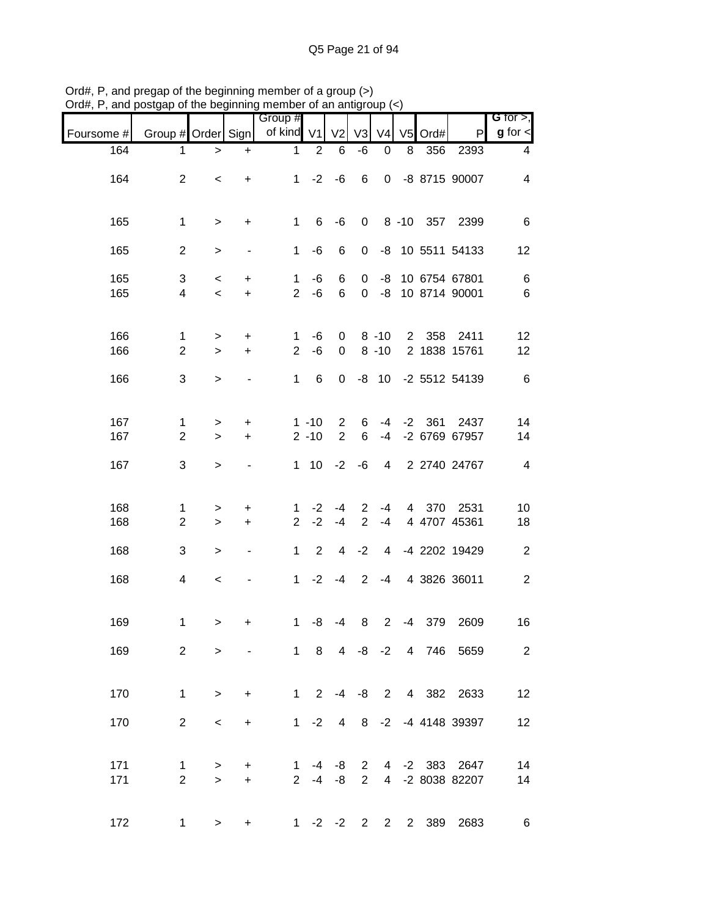Ord#, P, and pregap of the beginning member of a group (>)
Ord#, P, and postgap of the beginning member of an antigroup (<)

| Foursome # | Group # | Order | Sign | Group # of kind | V1 | V2 | V3 | V4 | V5 | Ord# | P | G for >, g for < |
|---|---|---|---|---|---|---|---|---|---|---|---|---|
| 164 | 1 | > | + | 1 | 2 | 6 | -6 | 0 | 8 | 356 | 2393 | 4 |
| 164 | 2 | < | + | 1 | -2 | -6 | 6 | 0 | -8 | 8715 | 90007 | 4 |
| 165 | 1 | > | + | 1 | 6 | -6 | 0 | 8 | -10 | 357 | 2399 | 6 |
| 165 | 2 | > | - | 1 | -6 | 6 | 0 | -8 | 10 | 5511 | 54133 | 12 |
| 165 | 3 | < | + | 1 | -6 | 6 | 0 | -8 | 10 | 6754 | 67801 | 6 |
| 165 | 4 | < | + | 2 | -6 | 6 | 0 | -8 | 10 | 8714 | 90001 | 6 |
| 166 | 1 | > | + | 1 | -6 | 0 | 8 | -10 | 2 | 358 | 2411 | 12 |
| 166 | 2 | > | + | 2 | -6 | 0 | 8 | -10 | 2 | 1838 | 15761 | 12 |
| 166 | 3 | > | - | 1 | 6 | 0 | -8 | 10 | -2 | 5512 | 54139 | 6 |
| 167 | 1 | > | + | 1 | -10 | 2 | 6 | -4 | -2 | 361 | 2437 | 14 |
| 167 | 2 | > | + | 2 | -10 | 2 | 6 | -4 | -2 | 6769 | 67957 | 14 |
| 167 | 3 | > | - | 1 | 10 | -2 | -6 | 4 | 2 | 2740 | 24767 | 4 |
| 168 | 1 | > | + | 1 | -2 | -4 | 2 | -4 | 4 | 370 | 2531 | 10 |
| 168 | 2 | > | + | 2 | -2 | -4 | 2 | -4 | 4 | 4707 | 45361 | 18 |
| 168 | 3 | > | - | 1 | 2 | 4 | -2 | 4 | -4 | 2202 | 19429 | 2 |
| 168 | 4 | < | - | 1 | -2 | -4 | 2 | -4 | 4 | 3826 | 36011 | 2 |
| 169 | 1 | > | + | 1 | -8 | -4 | 8 | 2 | -4 | 379 | 2609 | 16 |
| 169 | 2 | > | - | 1 | 8 | 4 | -8 | -2 | 4 | 746 | 5659 | 2 |
| 170 | 1 | > | + | 1 | 2 | -4 | -8 | 2 | 4 | 382 | 2633 | 12 |
| 170 | 2 | < | + | 1 | -2 | 4 | 8 | -2 | -4 | 4148 | 39397 | 12 |
| 171 | 1 | > | + | 1 | -4 | -8 | 2 | 4 | -2 | 383 | 2647 | 14 |
| 171 | 2 | > | + | 2 | -4 | -8 | 2 | 4 | -2 | 8038 | 82207 | 14 |
| 172 | 1 | > | + | 1 | -2 | -2 | 2 | 2 | 2 | 389 | 2683 | 6 |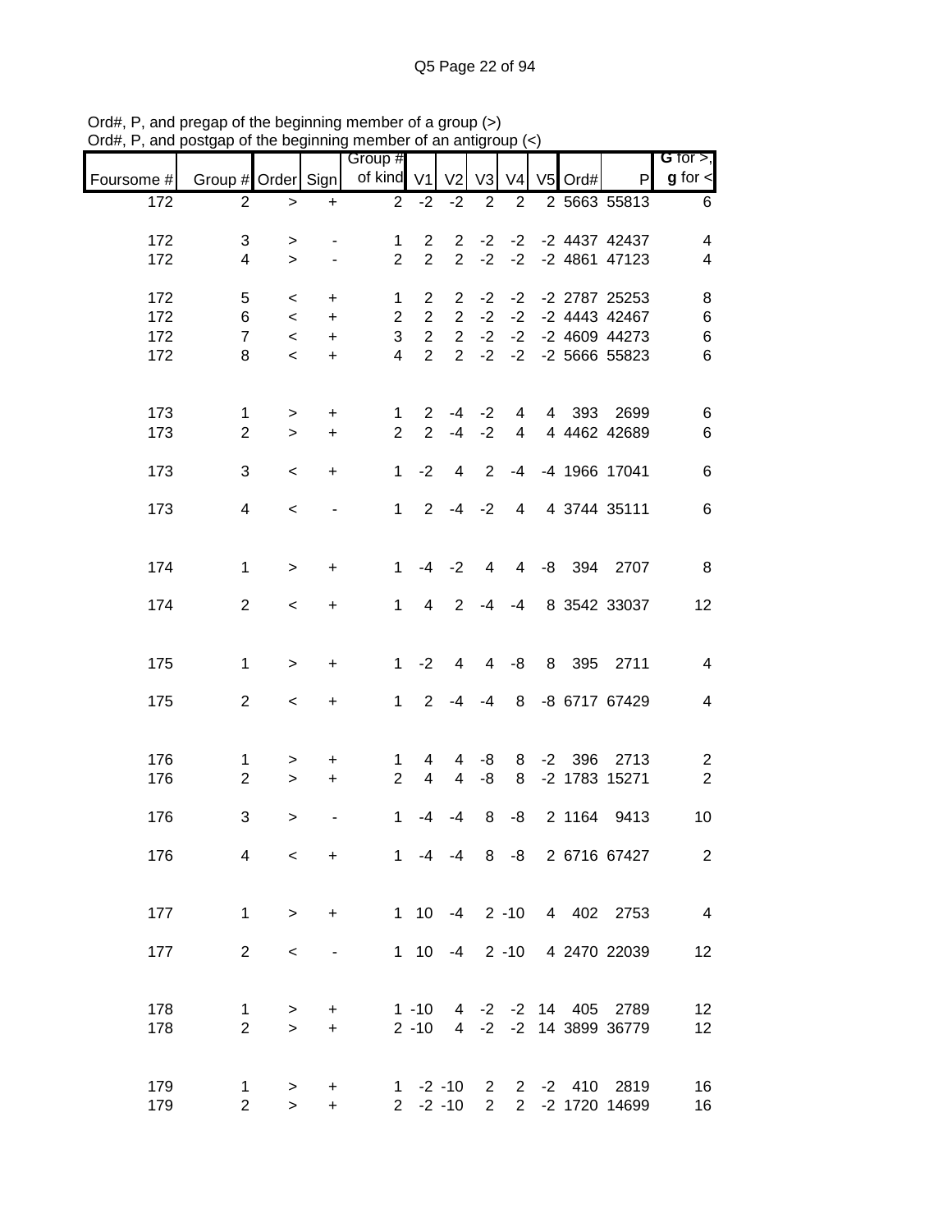Ord#, P, and pregap of the beginning member of a group (>)
Ord#, P, and postgap of the beginning member of an antigroup (<)

| Foursome # | Group # | Order | Sign | Group # of kind | V1 | V2 | V3 | V4 | V5 | Ord# | P | G for >, g for < |
|---|---|---|---|---|---|---|---|---|---|---|---|---|
| 172 | 2 | > | + | 2 | -2 | -2 | 2 | 2 | 2 | 5663 | 55813 | 6 |
| 172 | 3 | > | - | 1 | 2 | 2 | -2 | -2 | -2 | 4437 | 42437 | 4 |
| 172 | 4 | > | - | 2 | 2 | 2 | -2 | -2 | -2 | 4861 | 47123 | 4 |
| 172 | 5 | < | + | 1 | 2 | 2 | -2 | -2 | -2 | 2787 | 25253 | 8 |
| 172 | 6 | < | + | 2 | 2 | 2 | -2 | -2 | -2 | 4443 | 42467 | 6 |
| 172 | 7 | < | + | 3 | 2 | 2 | -2 | -2 | -2 | 4609 | 44273 | 6 |
| 172 | 8 | < | + | 4 | 2 | 2 | -2 | -2 | -2 | 5666 | 55823 | 6 |
| 173 | 1 | > | + | 1 | 2 | -4 | -2 | 4 | 4 | 393 | 2699 | 6 |
| 173 | 2 | > | + | 2 | 2 | -4 | -2 | 4 | 4 | 4462 | 42689 | 6 |
| 173 | 3 | < | + | 1 | -2 | 4 | 2 | -4 | -4 | 1966 | 17041 | 6 |
| 173 | 4 | < | - | 1 | 2 | -4 | -2 | 4 | 4 | 3744 | 35111 | 6 |
| 174 | 1 | > | + | 1 | -4 | -2 | 4 | 4 | -8 | 394 | 2707 | 8 |
| 174 | 2 | < | + | 1 | 4 | 2 | -4 | -4 | 8 | 3542 | 33037 | 12 |
| 175 | 1 | > | + | 1 | -2 | 4 | 4 | -8 | 8 | 395 | 2711 | 4 |
| 175 | 2 | < | + | 1 | 2 | -4 | -4 | 8 | -8 | 6717 | 67429 | 4 |
| 176 | 1 | > | + | 1 | 4 | 4 | -8 | 8 | -2 | 396 | 2713 | 2 |
| 176 | 2 | > | + | 2 | 4 | 4 | -8 | 8 | -2 | 1783 | 15271 | 2 |
| 176 | 3 | > | - | 1 | -4 | -4 | 8 | -8 | 2 | 1164 | 9413 | 10 |
| 176 | 4 | < | + | 1 | -4 | -4 | 8 | -8 | 2 | 6716 | 67427 | 2 |
| 177 | 1 | > | + | 1 | 10 | -4 | 2 | -10 | 4 | 402 | 2753 | 4 |
| 177 | 2 | < | - | 1 | 10 | -4 | 2 | -10 | 4 | 2470 | 22039 | 12 |
| 178 | 1 | > | + | 1 | -10 | 4 | -2 | -2 | 14 | 405 | 2789 | 12 |
| 178 | 2 | > | + | 2 | -10 | 4 | -2 | -2 | 14 | 3899 | 36779 | 12 |
| 179 | 1 | > | + | 1 | -2 | -10 | 2 | 2 | -2 | 410 | 2819 | 16 |
| 179 | 2 | > | + | 2 | -2 | -10 | 2 | 2 | -2 | 1720 | 14699 | 16 |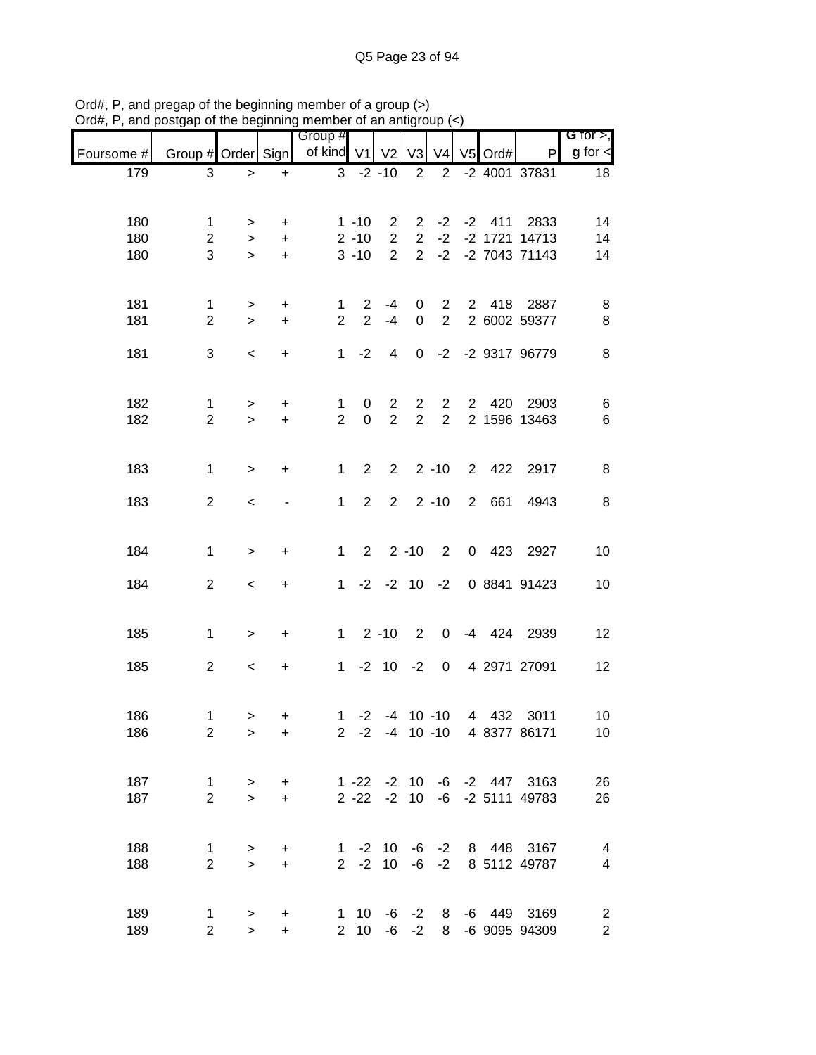Ord#, P, and pregap of the beginning member of a group (>)
Ord#, P, and postgap of the beginning member of an antigroup (<)

| Foursome # | Group # | Order | Sign | Group # of kind | V1 | V2 | V3 | V4 | V5 | Ord# | P | G for >, g for < |
|---|---|---|---|---|---|---|---|---|---|---|---|---|
| 179 | 3 | > | + | 3 | -2 | -10 | 2 | 2 | -2 | 4001 | 37831 | 18 |
| | | | | | | | | | | | | |
| 180 | 1 | > | + | 1 | -10 | 2 | 2 | -2 | -2 | 411 | 2833 | 14 |
| 180 | 2 | > | + | 2 | -10 | 2 | 2 | -2 | -2 | 1721 | 14713 | 14 |
| 180 | 3 | > | + | 3 | -10 | 2 | 2 | -2 | -2 | 7043 | 71143 | 14 |
| | | | | | | | | | | | | |
| 181 | 1 | > | + | 1 | 2 | -4 | 0 | 2 | 2 | 418 | 2887 | 8 |
| 181 | 2 | > | + | 2 | 2 | -4 | 0 | 2 | 2 | 6002 | 59377 | 8 |
| 181 | 3 | < | + | 1 | -2 | 4 | 0 | -2 | -2 | 9317 | 96779 | 8 |
| | | | | | | | | | | | | |
| 182 | 1 | > | + | 1 | 0 | 2 | 2 | 2 | 2 | 420 | 2903 | 6 |
| 182 | 2 | > | + | 2 | 0 | 2 | 2 | 2 | 2 | 1596 | 13463 | 6 |
| | | | | | | | | | | | | |
| 183 | 1 | > | + | 1 | 2 | 2 | 2 | -10 | 2 | 422 | 2917 | 8 |
| 183 | 2 | < | - | 1 | 2 | 2 | 2 | -10 | 2 | 661 | 4943 | 8 |
| | | | | | | | | | | | | |
| 184 | 1 | > | + | 1 | 2 | 2 | -10 | 2 | 0 | 423 | 2927 | 10 |
| 184 | 2 | < | + | 1 | -2 | -2 | 10 | -2 | 0 | 8841 | 91423 | 10 |
| | | | | | | | | | | | | |
| 185 | 1 | > | + | 1 | 2 | -10 | 2 | 0 | -4 | 424 | 2939 | 12 |
| 185 | 2 | < | + | 1 | -2 | 10 | -2 | 0 | 4 | 2971 | 27091 | 12 |
| | | | | | | | | | | | | |
| 186 | 1 | > | + | 1 | -2 | -4 | 10 | -10 | 4 | 432 | 3011 | 10 |
| 186 | 2 | > | + | 2 | -2 | -4 | 10 | -10 | 4 | 8377 | 86171 | 10 |
| | | | | | | | | | | | | |
| 187 | 1 | > | + | 1 | -22 | -2 | 10 | -6 | -2 | 447 | 3163 | 26 |
| 187 | 2 | > | + | 2 | -22 | -2 | 10 | -6 | -2 | 5111 | 49783 | 26 |
| | | | | | | | | | | | | |
| 188 | 1 | > | + | 1 | -2 | 10 | -6 | -2 | 8 | 448 | 3167 | 4 |
| 188 | 2 | > | + | 2 | -2 | 10 | -6 | -2 | 8 | 5112 | 49787 | 4 |
| | | | | | | | | | | | | |
| 189 | 1 | > | + | 1 | 10 | -6 | -2 | 8 | -6 | 449 | 3169 | 2 |
| 189 | 2 | > | + | 2 | 10 | -6 | -2 | 8 | -6 | 9095 | 94309 | 2 |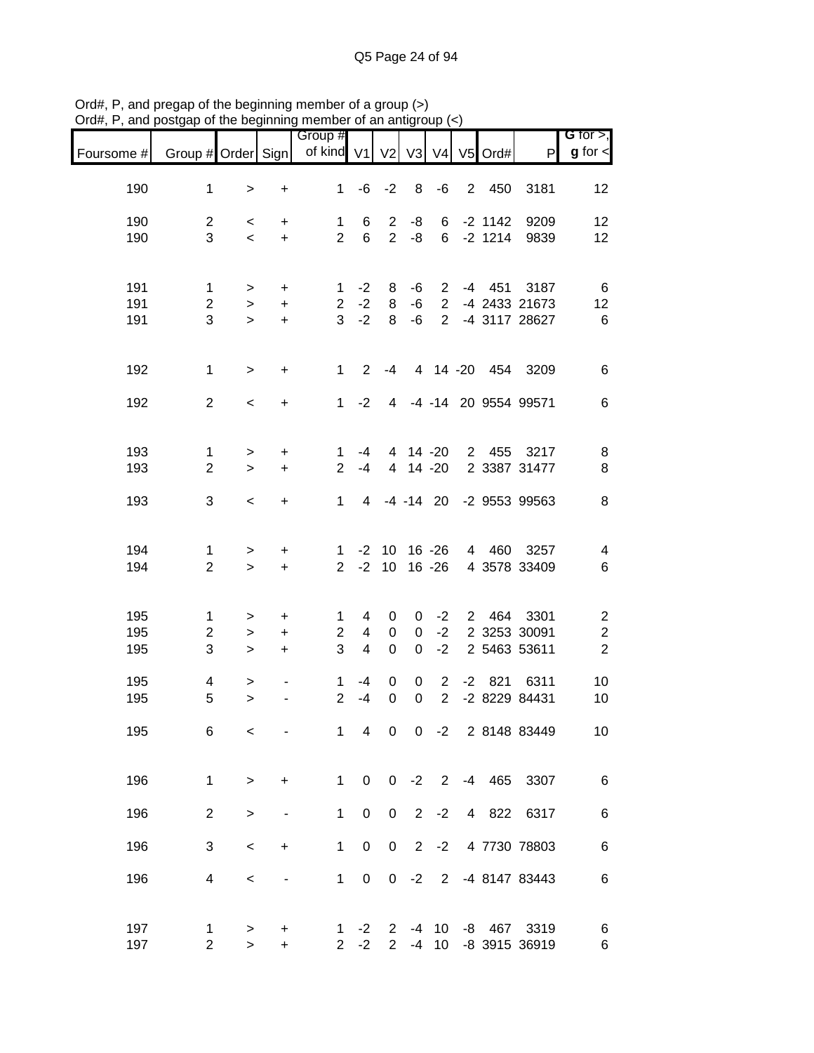Ord#, P, and pregap of the beginning member of a group (>)
Ord#, P, and postgap of the beginning member of an antigroup (<)

| Foursome # | Group # | Order | Sign | Group # of kind | V1 | V2 | V3 | V4 | V5 | Ord# | P | G for >, g for < |
|---|---|---|---|---|---|---|---|---|---|---|---|---|
| 190 | 1 | > | + | 1 | -6 | -2 | 8 | -6 | 2 | 450 | 3181 | 12 |
| 190 | 2 | < | + | 1 | 6 | 2 | -8 | 6 | -2 | 1142 | 9209 | 12 |
| 190 | 3 | < | + | 2 | 6 | 2 | -8 | 6 | -2 | 1214 | 9839 | 12 |
| 191 | 1 | > | + | 1 | -2 | 8 | -6 | 2 | -4 | 451 | 3187 | 6 |
| 191 | 2 | > | + | 2 | -2 | 8 | -6 | 2 | -4 | 2433 | 21673 | 12 |
| 191 | 3 | > | + | 3 | -2 | 8 | -6 | 2 | -4 | 3117 | 28627 | 6 |
| 192 | 1 | > | + | 1 | 2 | -4 | 4 | 14 | -20 | 454 | 3209 | 6 |
| 192 | 2 | < | + | 1 | -2 | 4 | -4 | -14 | 20 | 9554 | 99571 | 6 |
| 193 | 1 | > | + | 1 | -4 | 4 | 14 | -20 | 2 | 455 | 3217 | 8 |
| 193 | 2 | > | + | 2 | -4 | 4 | 14 | -20 | 2 | 3387 | 31477 | 8 |
| 193 | 3 | < | + | 1 | 4 | -4 | -14 | 20 | -2 | 9553 | 99563 | 8 |
| 194 | 1 | > | + | 1 | -2 | 10 | 16 | -26 | 4 | 460 | 3257 | 4 |
| 194 | 2 | > | + | 2 | -2 | 10 | 16 | -26 | 4 | 3578 | 33409 | 6 |
| 195 | 1 | > | + | 1 | 4 | 0 | 0 | -2 | 2 | 464 | 3301 | 2 |
| 195 | 2 | > | + | 2 | 4 | 0 | 0 | -2 | 2 | 3253 | 30091 | 2 |
| 195 | 3 | > | + | 3 | 4 | 0 | 0 | -2 | 2 | 5463 | 53611 | 2 |
| 195 | 4 | > | - | 1 | -4 | 0 | 0 | 2 | -2 | 821 | 6311 | 10 |
| 195 | 5 | > | - | 2 | -4 | 0 | 0 | 2 | -2 | 8229 | 84431 | 10 |
| 195 | 6 | < | - | 1 | 4 | 0 | 0 | -2 | 2 | 8148 | 83449 | 10 |
| 196 | 1 | > | + | 1 | 0 | 0 | -2 | 2 | -4 | 465 | 3307 | 6 |
| 196 | 2 | > | - | 1 | 0 | 0 | 2 | -2 | 4 | 822 | 6317 | 6 |
| 196 | 3 | < | + | 1 | 0 | 0 | 2 | -2 | 4 | 7730 | 78803 | 6 |
| 196 | 4 | < | - | 1 | 0 | 0 | -2 | 2 | -4 | 8147 | 83443 | 6 |
| 197 | 1 | > | + | 1 | -2 | 2 | -4 | 10 | -8 | 467 | 3319 | 6 |
| 197 | 2 | > | + | 2 | -2 | 2 | -4 | 10 | -8 | 3915 | 36919 | 6 |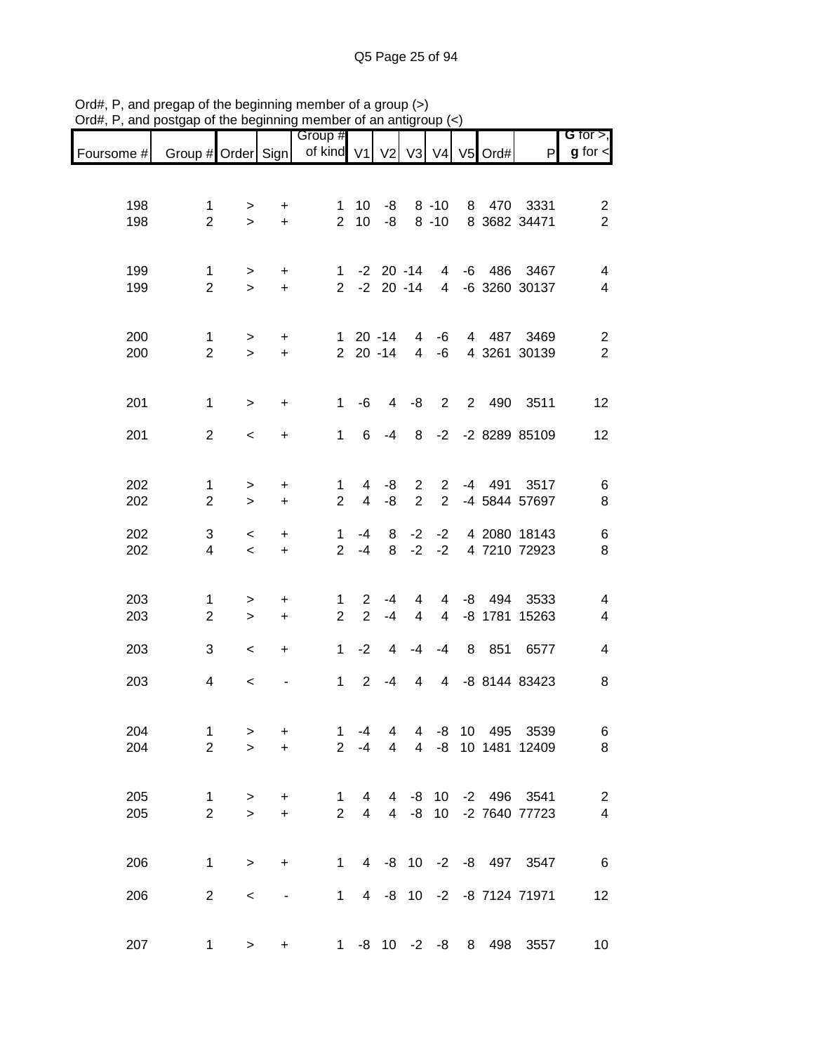Ord#, P, and pregap of the beginning member of a group (>)
Ord#, P, and postgap of the beginning member of an antigroup (<)

| Foursome # | Group # | Order | Sign | Group # of kind | V1 | V2 | V3 | V4 | V5 | Ord# | P | G for >, g for < |
|---|---|---|---|---|---|---|---|---|---|---|---|---|
| 198 | 1 | > | + | 1 | 10 | -8 | 8 | -10 | 8 | 470 | 3331 | 2 |
| 198 | 2 | > | + | 2 | 10 | -8 | 8 | -10 | 8 | 3682 | 34471 | 2 |
| 199 | 1 | > | + | 1 | -2 | 20 | -14 | 4 | -6 | 486 | 3467 | 4 |
| 199 | 2 | > | + | 2 | -2 | 20 | -14 | 4 | -6 | 3260 | 30137 | 4 |
| 200 | 1 | > | + | 1 | 20 | -14 | 4 | -6 | 4 | 487 | 3469 | 2 |
| 200 | 2 | > | + | 2 | 20 | -14 | 4 | -6 | 4 | 3261 | 30139 | 2 |
| 201 | 1 | > | + | 1 | -6 | 4 | -8 | 2 | 2 | 490 | 3511 | 12 |
| 201 | 2 | < | + | 1 | 6 | -4 | 8 | -2 | -2 | 8289 | 85109 | 12 |
| 202 | 1 | > | + | 1 | 4 | -8 | 2 | 2 | -4 | 491 | 3517 | 6 |
| 202 | 2 | > | + | 2 | 4 | -8 | 2 | 2 | -4 | 5844 | 57697 | 8 |
| 202 | 3 | < | + | 1 | -4 | 8 | -2 | -2 | 4 | 2080 | 18143 | 6 |
| 202 | 4 | < | + | 2 | -4 | 8 | -2 | -2 | 4 | 7210 | 72923 | 8 |
| 203 | 1 | > | + | 1 | 2 | -4 | 4 | 4 | -8 | 494 | 3533 | 4 |
| 203 | 2 | > | + | 2 | 2 | -4 | 4 | 4 | -8 | 1781 | 15263 | 4 |
| 203 | 3 | < | + | 1 | -2 | 4 | -4 | -4 | 8 | 851 | 6577 | 4 |
| 203 | 4 | < | - | 1 | 2 | -4 | 4 | 4 | -8 | 8144 | 83423 | 8 |
| 204 | 1 | > | + | 1 | -4 | 4 | 4 | -8 | 10 | 495 | 3539 | 6 |
| 204 | 2 | > | + | 2 | -4 | 4 | 4 | -8 | 10 | 1481 | 12409 | 8 |
| 205 | 1 | > | + | 1 | 4 | 4 | -8 | 10 | -2 | 496 | 3541 | 2 |
| 205 | 2 | > | + | 2 | 4 | 4 | -8 | 10 | -2 | 7640 | 77723 | 4 |
| 206 | 1 | > | + | 1 | 4 | -8 | 10 | -2 | -8 | 497 | 3547 | 6 |
| 206 | 2 | < | - | 1 | 4 | -8 | 10 | -2 | -8 | 7124 | 71971 | 12 |
| 207 | 1 | > | + | 1 | -8 | 10 | -2 | -8 | 8 | 498 | 3557 | 10 |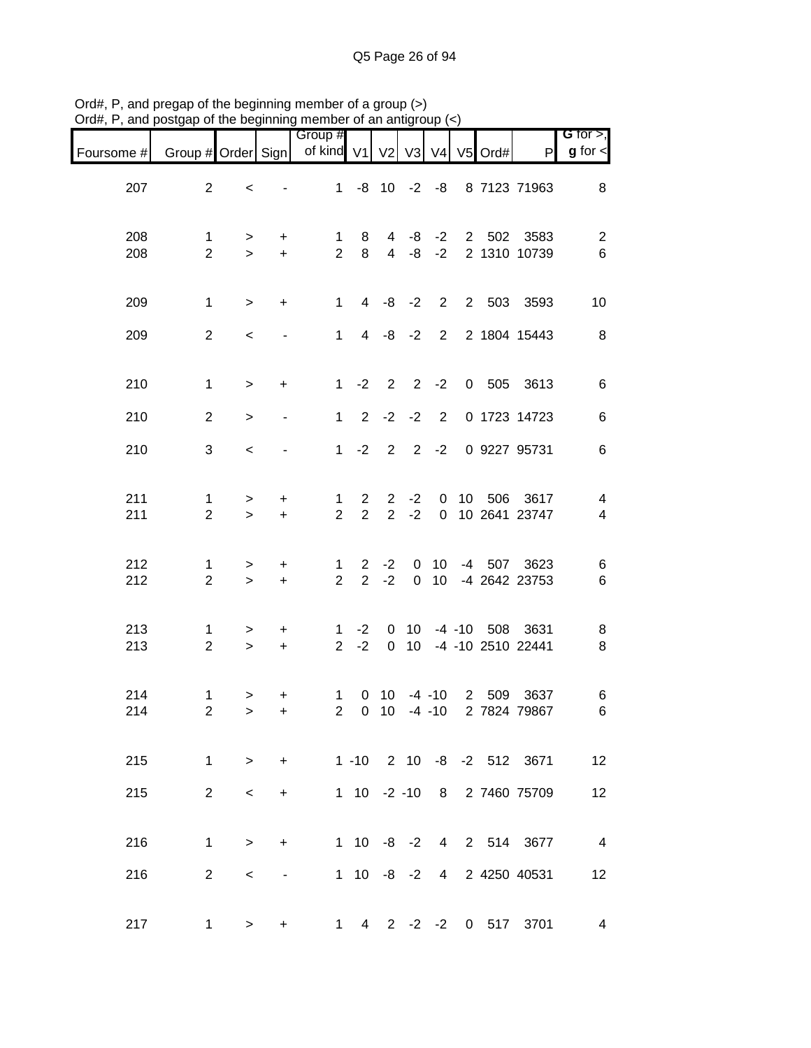Ord#, P, and pregap of the beginning member of a group (>)
Ord#, P, and postgap of the beginning member of an antigroup (<)

| Foursome # | Group # | Order | Sign | Group # of kind | V1 | V2 | V3 | V4 | V5 | Ord# | P | G for >, g for < |
|---|---|---|---|---|---|---|---|---|---|---|---|---|
| 207 | 2 | < | - | 1 | -8 | 10 | -2 | -8 | 8 | 7123 | 71963 | 8 |
| 208 | 1 | > | + | 1 | 8 | 4 | -8 | -2 | 2 | 502 | 3583 | 2 |
| 208 | 2 | > | + | 2 | 8 | 4 | -8 | -2 | 2 | 1310 | 10739 | 6 |
| 209 | 1 | > | + | 1 | 4 | -8 | -2 | 2 | 2 | 503 | 3593 | 10 |
| 209 | 2 | < | - | 1 | 4 | -8 | -2 | 2 | 2 | 1804 | 15443 | 8 |
| 210 | 1 | > | + | 1 | -2 | 2 | 2 | -2 | 0 | 505 | 3613 | 6 |
| 210 | 2 | > | - | 1 | 2 | -2 | -2 | 2 | 0 | 1723 | 14723 | 6 |
| 210 | 3 | < | - | 1 | -2 | 2 | 2 | -2 | 0 | 9227 | 95731 | 6 |
| 211 | 1 | > | + | 1 | 2 | 2 | -2 | 0 | 10 | 506 | 3617 | 4 |
| 211 | 2 | > | + | 2 | 2 | 2 | -2 | 0 | 10 | 2641 | 23747 | 4 |
| 212 | 1 | > | + | 1 | 2 | -2 | 0 | 10 | -4 | 507 | 3623 | 6 |
| 212 | 2 | > | + | 2 | 2 | -2 | 0 | 10 | -4 | 2642 | 23753 | 6 |
| 213 | 1 | > | + | 1 | -2 | 0 | 10 | -4 | -10 | 508 | 3631 | 8 |
| 213 | 2 | > | + | 2 | -2 | 0 | 10 | -4 | -10 | 2510 | 22441 | 8 |
| 214 | 1 | > | + | 1 | 0 | 10 | -4 | -10 | 2 | 509 | 3637 | 6 |
| 214 | 2 | > | + | 2 | 0 | 10 | -4 | -10 | 2 | 7824 | 79867 | 6 |
| 215 | 1 | > | + | 1 | -10 | 2 | 10 | -8 | -2 | 512 | 3671 | 12 |
| 215 | 2 | < | + | 1 | 10 | -2 | -10 | 8 | 2 | 7460 | 75709 | 12 |
| 216 | 1 | > | + | 1 | 10 | -8 | -2 | 4 | 2 | 514 | 3677 | 4 |
| 216 | 2 | < | - | 1 | 10 | -8 | -2 | 4 | 2 | 4250 | 40531 | 12 |
| 217 | 1 | > | + | 1 | 4 | 2 | -2 | -2 | 0 | 517 | 3701 | 4 |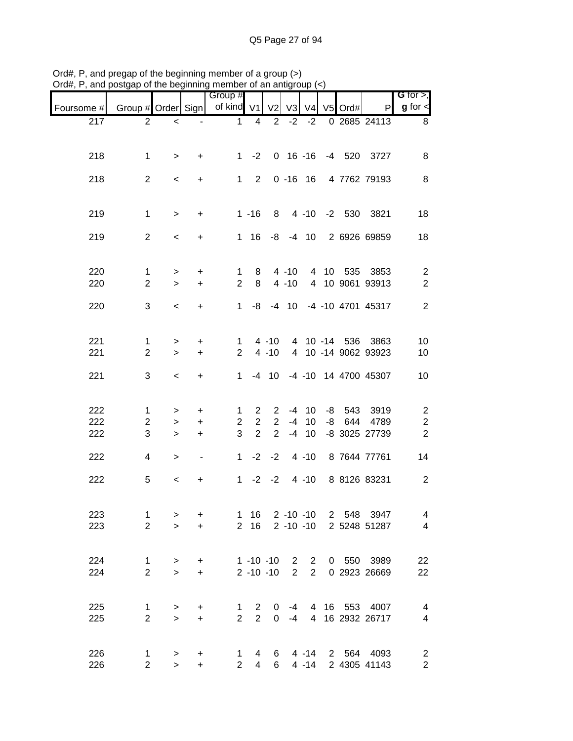Ord#, P, and pregap of the beginning member of a group (>)
Ord#, P, and postgap of the beginning member of an antigroup (<)

| Foursome # | Group # | Order | Sign | Group # of kind | V1 | V2 | V3 | V4 | V5 | Ord# | P | G for >, g for < |
|---|---|---|---|---|---|---|---|---|---|---|---|---|
| 217 | 2 | < | - | 1 | 4 | 2 | -2 | -2 | 0 | 2685 | 24113 | 8 |
| 218 | 1 | > | + | 1 | -2 | 0 | 16 | -16 | -4 | 520 | 3727 | 8 |
| 218 | 2 | < | + | 1 | 2 | 0 | -16 | 16 | 4 | 7762 | 79193 | 8 |
| 219 | 1 | > | + | 1 | -16 | 8 | 4 | -10 | -2 | 530 | 3821 | 18 |
| 219 | 2 | < | + | 1 | 16 | -8 | -4 | 10 | 2 | 6926 | 69859 | 18 |
| 220 | 1 | > | + | 1 | 8 | 4 | -10 | 4 | 10 | 535 | 3853 | 2 |
| 220 | 2 | > | + | 2 | 8 | 4 | -10 | 4 | 10 | 9061 | 93913 | 2 |
| 220 | 3 | < | + | 1 | -8 | -4 | 10 | -4 | -10 | 4701 | 45317 | 2 |
| 221 | 1 | > | + | 1 | 4 | -10 | 4 | 10 | -14 | 536 | 3863 | 10 |
| 221 | 2 | > | + | 2 | 4 | -10 | 4 | 10 | -14 | 9062 | 93923 | 10 |
| 221 | 3 | < | + | 1 | -4 | 10 | -4 | -10 | 14 | 4700 | 45307 | 10 |
| 222 | 1 | > | + | 1 | 2 | 2 | -4 | 10 | -8 | 543 | 3919 | 2 |
| 222 | 2 | > | + | 2 | 2 | 2 | -4 | 10 | -8 | 644 | 4789 | 2 |
| 222 | 3 | > | + | 3 | 2 | 2 | -4 | 10 | -8 | 3025 | 27739 | 2 |
| 222 | 4 | > | - | 1 | -2 | -2 | 4 | -10 | 8 | 7644 | 77761 | 14 |
| 222 | 5 | < | + | 1 | -2 | -2 | 4 | -10 | 8 | 8126 | 83231 | 2 |
| 223 | 1 | > | + | 1 | 16 | 2 | -10 | -10 | 2 | 548 | 3947 | 4 |
| 223 | 2 | > | + | 2 | 16 | 2 | -10 | -10 | 2 | 5248 | 51287 | 4 |
| 224 | 1 | > | + | 1 | -10 | -10 | 2 | 2 | 0 | 550 | 3989 | 22 |
| 224 | 2 | > | + | 2 | -10 | -10 | 2 | 2 | 0 | 2923 | 26669 | 22 |
| 225 | 1 | > | + | 1 | 2 | 0 | -4 | 4 | 16 | 553 | 4007 | 4 |
| 225 | 2 | > | + | 2 | 2 | 0 | -4 | 4 | 16 | 2932 | 26717 | 4 |
| 226 | 1 | > | + | 1 | 4 | 6 | 4 | -14 | 2 | 564 | 4093 | 2 |
| 226 | 2 | > | + | 2 | 4 | 6 | 4 | -14 | 2 | 4305 | 41143 | 2 |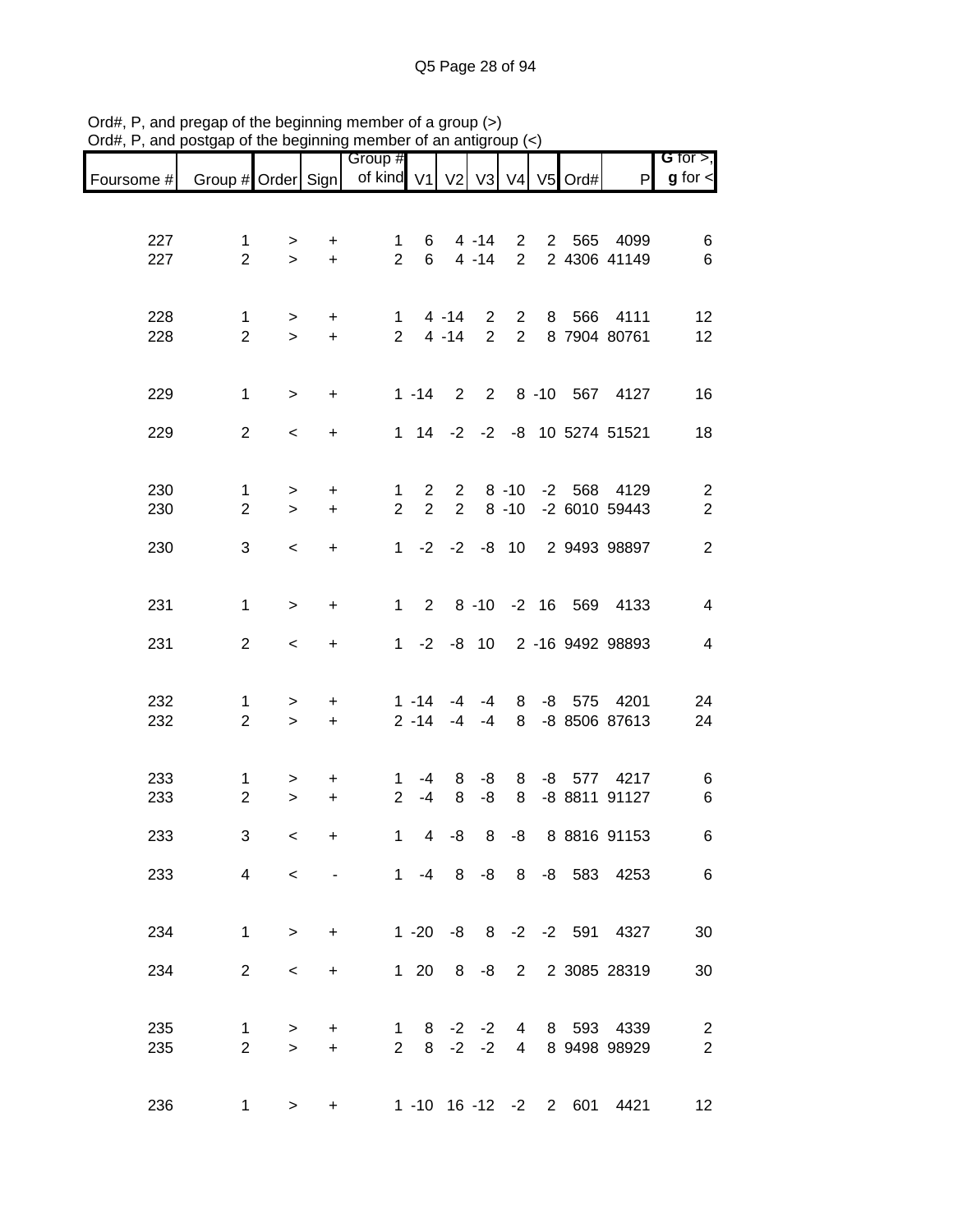Ord#, P, and pregap of the beginning member of a group (>)
Ord#, P, and postgap of the beginning member of an antigroup (<)

| Foursome # | Group # | Order | Sign | Group # of kind | V1 | V2 | V3 | V4 | V5 | Ord# | P | G for >, g for < |
|---|---|---|---|---|---|---|---|---|---|---|---|---|
| 227 | 1 | > | + | 1 | 6 | 4 | -14 | 2 | 2 | 565 | 4099 | 6 |
| 227 | 2 | > | + | 2 | 6 | 4 | -14 | 2 | 2 | 4306 | 41149 | 6 |
| 228 | 1 | > | + | 1 | 4 | -14 | 2 | 2 | 8 | 566 | 4111 | 12 |
| 228 | 2 | > | + | 2 | 4 | -14 | 2 | 2 | 8 | 7904 | 80761 | 12 |
| 229 | 1 | > | + | 1 | -14 | 2 | 2 | 8 | -10 | 567 | 4127 | 16 |
| 229 | 2 | < | + | 1 | 14 | -2 | -2 | -8 | 10 | 5274 | 51521 | 18 |
| 230 | 1 | > | + | 1 | 2 | 2 | 8 | -10 | -2 | 568 | 4129 | 2 |
| 230 | 2 | > | + | 2 | 2 | 2 | 8 | -10 | -2 | 6010 | 59443 | 2 |
| 230 | 3 | < | + | 1 | -2 | -2 | -8 | 10 | 2 | 9493 | 98897 | 2 |
| 231 | 1 | > | + | 1 | 2 | 8 | -10 | -2 | 16 | 569 | 4133 | 4 |
| 231 | 2 | < | + | 1 | -2 | -8 | 10 | 2 | -16 | 9492 | 98893 | 4 |
| 232 | 1 | > | + | 1 | -14 | -4 | -4 | 8 | -8 | 575 | 4201 | 24 |
| 232 | 2 | > | + | 2 | -14 | -4 | -4 | 8 | -8 | 8506 | 87613 | 24 |
| 233 | 1 | > | + | 1 | -4 | 8 | -8 | 8 | -8 | 577 | 4217 | 6 |
| 233 | 2 | > | + | 2 | -4 | 8 | -8 | 8 | -8 | 8811 | 91127 | 6 |
| 233 | 3 | < | + | 1 | 4 | -8 | 8 | -8 | 8 | 8816 | 91153 | 6 |
| 233 | 4 | < | - | 1 | -4 | 8 | -8 | 8 | -8 | 583 | 4253 | 6 |
| 234 | 1 | > | + | 1 | -20 | -8 | 8 | -2 | -2 | 591 | 4327 | 30 |
| 234 | 2 | < | + | 1 | 20 | 8 | -8 | 2 | 2 | 3085 | 28319 | 30 |
| 235 | 1 | > | + | 1 | 8 | -2 | -2 | 4 | 8 | 593 | 4339 | 2 |
| 235 | 2 | > | + | 2 | 8 | -2 | -2 | 4 | 8 | 9498 | 98929 | 2 |
| 236 | 1 | > | + | 1 | -10 | 16 | -12 | -2 | 2 | 601 | 4421 | 12 |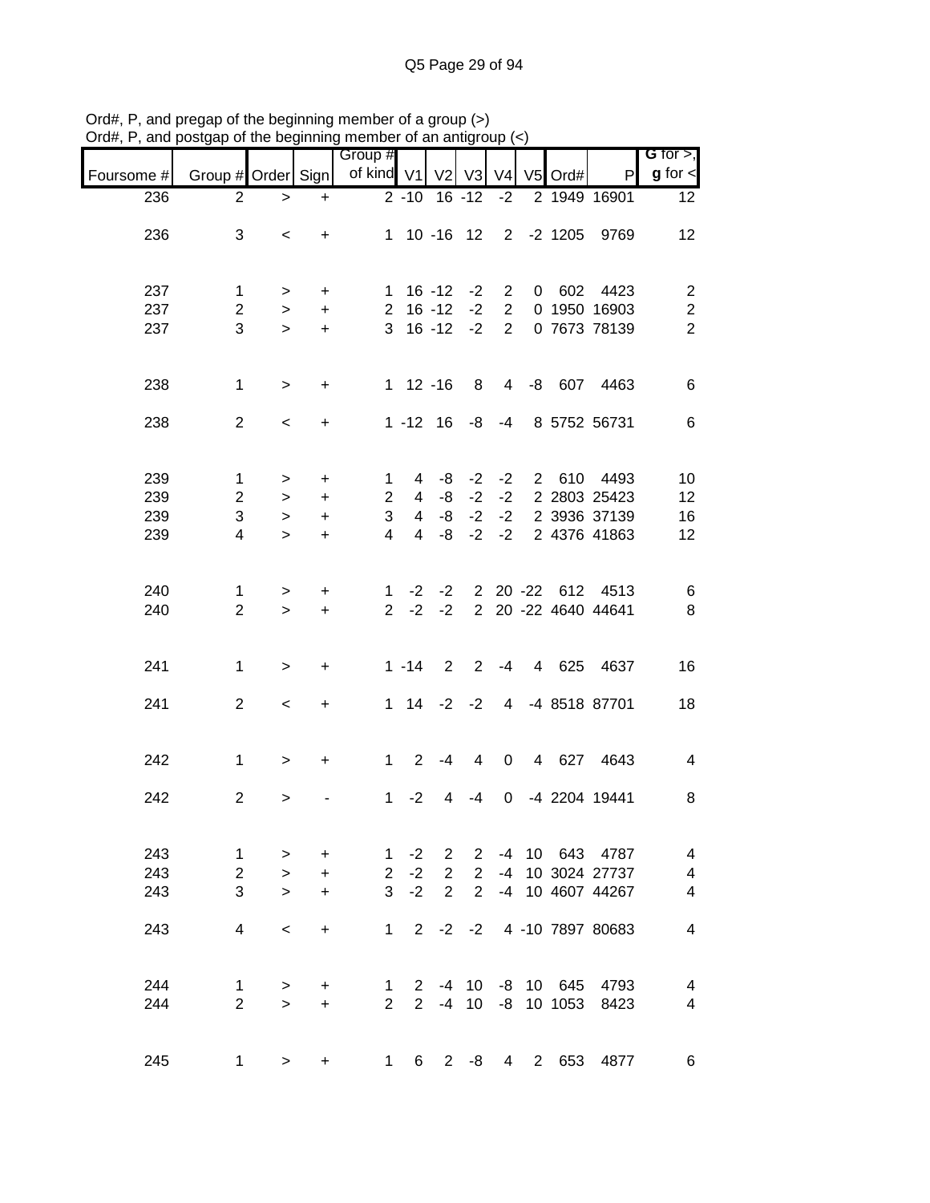Ord#, P, and pregap of the beginning member of a group (>)
Ord#, P, and postgap of the beginning member of an antigroup (<)

| Foursome # | Group # | Order | Sign | Group # of kind | V1 | V2 | V3 | V4 | V5 | Ord# | P | G for >, g for < |
|---|---|---|---|---|---|---|---|---|---|---|---|---|
| 236 | 2 | > | + | 2 | -10 | 16 | -12 | -2 | 2 | 1949 | 16901 | 12 |
| 236 | 3 | < | + | 1 | 10 | -16 | 12 | 2 | -2 | 1205 | 9769 | 12 |
| 237 | 1 | > | + | 1 | 16 | -12 | -2 | 2 | 0 | 602 | 4423 | 2 |
| 237 | 2 | > | + | 2 | 16 | -12 | -2 | 2 | 0 | 1950 | 16903 | 2 |
| 237 | 3 | > | + | 3 | 16 | -12 | -2 | 2 | 0 | 7673 | 78139 | 2 |
| 238 | 1 | > | + | 1 | 12 | -16 | 8 | 4 | -8 | 607 | 4463 | 6 |
| 238 | 2 | < | + | 1 | -12 | 16 | -8 | -4 | 8 | 5752 | 56731 | 6 |
| 239 | 1 | > | + | 1 | 4 | -8 | -2 | -2 | 2 | 610 | 4493 | 10 |
| 239 | 2 | > | + | 2 | 4 | -8 | -2 | -2 | 2 | 2803 | 25423 | 12 |
| 239 | 3 | > | + | 3 | 4 | -8 | -2 | -2 | 2 | 3936 | 37139 | 16 |
| 239 | 4 | > | + | 4 | 4 | -8 | -2 | -2 | 2 | 4376 | 41863 | 12 |
| 240 | 1 | > | + | 1 | -2 | -2 | 2 | 20 | -22 | 612 | 4513 | 6 |
| 240 | 2 | > | + | 2 | -2 | -2 | 2 | 20 | -22 | 4640 | 44641 | 8 |
| 241 | 1 | > | + | 1 | -14 | 2 | 2 | -4 | 4 | 625 | 4637 | 16 |
| 241 | 2 | < | + | 1 | 14 | -2 | -2 | 4 | -4 | 8518 | 87701 | 18 |
| 242 | 1 | > | + | 1 | 2 | -4 | 4 | 0 | 4 | 627 | 4643 | 4 |
| 242 | 2 | > | - | 1 | -2 | 4 | -4 | 0 | -4 | 2204 | 19441 | 8 |
| 243 | 1 | > | + | 1 | -2 | 2 | 2 | -4 | 10 | 643 | 4787 | 4 |
| 243 | 2 | > | + | 2 | -2 | 2 | 2 | -4 | 10 | 3024 | 27737 | 4 |
| 243 | 3 | > | + | 3 | -2 | 2 | 2 | -4 | 10 | 4607 | 44267 | 4 |
| 243 | 4 | < | + | 1 | 2 | -2 | -2 | 4 | -10 | 7897 | 80683 | 4 |
| 244 | 1 | > | + | 1 | 2 | -4 | 10 | -8 | 10 | 645 | 4793 | 4 |
| 244 | 2 | > | + | 2 | 2 | -4 | 10 | -8 | 10 | 1053 | 8423 | 4 |
| 245 | 1 | > | + | 1 | 6 | 2 | -8 | 4 | 2 | 653 | 4877 | 6 |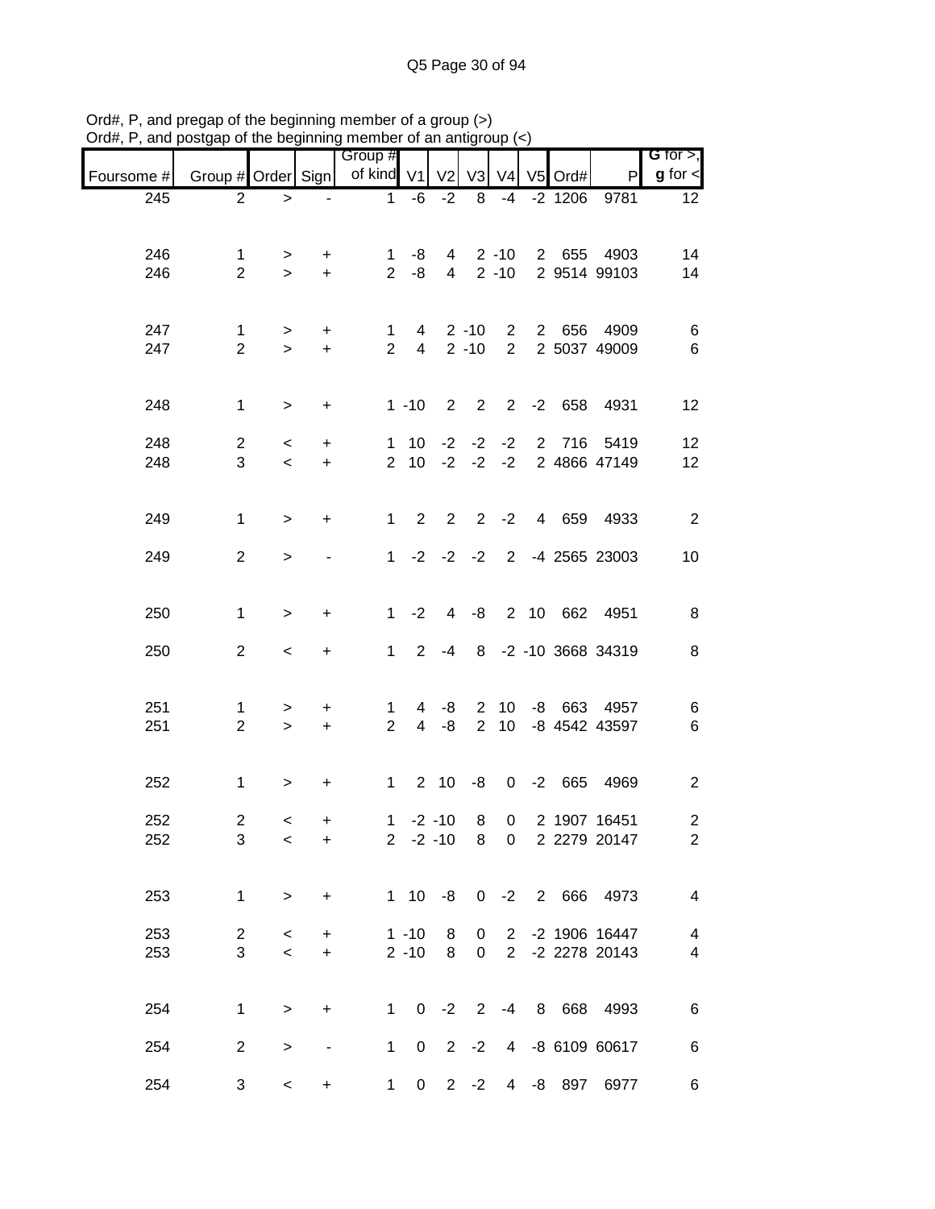Ord#, P, and pregap of the beginning member of a group (>)
Ord#, P, and postgap of the beginning member of an antigroup (<)

| Foursome # | Group # | Order | Sign | Group # of kind | V1 | V2 | V3 | V4 | V5 | Ord# | P | G for >, g for < |
|---|---|---|---|---|---|---|---|---|---|---|---|---|
| 245 | 2 | > | - | 1 | -6 | -2 | 8 | -4 | -2 | 1206 | 9781 | 12 |
| 246 | 1 | > | + | 1 | -8 | 4 | 2 | -10 | 2 | 655 | 4903 | 14 |
| 246 | 2 | > | + | 2 | -8 | 4 | 2 | -10 | 2 | 9514 | 99103 | 14 |
| 247 | 1 | > | + | 1 | 4 | 2 | -10 | 2 | 2 | 656 | 4909 | 6 |
| 247 | 2 | > | + | 2 | 4 | 2 | -10 | 2 | 2 | 5037 | 49009 | 6 |
| 248 | 1 | > | + | 1 | -10 | 2 | 2 | 2 | -2 | 658 | 4931 | 12 |
| 248 | 2 | < | + | 1 | 10 | -2 | -2 | -2 | 2 | 716 | 5419 | 12 |
| 248 | 3 | < | + | 2 | 10 | -2 | -2 | -2 | 2 | 4866 | 47149 | 12 |
| 249 | 1 | > | + | 1 | 2 | 2 | 2 | -2 | 4 | 659 | 4933 | 2 |
| 249 | 2 | > | - | 1 | -2 | -2 | -2 | 2 | -4 | 2565 | 23003 | 10 |
| 250 | 1 | > | + | 1 | -2 | 4 | -8 | 2 | 10 | 662 | 4951 | 8 |
| 250 | 2 | < | + | 1 | 2 | -4 | 8 | -2 | -10 | 3668 | 34319 | 8 |
| 251 | 1 | > | + | 1 | 4 | -8 | 2 | 10 | -8 | 663 | 4957 | 6 |
| 251 | 2 | > | + | 2 | 4 | -8 | 2 | 10 | -8 | 4542 | 43597 | 6 |
| 252 | 1 | > | + | 1 | 2 | 10 | -8 | 0 | -2 | 665 | 4969 | 2 |
| 252 | 2 | < | + | 1 | -2 | -10 | 8 | 0 | 2 | 1907 | 16451 | 2 |
| 252 | 3 | < | + | 2 | -2 | -10 | 8 | 0 | 2 | 2279 | 20147 | 2 |
| 253 | 1 | > | + | 1 | 10 | -8 | 0 | -2 | 2 | 666 | 4973 | 4 |
| 253 | 2 | < | + | 1 | -10 | 8 | 0 | 2 | -2 | 1906 | 16447 | 4 |
| 253 | 3 | < | + | 2 | -10 | 8 | 0 | 2 | -2 | 2278 | 20143 | 4 |
| 254 | 1 | > | + | 1 | 0 | -2 | 2 | -4 | 8 | 668 | 4993 | 6 |
| 254 | 2 | > | - | 1 | 0 | 2 | -2 | 4 | -8 | 6109 | 60617 | 6 |
| 254 | 3 | < | + | 1 | 0 | 2 | -2 | 4 | -8 | 897 | 6977 | 6 |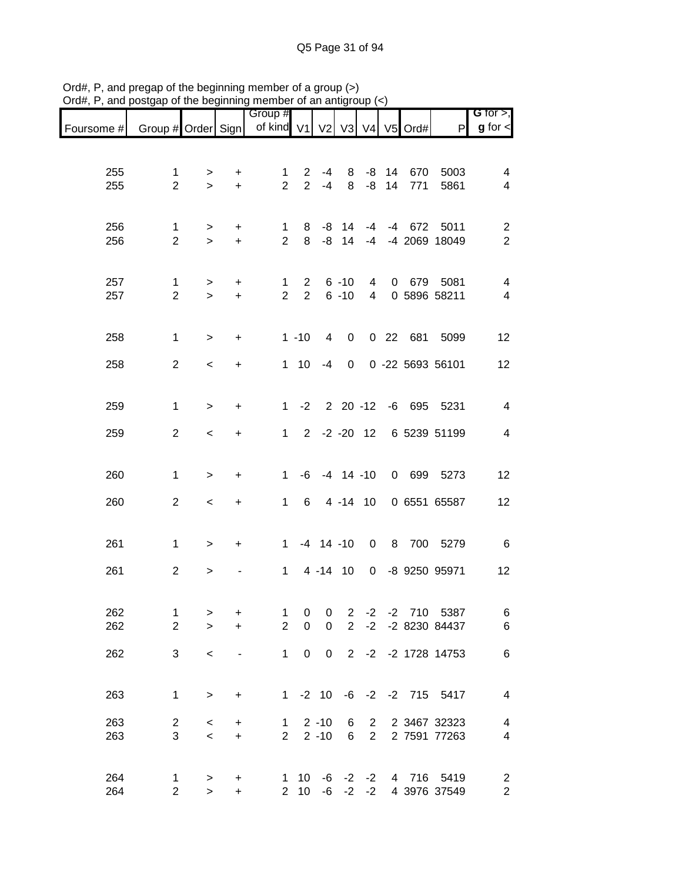Ord#, P, and pregap of the beginning member of a group (>)
Ord#, P, and postgap of the beginning member of an antigroup (<)

| Foursome # | Group # | Order | Sign | Group # of kind | V1 | V2 | V3 | V4 | V5 | Ord# | P | G for >, g for < |
|---|---|---|---|---|---|---|---|---|---|---|---|---|
| 255 | 1 | > | + | 1 | 2 | -4 | 8 | -8 | 14 | 670 | 5003 | 4 |
| 255 | 2 | > | + | 2 | 2 | -4 | 8 | -8 | 14 | 771 | 5861 | 4 |
| 256 | 1 | > | + | 1 | 8 | -8 | 14 | -4 | -4 | 672 | 5011 | 2 |
| 256 | 2 | > | + | 2 | 8 | -8 | 14 | -4 | -4 | 2069 | 18049 | 2 |
| 257 | 1 | > | + | 1 | 2 | 6 | -10 | 4 | 0 | 679 | 5081 | 4 |
| 257 | 2 | > | + | 2 | 2 | 6 | -10 | 4 | 0 | 5896 | 58211 | 4 |
| 258 | 1 | > | + | 1 | -10 | 4 | 0 | 0 | 22 | 681 | 5099 | 12 |
| 258 | 2 | < | + | 1 | 10 | -4 | 0 | 0 | -22 | 5693 | 56101 | 12 |
| 259 | 1 | > | + | 1 | -2 | 2 | 20 | -12 | -6 | 695 | 5231 | 4 |
| 259 | 2 | < | + | 1 | 2 | -2 | -20 | 12 | 6 | 5239 | 51199 | 4 |
| 260 | 1 | > | + | 1 | -6 | -4 | 14 | -10 | 0 | 699 | 5273 | 12 |
| 260 | 2 | < | + | 1 | 6 | 4 | -14 | 10 | 0 | 6551 | 65587 | 12 |
| 261 | 1 | > | + | 1 | -4 | 14 | -10 | 0 | 8 | 700 | 5279 | 6 |
| 261 | 2 | > | - | 1 | 4 | -14 | 10 | 0 | -8 | 9250 | 95971 | 12 |
| 262 | 1 | > | + | 1 | 0 | 0 | 2 | -2 | -2 | 710 | 5387 | 6 |
| 262 | 2 | > | + | 2 | 0 | 0 | 2 | -2 | -2 | 8230 | 84437 | 6 |
| 262 | 3 | < | - | 1 | 0 | 0 | 2 | -2 | -2 | 1728 | 14753 | 6 |
| 263 | 1 | > | + | 1 | -2 | 10 | -6 | -2 | -2 | 715 | 5417 | 4 |
| 263 | 2 | < | + | 1 | 2 | -10 | 6 | 2 | 2 | 3467 | 32323 | 4 |
| 263 | 3 | < | + | 2 | 2 | -10 | 6 | 2 | 2 | 7591 | 77263 | 4 |
| 264 | 1 | > | + | 1 | 10 | -6 | -2 | -2 | 4 | 716 | 5419 | 2 |
| 264 | 2 | > | + | 2 | 10 | -6 | -2 | -2 | 4 | 3976 | 37549 | 2 |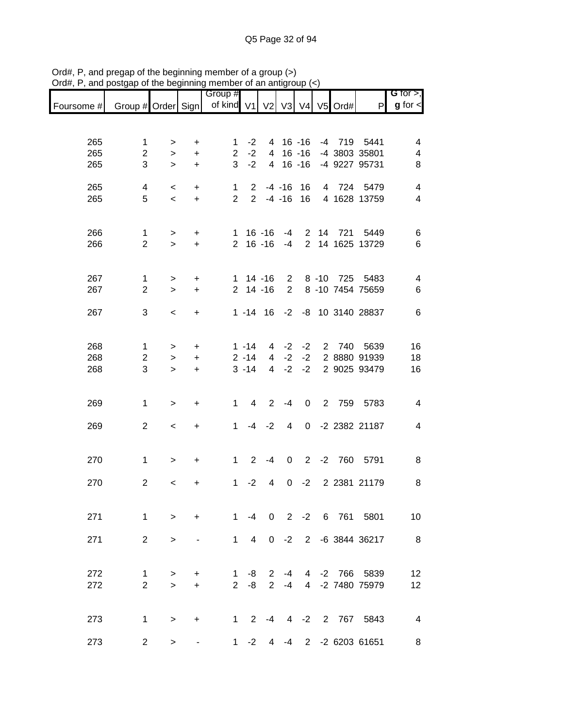Ord#, P, and pregap of the beginning member of a group (>)
Ord#, P, and postgap of the beginning member of an antigroup (<)

| Foursome # | Group # | Order | Sign | Group # of kind | V1 | V2 | V3 | V4 | V5 | Ord# | P | **G** for >, **g** for < |
|---|---|---|---|---|---|---|---|---|---|---|---|---|
| 265 | 1 | > | + | 1 | -2 | 4 | 16 | -16 | -4 | 719 | 5441 | 4 |
| 265 | 2 | > | + | 2 | -2 | 4 | 16 | -16 | -4 | 3803 | 35801 | 4 |
| 265 | 3 | > | + | 3 | -2 | 4 | 16 | -16 | -4 | 9227 | 95731 | 8 |
| 265 | 4 | < | + | 1 | 2 | -4 | -16 | 16 | 4 | 724 | 5479 | 4 |
| 265 | 5 | < | + | 2 | 2 | -4 | -16 | 16 | 4 | 1628 | 13759 | 4 |
| 266 | 1 | > | + | 1 | 16 | -16 | -4 | 2 | 14 | 721 | 5449 | 6 |
| 266 | 2 | > | + | 2 | 16 | -16 | -4 | 2 | 14 | 1625 | 13729 | 6 |
| 267 | 1 | > | + | 1 | 14 | -16 | 2 | 8 | -10 | 725 | 5483 | 4 |
| 267 | 2 | > | + | 2 | 14 | -16 | 2 | 8 | -10 | 7454 | 75659 | 6 |
| 267 | 3 | < | + | 1 | -14 | 16 | -2 | -8 | 10 | 3140 | 28837 | 6 |
| 268 | 1 | > | + | 1 | -14 | 4 | -2 | -2 | 2 | 740 | 5639 | 16 |
| 268 | 2 | > | + | 2 | -14 | 4 | -2 | -2 | 2 | 8880 | 91939 | 18 |
| 268 | 3 | > | + | 3 | -14 | 4 | -2 | -2 | 2 | 9025 | 93479 | 16 |
| 269 | 1 | > | + | 1 | 4 | 2 | -4 | 0 | 2 | 759 | 5783 | 4 |
| 269 | 2 | < | + | 1 | -4 | -2 | 4 | 0 | -2 | 2382 | 21187 | 4 |
| 270 | 1 | > | + | 1 | 2 | -4 | 0 | 2 | -2 | 760 | 5791 | 8 |
| 270 | 2 | < | + | 1 | -2 | 4 | 0 | -2 | 2 | 2381 | 21179 | 8 |
| 271 | 1 | > | + | 1 | -4 | 0 | 2 | -2 | 6 | 761 | 5801 | 10 |
| 271 | 2 | > | - | 1 | 4 | 0 | -2 | 2 | -6 | 3844 | 36217 | 8 |
| 272 | 1 | > | + | 1 | -8 | 2 | -4 | 4 | -2 | 766 | 5839 | 12 |
| 272 | 2 | > | + | 2 | -8 | 2 | -4 | 4 | -2 | 7480 | 75979 | 12 |
| 273 | 1 | > | + | 1 | 2 | -4 | 4 | -2 | 2 | 767 | 5843 | 4 |
| 273 | 2 | > | - | 1 | -2 | 4 | -4 | 2 | -2 | 6203 | 61651 | 8 |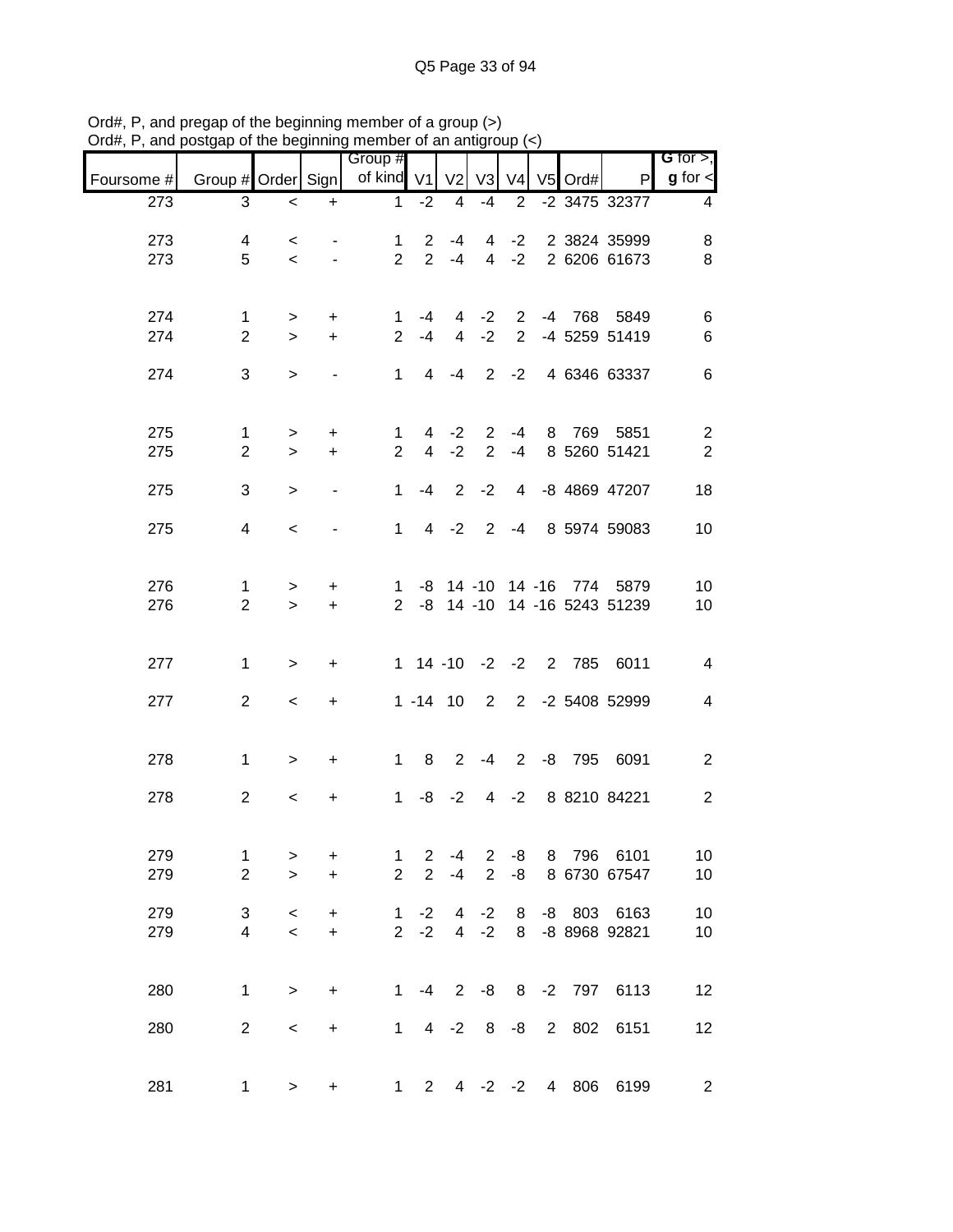Ord#, P, and pregap of the beginning member of a group (>)
Ord#, P, and postgap of the beginning member of an antigroup (<)

| Foursome # | Group # | Order | Sign | Group # of kind | V1 | V2 | V3 | V4 | V5 | Ord# | P | G for >, g for < |
|---|---|---|---|---|---|---|---|---|---|---|---|---|
| 273 | 3 | < | + | 1 | -2 | 4 | -4 | 2 | -2 | 3475 | 32377 | 4 |
| 273 | 4 | < | - | 1 | 2 | -4 | 4 | -2 | 2 | 3824 | 35999 | 8 |
| 273 | 5 | < | - | 2 | 2 | -4 | 4 | -2 | 2 | 6206 | 61673 | 8 |
| 274 | 1 | > | + | 1 | -4 | 4 | -2 | 2 | -4 | 768 | 5849 | 6 |
| 274 | 2 | > | + | 2 | -4 | 4 | -2 | 2 | -4 | 5259 | 51419 | 6 |
| 274 | 3 | > | - | 1 | 4 | -4 | 2 | -2 | 4 | 6346 | 63337 | 6 |
| 275 | 1 | > | + | 1 | 4 | -2 | 2 | -4 | 8 | 769 | 5851 | 2 |
| 275 | 2 | > | + | 2 | 4 | -2 | 2 | -4 | 8 | 5260 | 51421 | 2 |
| 275 | 3 | > | - | 1 | -4 | 2 | -2 | 4 | -8 | 4869 | 47207 | 18 |
| 275 | 4 | < | - | 1 | 4 | -2 | 2 | -4 | 8 | 5974 | 59083 | 10 |
| 276 | 1 | > | + | 1 | -8 | 14 | -10 | 14 | -16 | 774 | 5879 | 10 |
| 276 | 2 | > | + | 2 | -8 | 14 | -10 | 14 | -16 | 5243 | 51239 | 10 |
| 277 | 1 | > | + | 1 | 14 | -10 | -2 | -2 | 2 | 785 | 6011 | 4 |
| 277 | 2 | < | + | 1 | -14 | 10 | 2 | 2 | -2 | 5408 | 52999 | 4 |
| 278 | 1 | > | + | 1 | 8 | 2 | -4 | 2 | -8 | 795 | 6091 | 2 |
| 278 | 2 | < | + | 1 | -8 | -2 | 4 | -2 | 8 | 8210 | 84221 | 2 |
| 279 | 1 | > | + | 1 | 2 | -4 | 2 | -8 | 8 | 796 | 6101 | 10 |
| 279 | 2 | > | + | 2 | 2 | -4 | 2 | -8 | 8 | 6730 | 67547 | 10 |
| 279 | 3 | < | + | 1 | -2 | 4 | -2 | 8 | -8 | 803 | 6163 | 10 |
| 279 | 4 | < | + | 2 | -2 | 4 | -2 | 8 | -8 | 8968 | 92821 | 10 |
| 280 | 1 | > | + | 1 | -4 | 2 | -8 | 8 | -2 | 797 | 6113 | 12 |
| 280 | 2 | < | + | 1 | 4 | -2 | 8 | -8 | 2 | 802 | 6151 | 12 |
| 281 | 1 | > | + | 1 | 2 | 4 | -2 | -2 | 4 | 806 | 6199 | 2 |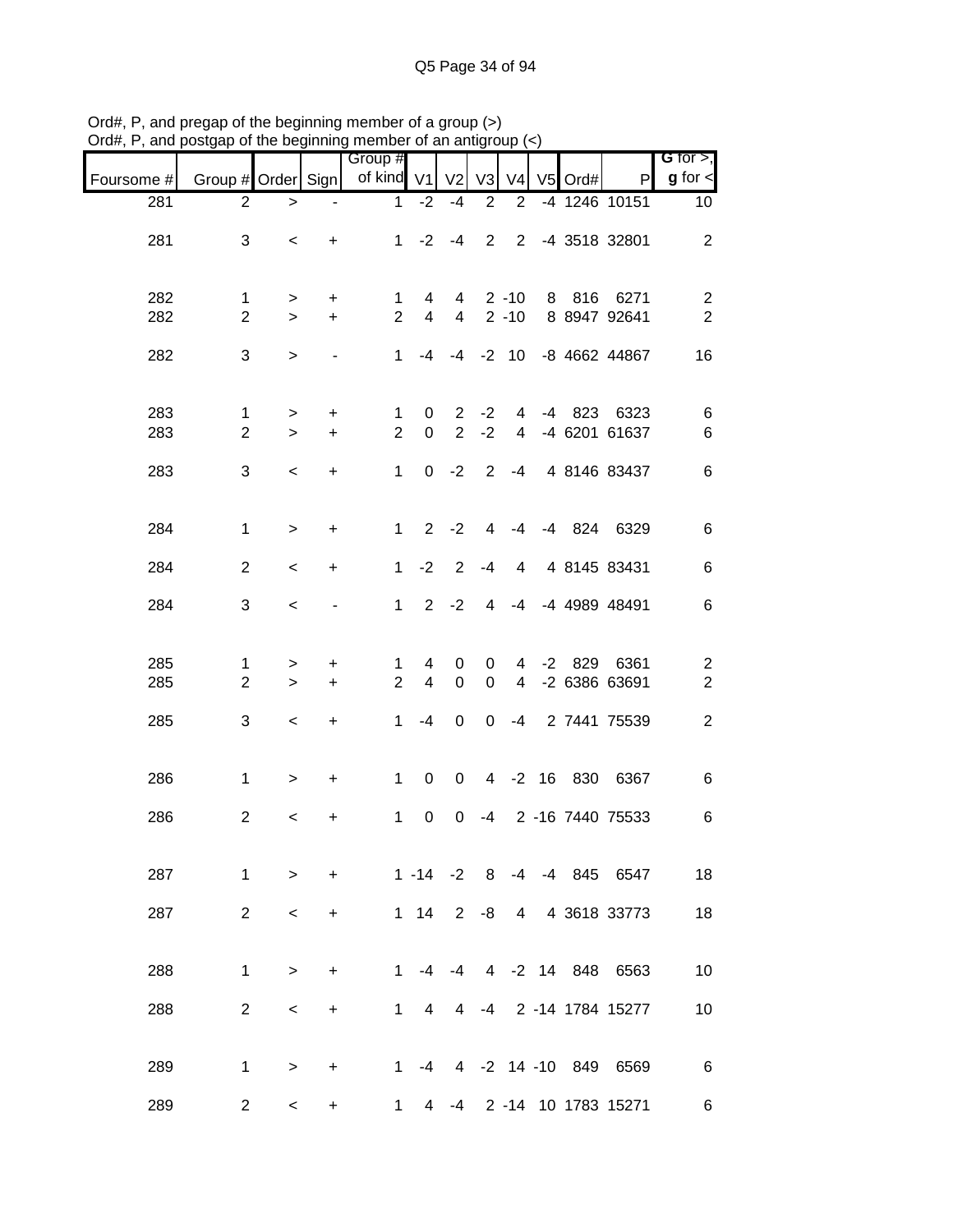Ord#, P, and pregap of the beginning member of a group (>)
Ord#, P, and postgap of the beginning member of an antigroup (<)

| Foursome # | Group # | Order | Sign | Group # of kind | V1 | V2 | V3 | V4 | V5 | Ord# | P | G for >, g for < |
|---|---|---|---|---|---|---|---|---|---|---|---|---|
| 281 | 2 | > | - | 1 | -2 | -4 | 2 | 2 | -4 | 1246 | 10151 | 10 |
| 281 | 3 | < | + | 1 | -2 | -4 | 2 | 2 | -4 | 3518 | 32801 | 2 |
| 282 | 1 | > | + | 1 | 4 | 4 | 2 | -10 | 8 | 816 | 6271 | 2 |
| 282 | 2 | > | + | 2 | 4 | 4 | 2 | -10 | 8 | 8947 | 92641 | 2 |
| 282 | 3 | > | - | 1 | -4 | -4 | -2 | 10 | -8 | 4662 | 44867 | 16 |
| 283 | 1 | > | + | 1 | 0 | 2 | -2 | 4 | -4 | 823 | 6323 | 6 |
| 283 | 2 | > | + | 2 | 0 | 2 | -2 | 4 | -4 | 6201 | 61637 | 6 |
| 283 | 3 | < | + | 1 | 0 | -2 | 2 | -4 | 4 | 8146 | 83437 | 6 |
| 284 | 1 | > | + | 1 | 2 | -2 | 4 | -4 | -4 | 824 | 6329 | 6 |
| 284 | 2 | < | + | 1 | -2 | 2 | -4 | 4 | 4 | 8145 | 83431 | 6 |
| 284 | 3 | < | - | 1 | 2 | -2 | 4 | -4 | -4 | 4989 | 48491 | 6 |
| 285 | 1 | > | + | 1 | 4 | 0 | 0 | 4 | -2 | 829 | 6361 | 2 |
| 285 | 2 | > | + | 2 | 4 | 0 | 0 | 4 | -2 | 6386 | 63691 | 2 |
| 285 | 3 | < | + | 1 | -4 | 0 | 0 | -4 | 2 | 7441 | 75539 | 2 |
| 286 | 1 | > | + | 1 | 0 | 0 | 4 | -2 | 16 | 830 | 6367 | 6 |
| 286 | 2 | < | + | 1 | 0 | 0 | -4 | 2 | -16 | 7440 | 75533 | 6 |
| 287 | 1 | > | + | 1 | -14 | -2 | 8 | -4 | -4 | 845 | 6547 | 18 |
| 287 | 2 | < | + | 1 | 14 | 2 | -8 | 4 | 4 | 3618 | 33773 | 18 |
| 288 | 1 | > | + | 1 | -4 | -4 | 4 | -2 | 14 | 848 | 6563 | 10 |
| 288 | 2 | < | + | 1 | 4 | 4 | -4 | 2 | -14 | 1784 | 15277 | 10 |
| 289 | 1 | > | + | 1 | -4 | 4 | -2 | 14 | -10 | 849 | 6569 | 6 |
| 289 | 2 | < | + | 1 | 4 | -4 | 2 | -14 | 10 | 1783 | 15271 | 6 |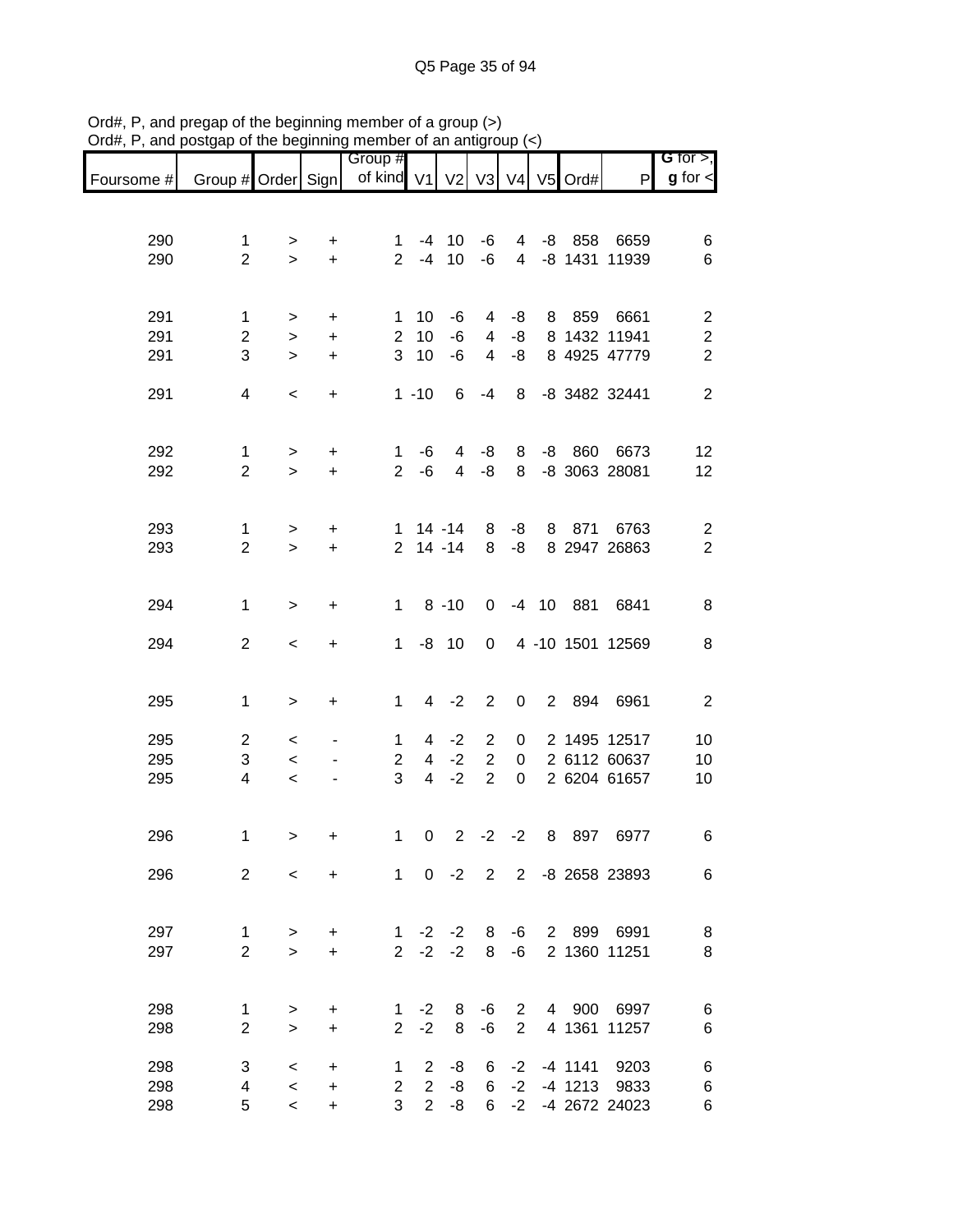Ord#, P, and pregap of the beginning member of a group (>)
Ord#, P, and postgap of the beginning member of an antigroup (<)

| Foursome # | Group # | Order | Sign | Group # of kind | V1 | V2 | V3 | V4 | V5 | Ord# | P | G for >, g for < |
|---|---|---|---|---|---|---|---|---|---|---|---|---|
| 290 | 1 | > | + | 1 | -4 | 10 | -6 | 4 | -8 | 858 | 6659 | 6 |
| 290 | 2 | > | + | 2 | -4 | 10 | -6 | 4 | -8 | 1431 | 11939 | 6 |
| 291 | 1 | > | + | 1 | 10 | -6 | 4 | -8 | 8 | 859 | 6661 | 2 |
| 291 | 2 | > | + | 2 | 10 | -6 | 4 | -8 | 8 | 1432 | 11941 | 2 |
| 291 | 3 | > | + | 3 | 10 | -6 | 4 | -8 | 8 | 4925 | 47779 | 2 |
| 291 | 4 | < | + | 1 | -10 | 6 | -4 | 8 | -8 | 3482 | 32441 | 2 |
| 292 | 1 | > | + | 1 | -6 | 4 | -8 | 8 | -8 | 860 | 6673 | 12 |
| 292 | 2 | > | + | 2 | -6 | 4 | -8 | 8 | -8 | 3063 | 28081 | 12 |
| 293 | 1 | > | + | 1 | 14 | -14 | 8 | -8 | 8 | 871 | 6763 | 2 |
| 293 | 2 | > | + | 2 | 14 | -14 | 8 | -8 | 8 | 2947 | 26863 | 2 |
| 294 | 1 | > | + | 1 | 8 | -10 | 0 | -4 | 10 | 881 | 6841 | 8 |
| 294 | 2 | < | + | 1 | -8 | 10 | 0 | 4 | -10 | 1501 | 12569 | 8 |
| 295 | 1 | > | + | 1 | 4 | -2 | 2 | 0 | 2 | 894 | 6961 | 2 |
| 295 | 2 | < | - | 1 | 4 | -2 | 2 | 0 | 2 | 1495 | 12517 | 10 |
| 295 | 3 | < | - | 2 | 4 | -2 | 2 | 0 | 2 | 6112 | 60637 | 10 |
| 295 | 4 | < | - | 3 | 4 | -2 | 2 | 0 | 2 | 6204 | 61657 | 10 |
| 296 | 1 | > | + | 1 | 0 | 2 | -2 | -2 | 8 | 897 | 6977 | 6 |
| 296 | 2 | < | + | 1 | 0 | -2 | 2 | 2 | -8 | 2658 | 23893 | 6 |
| 297 | 1 | > | + | 1 | -2 | -2 | 8 | -6 | 2 | 899 | 6991 | 8 |
| 297 | 2 | > | + | 2 | -2 | -2 | 8 | -6 | 2 | 1360 | 11251 | 8 |
| 298 | 1 | > | + | 1 | -2 | 8 | -6 | 2 | 4 | 900 | 6997 | 6 |
| 298 | 2 | > | + | 2 | -2 | 8 | -6 | 2 | 4 | 1361 | 11257 | 6 |
| 298 | 3 | < | + | 1 | 2 | -8 | 6 | -2 | -4 | 1141 | 9203 | 6 |
| 298 | 4 | < | + | 2 | 2 | -8 | 6 | -2 | -4 | 1213 | 9833 | 6 |
| 298 | 5 | < | + | 3 | 2 | -8 | 6 | -2 | -4 | 2672 | 24023 | 6 |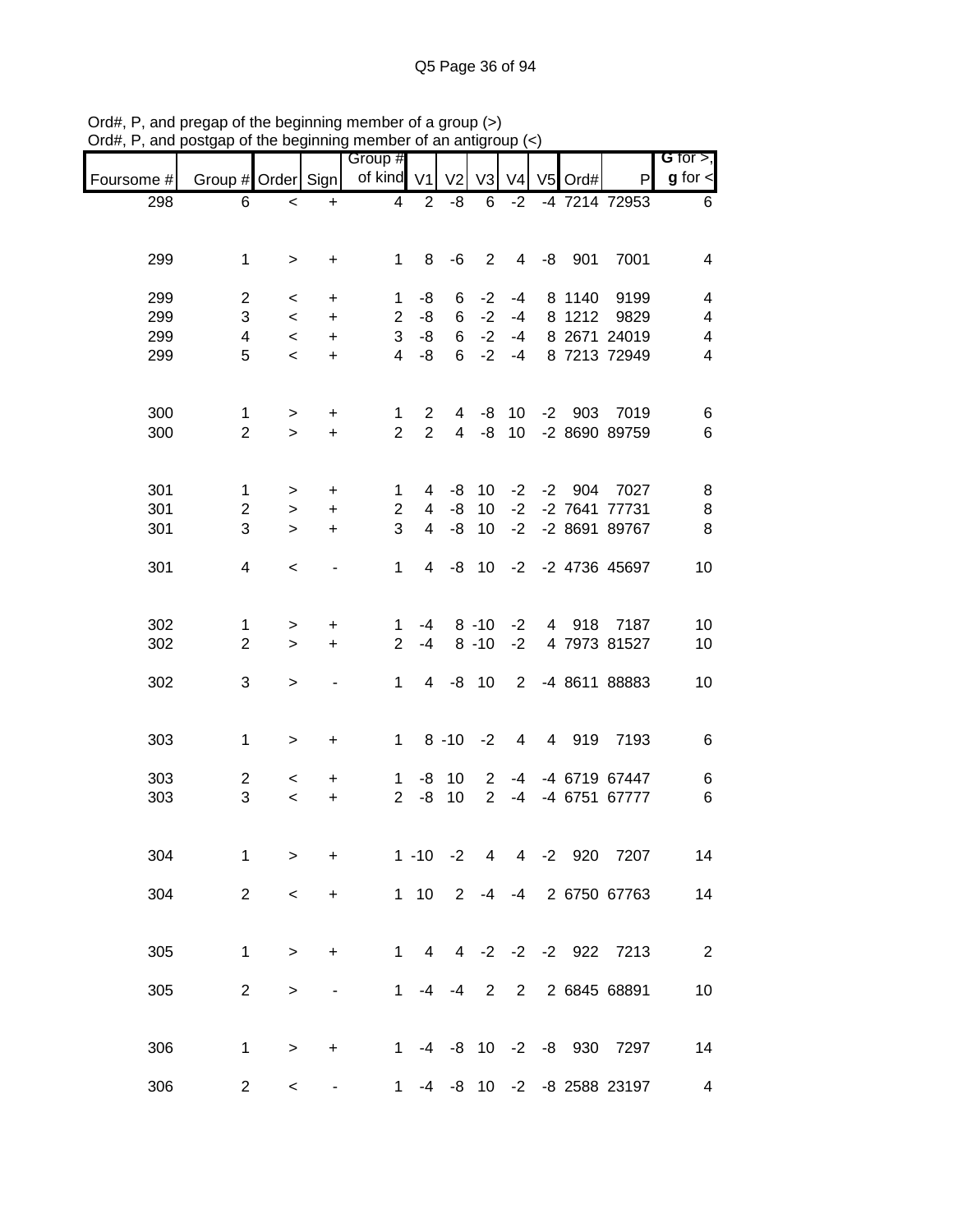Ord#, P, and pregap of the beginning member of a group (>)
Ord#, P, and postgap of the beginning member of an antigroup (<)

| Foursome # | Group # | Order | Sign | Group # of kind | V1 | V2 | V3 | V4 | V5 | Ord# | P | G for >, g for < |
|---|---|---|---|---|---|---|---|---|---|---|---|---|
| 298 | 6 | < | + | 4 | 2 | -8 | 6 | -2 | -4 | 7214 | 72953 | 6 |
| | | | | | | | | | | | | |
| 299 | 1 | > | + | 1 | 8 | -6 | 2 | 4 | -8 | 901 | 7001 | 4 |
| | | | | | | | | | | | | |
| 299 | 2 | < | + | 1 | -8 | 6 | -2 | -4 | 8 | 1140 | 9199 | 4 |
| 299 | 3 | < | + | 2 | -8 | 6 | -2 | -4 | 8 | 1212 | 9829 | 4 |
| 299 | 4 | < | + | 3 | -8 | 6 | -2 | -4 | 8 | 2671 | 24019 | 4 |
| 299 | 5 | < | + | 4 | -8 | 6 | -2 | -4 | 8 | 7213 | 72949 | 4 |
| | | | | | | | | | | | | |
| 300 | 1 | > | + | 1 | 2 | 4 | -8 | 10 | -2 | 903 | 7019 | 6 |
| 300 | 2 | > | + | 2 | 2 | 4 | -8 | 10 | -2 | 8690 | 89759 | 6 |
| | | | | | | | | | | | | |
| 301 | 1 | > | + | 1 | 4 | -8 | 10 | -2 | -2 | 904 | 7027 | 8 |
| 301 | 2 | > | + | 2 | 4 | -8 | 10 | -2 | -2 | 7641 | 77731 | 8 |
| 301 | 3 | > | + | 3 | 4 | -8 | 10 | -2 | -2 | 8691 | 89767 | 8 |
| | | | | | | | | | | | | |
| 301 | 4 | < | - | 1 | 4 | -8 | 10 | -2 | -2 | 4736 | 45697 | 10 |
| | | | | | | | | | | | | |
| 302 | 1 | > | + | 1 | -4 | 8 | -10 | -2 | 4 | 918 | 7187 | 10 |
| 302 | 2 | > | + | 2 | -4 | 8 | -10 | -2 | 4 | 7973 | 81527 | 10 |
| | | | | | | | | | | | | |
| 302 | 3 | > | - | 1 | 4 | -8 | 10 | 2 | -4 | 8611 | 88883 | 10 |
| | | | | | | | | | | | | |
| 303 | 1 | > | + | 1 | 8 | -10 | -2 | 4 | 4 | 919 | 7193 | 6 |
| | | | | | | | | | | | | |
| 303 | 2 | < | + | 1 | -8 | 10 | 2 | -4 | -4 | 6719 | 67447 | 6 |
| 303 | 3 | < | + | 2 | -8 | 10 | 2 | -4 | -4 | 6751 | 67777 | 6 |
| | | | | | | | | | | | | |
| 304 | 1 | > | + | 1 | -10 | -2 | 4 | 4 | -2 | 920 | 7207 | 14 |
| | | | | | | | | | | | | |
| 304 | 2 | < | + | 1 | 10 | 2 | -4 | -4 | 2 | 6750 | 67763 | 14 |
| | | | | | | | | | | | | |
| 305 | 1 | > | + | 1 | 4 | 4 | -2 | -2 | -2 | 922 | 7213 | 2 |
| | | | | | | | | | | | | |
| 305 | 2 | > | - | 1 | -4 | -4 | 2 | 2 | 2 | 6845 | 68891 | 10 |
| | | | | | | | | | | | | |
| 306 | 1 | > | + | 1 | -4 | -8 | 10 | -2 | -8 | 930 | 7297 | 14 |
| | | | | | | | | | | | | |
| 306 | 2 | < | - | 1 | -4 | -8 | 10 | -2 | -8 | 2588 | 23197 | 4 |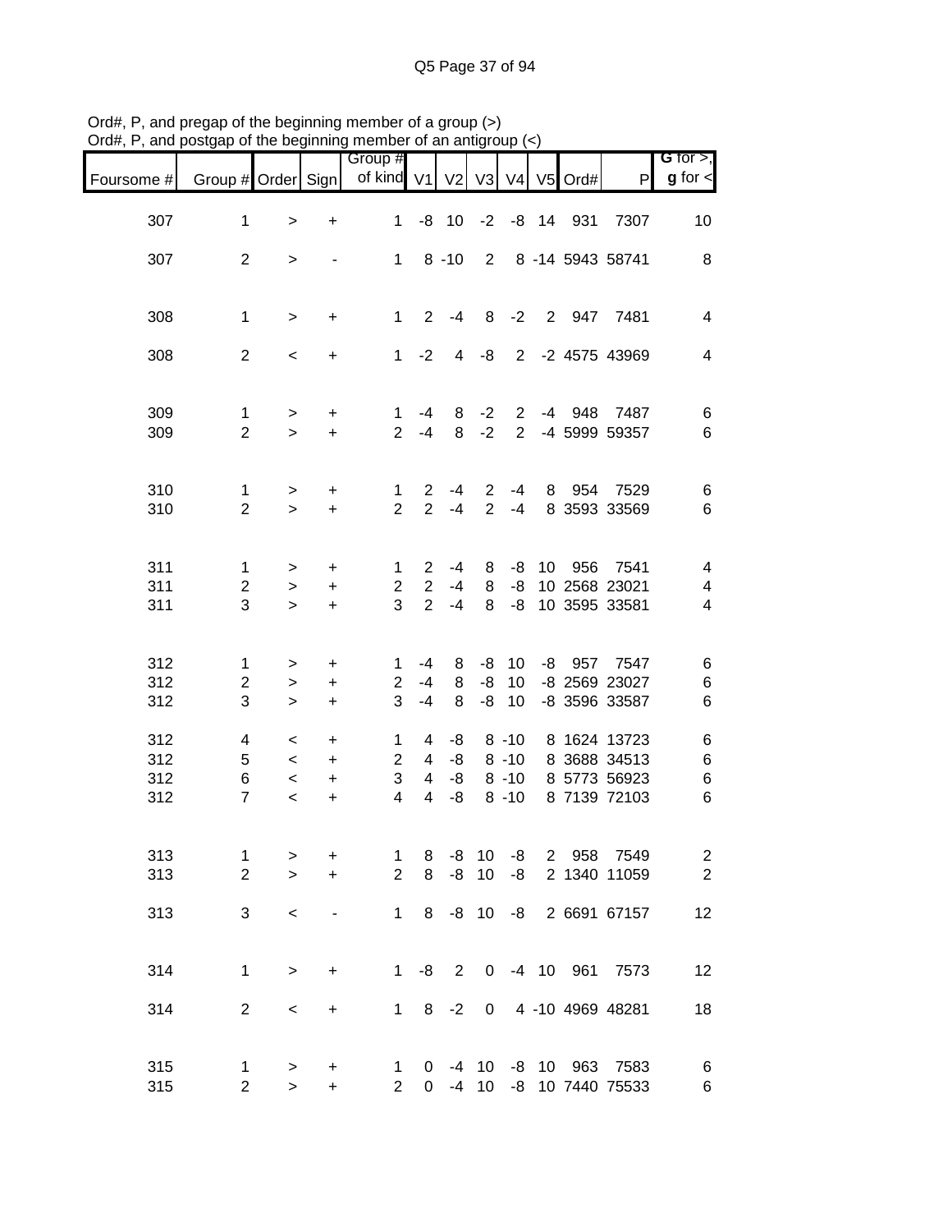Ord#, P, and pregap of the beginning member of a group (>)
Ord#, P, and postgap of the beginning member of an antigroup (<)

| Foursome # | Group # | Order | Sign | Group # of kind | V1 | V2 | V3 | V4 | V5 | Ord# | P | G for >, g for < |
|---|---|---|---|---|---|---|---|---|---|---|---|---|
| 307 | 1 | > | + | 1 | -8 | 10 | -2 | -8 | 14 | 931 | 7307 | 10 |
| 307 | 2 | > | - | 1 | 8 | -10 | 2 | 8 | -14 | 5943 | 58741 | 8 |
| 308 | 1 | > | + | 1 | 2 | -4 | 8 | -2 | 2 | 947 | 7481 | 4 |
| 308 | 2 | < | + | 1 | -2 | 4 | -8 | 2 | -2 | 4575 | 43969 | 4 |
| 309 | 1 | > | + | 1 | -4 | 8 | -2 | 2 | -4 | 948 | 7487 | 6 |
| 309 | 2 | > | + | 2 | -4 | 8 | -2 | 2 | -4 | 5999 | 59357 | 6 |
| 310 | 1 | > | + | 1 | 2 | -4 | 2 | -4 | 8 | 954 | 7529 | 6 |
| 310 | 2 | > | + | 2 | 2 | -4 | 2 | -4 | 8 | 3593 | 33569 | 6 |
| 311 | 1 | > | + | 1 | 2 | -4 | 8 | -8 | 10 | 956 | 7541 | 4 |
| 311 | 2 | > | + | 2 | 2 | -4 | 8 | -8 | 10 | 2568 | 23021 | 4 |
| 311 | 3 | > | + | 3 | 2 | -4 | 8 | -8 | 10 | 3595 | 33581 | 4 |
| 312 | 1 | > | + | 1 | -4 | 8 | -8 | 10 | -8 | 957 | 7547 | 6 |
| 312 | 2 | > | + | 2 | -4 | 8 | -8 | 10 | -8 | 2569 | 23027 | 6 |
| 312 | 3 | > | + | 3 | -4 | 8 | -8 | 10 | -8 | 3596 | 33587 | 6 |
| 312 | 4 | < | + | 1 | 4 | -8 | 8 | -10 | 8 | 1624 | 13723 | 6 |
| 312 | 5 | < | + | 2 | 4 | -8 | 8 | -10 | 8 | 3688 | 34513 | 6 |
| 312 | 6 | < | + | 3 | 4 | -8 | 8 | -10 | 8 | 5773 | 56923 | 6 |
| 312 | 7 | < | + | 4 | 4 | -8 | 8 | -10 | 8 | 7139 | 72103 | 6 |
| 313 | 1 | > | + | 1 | 8 | -8 | 10 | -8 | 2 | 958 | 7549 | 2 |
| 313 | 2 | > | + | 2 | 8 | -8 | 10 | -8 | 2 | 1340 | 11059 | 2 |
| 313 | 3 | < | - | 1 | 8 | -8 | 10 | -8 | 2 | 6691 | 67157 | 12 |
| 314 | 1 | > | + | 1 | -8 | 2 | 0 | -4 | 10 | 961 | 7573 | 12 |
| 314 | 2 | < | + | 1 | 8 | -2 | 0 | 4 | -10 | 4969 | 48281 | 18 |
| 315 | 1 | > | + | 1 | 0 | -4 | 10 | -8 | 10 | 963 | 7583 | 6 |
| 315 | 2 | > | + | 2 | 0 | -4 | 10 | -8 | 10 | 7440 | 75533 | 6 |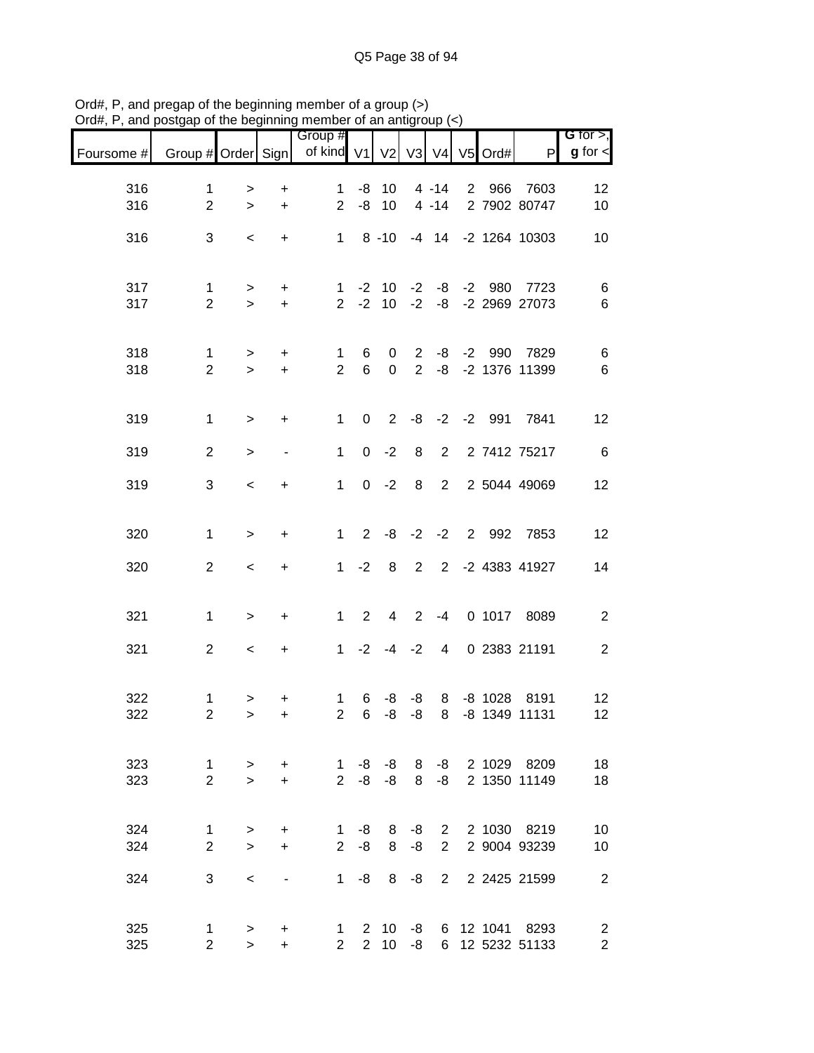Ord#, P, and pregap of the beginning member of a group (>)
Ord#, P, and postgap of the beginning member of an antigroup (<)

| Foursome # | Group # | Order | Sign | Group # of kind | V1 | V2 | V3 | V4 | V5 | Ord# | P | G for >, g for < |
|---|---|---|---|---|---|---|---|---|---|---|---|---|
| 316 | 1 | > | + | 1 | -8 | 10 | 4 | -14 | 2 | 966 | 7603 | 12 |
| 316 | 2 | > | + | 2 | -8 | 10 | 4 | -14 | 2 | 7902 | 80747 | 10 |
| 316 | 3 | < | + | 1 | 8 | -10 | -4 | 14 | -2 | 1264 | 10303 | 10 |
| 317 | 1 | > | + | 1 | -2 | 10 | -2 | -8 | -2 | 980 | 7723 | 6 |
| 317 | 2 | > | + | 2 | -2 | 10 | -2 | -8 | -2 | 2969 | 27073 | 6 |
| 318 | 1 | > | + | 1 | 6 | 0 | 2 | -8 | -2 | 990 | 7829 | 6 |
| 318 | 2 | > | + | 2 | 6 | 0 | 2 | -8 | -2 | 1376 | 11399 | 6 |
| 319 | 1 | > | + | 1 | 0 | 2 | -8 | -2 | -2 | 991 | 7841 | 12 |
| 319 | 2 | > | - | 1 | 0 | -2 | 8 | 2 | 2 | 7412 | 75217 | 6 |
| 319 | 3 | < | + | 1 | 0 | -2 | 8 | 2 | 2 | 5044 | 49069 | 12 |
| 320 | 1 | > | + | 1 | 2 | -8 | -2 | -2 | 2 | 992 | 7853 | 12 |
| 320 | 2 | < | + | 1 | -2 | 8 | 2 | 2 | -2 | 4383 | 41927 | 14 |
| 321 | 1 | > | + | 1 | 2 | 4 | 2 | -4 | 0 | 1017 | 8089 | 2 |
| 321 | 2 | < | + | 1 | -2 | -4 | -2 | 4 | 0 | 2383 | 21191 | 2 |
| 322 | 1 | > | + | 1 | 6 | -8 | -8 | 8 | -8 | 1028 | 8191 | 12 |
| 322 | 2 | > | + | 2 | 6 | -8 | -8 | 8 | -8 | 1349 | 11131 | 12 |
| 323 | 1 | > | + | 1 | -8 | -8 | 8 | -8 | 2 | 1029 | 8209 | 18 |
| 323 | 2 | > | + | 2 | -8 | -8 | 8 | -8 | 2 | 1350 | 11149 | 18 |
| 324 | 1 | > | + | 1 | -8 | 8 | -8 | 2 | 2 | 1030 | 8219 | 10 |
| 324 | 2 | > | + | 2 | -8 | 8 | -8 | 2 | 2 | 9004 | 93239 | 10 |
| 324 | 3 | < | - | 1 | -8 | 8 | -8 | 2 | 2 | 2425 | 21599 | 2 |
| 325 | 1 | > | + | 1 | 2 | 10 | -8 | 6 | 12 | 1041 | 8293 | 2 |
| 325 | 2 | > | + | 2 | 2 | 10 | -8 | 6 | 12 | 5232 | 51133 | 2 |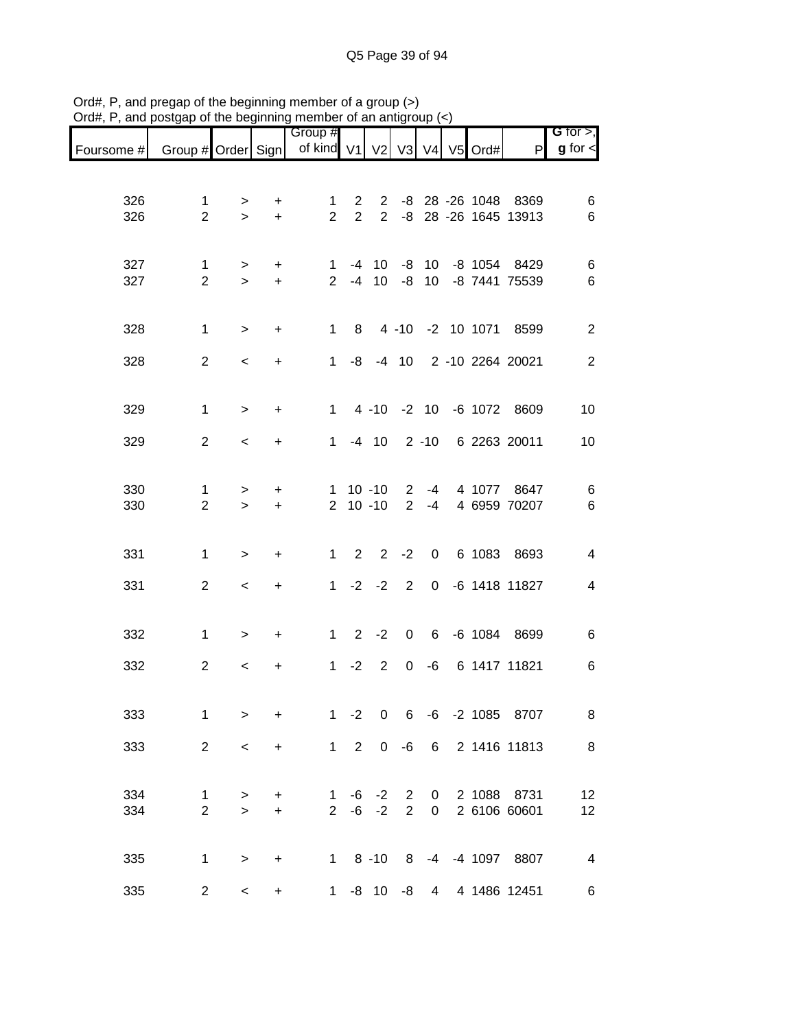Ord#, P, and pregap of the beginning member of a group (>)
Ord#, P, and postgap of the beginning member of an antigroup (<)

| Foursome # | Group # | Order | Sign | Group # of kind | V1 | V2 | V3 | V4 | V5 | Ord# | P | G for >, g for < |
|---|---|---|---|---|---|---|---|---|---|---|---|---|
| 326 | 1 | > | + | 1 | 2 | 2 | -8 | 28 | -26 | 1048 | 8369 | 6 |
| 326 | 2 | > | + | 2 | 2 | 2 | -8 | 28 | -26 | 1645 | 13913 | 6 |
| 327 | 1 | > | + | 1 | -4 | 10 | -8 | 10 | -8 | 1054 | 8429 | 6 |
| 327 | 2 | > | + | 2 | -4 | 10 | -8 | 10 | -8 | 7441 | 75539 | 6 |
| 328 | 1 | > | + | 1 | 8 | 4 | -10 | -2 | 10 | 1071 | 8599 | 2 |
| 328 | 2 | < | + | 1 | -8 | -4 | 10 | 2 | -10 | 2264 | 20021 | 2 |
| 329 | 1 | > | + | 1 | 4 | -10 | -2 | 10 | -6 | 1072 | 8609 | 10 |
| 329 | 2 | < | + | 1 | -4 | 10 | 2 | -10 | 6 | 2263 | 20011 | 10 |
| 330 | 1 | > | + | 1 | 10 | -10 | 2 | -4 | 4 | 1077 | 8647 | 6 |
| 330 | 2 | > | + | 2 | 10 | -10 | 2 | -4 | 4 | 6959 | 70207 | 6 |
| 331 | 1 | > | + | 1 | 2 | 2 | -2 | 0 | 6 | 1083 | 8693 | 4 |
| 331 | 2 | < | + | 1 | -2 | -2 | 2 | 0 | -6 | 1418 | 11827 | 4 |
| 332 | 1 | > | + | 1 | 2 | -2 | 0 | 6 | -6 | 1084 | 8699 | 6 |
| 332 | 2 | < | + | 1 | -2 | 2 | 0 | -6 | 6 | 1417 | 11821 | 6 |
| 333 | 1 | > | + | 1 | -2 | 0 | 6 | -6 | -2 | 1085 | 8707 | 8 |
| 333 | 2 | < | + | 1 | 2 | 0 | -6 | 6 | 2 | 1416 | 11813 | 8 |
| 334 | 1 | > | + | 1 | -6 | -2 | 2 | 0 | 2 | 1088 | 8731 | 12 |
| 334 | 2 | > | + | 2 | -6 | -2 | 2 | 0 | 2 | 6106 | 60601 | 12 |
| 335 | 1 | > | + | 1 | 8 | -10 | 8 | -4 | -4 | 1097 | 8807 | 4 |
| 335 | 2 | < | + | 1 | -8 | 10 | -8 | 4 | 4 | 1486 | 12451 | 6 |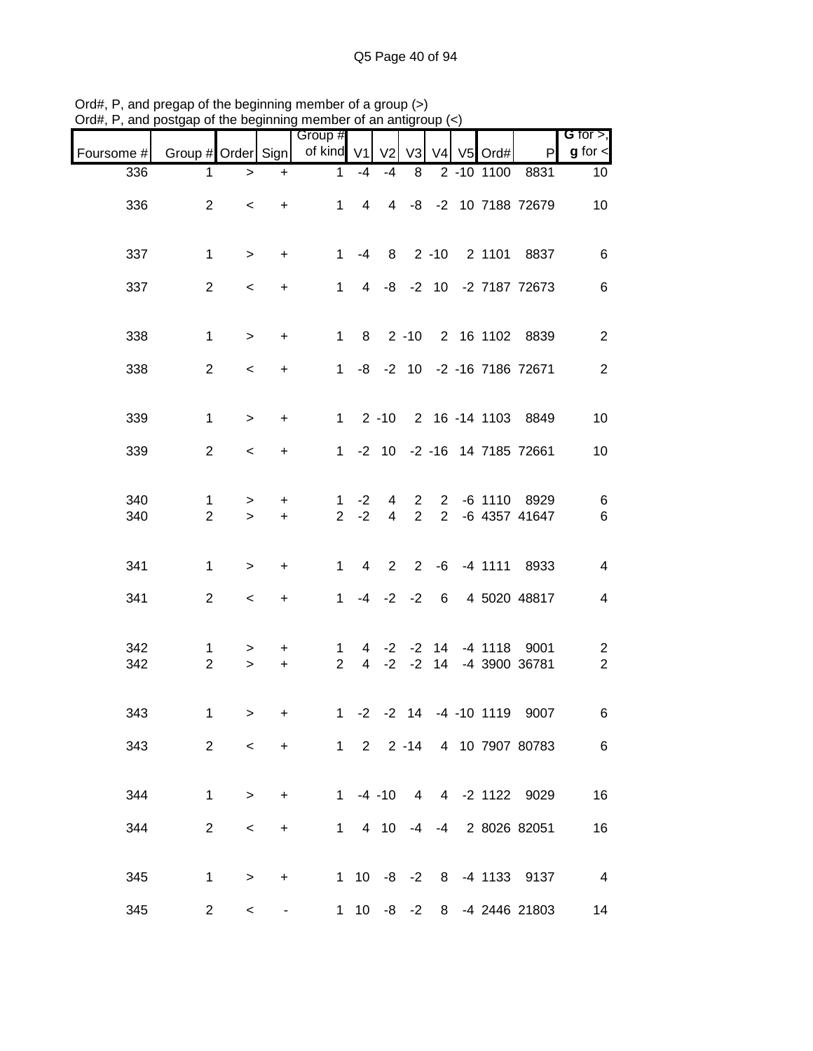Ord#, P, and pregap of the beginning member of a group (>)
Ord#, P, and postgap of the beginning member of an antigroup (<)

| Foursome # | Group # | Order | Sign | Group # of kind | V1 | V2 | V3 | V4 | V5 | Ord# | P | G for >, g for < |
|---|---|---|---|---|---|---|---|---|---|---|---|---|
| 336 | 1 | > | + | 1 | -4 | -4 | 8 | 2 | -10 | 1100 | 8831 | 10 |
| 336 | 2 | < | + | 1 | 4 | 4 | -8 | -2 | 10 | 7188 | 72679 | 10 |
| 337 | 1 | > | + | 1 | -4 | 8 | 2 | -10 | 2 | 1101 | 8837 | 6 |
| 337 | 2 | < | + | 1 | 4 | -8 | -2 | 10 | -2 | 7187 | 72673 | 6 |
| 338 | 1 | > | + | 1 | 8 | 2 | -10 | 2 | 16 | 1102 | 8839 | 2 |
| 338 | 2 | < | + | 1 | -8 | -2 | 10 | -2 | -16 | 7186 | 72671 | 2 |
| 339 | 1 | > | + | 1 | 2 | -10 | 2 | 16 | -14 | 1103 | 8849 | 10 |
| 339 | 2 | < | + | 1 | -2 | 10 | -2 | -16 | 14 | 7185 | 72661 | 10 |
| 340 | 1 | > | + | 1 | -2 | 4 | 2 | 2 | -6 | 1110 | 8929 | 6 |
| 340 | 2 | > | + | 2 | -2 | 4 | 2 | 2 | -6 | 4357 | 41647 | 6 |
| 341 | 1 | > | + | 1 | 4 | 2 | 2 | -6 | -4 | 1111 | 8933 | 4 |
| 341 | 2 | < | + | 1 | -4 | -2 | -2 | 6 | 4 | 5020 | 48817 | 4 |
| 342 | 1 | > | + | 1 | 4 | -2 | -2 | 14 | -4 | 1118 | 9001 | 2 |
| 342 | 2 | > | + | 2 | 4 | -2 | -2 | 14 | -4 | 3900 | 36781 | 2 |
| 343 | 1 | > | + | 1 | -2 | -2 | 14 | -4 | -10 | 1119 | 9007 | 6 |
| 343 | 2 | < | + | 1 | 2 | 2 | -14 | 4 | 10 | 7907 | 80783 | 6 |
| 344 | 1 | > | + | 1 | -4 | -10 | 4 | 4 | -2 | 1122 | 9029 | 16 |
| 344 | 2 | < | + | 1 | 4 | 10 | -4 | -4 | 2 | 8026 | 82051 | 16 |
| 345 | 1 | > | + | 1 | 10 | -8 | -2 | 8 | -4 | 1133 | 9137 | 4 |
| 345 | 2 | < | - | 1 | 10 | -8 | -2 | 8 | -4 | 2446 | 21803 | 14 |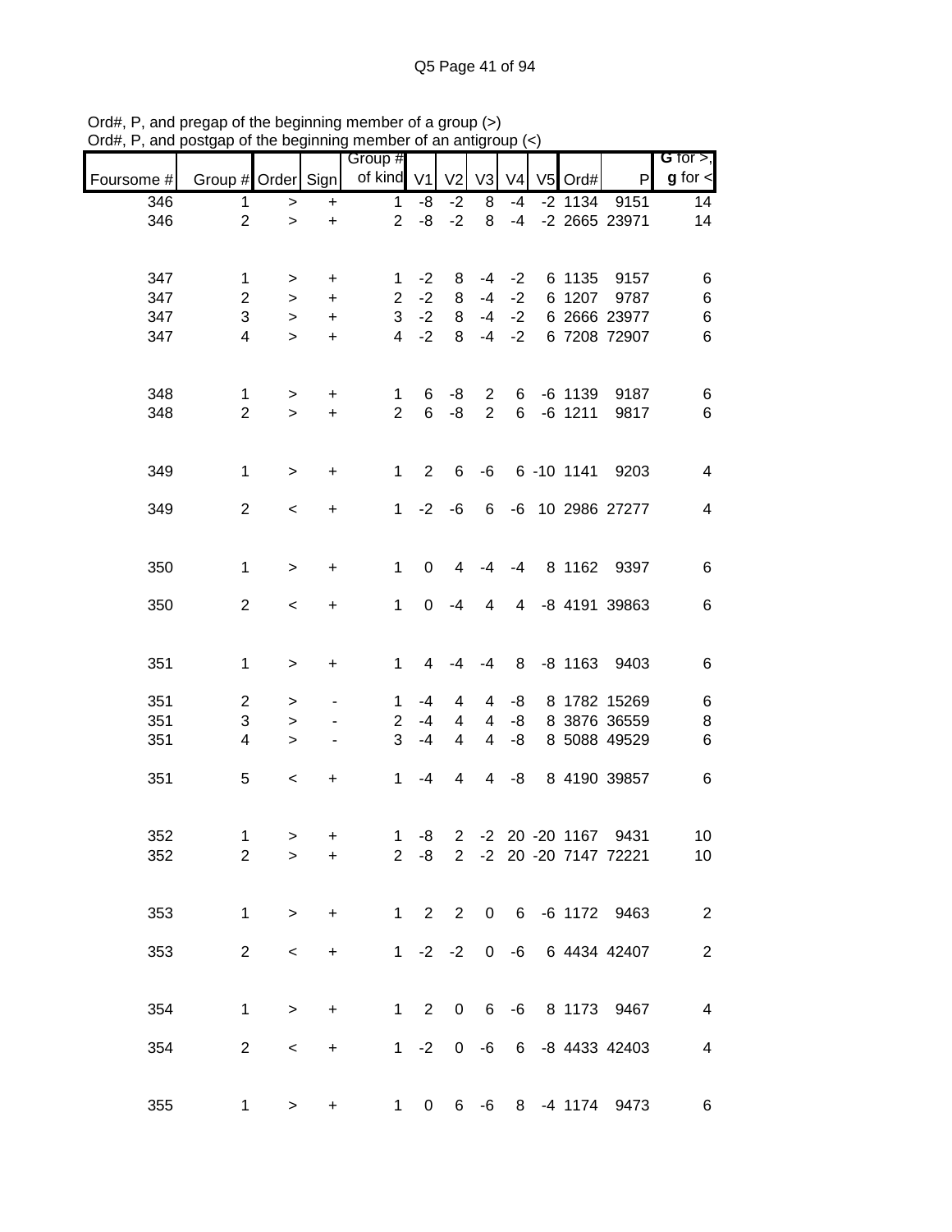Ord#, P, and pregap of the beginning member of a group (>)
Ord#, P, and postgap of the beginning member of an antigroup (<)

| Foursome # | Group # | Order | Sign | Group # of kind | V1 | V2 | V3 | V4 | V5 | Ord# | P | G for >, g for < |
|---|---|---|---|---|---|---|---|---|---|---|---|---|
| 346 | 1 | > | + | 1 | -8 | -2 | 8 | -4 | -2 | 1134 | 9151 | 14 |
| 346 | 2 | > | + | 2 | -8 | -2 | 8 | -4 | -2 | 2665 | 23971 | 14 |
| | | | | | | | | | | | | |
| 347 | 1 | > | + | 1 | -2 | 8 | -4 | -2 | 6 | 1135 | 9157 | 6 |
| 347 | 2 | > | + | 2 | -2 | 8 | -4 | -2 | 6 | 1207 | 9787 | 6 |
| 347 | 3 | > | + | 3 | -2 | 8 | -4 | -2 | 6 | 2666 | 23977 | 6 |
| 347 | 4 | > | + | 4 | -2 | 8 | -4 | -2 | 6 | 7208 | 72907 | 6 |
| | | | | | | | | | | | | |
| 348 | 1 | > | + | 1 | 6 | -8 | 2 | 6 | -6 | 1139 | 9187 | 6 |
| 348 | 2 | > | + | 2 | 6 | -8 | 2 | 6 | -6 | 1211 | 9817 | 6 |
| | | | | | | | | | | | | |
| 349 | 1 | > | + | 1 | 2 | 6 | -6 | 6 | -10 | 1141 | 9203 | 4 |
| 349 | 2 | < | + | 1 | -2 | -6 | 6 | -6 | 10 | 2986 | 27277 | 4 |
| | | | | | | | | | | | | |
| 350 | 1 | > | + | 1 | 0 | 4 | -4 | -4 | 8 | 1162 | 9397 | 6 |
| 350 | 2 | < | + | 1 | 0 | -4 | 4 | 4 | -8 | 4191 | 39863 | 6 |
| | | | | | | | | | | | | |
| 351 | 1 | > | + | 1 | 4 | -4 | -4 | 8 | -8 | 1163 | 9403 | 6 |
| 351 | 2 | > | - | 1 | -4 | 4 | 4 | -8 | 8 | 1782 | 15269 | 6 |
| 351 | 3 | > | - | 2 | -4 | 4 | 4 | -8 | 8 | 3876 | 36559 | 8 |
| 351 | 4 | > | - | 3 | -4 | 4 | 4 | -8 | 8 | 5088 | 49529 | 6 |
| 351 | 5 | < | + | 1 | -4 | 4 | 4 | -8 | 8 | 4190 | 39857 | 6 |
| | | | | | | | | | | | | |
| 352 | 1 | > | + | 1 | -8 | 2 | -2 | 20 | -20 | 1167 | 9431 | 10 |
| 352 | 2 | > | + | 2 | -8 | 2 | -2 | 20 | -20 | 7147 | 72221 | 10 |
| | | | | | | | | | | | | |
| 353 | 1 | > | + | 1 | 2 | 2 | 0 | 6 | -6 | 1172 | 9463 | 2 |
| 353 | 2 | < | + | 1 | -2 | -2 | 0 | -6 | 6 | 4434 | 42407 | 2 |
| | | | | | | | | | | | | |
| 354 | 1 | > | + | 1 | 2 | 0 | 6 | -6 | 8 | 1173 | 9467 | 4 |
| 354 | 2 | < | + | 1 | -2 | 0 | -6 | 6 | -8 | 4433 | 42403 | 4 |
| | | | | | | | | | | | | |
| 355 | 1 | > | + | 1 | 0 | 6 | -6 | 8 | -4 | 1174 | 9473 | 6 |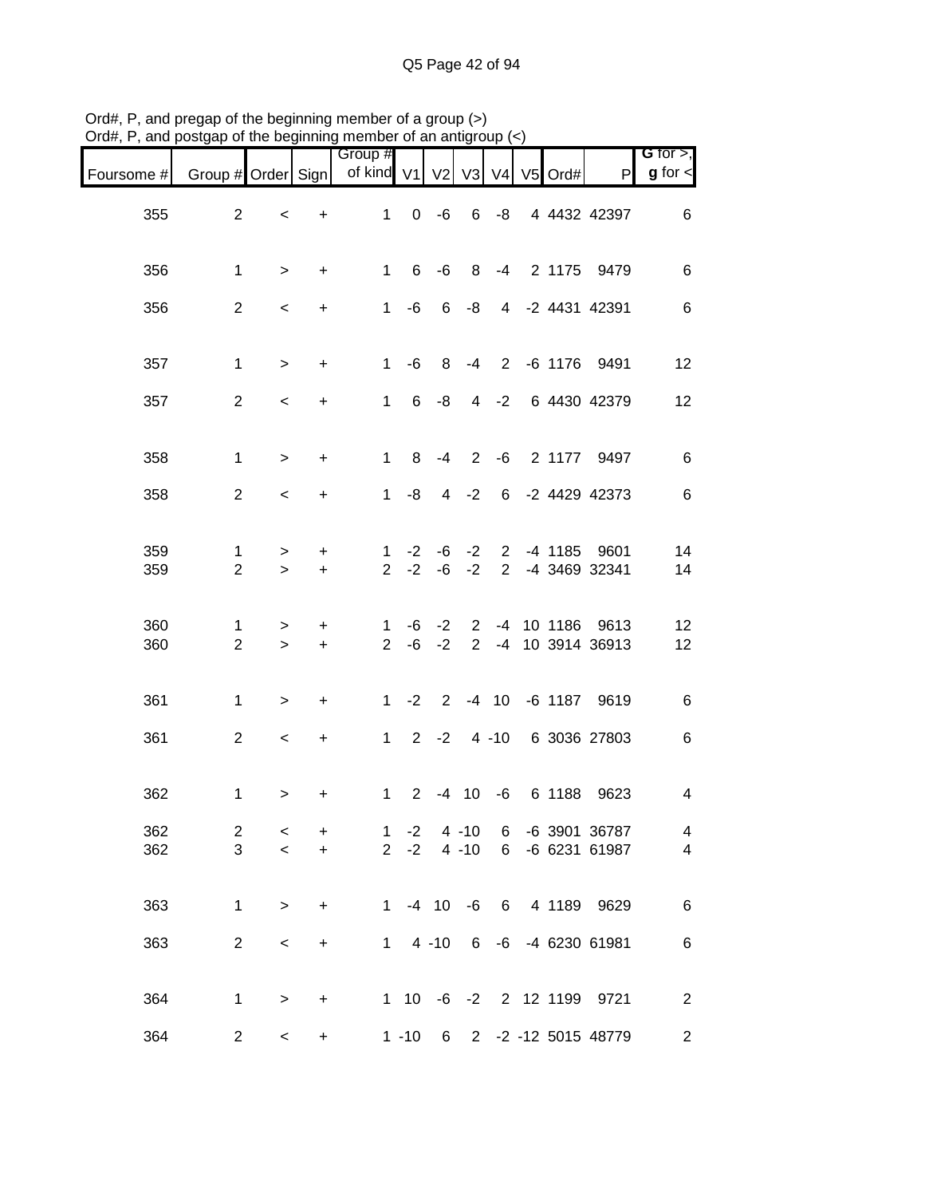Ord#, P, and pregap of the beginning member of a group (>)
Ord#, P, and postgap of the beginning member of an antigroup (<)

| Foursome # | Group # | Order | Sign | Group # of kind | V1 | V2 | V3 | V4 | V5 | Ord# | P | G for >, g for < |
|---|---|---|---|---|---|---|---|---|---|---|---|---|
| 355 | 2 | < | + | 1 | 0 | -6 | 6 | -8 | 4 | 4432 | 42397 | 6 |
| 356 | 1 | > | + | 1 | 6 | -6 | 8 | -4 | 2 | 1175 | 9479 | 6 |
| 356 | 2 | < | + | 1 | -6 | 6 | -8 | 4 | -2 | 4431 | 42391 | 6 |
| 357 | 1 | > | + | 1 | -6 | 8 | -4 | 2 | -6 | 1176 | 9491 | 12 |
| 357 | 2 | < | + | 1 | 6 | -8 | 4 | -2 | 6 | 4430 | 42379 | 12 |
| 358 | 1 | > | + | 1 | 8 | -4 | 2 | -6 | 2 | 1177 | 9497 | 6 |
| 358 | 2 | < | + | 1 | -8 | 4 | -2 | 6 | -2 | 4429 | 42373 | 6 |
| 359 | 1 | > | + | 1 | -2 | -6 | -2 | 2 | -4 | 1185 | 9601 | 14 |
| 359 | 2 | > | + | 2 | -2 | -6 | -2 | 2 | -4 | 3469 | 32341 | 14 |
| 360 | 1 | > | + | 1 | -6 | -2 | 2 | -4 | 10 | 1186 | 9613 | 12 |
| 360 | 2 | > | + | 2 | -6 | -2 | 2 | -4 | 10 | 3914 | 36913 | 12 |
| 361 | 1 | > | + | 1 | -2 | 2 | -4 | 10 | -6 | 1187 | 9619 | 6 |
| 361 | 2 | < | + | 1 | 2 | -2 | 4 | -10 | 6 | 3036 | 27803 | 6 |
| 362 | 1 | > | + | 1 | 2 | -4 | 10 | -6 | 6 | 1188 | 9623 | 4 |
| 362 | 2 | < | + | 1 | -2 | 4 | -10 | 6 | -6 | 3901 | 36787 | 4 |
| 362 | 3 | < | + | 2 | -2 | 4 | -10 | 6 | -6 | 6231 | 61987 | 4 |
| 363 | 1 | > | + | 1 | -4 | 10 | -6 | 6 | 4 | 1189 | 9629 | 6 |
| 363 | 2 | < | + | 1 | 4 | -10 | 6 | -6 | -4 | 6230 | 61981 | 6 |
| 364 | 1 | > | + | 1 | 10 | -6 | -2 | 2 | 12 | 1199 | 9721 | 2 |
| 364 | 2 | < | + | 1 | -10 | 6 | 2 | -2 | -12 | 5015 | 48779 | 2 |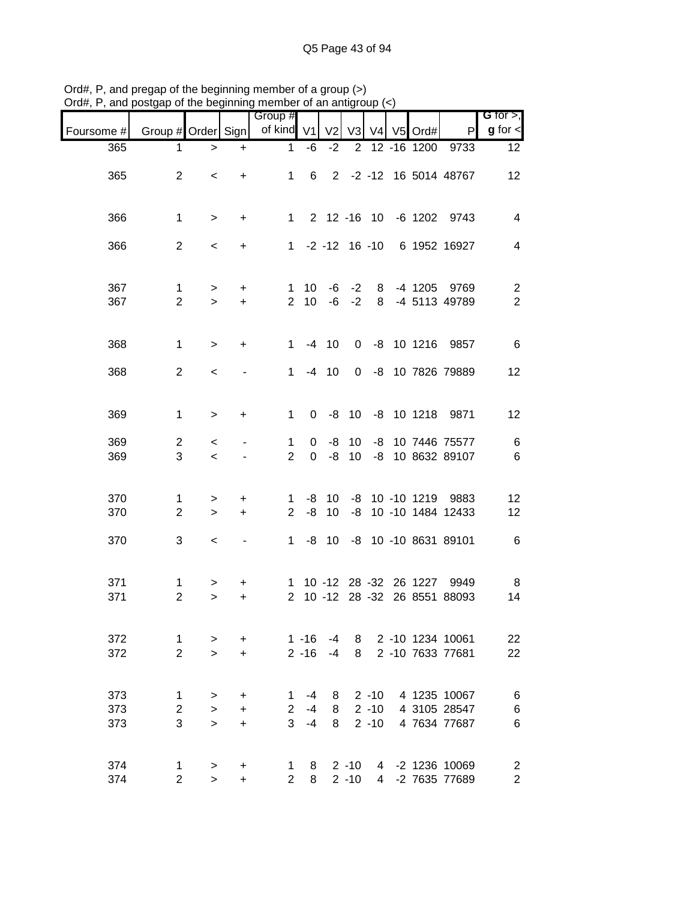Ord#, P, and pregap of the beginning member of a group (>)
Ord#, P, and postgap of the beginning member of an antigroup (<)

| Foursome # | Group # | Order | Sign | Group # of kind | V1 | V2 | V3 | V4 | V5 | Ord# | P | G for >, g for < |
|---|---|---|---|---|---|---|---|---|---|---|---|---|
| 365 | 1 | > | + | 1 | -6 | -2 | 2 | 12 | -16 | 1200 | 9733 | 12 |
| 365 | 2 | < | + | 1 | 6 | 2 | -2 | -12 | 16 | 5014 | 48767 | 12 |
| 366 | 1 | > | + | 1 | 2 | 12 | -16 | 10 | -6 | 1202 | 9743 | 4 |
| 366 | 2 | < | + | 1 | -2 | -12 | 16 | -10 | 6 | 1952 | 16927 | 4 |
| 367 | 1 | > | + | 1 | 10 | -6 | -2 | 8 | -4 | 1205 | 9769 | 2 |
| 367 | 2 | > | + | 2 | 10 | -6 | -2 | 8 | -4 | 5113 | 49789 | 2 |
| 368 | 1 | > | + | 1 | -4 | 10 | 0 | -8 | 10 | 1216 | 9857 | 6 |
| 368 | 2 | < | - | 1 | -4 | 10 | 0 | -8 | 10 | 7826 | 79889 | 12 |
| 369 | 1 | > | + | 1 | 0 | -8 | 10 | -8 | 10 | 1218 | 9871 | 12 |
| 369 | 2 | < | - | 1 | 0 | -8 | 10 | -8 | 10 | 7446 | 75577 | 6 |
| 369 | 3 | < | - | 2 | 0 | -8 | 10 | -8 | 10 | 8632 | 89107 | 6 |
| 370 | 1 | > | + | 1 | -8 | 10 | -8 | 10 | -10 | 1219 | 9883 | 12 |
| 370 | 2 | > | + | 2 | -8 | 10 | -8 | 10 | -10 | 1484 | 12433 | 12 |
| 370 | 3 | < | - | 1 | -8 | 10 | -8 | 10 | -10 | 8631 | 89101 | 6 |
| 371 | 1 | > | + | 1 | 10 | -12 | 28 | -32 | 26 | 1227 | 9949 | 8 |
| 371 | 2 | > | + | 2 | 10 | -12 | 28 | -32 | 26 | 8551 | 88093 | 14 |
| 372 | 1 | > | + | 1 | -16 | -4 | 8 | 2 | -10 | 1234 | 10061 | 22 |
| 372 | 2 | > | + | 2 | -16 | -4 | 8 | 2 | -10 | 7633 | 77681 | 22 |
| 373 | 1 | > | + | 1 | -4 | 8 | 2 | -10 | 4 | 1235 | 10067 | 6 |
| 373 | 2 | > | + | 2 | -4 | 8 | 2 | -10 | 4 | 3105 | 28547 | 6 |
| 373 | 3 | > | + | 3 | -4 | 8 | 2 | -10 | 4 | 7634 | 77687 | 6 |
| 374 | 1 | > | + | 1 | 8 | 2 | -10 | 4 | -2 | 1236 | 10069 | 2 |
| 374 | 2 | > | + | 2 | 8 | 2 | -10 | 4 | -2 | 7635 | 77689 | 2 |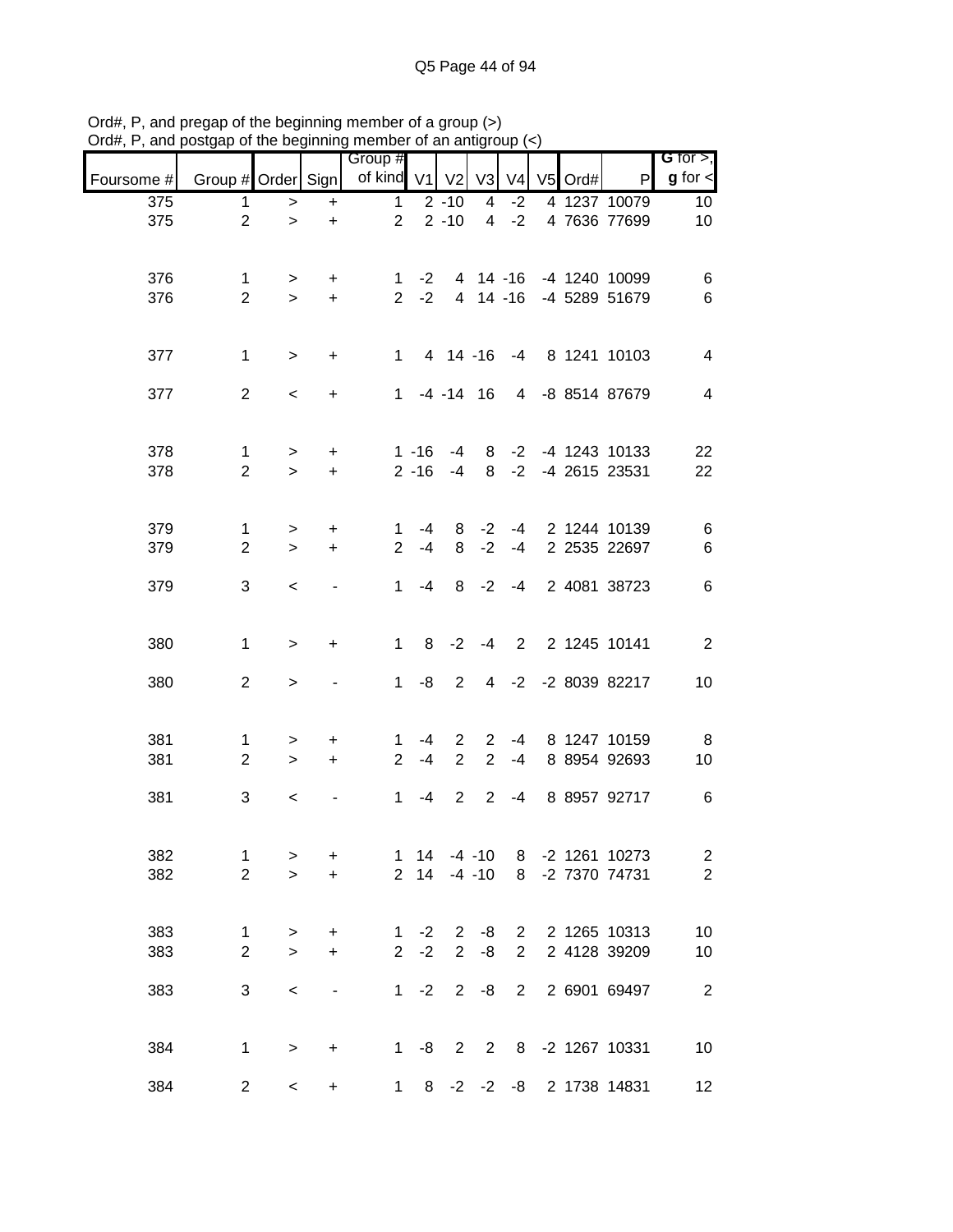Ord#, P, and pregap of the beginning member of a group (>)
Ord#, P, and postgap of the beginning member of an antigroup (<)

| Foursome # | Group # | Order | Sign | Group # of kind | V1 | V2 | V3 | V4 | V5 | Ord# | P | G for >, g for < |
|---|---|---|---|---|---|---|---|---|---|---|---|---|
| 375 | 1 | > | + | 1 | 2 | -10 | 4 | -2 | 4 | 1237 | 10079 | 10 |
| 375 | 2 | > | + | 2 | 2 | -10 | 4 | -2 | 4 | 7636 | 77699 | 10 |
| | | | | | | | | | | | | |
| 376 | 1 | > | + | 1 | -2 | 4 | 14 | -16 | -4 | 1240 | 10099 | 6 |
| 376 | 2 | > | + | 2 | -2 | 4 | 14 | -16 | -4 | 5289 | 51679 | 6 |
| | | | | | | | | | | | | |
| 377 | 1 | > | + | 1 | 4 | 14 | -16 | -4 | 8 | 1241 | 10103 | 4 |
| 377 | 2 | < | + | 1 | -4 | -14 | 16 | 4 | -8 | 8514 | 87679 | 4 |
| | | | | | | | | | | | | |
| 378 | 1 | > | + | 1 | -16 | -4 | 8 | -2 | -4 | 1243 | 10133 | 22 |
| 378 | 2 | > | + | 2 | -16 | -4 | 8 | -2 | -4 | 2615 | 23531 | 22 |
| | | | | | | | | | | | | |
| 379 | 1 | > | + | 1 | -4 | 8 | -2 | -4 | 2 | 1244 | 10139 | 6 |
| 379 | 2 | > | + | 2 | -4 | 8 | -2 | -4 | 2 | 2535 | 22697 | 6 |
| 379 | 3 | < | - | 1 | -4 | 8 | -2 | -4 | 2 | 4081 | 38723 | 6 |
| | | | | | | | | | | | | |
| 380 | 1 | > | + | 1 | 8 | -2 | -4 | 2 | 2 | 1245 | 10141 | 2 |
| 380 | 2 | > | - | 1 | -8 | 2 | 4 | -2 | -2 | 8039 | 82217 | 10 |
| | | | | | | | | | | | | |
| 381 | 1 | > | + | 1 | -4 | 2 | 2 | -4 | 8 | 1247 | 10159 | 8 |
| 381 | 2 | > | + | 2 | -4 | 2 | 2 | -4 | 8 | 8954 | 92693 | 10 |
| 381 | 3 | < | - | 1 | -4 | 2 | 2 | -4 | 8 | 8957 | 92717 | 6 |
| | | | | | | | | | | | | |
| 382 | 1 | > | + | 1 | 14 | -4 | -10 | 8 | -2 | 1261 | 10273 | 2 |
| 382 | 2 | > | + | 2 | 14 | -4 | -10 | 8 | -2 | 7370 | 74731 | 2 |
| | | | | | | | | | | | | |
| 383 | 1 | > | + | 1 | -2 | 2 | -8 | 2 | 2 | 1265 | 10313 | 10 |
| 383 | 2 | > | + | 2 | -2 | 2 | -8 | 2 | 2 | 4128 | 39209 | 10 |
| 383 | 3 | < | - | 1 | -2 | 2 | -8 | 2 | 2 | 6901 | 69497 | 2 |
| | | | | | | | | | | | | |
| 384 | 1 | > | + | 1 | -8 | 2 | 2 | 8 | -2 | 1267 | 10331 | 10 |
| 384 | 2 | < | + | 1 | 8 | -2 | -2 | -8 | 2 | 1738 | 14831 | 12 |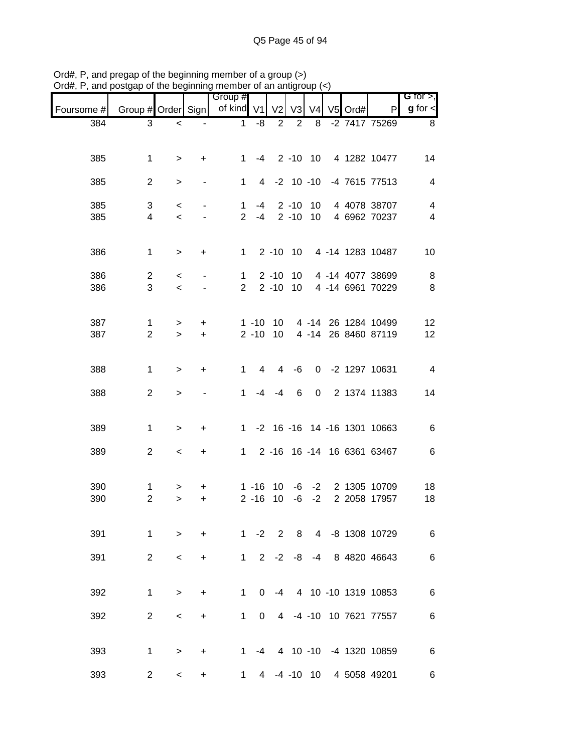Ord#, P, and pregap of the beginning member of a group (>)
Ord#, P, and postgap of the beginning member of an antigroup (<)

| Foursome # | Group # | Order | Sign | Group # of kind | V1 | V2 | V3 | V4 | V5 | Ord# | P | G for >, g for < |
|---|---|---|---|---|---|---|---|---|---|---|---|---|
| 384 | 3 | < | - | 1 | -8 | 2 | 2 | 8 | -2 | 7417 | 75269 | 8 |
| 385 | 1 | > | + | 1 | -4 | 2 | -10 | 10 | 4 | 1282 | 10477 | 14 |
| 385 | 2 | > | - | 1 | 4 | -2 | 10 | -10 | -4 | 7615 | 77513 | 4 |
| 385 | 3 | < | - | 1 | -4 | 2 | -10 | 10 | 4 | 4078 | 38707 | 4 |
| 385 | 4 | < | - | 2 | -4 | 2 | -10 | 10 | 4 | 6962 | 70237 | 4 |
| 386 | 1 | > | + | 1 | 2 | -10 | 10 | 4 | -14 | 1283 | 10487 | 10 |
| 386 | 2 | < | - | 1 | 2 | -10 | 10 | 4 | -14 | 4077 | 38699 | 8 |
| 386 | 3 | < | - | 2 | 2 | -10 | 10 | 4 | -14 | 6961 | 70229 | 8 |
| 387 | 1 | > | + | 1 | -10 | 10 | 4 | -14 | 26 | 1284 | 10499 | 12 |
| 387 | 2 | > | + | 2 | -10 | 10 | 4 | -14 | 26 | 8460 | 87119 | 12 |
| 388 | 1 | > | + | 1 | 4 | 4 | -6 | 0 | -2 | 1297 | 10631 | 4 |
| 388 | 2 | > | - | 1 | -4 | -4 | 6 | 0 | 2 | 1374 | 11383 | 14 |
| 389 | 1 | > | + | 1 | -2 | 16 | -16 | 14 | -16 | 1301 | 10663 | 6 |
| 389 | 2 | < | + | 1 | 2 | -16 | 16 | -14 | 16 | 6361 | 63467 | 6 |
| 390 | 1 | > | + | 1 | -16 | 10 | -6 | -2 | 2 | 1305 | 10709 | 18 |
| 390 | 2 | > | + | 2 | -16 | 10 | -6 | -2 | 2 | 2058 | 17957 | 18 |
| 391 | 1 | > | + | 1 | -2 | 2 | 8 | 4 | -8 | 1308 | 10729 | 6 |
| 391 | 2 | < | + | 1 | 2 | -2 | -8 | -4 | 8 | 4820 | 46643 | 6 |
| 392 | 1 | > | + | 1 | 0 | -4 | 4 | 10 | -10 | 1319 | 10853 | 6 |
| 392 | 2 | < | + | 1 | 0 | 4 | -4 | -10 | 10 | 7621 | 77557 | 6 |
| 393 | 1 | > | + | 1 | -4 | 4 | 10 | -10 | -4 | 1320 | 10859 | 6 |
| 393 | 2 | < | + | 1 | 4 | -4 | -10 | 10 | 4 | 5058 | 49201 | 6 |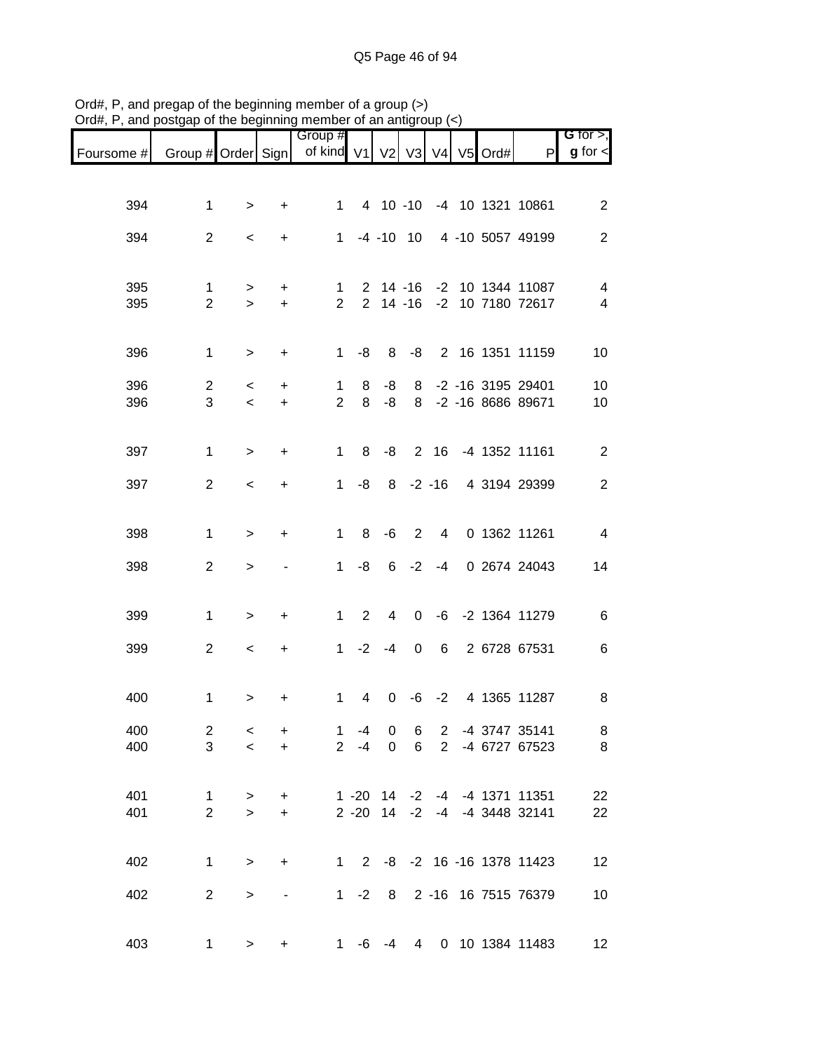Ord#, P, and pregap of the beginning member of a group (>)
Ord#, P, and postgap of the beginning member of an antigroup (<)

| Foursome # | Group # | Order | Sign | Group # of kind | V1 | V2 | V3 | V4 | V5 | Ord# | P | G for >, g for < |
|---|---|---|---|---|---|---|---|---|---|---|---|---|
| 394 | 1 | > | + | 1 | 4 | 10 | -10 | -4 | 10 | 1321 | 10861 | 2 |
| 394 | 2 | < | + | 1 | -4 | -10 | 10 | 4 | -10 | 5057 | 49199 | 2 |
| 395 | 1 | > | + | 1 | 2 | 14 | -16 | -2 | 10 | 1344 | 11087 | 4 |
| 395 | 2 | > | + | 2 | 2 | 14 | -16 | -2 | 10 | 7180 | 72617 | 4 |
| 396 | 1 | > | + | 1 | -8 | 8 | -8 | 2 | 16 | 1351 | 11159 | 10 |
| 396 | 2 | < | + | 1 | 8 | -8 | 8 | -2 | -16 | 3195 | 29401 | 10 |
| 396 | 3 | < | + | 2 | 8 | -8 | 8 | -2 | -16 | 8686 | 89671 | 10 |
| 397 | 1 | > | + | 1 | 8 | -8 | 2 | 16 | -4 | 1352 | 11161 | 2 |
| 397 | 2 | < | + | 1 | -8 | 8 | -2 | -16 | 4 | 3194 | 29399 | 2 |
| 398 | 1 | > | + | 1 | 8 | -6 | 2 | 4 | 0 | 1362 | 11261 | 4 |
| 398 | 2 | > | - | 1 | -8 | 6 | -2 | -4 | 0 | 2674 | 24043 | 14 |
| 399 | 1 | > | + | 1 | 2 | 4 | 0 | -6 | -2 | 1364 | 11279 | 6 |
| 399 | 2 | < | + | 1 | -2 | -4 | 0 | 6 | 2 | 6728 | 67531 | 6 |
| 400 | 1 | > | + | 1 | 4 | 0 | -6 | -2 | 4 | 1365 | 11287 | 8 |
| 400 | 2 | < | + | 1 | -4 | 0 | 6 | 2 | -4 | 3747 | 35141 | 8 |
| 400 | 3 | < | + | 2 | -4 | 0 | 6 | 2 | -4 | 6727 | 67523 | 8 |
| 401 | 1 | > | + | 1 | -20 | 14 | -2 | -4 | -4 | 1371 | 11351 | 22 |
| 401 | 2 | > | + | 2 | -20 | 14 | -2 | -4 | -4 | 3448 | 32141 | 22 |
| 402 | 1 | > | + | 1 | 2 | -8 | -2 | 16 | -16 | 1378 | 11423 | 12 |
| 402 | 2 | > | - | 1 | -2 | 8 | 2 | -16 | 16 | 7515 | 76379 | 10 |
| 403 | 1 | > | + | 1 | -6 | -4 | 4 | 0 | 10 | 1384 | 11483 | 12 |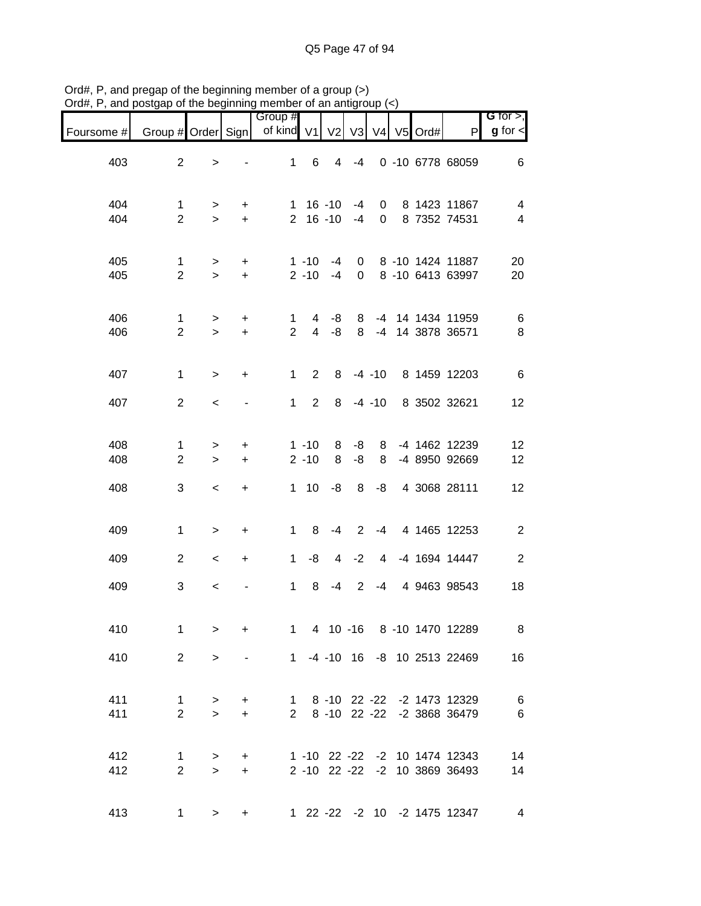Ord#, P, and pregap of the beginning member of a group (>)
Ord#, P, and postgap of the beginning member of an antigroup (<)

| Foursome # | Group # | Order | Sign | Group # of kind | V1 | V2 | V3 | V4 | V5 | Ord# | P | G for >, g for < |
|---|---|---|---|---|---|---|---|---|---|---|---|---|
| 403 | 2 | > | - | 1 | 6 | 4 | -4 | 0 | -10 | 6778 | 68059 | 6 |
| 404 | 1 | > | + | 1 | 16 | -10 | -4 | 0 | 8 | 1423 | 11867 | 4 |
| 404 | 2 | > | + | 2 | 16 | -10 | -4 | 0 | 8 | 7352 | 74531 | 4 |
| 405 | 1 | > | + | 1 | -10 | -4 | 0 | 8 | -10 | 1424 | 11887 | 20 |
| 405 | 2 | > | + | 2 | -10 | -4 | 0 | 8 | -10 | 6413 | 63997 | 20 |
| 406 | 1 | > | + | 1 | 4 | -8 | 8 | -4 | 14 | 1434 | 11959 | 6 |
| 406 | 2 | > | + | 2 | 4 | -8 | 8 | -4 | 14 | 3878 | 36571 | 8 |
| 407 | 1 | > | + | 1 | 2 | 8 | -4 | -10 | 8 | 1459 | 12203 | 6 |
| 407 | 2 | < | - | 1 | 2 | 8 | -4 | -10 | 8 | 3502 | 32621 | 12 |
| 408 | 1 | > | + | 1 | -10 | 8 | -8 | 8 | -4 | 1462 | 12239 | 12 |
| 408 | 2 | > | + | 2 | -10 | 8 | -8 | 8 | -4 | 8950 | 92669 | 12 |
| 408 | 3 | < | + | 1 | 10 | -8 | 8 | -8 | 4 | 3068 | 28111 | 12 |
| 409 | 1 | > | + | 1 | 8 | -4 | 2 | -4 | 4 | 1465 | 12253 | 2 |
| 409 | 2 | < | + | 1 | -8 | 4 | -2 | 4 | -4 | 1694 | 14447 | 2 |
| 409 | 3 | < | - | 1 | 8 | -4 | 2 | -4 | 4 | 9463 | 98543 | 18 |
| 410 | 1 | > | + | 1 | 4 | 10 | -16 | 8 | -10 | 1470 | 12289 | 8 |
| 410 | 2 | > | - | 1 | -4 | -10 | 16 | -8 | 10 | 2513 | 22469 | 16 |
| 411 | 1 | > | + | 1 | 8 | -10 | 22 | -22 | -2 | 1473 | 12329 | 6 |
| 411 | 2 | > | + | 2 | 8 | -10 | 22 | -22 | -2 | 3868 | 36479 | 6 |
| 412 | 1 | > | + | 1 | -10 | 22 | -22 | -2 | 10 | 1474 | 12343 | 14 |
| 412 | 2 | > | + | 2 | -10 | 22 | -22 | -2 | 10 | 3869 | 36493 | 14 |
| 413 | 1 | > | + | 1 | 22 | -22 | -2 | 10 | -2 | 1475 | 12347 | 4 |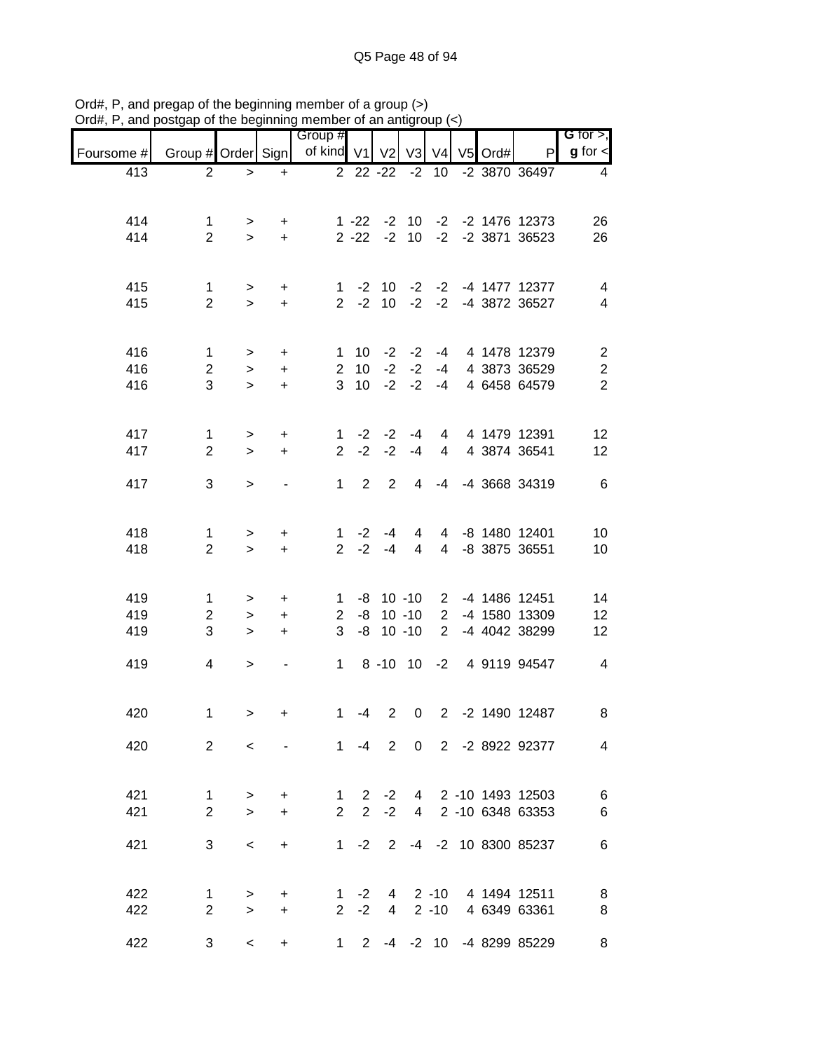Ord#, P, and pregap of the beginning member of a group (>)
Ord#, P, and postgap of the beginning member of an antigroup (<)

| Foursome # | Group # | Order | Sign | Group # of kind | V1 | V2 | V3 | V4 | V5 | Ord# | P | G for >, g for < |
|---|---|---|---|---|---|---|---|---|---|---|---|---|
| 413 | 2 | > | + | 2 | 22 | -22 | -2 | 10 | -2 | 3870 | 36497 | 4 |
| | | | | | | | | | | | | |
| 414 | 1 | > | + | 1 | -22 | -2 | 10 | -2 | -2 | 1476 | 12373 | 26 |
| 414 | 2 | > | + | 2 | -22 | -2 | 10 | -2 | -2 | 3871 | 36523 | 26 |
| | | | | | | | | | | | | |
| 415 | 1 | > | + | 1 | -2 | 10 | -2 | -2 | -4 | 1477 | 12377 | 4 |
| 415 | 2 | > | + | 2 | -2 | 10 | -2 | -2 | -4 | 3872 | 36527 | 4 |
| | | | | | | | | | | | | |
| 416 | 1 | > | + | 1 | 10 | -2 | -2 | -4 | 4 | 1478 | 12379 | 2 |
| 416 | 2 | > | + | 2 | 10 | -2 | -2 | -4 | 4 | 3873 | 36529 | 2 |
| 416 | 3 | > | + | 3 | 10 | -2 | -2 | -4 | 4 | 6458 | 64579 | 2 |
| | | | | | | | | | | | | |
| 417 | 1 | > | + | 1 | -2 | -2 | -4 | 4 | 4 | 1479 | 12391 | 12 |
| 417 | 2 | > | + | 2 | -2 | -2 | -4 | 4 | 4 | 3874 | 36541 | 12 |
| | | | | | | | | | | | | |
| 417 | 3 | > | - | 1 | 2 | 2 | 4 | -4 | -4 | 3668 | 34319 | 6 |
| | | | | | | | | | | | | |
| 418 | 1 | > | + | 1 | -2 | -4 | 4 | 4 | -8 | 1480 | 12401 | 10 |
| 418 | 2 | > | + | 2 | -2 | -4 | 4 | 4 | -8 | 3875 | 36551 | 10 |
| | | | | | | | | | | | | |
| 419 | 1 | > | + | 1 | -8 | 10 | -10 | 2 | -4 | 1486 | 12451 | 14 |
| 419 | 2 | > | + | 2 | -8 | 10 | -10 | 2 | -4 | 1580 | 13309 | 12 |
| 419 | 3 | > | + | 3 | -8 | 10 | -10 | 2 | -4 | 4042 | 38299 | 12 |
| | | | | | | | | | | | | |
| 419 | 4 | > | - | 1 | 8 | -10 | 10 | -2 | 4 | 9119 | 94547 | 4 |
| | | | | | | | | | | | | |
| 420 | 1 | > | + | 1 | -4 | 2 | 0 | 2 | -2 | 1490 | 12487 | 8 |
| | | | | | | | | | | | | |
| 420 | 2 | < | - | 1 | -4 | 2 | 0 | 2 | -2 | 8922 | 92377 | 4 |
| | | | | | | | | | | | | |
| 421 | 1 | > | + | 1 | 2 | -2 | 4 | 2 | -10 | 1493 | 12503 | 6 |
| 421 | 2 | > | + | 2 | 2 | -2 | 4 | 2 | -10 | 6348 | 63353 | 6 |
| | | | | | | | | | | | | |
| 421 | 3 | < | + | 1 | -2 | 2 | -4 | -2 | 10 | 8300 | 85237 | 6 |
| | | | | | | | | | | | | |
| 422 | 1 | > | + | 1 | -2 | 4 | 2 | -10 | 4 | 1494 | 12511 | 8 |
| 422 | 2 | > | + | 2 | -2 | 4 | 2 | -10 | 4 | 6349 | 63361 | 8 |
| | | | | | | | | | | | | |
| 422 | 3 | < | + | 1 | 2 | -4 | -2 | 10 | -4 | 8299 | 85229 | 8 |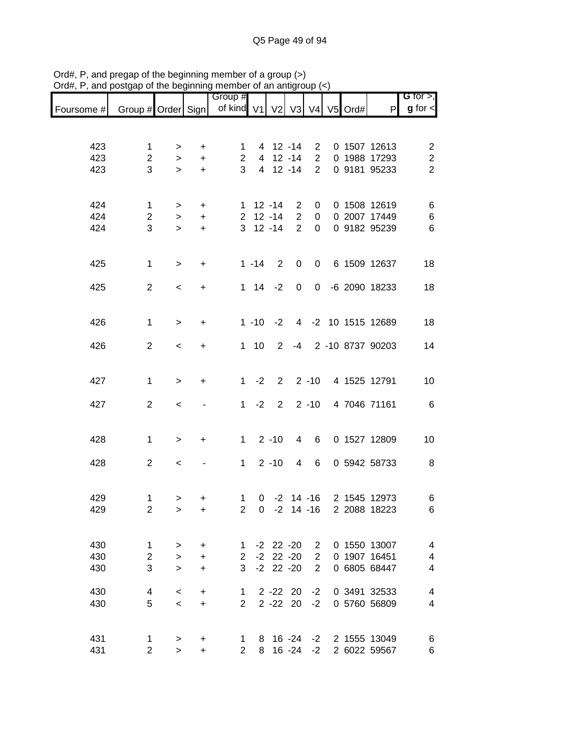Ord#, P, and pregap of the beginning member of a group (>)
Ord#, P, and postgap of the beginning member of an antigroup (<)

| Foursome # | Group # | Order | Sign | Group # of kind | V1 | V2 | V3 | V4 | V5 | Ord# | P | **G** for >, **g** for < |
|---|---|---|---|---|---|---|---|---|---|---|---|---|
| 423 | 1 | > | + | 1 | 4 | 12 | -14 | 2 | 0 | 1507 | 12613 | 2 |
| 423 | 2 | > | + | 2 | 4 | 12 | -14 | 2 | 0 | 1988 | 17293 | 2 |
| 423 | 3 | > | + | 3 | 4 | 12 | -14 | 2 | 0 | 9181 | 95233 | 2 |
| 424 | 1 | > | + | 1 | 12 | -14 | 2 | 0 | 0 | 1508 | 12619 | 6 |
| 424 | 2 | > | + | 2 | 12 | -14 | 2 | 0 | 0 | 2007 | 17449 | 6 |
| 424 | 3 | > | + | 3 | 12 | -14 | 2 | 0 | 0 | 9182 | 95239 | 6 |
| 425 | 1 | > | + | 1 | -14 | 2 | 0 | 0 | 6 | 1509 | 12637 | 18 |
| 425 | 2 | < | + | 1 | 14 | -2 | 0 | 0 | -6 | 2090 | 18233 | 18 |
| 426 | 1 | > | + | 1 | -10 | -2 | 4 | -2 | 10 | 1515 | 12689 | 18 |
| 426 | 2 | < | + | 1 | 10 | 2 | -4 | 2 | -10 | 8737 | 90203 | 14 |
| 427 | 1 | > | + | 1 | -2 | 2 | 2 | -10 | 4 | 1525 | 12791 | 10 |
| 427 | 2 | < | - | 1 | -2 | 2 | 2 | -10 | 4 | 7046 | 71161 | 6 |
| 428 | 1 | > | + | 1 | 2 | -10 | 4 | 6 | 0 | 1527 | 12809 | 10 |
| 428 | 2 | < | - | 1 | 2 | -10 | 4 | 6 | 0 | 5942 | 58733 | 8 |
| 429 | 1 | > | + | 1 | 0 | -2 | 14 | -16 | 2 | 1545 | 12973 | 6 |
| 429 | 2 | > | + | 2 | 0 | -2 | 14 | -16 | 2 | 2088 | 18223 | 6 |
| 430 | 1 | > | + | 1 | -2 | 22 | -20 | 2 | 0 | 1550 | 13007 | 4 |
| 430 | 2 | > | + | 2 | -2 | 22 | -20 | 2 | 0 | 1907 | 16451 | 4 |
| 430 | 3 | > | + | 3 | -2 | 22 | -20 | 2 | 0 | 6805 | 68447 | 4 |
| 430 | 4 | < | + | 1 | 2 | -22 | 20 | -2 | 0 | 3491 | 32533 | 4 |
| 430 | 5 | < | + | 2 | 2 | -22 | 20 | -2 | 0 | 5760 | 56809 | 4 |
| 431 | 1 | > | + | 1 | 8 | 16 | -24 | -2 | 2 | 1555 | 13049 | 6 |
| 431 | 2 | > | + | 2 | 8 | 16 | -24 | -2 | 2 | 6022 | 59567 | 6 |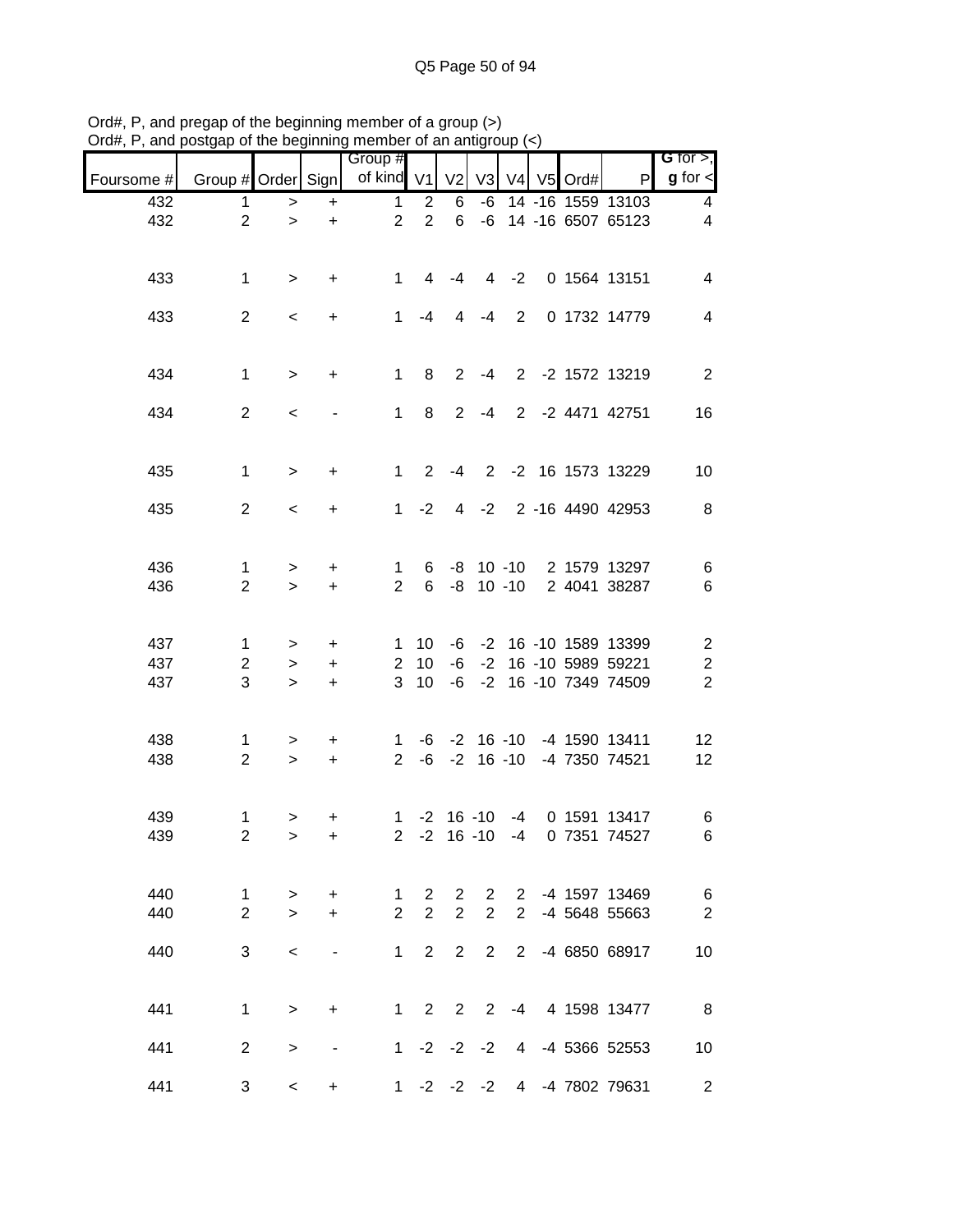Ord#, P, and pregap of the beginning member of a group (>)
Ord#, P, and postgap of the beginning member of an antigroup (<)

| Foursome # | Group # | Order | Sign | Group # of kind | V1 | V2 | V3 | V4 | V5 | Ord# | P | G for >, g for < |
|---|---|---|---|---|---|---|---|---|---|---|---|---|
| 432 | 1 | > | + | 1 | 2 | 6 | -6 | 14 | -16 | 1559 | 13103 | 4 |
| 432 | 2 | > | + | 2 | 2 | 6 | -6 | 14 | -16 | 6507 | 65123 | 4 |
| | | | | | | | | | | | | |
| 433 | 1 | > | + | 1 | 4 | -4 | 4 | -2 | 0 | 1564 | 13151 | 4 |
| 433 | 2 | < | + | 1 | -4 | 4 | -4 | 2 | 0 | 1732 | 14779 | 4 |
| | | | | | | | | | | | | |
| 434 | 1 | > | + | 1 | 8 | 2 | -4 | 2 | -2 | 1572 | 13219 | 2 |
| 434 | 2 | < | - | 1 | 8 | 2 | -4 | 2 | -2 | 4471 | 42751 | 16 |
| | | | | | | | | | | | | |
| 435 | 1 | > | + | 1 | 2 | -4 | 2 | -2 | 16 | 1573 | 13229 | 10 |
| 435 | 2 | < | + | 1 | -2 | 4 | -2 | 2 | -16 | 4490 | 42953 | 8 |
| | | | | | | | | | | | | |
| 436 | 1 | > | + | 1 | 6 | -8 | 10 | -10 | 2 | 1579 | 13297 | 6 |
| 436 | 2 | > | + | 2 | 6 | -8 | 10 | -10 | 2 | 4041 | 38287 | 6 |
| | | | | | | | | | | | | |
| 437 | 1 | > | + | 1 | 10 | -6 | -2 | 16 | -10 | 1589 | 13399 | 2 |
| 437 | 2 | > | + | 2 | 10 | -6 | -2 | 16 | -10 | 5989 | 59221 | 2 |
| 437 | 3 | > | + | 3 | 10 | -6 | -2 | 16 | -10 | 7349 | 74509 | 2 |
| | | | | | | | | | | | | |
| 438 | 1 | > | + | 1 | -6 | -2 | 16 | -10 | -4 | 1590 | 13411 | 12 |
| 438 | 2 | > | + | 2 | -6 | -2 | 16 | -10 | -4 | 7350 | 74521 | 12 |
| | | | | | | | | | | | | |
| 439 | 1 | > | + | 1 | -2 | 16 | -10 | -4 | 0 | 1591 | 13417 | 6 |
| 439 | 2 | > | + | 2 | -2 | 16 | -10 | -4 | 0 | 7351 | 74527 | 6 |
| | | | | | | | | | | | | |
| 440 | 1 | > | + | 1 | 2 | 2 | 2 | 2 | -4 | 1597 | 13469 | 6 |
| 440 | 2 | > | + | 2 | 2 | 2 | 2 | 2 | -4 | 5648 | 55663 | 2 |
| 440 | 3 | < | - | 1 | 2 | 2 | 2 | 2 | -4 | 6850 | 68917 | 10 |
| | | | | | | | | | | | | |
| 441 | 1 | > | + | 1 | 2 | 2 | 2 | -4 | 4 | 1598 | 13477 | 8 |
| 441 | 2 | > | - | 1 | -2 | -2 | -2 | 4 | -4 | 5366 | 52553 | 10 |
| 441 | 3 | < | + | 1 | -2 | -2 | -2 | 4 | -4 | 7802 | 79631 | 2 |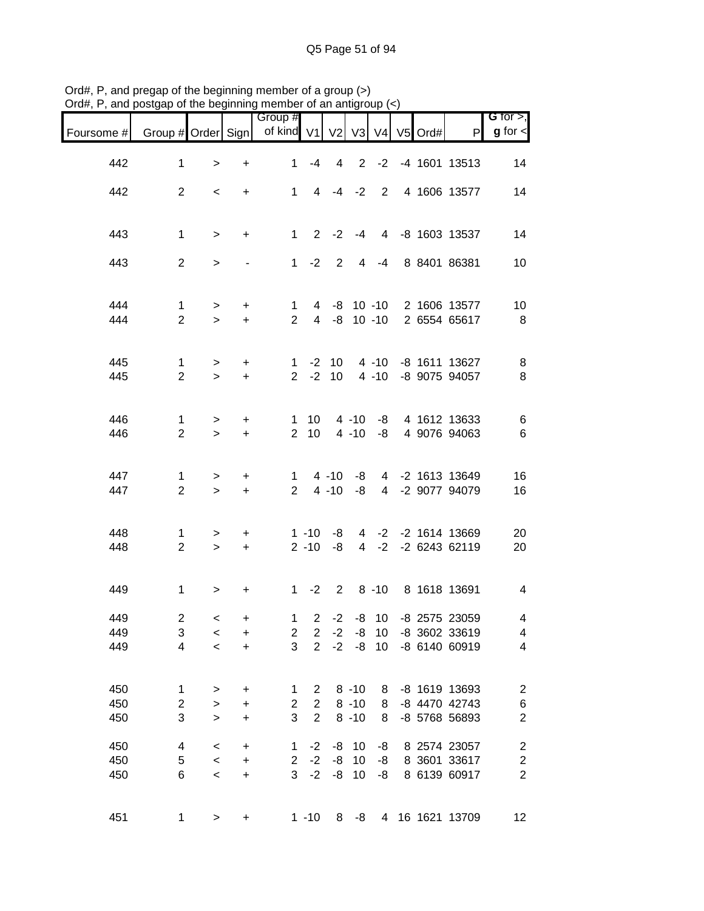Ord#, P, and pregap of the beginning member of a group (>)
Ord#, P, and postgap of the beginning member of an antigroup (<)

| Foursome # | Group # | Order | Sign | Group # of kind | V1 | V2 | V3 | V4 | V5 | Ord# | P | G for >, g for < |
|---|---|---|---|---|---|---|---|---|---|---|---|---|
| 442 | 1 | > | + | 1 | -4 | 4 | 2 | -2 | -4 | 1601 | 13513 | 14 |
| 442 | 2 | < | + | 1 | 4 | -4 | -2 | 2 | 4 | 1606 | 13577 | 14 |
| 443 | 1 | > | + | 1 | 2 | -2 | -4 | 4 | -8 | 1603 | 13537 | 14 |
| 443 | 2 | > | - | 1 | -2 | 2 | 4 | -4 | 8 | 8401 | 86381 | 10 |
| 444 | 1 | > | + | 1 | 4 | -8 | 10 | -10 | 2 | 1606 | 13577 | 10 |
| 444 | 2 | > | + | 2 | 4 | -8 | 10 | -10 | 2 | 6554 | 65617 | 8 |
| 445 | 1 | > | + | 1 | -2 | 10 | 4 | -10 | -8 | 1611 | 13627 | 8 |
| 445 | 2 | > | + | 2 | -2 | 10 | 4 | -10 | -8 | 9075 | 94057 | 8 |
| 446 | 1 | > | + | 1 | 10 | 4 | -10 | -8 | 4 | 1612 | 13633 | 6 |
| 446 | 2 | > | + | 2 | 10 | 4 | -10 | -8 | 4 | 9076 | 94063 | 6 |
| 447 | 1 | > | + | 1 | 4 | -10 | -8 | 4 | -2 | 1613 | 13649 | 16 |
| 447 | 2 | > | + | 2 | 4 | -10 | -8 | 4 | -2 | 9077 | 94079 | 16 |
| 448 | 1 | > | + | 1 | -10 | -8 | 4 | -2 | -2 | 1614 | 13669 | 20 |
| 448 | 2 | > | + | 2 | -10 | -8 | 4 | -2 | -2 | 6243 | 62119 | 20 |
| 449 | 1 | > | + | 1 | -2 | 2 | 8 | -10 | 8 | 1618 | 13691 | 4 |
| 449 | 2 | < | + | 1 | 2 | -2 | -8 | 10 | -8 | 2575 | 23059 | 4 |
| 449 | 3 | < | + | 2 | 2 | -2 | -8 | 10 | -8 | 3602 | 33619 | 4 |
| 449 | 4 | < | + | 3 | 2 | -2 | -8 | 10 | -8 | 6140 | 60919 | 4 |
| 450 | 1 | > | + | 1 | 2 | 8 | -10 | 8 | -8 | 1619 | 13693 | 2 |
| 450 | 2 | > | + | 2 | 2 | 8 | -10 | 8 | -8 | 4470 | 42743 | 6 |
| 450 | 3 | > | + | 3 | 2 | 8 | -10 | 8 | -8 | 5768 | 56893 | 2 |
| 450 | 4 | < | + | 1 | -2 | -8 | 10 | -8 | 8 | 2574 | 23057 | 2 |
| 450 | 5 | < | + | 2 | -2 | -8 | 10 | -8 | 8 | 3601 | 33617 | 2 |
| 450 | 6 | < | + | 3 | -2 | -8 | 10 | -8 | 8 | 6139 | 60917 | 2 |
| 451 | 1 | > | + | 1 | -10 | 8 | -8 | 4 | 16 | 1621 | 13709 | 12 |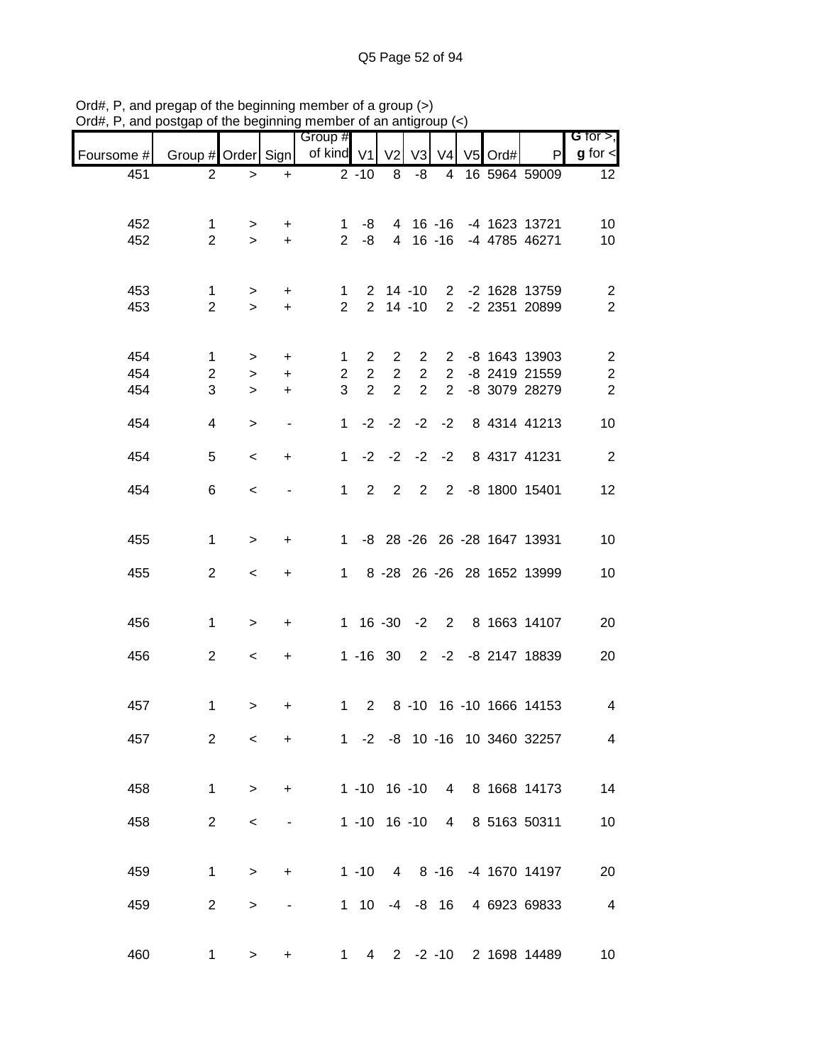Ord#, P, and pregap of the beginning member of a group (>)
Ord#, P, and postgap of the beginning member of an antigroup (<)

| Foursome # | Group # | Order | Sign | Group # of kind | V1 | V2 | V3 | V4 | V5 | Ord# | P | G for >, g for < |
|---|---|---|---|---|---|---|---|---|---|---|---|---|
| 451 | 2 | > | + | 2 | -10 | 8 | -8 | 4 | 16 | 5964 | 59009 | 12 |
| | | | | | | | | | | | | |
| 452 | 1 | > | + | 1 | -8 | 4 | 16 | -16 | -4 | 1623 | 13721 | 10 |
| 452 | 2 | > | + | 2 | -8 | 4 | 16 | -16 | -4 | 4785 | 46271 | 10 |
| | | | | | | | | | | | | |
| 453 | 1 | > | + | 1 | 2 | 14 | -10 | 2 | -2 | 1628 | 13759 | 2 |
| 453 | 2 | > | + | 2 | 2 | 14 | -10 | 2 | -2 | 2351 | 20899 | 2 |
| | | | | | | | | | | | | |
| 454 | 1 | > | + | 1 | 2 | 2 | 2 | 2 | -8 | 1643 | 13903 | 2 |
| 454 | 2 | > | + | 2 | 2 | 2 | 2 | 2 | -8 | 2419 | 21559 | 2 |
| 454 | 3 | > | + | 3 | 2 | 2 | 2 | 2 | -8 | 3079 | 28279 | 2 |
| 454 | 4 | > | - | 1 | -2 | -2 | -2 | -2 | 8 | 4314 | 41213 | 10 |
| 454 | 5 | < | + | 1 | -2 | -2 | -2 | -2 | 8 | 4317 | 41231 | 2 |
| 454 | 6 | < | - | 1 | 2 | 2 | 2 | 2 | -8 | 1800 | 15401 | 12 |
| | | | | | | | | | | | | |
| 455 | 1 | > | + | 1 | -8 | 28 | -26 | 26 | -28 | 1647 | 13931 | 10 |
| 455 | 2 | < | + | 1 | 8 | -28 | 26 | -26 | 28 | 1652 | 13999 | 10 |
| | | | | | | | | | | | | |
| 456 | 1 | > | + | 1 | 16 | -30 | -2 | 2 | 8 | 1663 | 14107 | 20 |
| 456 | 2 | < | + | 1 | -16 | 30 | 2 | -2 | -8 | 2147 | 18839 | 20 |
| | | | | | | | | | | | | |
| 457 | 1 | > | + | 1 | 2 | 8 | -10 | 16 | -10 | 1666 | 14153 | 4 |
| 457 | 2 | < | + | 1 | -2 | -8 | 10 | -16 | 10 | 3460 | 32257 | 4 |
| | | | | | | | | | | | | |
| 458 | 1 | > | + | 1 | -10 | 16 | -10 | 4 | 8 | 1668 | 14173 | 14 |
| 458 | 2 | < | - | 1 | -10 | 16 | -10 | 4 | 8 | 5163 | 50311 | 10 |
| | | | | | | | | | | | | |
| 459 | 1 | > | + | 1 | -10 | 4 | 8 | -16 | -4 | 1670 | 14197 | 20 |
| 459 | 2 | > | - | 1 | 10 | -4 | -8 | 16 | 4 | 6923 | 69833 | 4 |
| | | | | | | | | | | | | |
| 460 | 1 | > | + | 1 | 4 | 2 | -2 | -10 | 2 | 1698 | 14489 | 10 |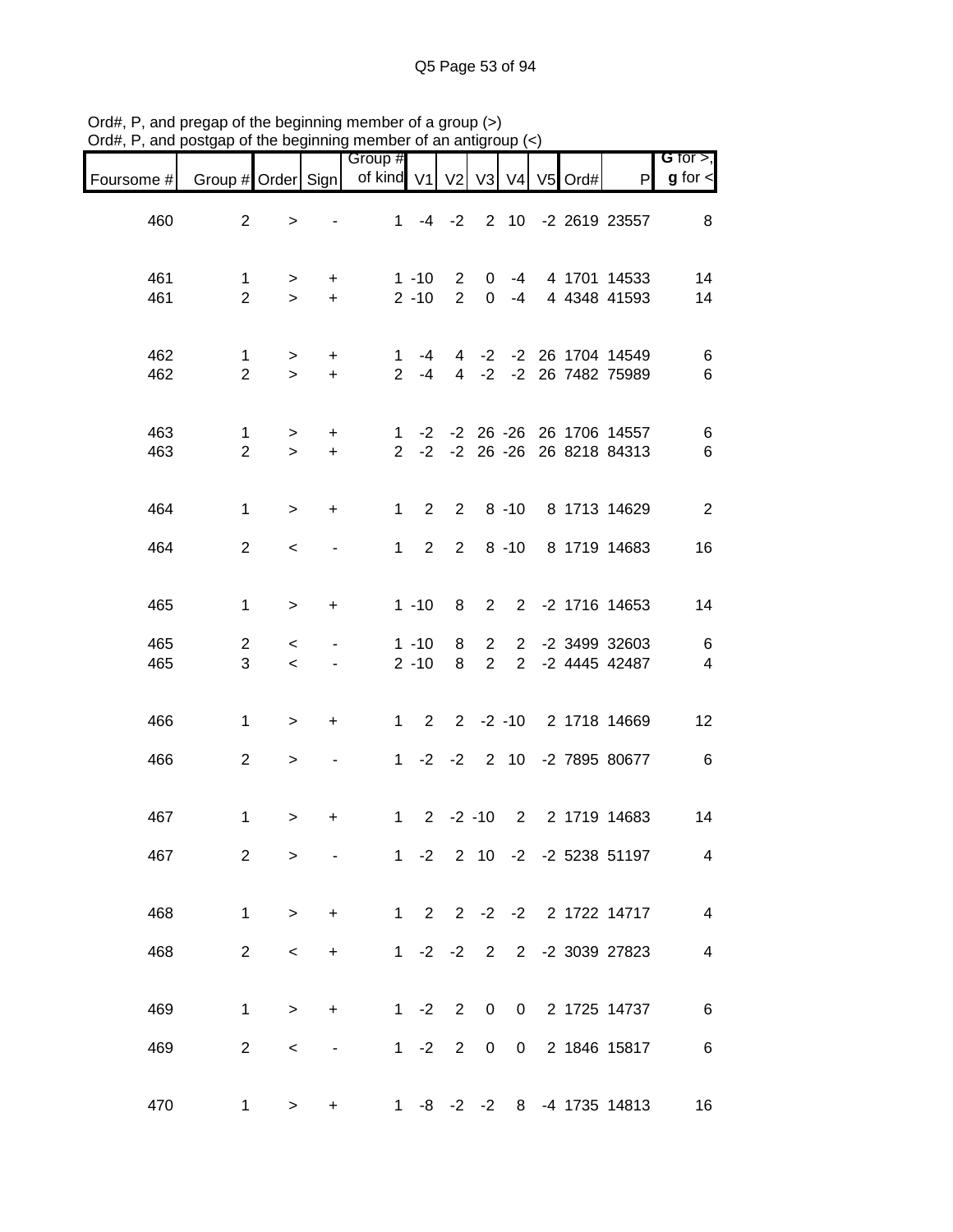Ord#, P, and pregap of the beginning member of a group (>)
Ord#, P, and postgap of the beginning member of an antigroup (<)

| Foursome # | Group # | Order | Sign | Group # of kind | V1 | V2 | V3 | V4 | V5 | Ord# | P | G for >, g for < |
|---|---|---|---|---|---|---|---|---|---|---|---|---|
| 460 | 2 | > | - | 1 | -4 | -2 | 2 | 10 | -2 | 2619 | 23557 | 8 |
| 461 | 1 | > | + | 1 | -10 | 2 | 0 | -4 | 4 | 1701 | 14533 | 14 |
| 461 | 2 | > | + | 2 | -10 | 2 | 0 | -4 | 4 | 4348 | 41593 | 14 |
| 462 | 1 | > | + | 1 | -4 | 4 | -2 | -2 | 26 | 1704 | 14549 | 6 |
| 462 | 2 | > | + | 2 | -4 | 4 | -2 | -2 | 26 | 7482 | 75989 | 6 |
| 463 | 1 | > | + | 1 | -2 | -2 | 26 | -26 | 26 | 1706 | 14557 | 6 |
| 463 | 2 | > | + | 2 | -2 | -2 | 26 | -26 | 26 | 8218 | 84313 | 6 |
| 464 | 1 | > | + | 1 | 2 | 2 | 8 | -10 | 8 | 1713 | 14629 | 2 |
| 464 | 2 | < | - | 1 | 2 | 2 | 8 | -10 | 8 | 1719 | 14683 | 16 |
| 465 | 1 | > | + | 1 | -10 | 8 | 2 | 2 | -2 | 1716 | 14653 | 14 |
| 465 | 2 | < | - | 1 | -10 | 8 | 2 | 2 | -2 | 3499 | 32603 | 6 |
| 465 | 3 | < | - | 2 | -10 | 8 | 2 | 2 | -2 | 4445 | 42487 | 4 |
| 466 | 1 | > | + | 1 | 2 | 2 | -2 | -10 | 2 | 1718 | 14669 | 12 |
| 466 | 2 | > | - | 1 | -2 | -2 | 2 | 10 | -2 | 7895 | 80677 | 6 |
| 467 | 1 | > | + | 1 | 2 | -2 | -10 | 2 | 2 | 1719 | 14683 | 14 |
| 467 | 2 | > | - | 1 | -2 | 2 | 10 | -2 | -2 | 5238 | 51197 | 4 |
| 468 | 1 | > | + | 1 | 2 | 2 | -2 | -2 | 2 | 1722 | 14717 | 4 |
| 468 | 2 | < | + | 1 | -2 | -2 | 2 | 2 | -2 | 3039 | 27823 | 4 |
| 469 | 1 | > | + | 1 | -2 | 2 | 0 | 0 | 2 | 1725 | 14737 | 6 |
| 469 | 2 | < | - | 1 | -2 | 2 | 0 | 0 | 2 | 1846 | 15817 | 6 |
| 470 | 1 | > | + | 1 | -8 | -2 | -2 | 8 | -4 | 1735 | 14813 | 16 |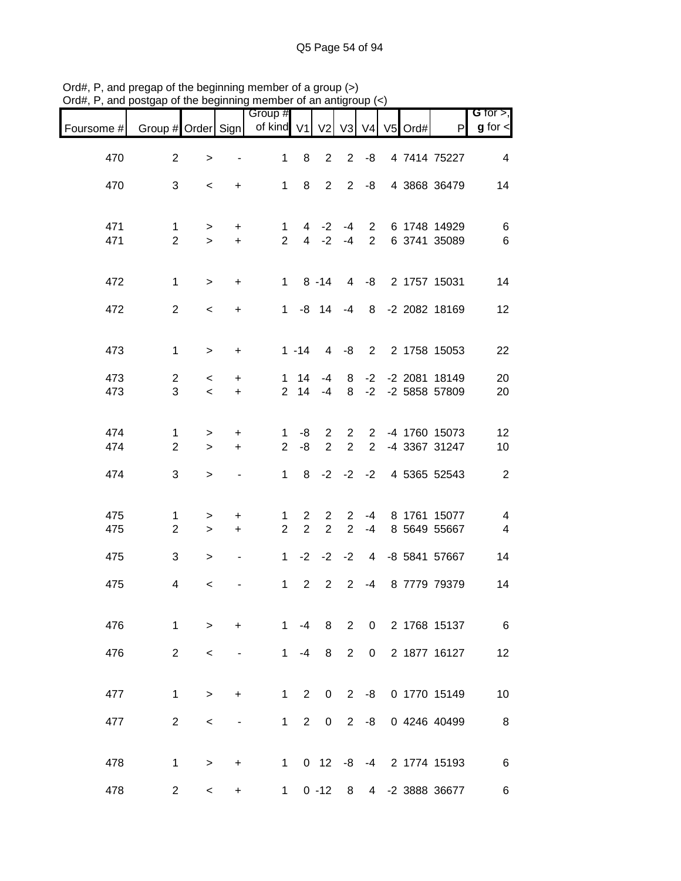Ord#, P, and pregap of the beginning member of a group (>)
Ord#, P, and postgap of the beginning member of an antigroup (<)

| Foursome # | Group # | Order | Sign | Group # of kind | V1 | V2 | V3 | V4 | V5 | Ord# | P | G for >, g for < |
|---|---|---|---|---|---|---|---|---|---|---|---|---|
| 470 | 2 | > | - | 1 | 8 | 2 | 2 | -8 | 4 | 7414 | 75227 | 4 |
| 470 | 3 | < | + | 1 | 8 | 2 | 2 | -8 | 4 | 3868 | 36479 | 14 |
| 471 | 1 | > | + | 1 | 4 | -2 | -4 | 2 | 6 | 1748 | 14929 | 6 |
| 471 | 2 | > | + | 2 | 4 | -2 | -4 | 2 | 6 | 3741 | 35089 | 6 |
| 472 | 1 | > | + | 1 | 8 | -14 | 4 | -8 | 2 | 1757 | 15031 | 14 |
| 472 | 2 | < | + | 1 | -8 | 14 | -4 | 8 | -2 | 2082 | 18169 | 12 |
| 473 | 1 | > | + | 1 | -14 | 4 | -8 | 2 | 2 | 1758 | 15053 | 22 |
| 473 | 2 | < | + | 1 | 14 | -4 | 8 | -2 | -2 | 2081 | 18149 | 20 |
| 473 | 3 | < | + | 2 | 14 | -4 | 8 | -2 | -2 | 5858 | 57809 | 20 |
| 474 | 1 | > | + | 1 | -8 | 2 | 2 | 2 | -4 | 1760 | 15073 | 12 |
| 474 | 2 | > | + | 2 | -8 | 2 | 2 | 2 | -4 | 3367 | 31247 | 10 |
| 474 | 3 | > | - | 1 | 8 | -2 | -2 | -2 | 4 | 5365 | 52543 | 2 |
| 475 | 1 | > | + | 1 | 2 | 2 | 2 | -4 | 8 | 1761 | 15077 | 4 |
| 475 | 2 | > | + | 2 | 2 | 2 | 2 | -4 | 8 | 5649 | 55667 | 4 |
| 475 | 3 | > | - | 1 | -2 | -2 | -2 | 4 | -8 | 5841 | 57667 | 14 |
| 475 | 4 | < | - | 1 | 2 | 2 | 2 | -4 | 8 | 7779 | 79379 | 14 |
| 476 | 1 | > | + | 1 | -4 | 8 | 2 | 0 | 2 | 1768 | 15137 | 6 |
| 476 | 2 | < | - | 1 | -4 | 8 | 2 | 0 | 2 | 1877 | 16127 | 12 |
| 477 | 1 | > | + | 1 | 2 | 0 | 2 | -8 | 0 | 1770 | 15149 | 10 |
| 477 | 2 | < | - | 1 | 2 | 0 | 2 | -8 | 0 | 4246 | 40499 | 8 |
| 478 | 1 | > | + | 1 | 0 | 12 | -8 | -4 | 2 | 1774 | 15193 | 6 |
| 478 | 2 | < | + | 1 | 0 | -12 | 8 | 4 | -2 | 3888 | 36677 | 6 |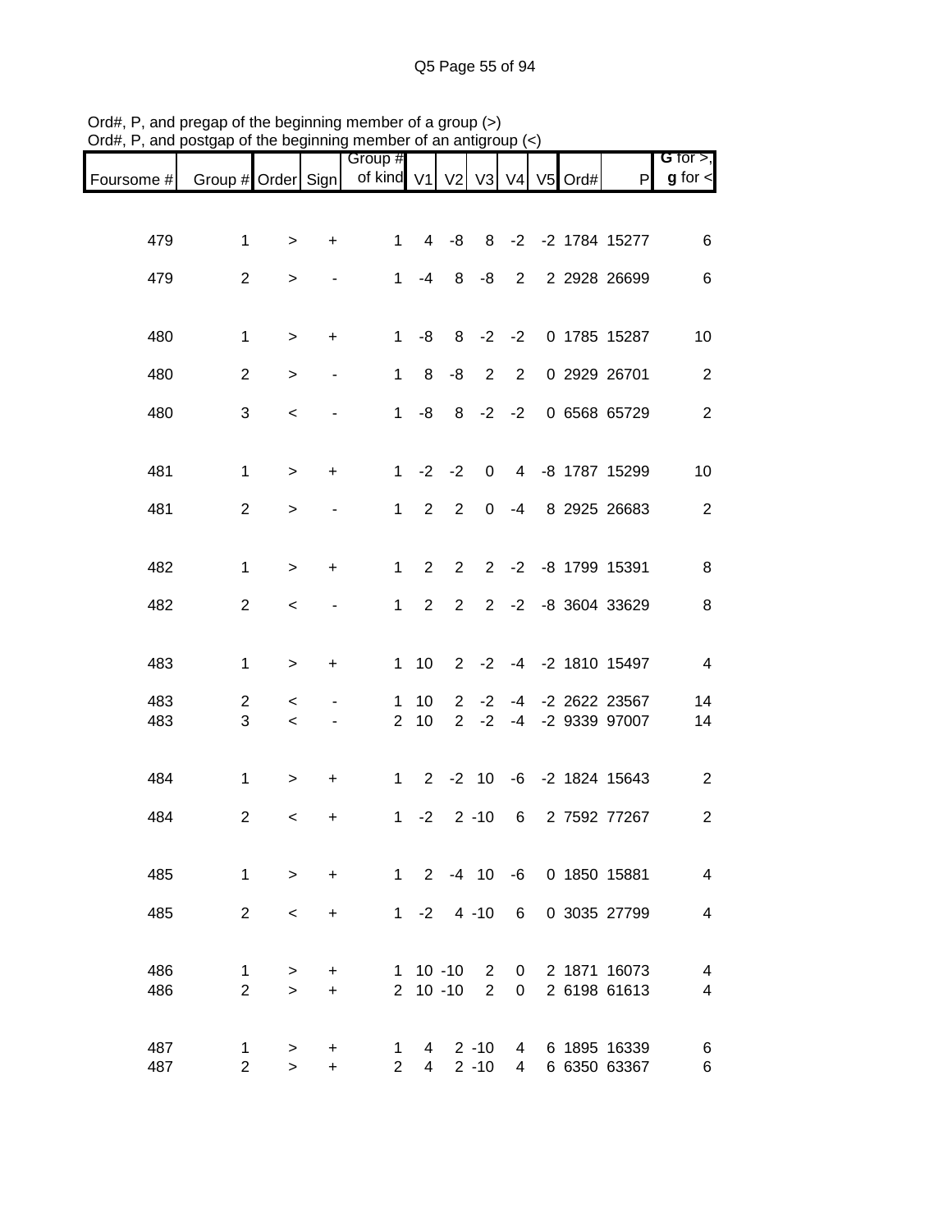Ord#, P, and pregap of the beginning member of a group (>)
Ord#, P, and postgap of the beginning member of an antigroup (<)

| Foursome # | Group # | Order | Sign | Group # of kind | V1 | V2 | V3 | V4 | V5 | Ord# | P | G for >, g for < |
|---|---|---|---|---|---|---|---|---|---|---|---|---|
| 479 | 1 | > | + | 1 | 4 | -8 | 8 | -2 | -2 | 1784 | 15277 | 6 |
| 479 | 2 | > | - | 1 | -4 | 8 | -8 | 2 | 2 | 2928 | 26699 | 6 |
| 480 | 1 | > | + | 1 | -8 | 8 | -2 | -2 | 0 | 1785 | 15287 | 10 |
| 480 | 2 | > | - | 1 | 8 | -8 | 2 | 2 | 0 | 2929 | 26701 | 2 |
| 480 | 3 | < | - | 1 | -8 | 8 | -2 | -2 | 0 | 6568 | 65729 | 2 |
| 481 | 1 | > | + | 1 | -2 | -2 | 0 | 4 | -8 | 1787 | 15299 | 10 |
| 481 | 2 | > | - | 1 | 2 | 2 | 0 | -4 | 8 | 2925 | 26683 | 2 |
| 482 | 1 | > | + | 1 | 2 | 2 | 2 | -2 | -8 | 1799 | 15391 | 8 |
| 482 | 2 | < | - | 1 | 2 | 2 | 2 | -2 | -8 | 3604 | 33629 | 8 |
| 483 | 1 | > | + | 1 | 10 | 2 | -2 | -4 | -2 | 1810 | 15497 | 4 |
| 483 | 2 | < | - | 1 | 10 | 2 | -2 | -4 | -2 | 2622 | 23567 | 14 |
| 483 | 3 | < | - | 2 | 10 | 2 | -2 | -4 | -2 | 9339 | 97007 | 14 |
| 484 | 1 | > | + | 1 | 2 | -2 | 10 | -6 | -2 | 1824 | 15643 | 2 |
| 484 | 2 | < | + | 1 | -2 | 2 | -10 | 6 | 2 | 7592 | 77267 | 2 |
| 485 | 1 | > | + | 1 | 2 | -4 | 10 | -6 | 0 | 1850 | 15881 | 4 |
| 485 | 2 | < | + | 1 | -2 | 4 | -10 | 6 | 0 | 3035 | 27799 | 4 |
| 486 | 1 | > | + | 1 | 10 | -10 | 2 | 0 | 2 | 1871 | 16073 | 4 |
| 486 | 2 | > | + | 2 | 10 | -10 | 2 | 0 | 2 | 6198 | 61613 | 4 |
| 487 | 1 | > | + | 1 | 4 | 2 | -10 | 4 | 6 | 1895 | 16339 | 6 |
| 487 | 2 | > | + | 2 | 4 | 2 | -10 | 4 | 6 | 6350 | 63367 | 6 |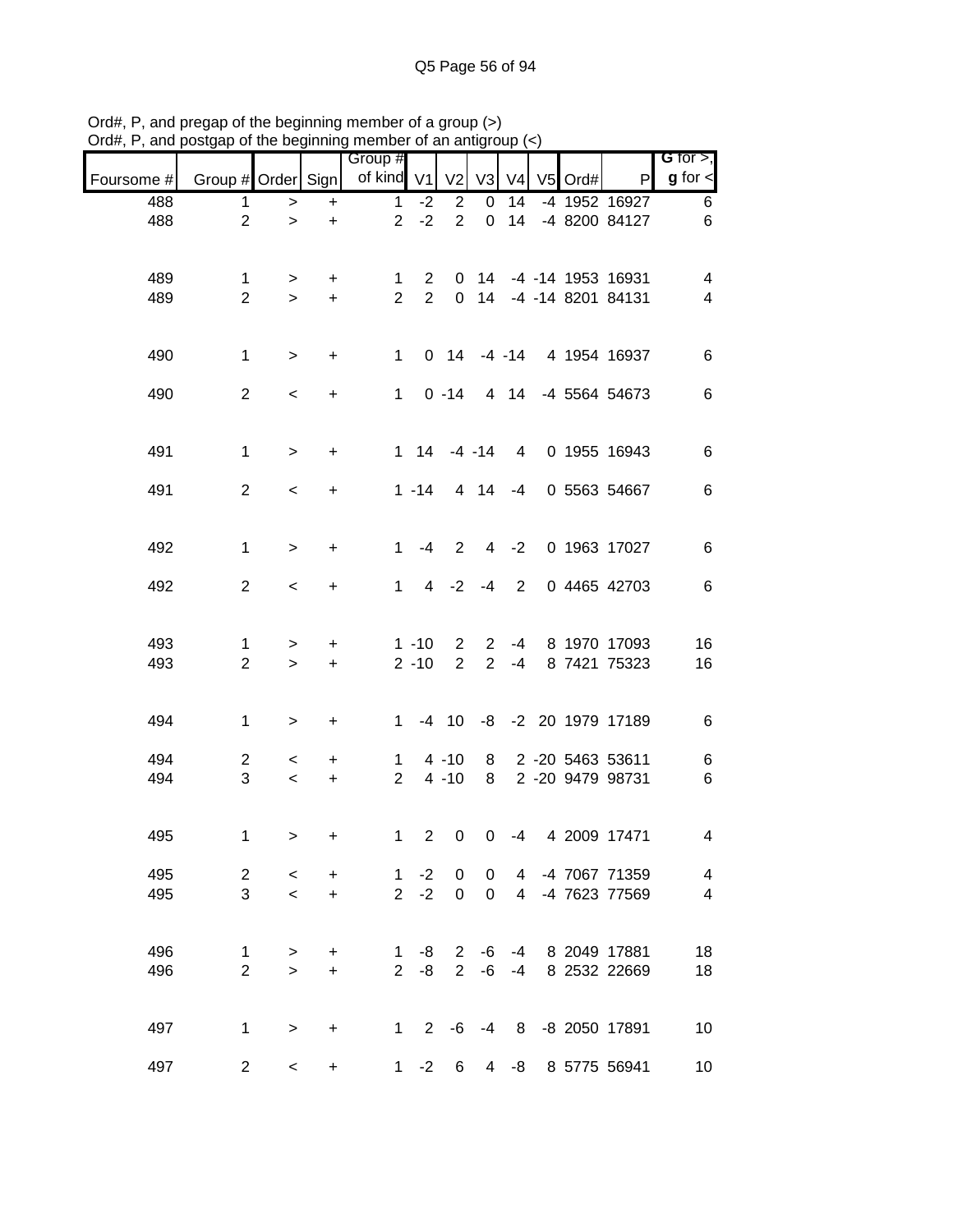Ord#, P, and pregap of the beginning member of a group (>)
Ord#, P, and postgap of the beginning member of an antigroup (<)

| Foursome # | Group # | Order | Sign | Group # of kind | V1 | V2 | V3 | V4 | V5 | Ord# | P | G for >, g for < |
|---|---|---|---|---|---|---|---|---|---|---|---|---|
| 488 | 1 | > | + | 1 | -2 | 2 | 0 | 14 | -4 | 1952 | 16927 | 6 |
| 488 | 2 | > | + | 2 | -2 | 2 | 0 | 14 | -4 | 8200 | 84127 | 6 |
| | | | | | | | | | | | | |
| 489 | 1 | > | + | 1 | 2 | 0 | 14 | -4 | -14 | 1953 | 16931 | 4 |
| 489 | 2 | > | + | 2 | 2 | 0 | 14 | -4 | -14 | 8201 | 84131 | 4 |
| | | | | | | | | | | | | |
| 490 | 1 | > | + | 1 | 0 | 14 | -4 | -14 | 4 | 1954 | 16937 | 6 |
| 490 | 2 | < | + | 1 | 0 | -14 | 4 | 14 | -4 | 5564 | 54673 | 6 |
| | | | | | | | | | | | | |
| 491 | 1 | > | + | 1 | 14 | -4 | -14 | 4 | 0 | 1955 | 16943 | 6 |
| 491 | 2 | < | + | 1 | -14 | 4 | 14 | -4 | 0 | 5563 | 54667 | 6 |
| | | | | | | | | | | | | |
| 492 | 1 | > | + | 1 | -4 | 2 | 4 | -2 | 0 | 1963 | 17027 | 6 |
| 492 | 2 | < | + | 1 | 4 | -2 | -4 | 2 | 0 | 4465 | 42703 | 6 |
| | | | | | | | | | | | | |
| 493 | 1 | > | + | 1 | -10 | 2 | 2 | -4 | 8 | 1970 | 17093 | 16 |
| 493 | 2 | > | + | 2 | -10 | 2 | 2 | -4 | 8 | 7421 | 75323 | 16 |
| | | | | | | | | | | | | |
| 494 | 1 | > | + | 1 | -4 | 10 | -8 | -2 | 20 | 1979 | 17189 | 6 |
| 494 | 2 | < | + | 1 | 4 | -10 | 8 | 2 | -20 | 5463 | 53611 | 6 |
| 494 | 3 | < | + | 2 | 4 | -10 | 8 | 2 | -20 | 9479 | 98731 | 6 |
| | | | | | | | | | | | | |
| 495 | 1 | > | + | 1 | 2 | 0 | 0 | -4 | 4 | 2009 | 17471 | 4 |
| 495 | 2 | < | + | 1 | -2 | 0 | 0 | 4 | -4 | 7067 | 71359 | 4 |
| 495 | 3 | < | + | 2 | -2 | 0 | 0 | 4 | -4 | 7623 | 77569 | 4 |
| | | | | | | | | | | | | |
| 496 | 1 | > | + | 1 | -8 | 2 | -6 | -4 | 8 | 2049 | 17881 | 18 |
| 496 | 2 | > | + | 2 | -8 | 2 | -6 | -4 | 8 | 2532 | 22669 | 18 |
| | | | | | | | | | | | | |
| 497 | 1 | > | + | 1 | 2 | -6 | -4 | 8 | -8 | 2050 | 17891 | 10 |
| 497 | 2 | < | + | 1 | -2 | 6 | 4 | -8 | 8 | 5775 | 56941 | 10 |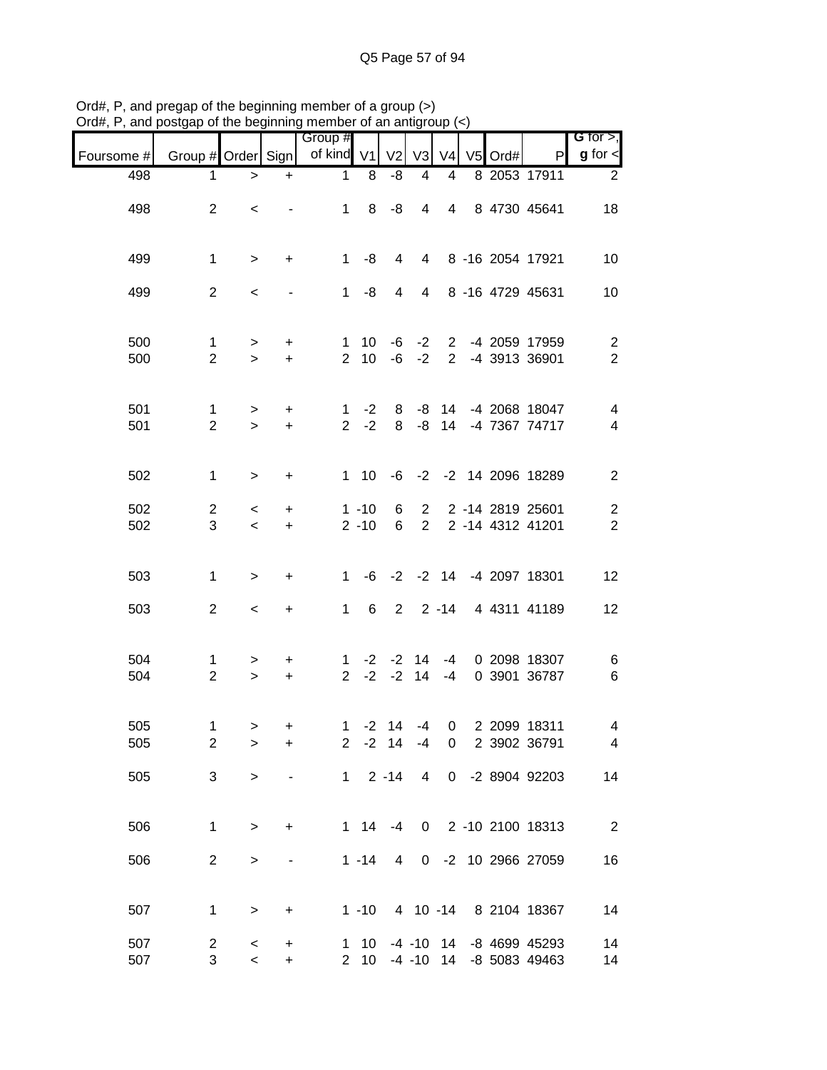Ord#, P, and pregap of the beginning member of a group (>)
Ord#, P, and postgap of the beginning member of an antigroup (<)

| Foursome # | Group # | Order | Sign | Group # of kind | V1 | V2 | V3 | V4 | V5 | Ord# | P | G for >, g for < |
|---|---|---|---|---|---|---|---|---|---|---|---|---|
| 498 | 1 | > | + | 1 | 8 | -8 | 4 | 4 | 8 | 2053 | 17911 | 2 |
| 498 | 2 | < | - | 1 | 8 | -8 | 4 | 4 | 8 | 4730 | 45641 | 18 |
| 499 | 1 | > | + | 1 | -8 | 4 | 4 | 8 | -16 | 2054 | 17921 | 10 |
| 499 | 2 | < | - | 1 | -8 | 4 | 4 | 8 | -16 | 4729 | 45631 | 10 |
| 500 | 1 | > | + | 1 | 10 | -6 | -2 | 2 | -4 | 2059 | 17959 | 2 |
| 500 | 2 | > | + | 2 | 10 | -6 | -2 | 2 | -4 | 3913 | 36901 | 2 |
| 501 | 1 | > | + | 1 | -2 | 8 | -8 | 14 | -4 | 2068 | 18047 | 4 |
| 501 | 2 | > | + | 2 | -2 | 8 | -8 | 14 | -4 | 7367 | 74717 | 4 |
| 502 | 1 | > | + | 1 | 10 | -6 | -2 | -2 | 14 | 2096 | 18289 | 2 |
| 502 | 2 | < | + | 1 | -10 | 6 | 2 | 2 | -14 | 2819 | 25601 | 2 |
| 502 | 3 | < | + | 2 | -10 | 6 | 2 | 2 | -14 | 4312 | 41201 | 2 |
| 503 | 1 | > | + | 1 | -6 | -2 | -2 | 14 | -4 | 2097 | 18301 | 12 |
| 503 | 2 | < | + | 1 | 6 | 2 | 2 | -14 | 4 | 4311 | 41189 | 12 |
| 504 | 1 | > | + | 1 | -2 | -2 | 14 | -4 | 0 | 2098 | 18307 | 6 |
| 504 | 2 | > | + | 2 | -2 | -2 | 14 | -4 | 0 | 3901 | 36787 | 6 |
| 505 | 1 | > | + | 1 | -2 | 14 | -4 | 0 | 2 | 2099 | 18311 | 4 |
| 505 | 2 | > | + | 2 | -2 | 14 | -4 | 0 | 2 | 3902 | 36791 | 4 |
| 505 | 3 | > | - | 1 | 2 | -14 | 4 | 0 | -2 | 8904 | 92203 | 14 |
| 506 | 1 | > | + | 1 | 14 | -4 | 0 | 2 | -10 | 2100 | 18313 | 2 |
| 506 | 2 | > | - | 1 | -14 | 4 | 0 | -2 | 10 | 2966 | 27059 | 16 |
| 507 | 1 | > | + | 1 | -10 | 4 | 10 | -14 | 8 | 2104 | 18367 | 14 |
| 507 | 2 | < | + | 1 | 10 | -4 | -10 | 14 | -8 | 4699 | 45293 | 14 |
| 507 | 3 | < | + | 2 | 10 | -4 | -10 | 14 | -8 | 5083 | 49463 | 14 |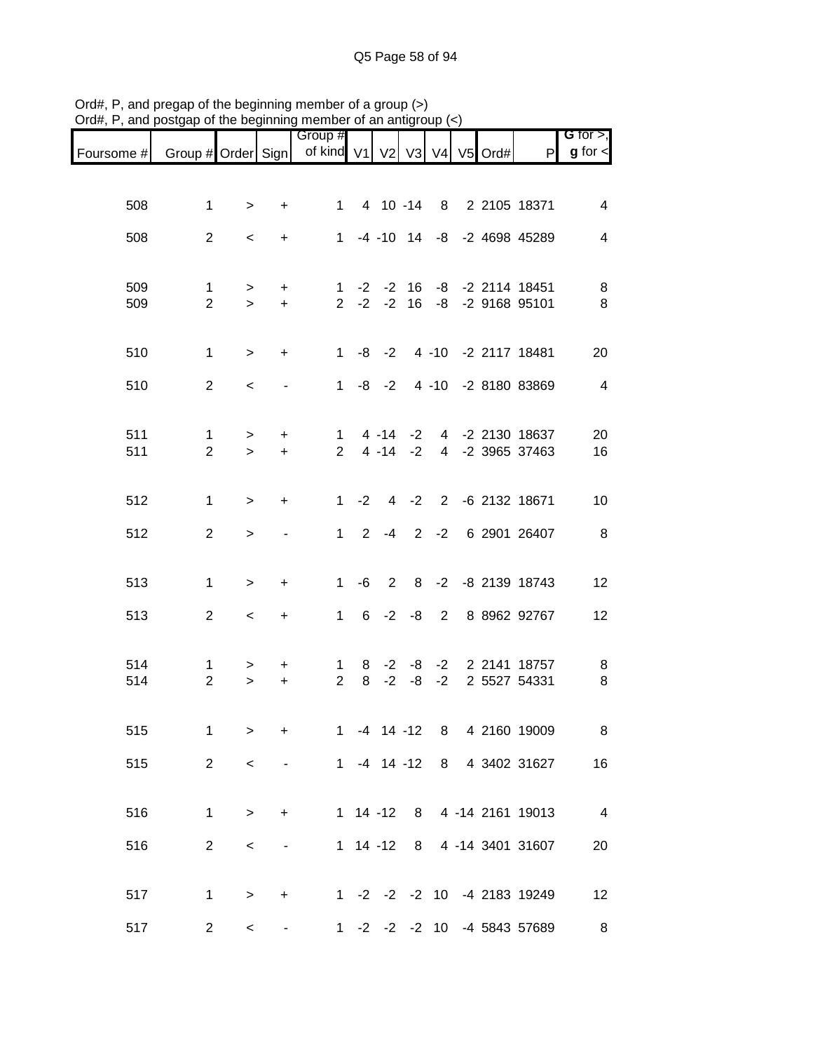Ord#, P, and pregap of the beginning member of a group (>)
Ord#, P, and postgap of the beginning member of an antigroup (<)

| Foursome # | Group # | Order | Sign | Group # of kind | V1 | V2 | V3 | V4 | V5 | Ord# | P | G for >, g for < |
|---|---|---|---|---|---|---|---|---|---|---|---|---|
| 508 | 1 | > | + | 1 | 4 | 10 | -14 | 8 | 2 | 2105 | 18371 | 4 |
| 508 | 2 | < | + | 1 | -4 | -10 | 14 | -8 | -2 | 4698 | 45289 | 4 |
| 509 | 1 | > | + | 1 | -2 | -2 | 16 | -8 | -2 | 2114 | 18451 | 8 |
| 509 | 2 | > | + | 2 | -2 | -2 | 16 | -8 | -2 | 9168 | 95101 | 8 |
| 510 | 1 | > | + | 1 | -8 | -2 | 4 | -10 | -2 | 2117 | 18481 | 20 |
| 510 | 2 | < | - | 1 | -8 | -2 | 4 | -10 | -2 | 8180 | 83869 | 4 |
| 511 | 1 | > | + | 1 | 4 | -14 | -2 | 4 | -2 | 2130 | 18637 | 20 |
| 511 | 2 | > | + | 2 | 4 | -14 | -2 | 4 | -2 | 3965 | 37463 | 16 |
| 512 | 1 | > | + | 1 | -2 | 4 | -2 | 2 | -6 | 2132 | 18671 | 10 |
| 512 | 2 | > | - | 1 | 2 | -4 | 2 | -2 | 6 | 2901 | 26407 | 8 |
| 513 | 1 | > | + | 1 | -6 | 2 | 8 | -2 | -8 | 2139 | 18743 | 12 |
| 513 | 2 | < | + | 1 | 6 | -2 | -8 | 2 | 8 | 8962 | 92767 | 12 |
| 514 | 1 | > | + | 1 | 8 | -2 | -8 | -2 | 2 | 2141 | 18757 | 8 |
| 514 | 2 | > | + | 2 | 8 | -2 | -8 | -2 | 2 | 5527 | 54331 | 8 |
| 515 | 1 | > | + | 1 | -4 | 14 | -12 | 8 | 4 | 2160 | 19009 | 8 |
| 515 | 2 | < | - | 1 | -4 | 14 | -12 | 8 | 4 | 3402 | 31627 | 16 |
| 516 | 1 | > | + | 1 | 14 | -12 | 8 | 4 | -14 | 2161 | 19013 | 4 |
| 516 | 2 | < | - | 1 | 14 | -12 | 8 | 4 | -14 | 3401 | 31607 | 20 |
| 517 | 1 | > | + | 1 | -2 | -2 | -2 | 10 | -4 | 2183 | 19249 | 12 |
| 517 | 2 | < | - | 1 | -2 | -2 | -2 | 10 | -4 | 5843 | 57689 | 8 |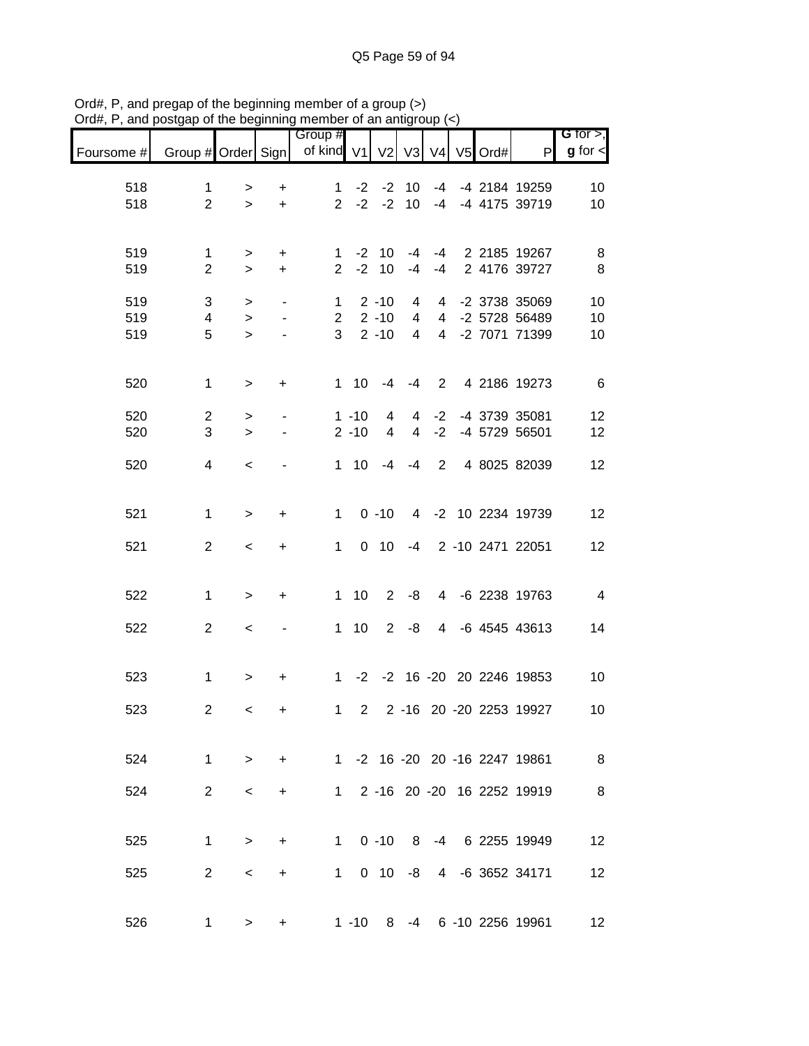Ord#, P, and pregap of the beginning member of a group (>)
Ord#, P, and postgap of the beginning member of an antigroup (<)

| Foursome # | Group # | Order | Sign | Group # of kind | V1 | V2 | V3 | V4 | V5 | Ord# | P | G for >, g for < |
|---|---|---|---|---|---|---|---|---|---|---|---|---|
| 518 | 1 | > | + | 1 | -2 | -2 | 10 | -4 | -4 | 2184 | 19259 | 10 |
| 518 | 2 | > | + | 2 | -2 | -2 | 10 | -4 | -4 | 4175 | 39719 | 10 |
| 519 | 1 | > | + | 1 | -2 | 10 | -4 | -4 | 2 | 2185 | 19267 | 8 |
| 519 | 2 | > | + | 2 | -2 | 10 | -4 | -4 | 2 | 4176 | 39727 | 8 |
| 519 | 3 | > | - | 1 | 2 | -10 | 4 | 4 | -2 | 3738 | 35069 | 10 |
| 519 | 4 | > | - | 2 | 2 | -10 | 4 | 4 | -2 | 5728 | 56489 | 10 |
| 519 | 5 | > | - | 3 | 2 | -10 | 4 | 4 | -2 | 7071 | 71399 | 10 |
| 520 | 1 | > | + | 1 | 10 | -4 | -4 | 2 | 4 | 2186 | 19273 | 6 |
| 520 | 2 | > | - | 1 | -10 | 4 | 4 | -2 | -4 | 3739 | 35081 | 12 |
| 520 | 3 | > | - | 2 | -10 | 4 | 4 | -2 | -4 | 5729 | 56501 | 12 |
| 520 | 4 | < | - | 1 | 10 | -4 | -4 | 2 | 4 | 8025 | 82039 | 12 |
| 521 | 1 | > | + | 1 | 0 | -10 | 4 | -2 | 10 | 2234 | 19739 | 12 |
| 521 | 2 | < | + | 1 | 0 | 10 | -4 | 2 | -10 | 2471 | 22051 | 12 |
| 522 | 1 | > | + | 1 | 10 | 2 | -8 | 4 | -6 | 2238 | 19763 | 4 |
| 522 | 2 | < | - | 1 | 10 | 2 | -8 | 4 | -6 | 4545 | 43613 | 14 |
| 523 | 1 | > | + | 1 | -2 | -2 | 16 | -20 | 20 | 2246 | 19853 | 10 |
| 523 | 2 | < | + | 1 | 2 | 2 | -16 | 20 | -20 | 2253 | 19927 | 10 |
| 524 | 1 | > | + | 1 | -2 | 16 | -20 | 20 | -16 | 2247 | 19861 | 8 |
| 524 | 2 | < | + | 1 | 2 | -16 | 20 | -20 | 16 | 2252 | 19919 | 8 |
| 525 | 1 | > | + | 1 | 0 | -10 | 8 | -4 | 6 | 2255 | 19949 | 12 |
| 525 | 2 | < | + | 1 | 0 | 10 | -8 | 4 | -6 | 3652 | 34171 | 12 |
| 526 | 1 | > | + | 1 | -10 | 8 | -4 | 6 | -10 | 2256 | 19961 | 12 |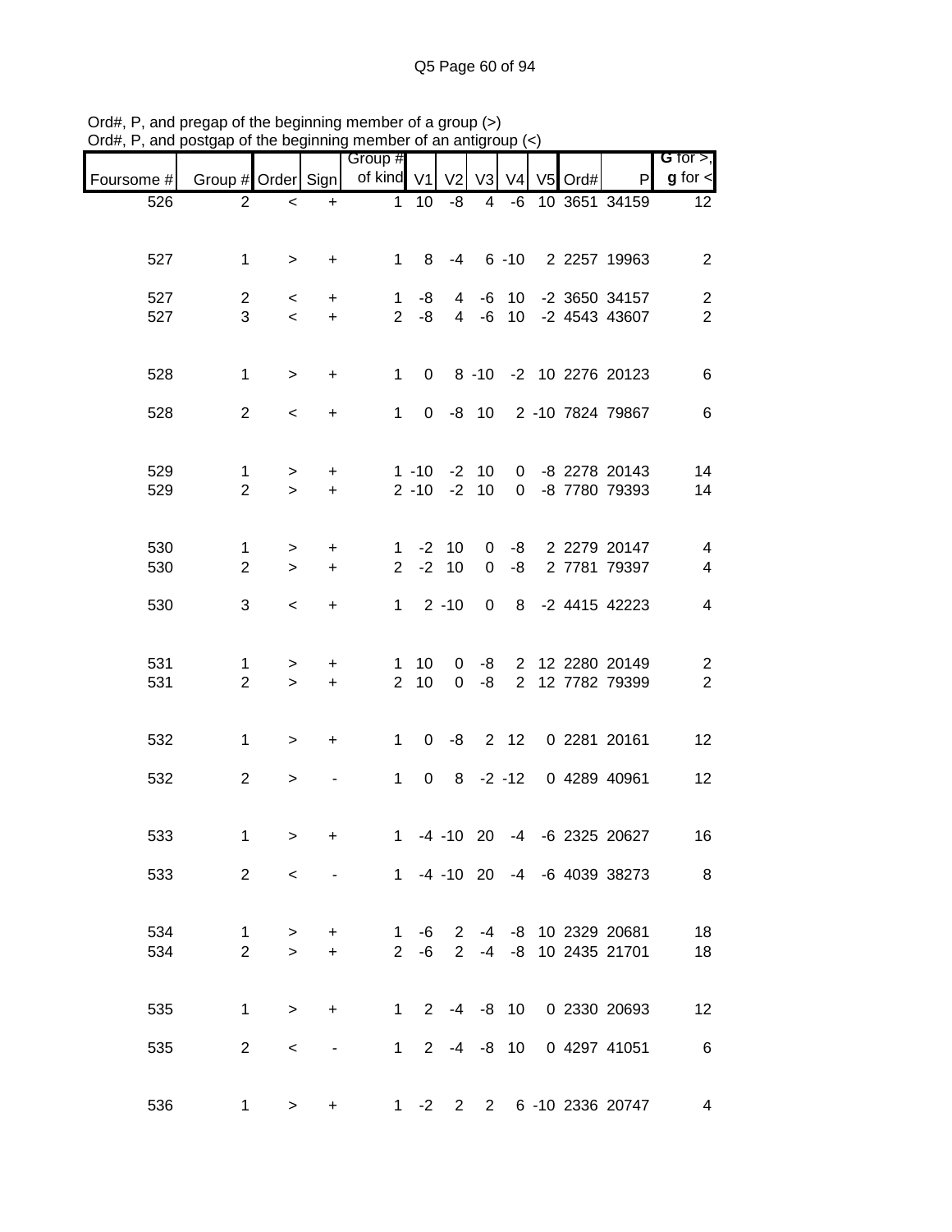Ord#, P, and pregap of the beginning member of a group (>)
Ord#, P, and postgap of the beginning member of an antigroup (<)

| Foursome # | Group # | Order | Sign | Group # of kind | V1 | V2 | V3 | V4 | V5 | Ord# | P | G for >, g for < |
|---|---|---|---|---|---|---|---|---|---|---|---|---|
| 526 | 2 | < | + | 1 | 10 | -8 | 4 | -6 | 10 | 3651 | 34159 | 12 |
| 527 | 1 | > | + | 1 | 8 | -4 | 6 | -10 | 2 | 2257 | 19963 | 2 |
| 527 | 2 | < | + | 1 | -8 | 4 | -6 | 10 | -2 | 3650 | 34157 | 2 |
| 527 | 3 | < | + | 2 | -8 | 4 | -6 | 10 | -2 | 4543 | 43607 | 2 |
| 528 | 1 | > | + | 1 | 0 | 8 | -10 | -2 | 10 | 2276 | 20123 | 6 |
| 528 | 2 | < | + | 1 | 0 | -8 | 10 | 2 | -10 | 7824 | 79867 | 6 |
| 529 | 1 | > | + | 1 | -10 | -2 | 10 | 0 | -8 | 2278 | 20143 | 14 |
| 529 | 2 | > | + | 2 | -10 | -2 | 10 | 0 | -8 | 7780 | 79393 | 14 |
| 530 | 1 | > | + | 1 | -2 | 10 | 0 | -8 | 2 | 2279 | 20147 | 4 |
| 530 | 2 | > | + | 2 | -2 | 10 | 0 | -8 | 2 | 7781 | 79397 | 4 |
| 530 | 3 | < | + | 1 | 2 | -10 | 0 | 8 | -2 | 4415 | 42223 | 4 |
| 531 | 1 | > | + | 1 | 10 | 0 | -8 | 2 | 12 | 2280 | 20149 | 2 |
| 531 | 2 | > | + | 2 | 10 | 0 | -8 | 2 | 12 | 7782 | 79399 | 2 |
| 532 | 1 | > | + | 1 | 0 | -8 | 2 | 12 | 0 | 2281 | 20161 | 12 |
| 532 | 2 | > | - | 1 | 0 | 8 | -2 | -12 | 0 | 4289 | 40961 | 12 |
| 533 | 1 | > | + | 1 | -4 | -10 | 20 | -4 | -6 | 2325 | 20627 | 16 |
| 533 | 2 | < | - | 1 | -4 | -10 | 20 | -4 | -6 | 4039 | 38273 | 8 |
| 534 | 1 | > | + | 1 | -6 | 2 | -4 | -8 | 10 | 2329 | 20681 | 18 |
| 534 | 2 | > | + | 2 | -6 | 2 | -4 | -8 | 10 | 2435 | 21701 | 18 |
| 535 | 1 | > | + | 1 | 2 | -4 | -8 | 10 | 0 | 2330 | 20693 | 12 |
| 535 | 2 | < | - | 1 | 2 | -4 | -8 | 10 | 0 | 4297 | 41051 | 6 |
| 536 | 1 | > | + | 1 | -2 | 2 | 2 | 6 | -10 | 2336 | 20747 | 4 |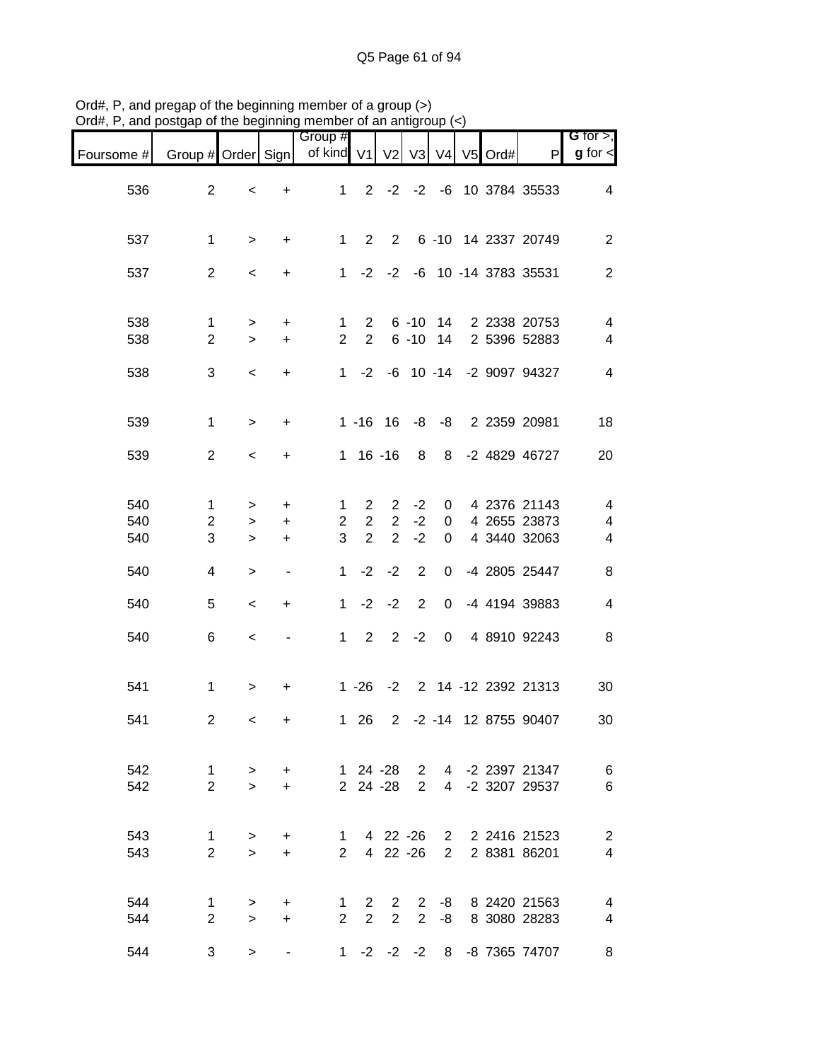Ord#, P, and pregap of the beginning member of a group (>)
Ord#, P, and postgap of the beginning member of an antigroup (<)

| Foursome # | Group # | Order | Sign | Group # of kind | V1 | V2 | V3 | V4 | V5 | Ord# | P | G for >, g for < |
|---|---|---|---|---|---|---|---|---|---|---|---|---|
| 536 | 2 | < | + | 1 | 2 | -2 | -2 | -6 | 10 | 3784 | 35533 | 4 |
| 537 | 1 | > | + | 1 | 2 | 2 | 6 | -10 | 14 | 2337 | 20749 | 2 |
| 537 | 2 | < | + | 1 | -2 | -2 | -6 | 10 | -14 | 3783 | 35531 | 2 |
| 538 | 1 | > | + | 1 | 2 | 6 | -10 | 14 | 2 | 2338 | 20753 | 4 |
| 538 | 2 | > | + | 2 | 2 | 6 | -10 | 14 | 2 | 5396 | 52883 | 4 |
| 538 | 3 | < | + | 1 | -2 | -6 | 10 | -14 | -2 | 9097 | 94327 | 4 |
| 539 | 1 | > | + | 1 | -16 | 16 | -8 | -8 | 2 | 2359 | 20981 | 18 |
| 539 | 2 | < | + | 1 | 16 | -16 | 8 | 8 | -2 | 4829 | 46727 | 20 |
| 540 | 1 | > | + | 1 | 2 | 2 | -2 | 0 | 4 | 2376 | 21143 | 4 |
| 540 | 2 | > | + | 2 | 2 | 2 | -2 | 0 | 4 | 2655 | 23873 | 4 |
| 540 | 3 | > | + | 3 | 2 | 2 | -2 | 0 | 4 | 3440 | 32063 | 4 |
| 540 | 4 | > | - | 1 | -2 | -2 | 2 | 0 | -4 | 2805 | 25447 | 8 |
| 540 | 5 | < | + | 1 | -2 | -2 | 2 | 0 | -4 | 4194 | 39883 | 4 |
| 540 | 6 | < | - | 1 | 2 | 2 | -2 | 0 | 4 | 8910 | 92243 | 8 |
| 541 | 1 | > | + | 1 | -26 | -2 | 2 | 14 | -12 | 2392 | 21313 | 30 |
| 541 | 2 | < | + | 1 | 26 | 2 | -2 | -14 | 12 | 8755 | 90407 | 30 |
| 542 | 1 | > | + | 1 | 24 | -28 | 2 | 4 | -2 | 2397 | 21347 | 6 |
| 542 | 2 | > | + | 2 | 24 | -28 | 2 | 4 | -2 | 3207 | 29537 | 6 |
| 543 | 1 | > | + | 1 | 4 | 22 | -26 | 2 | 2 | 2416 | 21523 | 2 |
| 543 | 2 | > | + | 2 | 4 | 22 | -26 | 2 | 2 | 8381 | 86201 | 4 |
| 544 | 1 | > | + | 1 | 2 | 2 | 2 | -8 | 8 | 2420 | 21563 | 4 |
| 544 | 2 | > | + | 2 | 2 | 2 | 2 | -8 | 8 | 3080 | 28283 | 4 |
| 544 | 3 | > | - | 1 | -2 | -2 | -2 | 8 | -8 | 7365 | 74707 | 8 |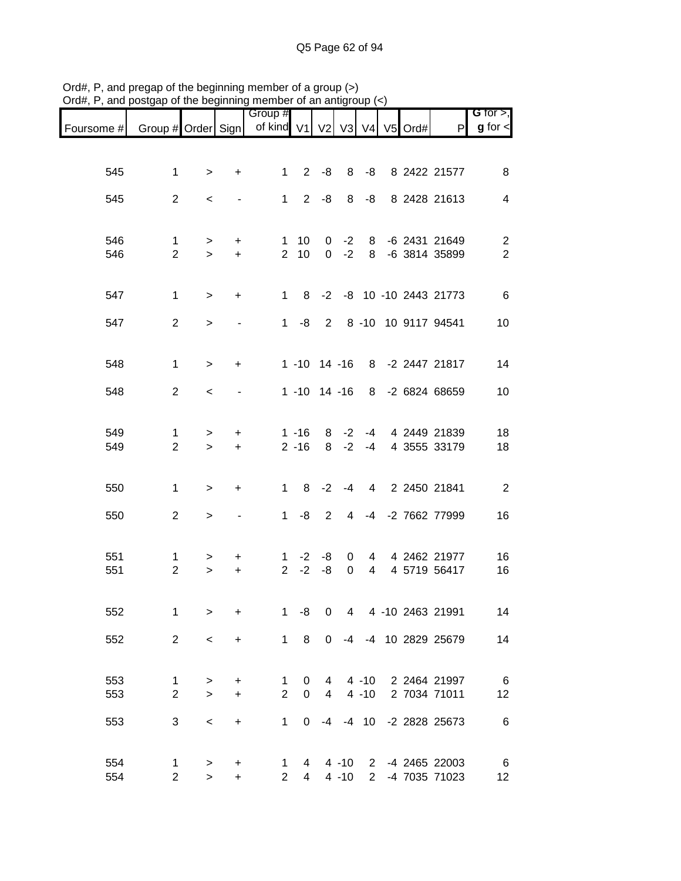Ord#, P, and pregap of the beginning member of a group (>)
Ord#, P, and postgap of the beginning member of an antigroup (<)

| Foursome # | Group # | Order | Sign | Group # of kind | V1 | V2 | V3 | V4 | V5 | Ord# | P | G for >, g for < |
|---|---|---|---|---|---|---|---|---|---|---|---|---|
| 545 | 1 | > | + | 1 | 2 | -8 | 8 | -8 | 8 | 2422 | 21577 | 8 |
| 545 | 2 | < | - | 1 | 2 | -8 | 8 | -8 | 8 | 2428 | 21613 | 4 |
| 546 | 1 | > | + | 1 | 10 | 0 | -2 | 8 | -6 | 2431 | 21649 | 2 |
| 546 | 2 | > | + | 2 | 10 | 0 | -2 | 8 | -6 | 3814 | 35899 | 2 |
| 547 | 1 | > | + | 1 | 8 | -2 | -8 | 10 | -10 | 2443 | 21773 | 6 |
| 547 | 2 | > | - | 1 | -8 | 2 | 8 | -10 | 10 | 9117 | 94541 | 10 |
| 548 | 1 | > | + | 1 | -10 | 14 | -16 | 8 | -2 | 2447 | 21817 | 14 |
| 548 | 2 | < | - | 1 | -10 | 14 | -16 | 8 | -2 | 6824 | 68659 | 10 |
| 549 | 1 | > | + | 1 | -16 | 8 | -2 | -4 | 4 | 2449 | 21839 | 18 |
| 549 | 2 | > | + | 2 | -16 | 8 | -2 | -4 | 4 | 3555 | 33179 | 18 |
| 550 | 1 | > | + | 1 | 8 | -2 | -4 | 4 | 2 | 2450 | 21841 | 2 |
| 550 | 2 | > | - | 1 | -8 | 2 | 4 | -4 | -2 | 7662 | 77999 | 16 |
| 551 | 1 | > | + | 1 | -2 | -8 | 0 | 4 | 4 | 2462 | 21977 | 16 |
| 551 | 2 | > | + | 2 | -2 | -8 | 0 | 4 | 4 | 5719 | 56417 | 16 |
| 552 | 1 | > | + | 1 | -8 | 0 | 4 | 4 | -10 | 2463 | 21991 | 14 |
| 552 | 2 | < | + | 1 | 8 | 0 | -4 | -4 | 10 | 2829 | 25679 | 14 |
| 553 | 1 | > | + | 1 | 0 | 4 | 4 | -10 | 2 | 2464 | 21997 | 6 |
| 553 | 2 | > | + | 2 | 0 | 4 | 4 | -10 | 2 | 7034 | 71011 | 12 |
| 553 | 3 | < | + | 1 | 0 | -4 | -4 | 10 | -2 | 2828 | 25673 | 6 |
| 554 | 1 | > | + | 1 | 4 | 4 | -10 | 2 | -4 | 2465 | 22003 | 6 |
| 554 | 2 | > | + | 2 | 4 | 4 | -10 | 2 | -4 | 7035 | 71023 | 12 |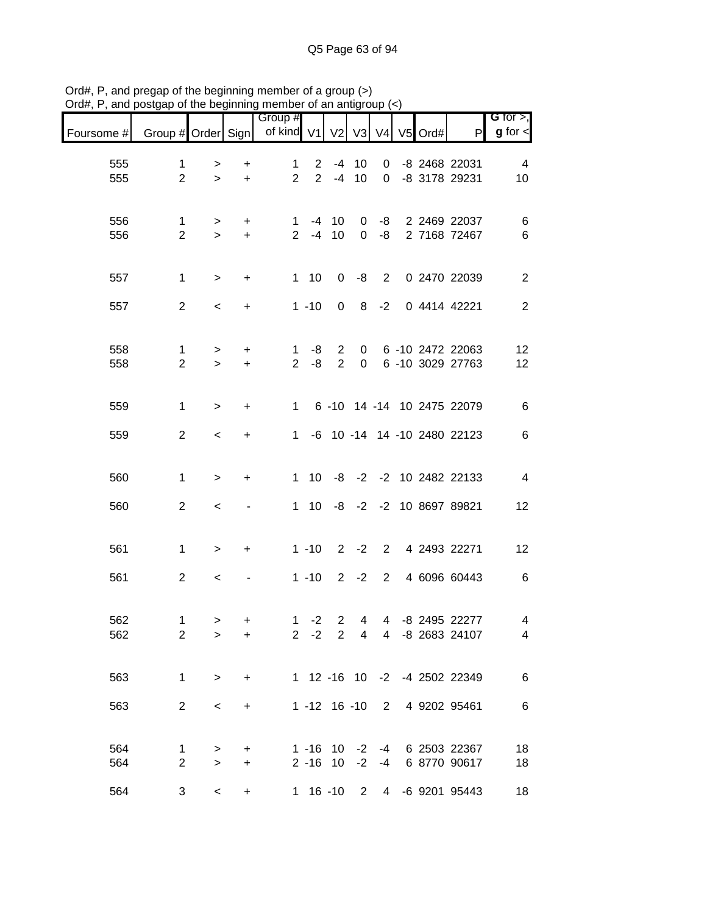Ord#, P, and pregap of the beginning member of a group (>)
Ord#, P, and postgap of the beginning member of an antigroup (<)

| Foursome # | Group # | Order | Sign | Group # of kind | V1 | V2 | V3 | V4 | V5 | Ord# | P | G for >, g for < |
|---|---|---|---|---|---|---|---|---|---|---|---|---|
| 555 | 1 | > | + | 1 | 2 | -4 | 10 | 0 | -8 | 2468 | 22031 | 4 |
| 555 | 2 | > | + | 2 | 2 | -4 | 10 | 0 | -8 | 3178 | 29231 | 10 |
| 556 | 1 | > | + | 1 | -4 | 10 | 0 | -8 | 2 | 2469 | 22037 | 6 |
| 556 | 2 | > | + | 2 | -4 | 10 | 0 | -8 | 2 | 7168 | 72467 | 6 |
| 557 | 1 | > | + | 1 | 10 | 0 | -8 | 2 | 0 | 2470 | 22039 | 2 |
| 557 | 2 | < | + | 1 | -10 | 0 | 8 | -2 | 0 | 4414 | 42221 | 2 |
| 558 | 1 | > | + | 1 | -8 | 2 | 0 | 6 | -10 | 2472 | 22063 | 12 |
| 558 | 2 | > | + | 2 | -8 | 2 | 0 | 6 | -10 | 3029 | 27763 | 12 |
| 559 | 1 | > | + | 1 | 6 | -10 | 14 | -14 | 10 | 2475 | 22079 | 6 |
| 559 | 2 | < | + | 1 | -6 | 10 | -14 | 14 | -10 | 2480 | 22123 | 6 |
| 560 | 1 | > | + | 1 | 10 | -8 | -2 | -2 | 10 | 2482 | 22133 | 4 |
| 560 | 2 | < | - | 1 | 10 | -8 | -2 | -2 | 10 | 8697 | 89821 | 12 |
| 561 | 1 | > | + | 1 | -10 | 2 | -2 | 2 | 4 | 2493 | 22271 | 12 |
| 561 | 2 | < | - | 1 | -10 | 2 | -2 | 2 | 4 | 6096 | 60443 | 6 |
| 562 | 1 | > | + | 1 | -2 | 2 | 4 | 4 | -8 | 2495 | 22277 | 4 |
| 562 | 2 | > | + | 2 | -2 | 2 | 4 | 4 | -8 | 2683 | 24107 | 4 |
| 563 | 1 | > | + | 1 | 12 | -16 | 10 | -2 | -4 | 2502 | 22349 | 6 |
| 563 | 2 | < | + | 1 | -12 | 16 | -10 | 2 | 4 | 9202 | 95461 | 6 |
| 564 | 1 | > | + | 1 | -16 | 10 | -2 | -4 | 6 | 2503 | 22367 | 18 |
| 564 | 2 | > | + | 2 | -16 | 10 | -2 | -4 | 6 | 8770 | 90617 | 18 |
| 564 | 3 | < | + | 1 | 16 | -10 | 2 | 4 | -6 | 9201 | 95443 | 18 |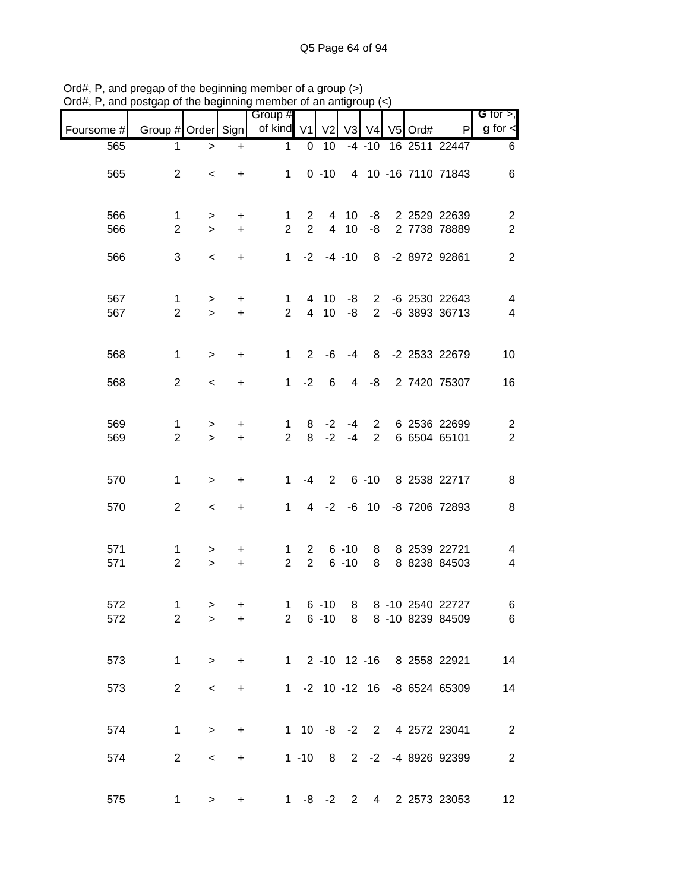Ord#, P, and pregap of the beginning member of a group (>)
Ord#, P, and postgap of the beginning member of an antigroup (<)

| Foursome # | Group # | Order | Sign | Group # of kind | V1 | V2 | V3 | V4 | V5 | Ord# | P | G for >, g for < |
|---|---|---|---|---|---|---|---|---|---|---|---|---|
| 565 | 1 | > | + | 1 | 0 | 10 | -4 | -10 | 16 | 2511 | 22447 | 6 |
| 565 | 2 | < | + | 1 | 0 | -10 | 4 | 10 | -16 | 7110 | 71843 | 6 |
| 566 | 1 | > | + | 1 | 2 | 4 | 10 | -8 | 2 | 2529 | 22639 | 2 |
| 566 | 2 | > | + | 2 | 2 | 4 | 10 | -8 | 2 | 7738 | 78889 | 2 |
| 566 | 3 | < | + | 1 | -2 | -4 | -10 | 8 | -2 | 8972 | 92861 | 2 |
| 567 | 1 | > | + | 1 | 4 | 10 | -8 | 2 | -6 | 2530 | 22643 | 4 |
| 567 | 2 | > | + | 2 | 4 | 10 | -8 | 2 | -6 | 3893 | 36713 | 4 |
| 568 | 1 | > | + | 1 | 2 | -6 | -4 | 8 | -2 | 2533 | 22679 | 10 |
| 568 | 2 | < | + | 1 | -2 | 6 | 4 | -8 | 2 | 7420 | 75307 | 16 |
| 569 | 1 | > | + | 1 | 8 | -2 | -4 | 2 | 6 | 2536 | 22699 | 2 |
| 569 | 2 | > | + | 2 | 8 | -2 | -4 | 2 | 6 | 6504 | 65101 | 2 |
| 570 | 1 | > | + | 1 | -4 | 2 | 6 | -10 | 8 | 2538 | 22717 | 8 |
| 570 | 2 | < | + | 1 | 4 | -2 | -6 | 10 | -8 | 7206 | 72893 | 8 |
| 571 | 1 | > | + | 1 | 2 | 6 | -10 | 8 | 8 | 2539 | 22721 | 4 |
| 571 | 2 | > | + | 2 | 2 | 6 | -10 | 8 | 8 | 8238 | 84503 | 4 |
| 572 | 1 | > | + | 1 | 6 | -10 | 8 | 8 | -10 | 2540 | 22727 | 6 |
| 572 | 2 | > | + | 2 | 6 | -10 | 8 | 8 | -10 | 8239 | 84509 | 6 |
| 573 | 1 | > | + | 1 | 2 | -10 | 12 | -16 | 8 | 2558 | 22921 | 14 |
| 573 | 2 | < | + | 1 | -2 | 10 | -12 | 16 | -8 | 6524 | 65309 | 14 |
| 574 | 1 | > | + | 1 | 10 | -8 | -2 | 2 | 4 | 2572 | 23041 | 2 |
| 574 | 2 | < | + | 1 | -10 | 8 | 2 | -2 | -4 | 8926 | 92399 | 2 |
| 575 | 1 | > | + | 1 | -8 | -2 | 2 | 4 | 2 | 2573 | 23053 | 12 |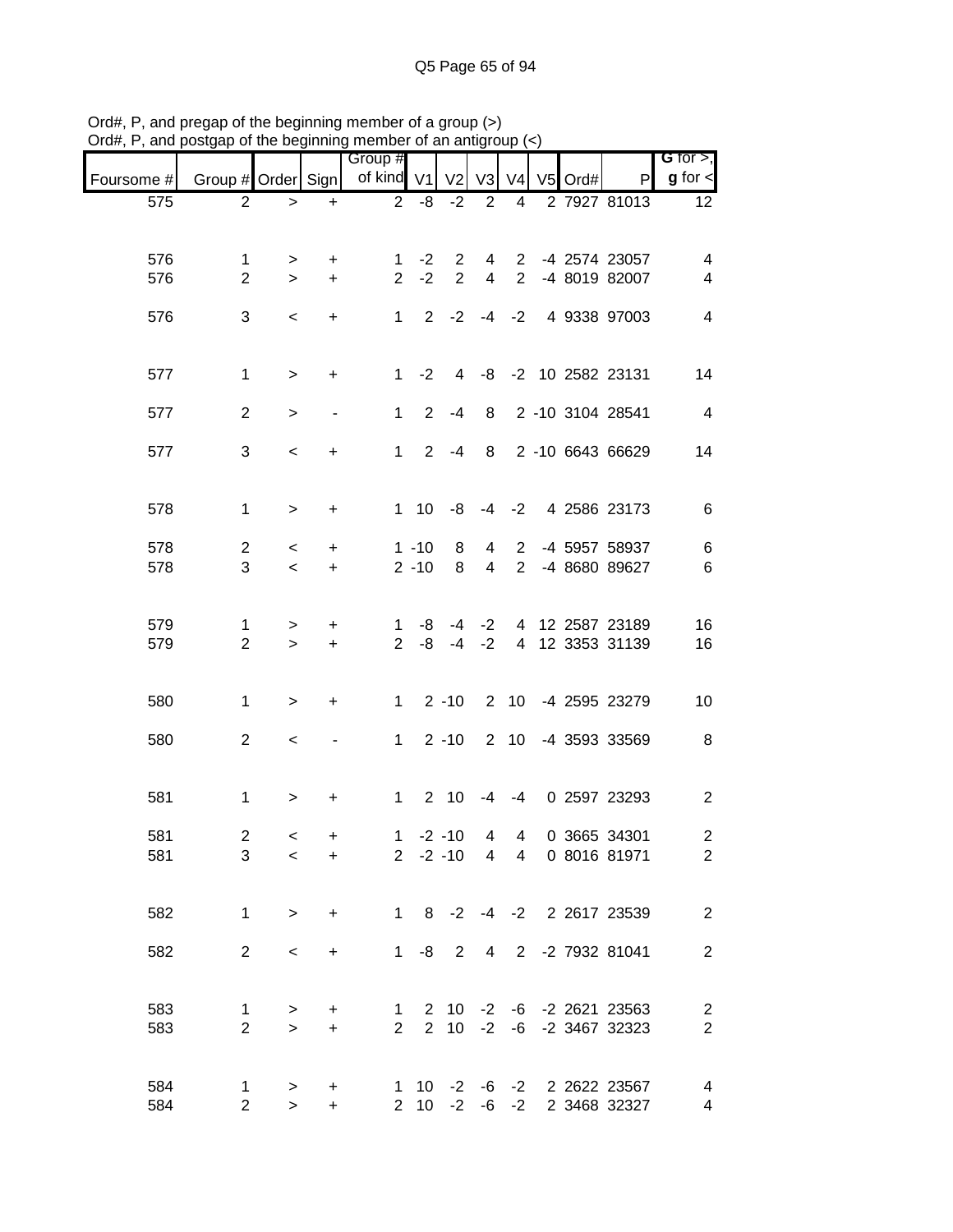Ord#, P, and pregap of the beginning member of a group (>)
Ord#, P, and postgap of the beginning member of an antigroup (<)

| Foursome # | Group # | Order | Sign | Group # of kind | V1 | V2 | V3 | V4 | V5 | Ord# | P | G for >, g for < |
|---|---|---|---|---|---|---|---|---|---|---|---|---|
| 575 | 2 | > | + | 2 | -8 | -2 | 2 | 4 | 2 | 7927 | 81013 | 12 |
| 576 | 1 | > | + | 1 | -2 | 2 | 4 | 2 | -4 | 2574 | 23057 | 4 |
| 576 | 2 | > | + | 2 | -2 | 2 | 4 | 2 | -4 | 8019 | 82007 | 4 |
| 576 | 3 | < | + | 1 | 2 | -2 | -4 | -2 | 4 | 9338 | 97003 | 4 |
| 577 | 1 | > | + | 1 | -2 | 4 | -8 | -2 | 10 | 2582 | 23131 | 14 |
| 577 | 2 | > | - | 1 | 2 | -4 | 8 | 2 | -10 | 3104 | 28541 | 4 |
| 577 | 3 | < | + | 1 | 2 | -4 | 8 | 2 | -10 | 6643 | 66629 | 14 |
| 578 | 1 | > | + | 1 | 10 | -8 | -4 | -2 | 4 | 2586 | 23173 | 6 |
| 578 | 2 | < | + | 1 | -10 | 8 | 4 | 2 | -4 | 5957 | 58937 | 6 |
| 578 | 3 | < | + | 2 | -10 | 8 | 4 | 2 | -4 | 8680 | 89627 | 6 |
| 579 | 1 | > | + | 1 | -8 | -4 | -2 | 4 | 12 | 2587 | 23189 | 16 |
| 579 | 2 | > | + | 2 | -8 | -4 | -2 | 4 | 12 | 3353 | 31139 | 16 |
| 580 | 1 | > | + | 1 | 2 | -10 | 2 | 10 | -4 | 2595 | 23279 | 10 |
| 580 | 2 | < | - | 1 | 2 | -10 | 2 | 10 | -4 | 3593 | 33569 | 8 |
| 581 | 1 | > | + | 1 | 2 | 10 | -4 | -4 | 0 | 2597 | 23293 | 2 |
| 581 | 2 | < | + | 1 | -2 | -10 | 4 | 4 | 0 | 3665 | 34301 | 2 |
| 581 | 3 | < | + | 2 | -2 | -10 | 4 | 4 | 0 | 8016 | 81971 | 2 |
| 582 | 1 | > | + | 1 | 8 | -2 | -4 | -2 | 2 | 2617 | 23539 | 2 |
| 582 | 2 | < | + | 1 | -8 | 2 | 4 | 2 | -2 | 7932 | 81041 | 2 |
| 583 | 1 | > | + | 1 | 2 | 10 | -2 | -6 | -2 | 2621 | 23563 | 2 |
| 583 | 2 | > | + | 2 | 2 | 10 | -2 | -6 | -2 | 3467 | 32323 | 2 |
| 584 | 1 | > | + | 1 | 10 | -2 | -6 | -2 | 2 | 2622 | 23567 | 4 |
| 584 | 2 | > | + | 2 | 10 | -2 | -6 | -2 | 2 | 3468 | 32327 | 4 |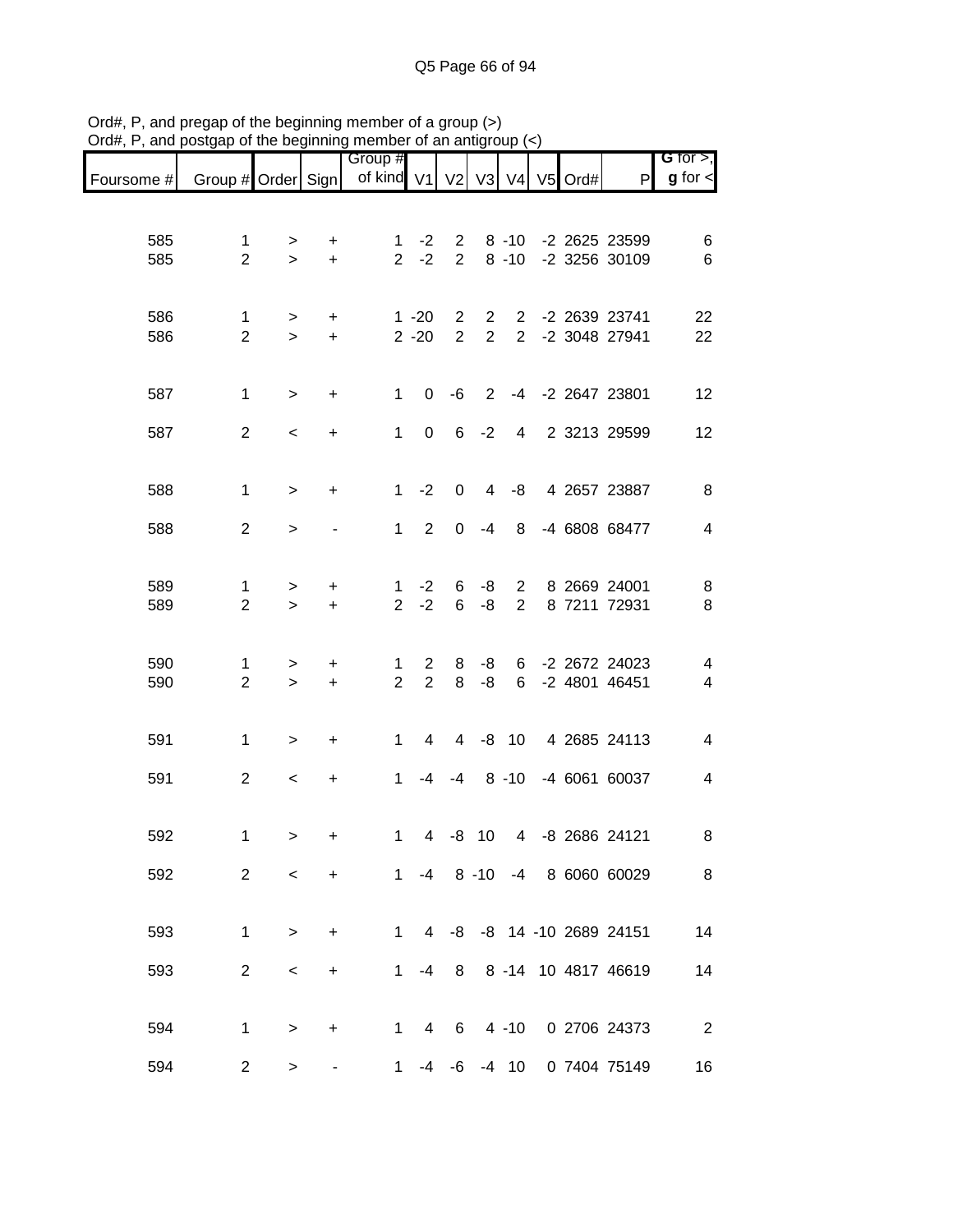Ord#, P, and pregap of the beginning member of a group (>)
Ord#, P, and postgap of the beginning member of an antigroup (<)

| Foursome # | Group # | Order | Sign | Group # of kind | V1 | V2 | V3 | V4 | V5 | Ord# | P | G for >, g for < |
|---|---|---|---|---|---|---|---|---|---|---|---|---|
| 585 | 1 | > | + | 1 | -2 | 2 | 8 | -10 | -2 | 2625 | 23599 | 6 |
| 585 | 2 | > | + | 2 | -2 | 2 | 8 | -10 | -2 | 3256 | 30109 | 6 |
| 586 | 1 | > | + | 1 | -20 | 2 | 2 | 2 | -2 | 2639 | 23741 | 22 |
| 586 | 2 | > | + | 2 | -20 | 2 | 2 | 2 | -2 | 3048 | 27941 | 22 |
| 587 | 1 | > | + | 1 | 0 | -6 | 2 | -4 | -2 | 2647 | 23801 | 12 |
| 587 | 2 | < | + | 1 | 0 | 6 | -2 | 4 | 2 | 3213 | 29599 | 12 |
| 588 | 1 | > | + | 1 | -2 | 0 | 4 | -8 | 4 | 2657 | 23887 | 8 |
| 588 | 2 | > | - | 1 | 2 | 0 | -4 | 8 | -4 | 6808 | 68477 | 4 |
| 589 | 1 | > | + | 1 | -2 | 6 | -8 | 2 | 8 | 2669 | 24001 | 8 |
| 589 | 2 | > | + | 2 | -2 | 6 | -8 | 2 | 8 | 7211 | 72931 | 8 |
| 590 | 1 | > | + | 1 | 2 | 8 | -8 | 6 | -2 | 2672 | 24023 | 4 |
| 590 | 2 | > | + | 2 | 2 | 8 | -8 | 6 | -2 | 4801 | 46451 | 4 |
| 591 | 1 | > | + | 1 | 4 | 4 | -8 | 10 | 4 | 2685 | 24113 | 4 |
| 591 | 2 | < | + | 1 | -4 | -4 | 8 | -10 | -4 | 6061 | 60037 | 4 |
| 592 | 1 | > | + | 1 | 4 | -8 | 10 | 4 | -8 | 2686 | 24121 | 8 |
| 592 | 2 | < | + | 1 | -4 | 8 | -10 | -4 | 8 | 6060 | 60029 | 8 |
| 593 | 1 | > | + | 1 | 4 | -8 | -8 | 14 | -10 | 2689 | 24151 | 14 |
| 593 | 2 | < | + | 1 | -4 | 8 | 8 | -14 | 10 | 4817 | 46619 | 14 |
| 594 | 1 | > | + | 1 | 4 | 6 | 4 | -10 | 0 | 2706 | 24373 | 2 |
| 594 | 2 | > | - | 1 | -4 | -6 | -4 | 10 | 0 | 7404 | 75149 | 16 |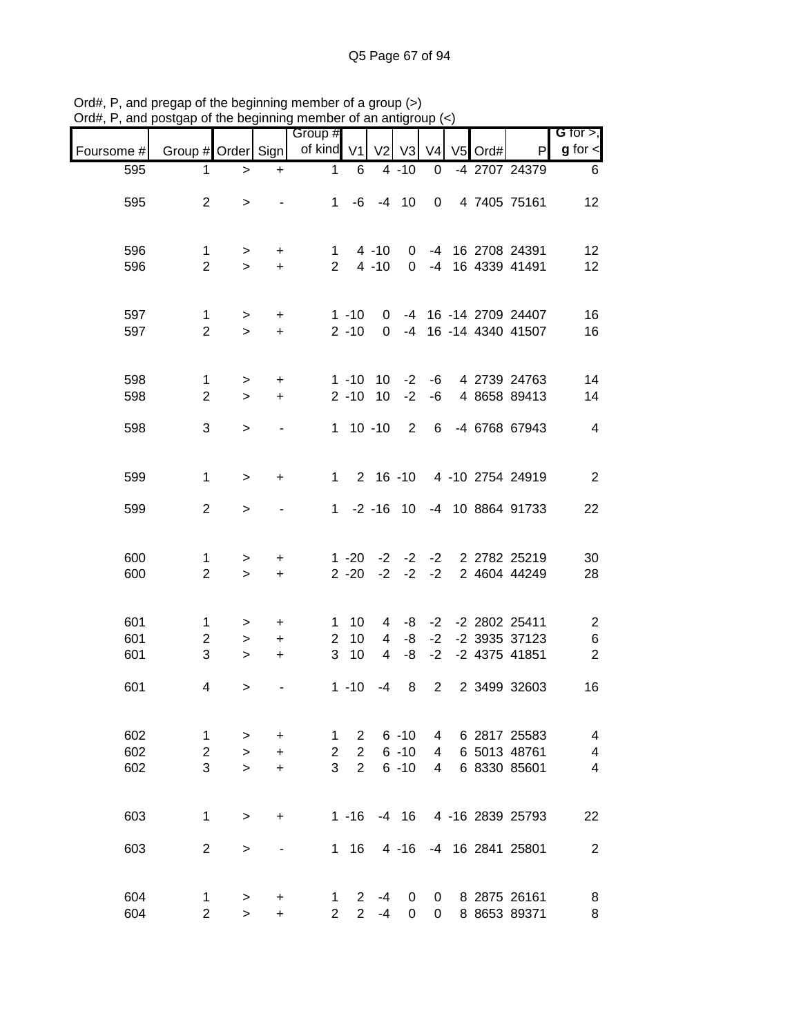Ord#, P, and pregap of the beginning member of a group (>)
Ord#, P, and postgap of the beginning member of an antigroup (<)

| Foursome # | Group # | Order | Sign | Group # of kind | V1 | V2 | V3 | V4 | V5 | Ord# | P | G for >, g for < |
|---|---|---|---|---|---|---|---|---|---|---|---|---|
| 595 | 1 | > | + | 1 | 6 | 4 | -10 | 0 | -4 | 2707 | 24379 | 6 |
| 595 | 2 | > | - | 1 | -6 | -4 | 10 | 0 | 4 | 7405 | 75161 | 12 |
| 596 | 1 | > | + | 1 | 4 | -10 | 0 | -4 | 16 | 2708 | 24391 | 12 |
| 596 | 2 | > | + | 2 | 4 | -10 | 0 | -4 | 16 | 4339 | 41491 | 12 |
| 597 | 1 | > | + | 1 | -10 | 0 | -4 | 16 | -14 | 2709 | 24407 | 16 |
| 597 | 2 | > | + | 2 | -10 | 0 | -4 | 16 | -14 | 4340 | 41507 | 16 |
| 598 | 1 | > | + | 1 | -10 | 10 | -2 | -6 | 4 | 2739 | 24763 | 14 |
| 598 | 2 | > | + | 2 | -10 | 10 | -2 | -6 | 4 | 8658 | 89413 | 14 |
| 598 | 3 | > | - | 1 | 10 | -10 | 2 | 6 | -4 | 6768 | 67943 | 4 |
| 599 | 1 | > | + | 1 | 2 | 16 | -10 | 4 | -10 | 2754 | 24919 | 2 |
| 599 | 2 | > | - | 1 | -2 | -16 | 10 | -4 | 10 | 8864 | 91733 | 22 |
| 600 | 1 | > | + | 1 | -20 | -2 | -2 | -2 | 2 | 2782 | 25219 | 30 |
| 600 | 2 | > | + | 2 | -20 | -2 | -2 | -2 | 2 | 4604 | 44249 | 28 |
| 601 | 1 | > | + | 1 | 10 | 4 | -8 | -2 | -2 | 2802 | 25411 | 2 |
| 601 | 2 | > | + | 2 | 10 | 4 | -8 | -2 | -2 | 3935 | 37123 | 6 |
| 601 | 3 | > | + | 3 | 10 | 4 | -8 | -2 | -2 | 4375 | 41851 | 2 |
| 601 | 4 | > | - | 1 | -10 | -4 | 8 | 2 | 2 | 3499 | 32603 | 16 |
| 602 | 1 | > | + | 1 | 2 | 6 | -10 | 4 | 6 | 2817 | 25583 | 4 |
| 602 | 2 | > | + | 2 | 2 | 6 | -10 | 4 | 6 | 5013 | 48761 | 4 |
| 602 | 3 | > | + | 3 | 2 | 6 | -10 | 4 | 6 | 8330 | 85601 | 4 |
| 603 | 1 | > | + | 1 | -16 | -4 | 16 | 4 | -16 | 2839 | 25793 | 22 |
| 603 | 2 | > | - | 1 | 16 | 4 | -16 | -4 | 16 | 2841 | 25801 | 2 |
| 604 | 1 | > | + | 1 | 2 | -4 | 0 | 0 | 8 | 2875 | 26161 | 8 |
| 604 | 2 | > | + | 2 | 2 | -4 | 0 | 0 | 8 | 8653 | 89371 | 8 |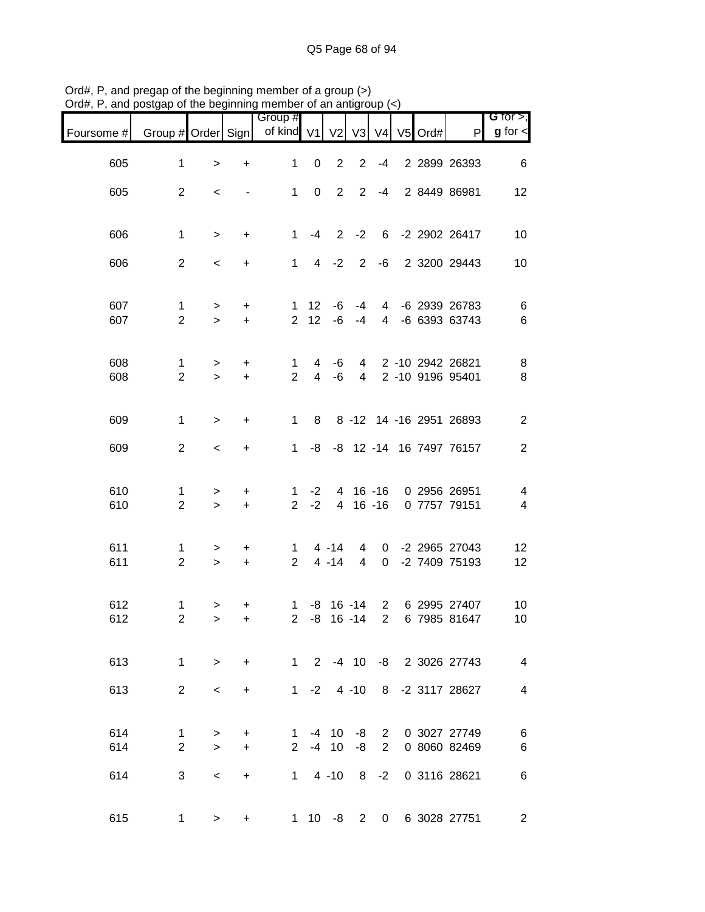Ord#, P, and pregap of the beginning member of a group (>)
Ord#, P, and postgap of the beginning member of an antigroup (<)

| Foursome # | Group # | Order | Sign | Group # of kind | V1 | V2 | V3 | V4 | V5 | Ord# | P | G for >, g for < |
|---|---|---|---|---|---|---|---|---|---|---|---|---|
| 605 | 1 | > | + | 1 | 0 | 2 | 2 | -4 | 2 | 2899 | 26393 | 6 |
| 605 | 2 | < | - | 1 | 0 | 2 | 2 | -4 | 2 | 8449 | 86981 | 12 |
| 606 | 1 | > | + | 1 | -4 | 2 | -2 | 6 | -2 | 2902 | 26417 | 10 |
| 606 | 2 | < | + | 1 | 4 | -2 | 2 | -6 | 2 | 3200 | 29443 | 10 |
| 607 | 1 | > | + | 1 | 12 | -6 | -4 | 4 | -6 | 2939 | 26783 | 6 |
| 607 | 2 | > | + | 2 | 12 | -6 | -4 | 4 | -6 | 6393 | 63743 | 6 |
| 608 | 1 | > | + | 1 | 4 | -6 | 4 | 2 | -10 | 2942 | 26821 | 8 |
| 608 | 2 | > | + | 2 | 4 | -6 | 4 | 2 | -10 | 9196 | 95401 | 8 |
| 609 | 1 | > | + | 1 | 8 | 8 | -12 | 14 | -16 | 2951 | 26893 | 2 |
| 609 | 2 | < | + | 1 | -8 | -8 | 12 | -14 | 16 | 7497 | 76157 | 2 |
| 610 | 1 | > | + | 1 | -2 | 4 | 16 | -16 | 0 | 2956 | 26951 | 4 |
| 610 | 2 | > | + | 2 | -2 | 4 | 16 | -16 | 0 | 7757 | 79151 | 4 |
| 611 | 1 | > | + | 1 | 4 | -14 | 4 | 0 | -2 | 2965 | 27043 | 12 |
| 611 | 2 | > | + | 2 | 4 | -14 | 4 | 0 | -2 | 7409 | 75193 | 12 |
| 612 | 1 | > | + | 1 | -8 | 16 | -14 | 2 | 6 | 2995 | 27407 | 10 |
| 612 | 2 | > | + | 2 | -8 | 16 | -14 | 2 | 6 | 7985 | 81647 | 10 |
| 613 | 1 | > | + | 1 | 2 | -4 | 10 | -8 | 2 | 3026 | 27743 | 4 |
| 613 | 2 | < | + | 1 | -2 | 4 | -10 | 8 | -2 | 3117 | 28627 | 4 |
| 614 | 1 | > | + | 1 | -4 | 10 | -8 | 2 | 0 | 3027 | 27749 | 6 |
| 614 | 2 | > | + | 2 | -4 | 10 | -8 | 2 | 0 | 8060 | 82469 | 6 |
| 614 | 3 | < | + | 1 | 4 | -10 | 8 | -2 | 0 | 3116 | 28621 | 6 |
| 615 | 1 | > | + | 1 | 10 | -8 | 2 | 0 | 6 | 3028 | 27751 | 2 |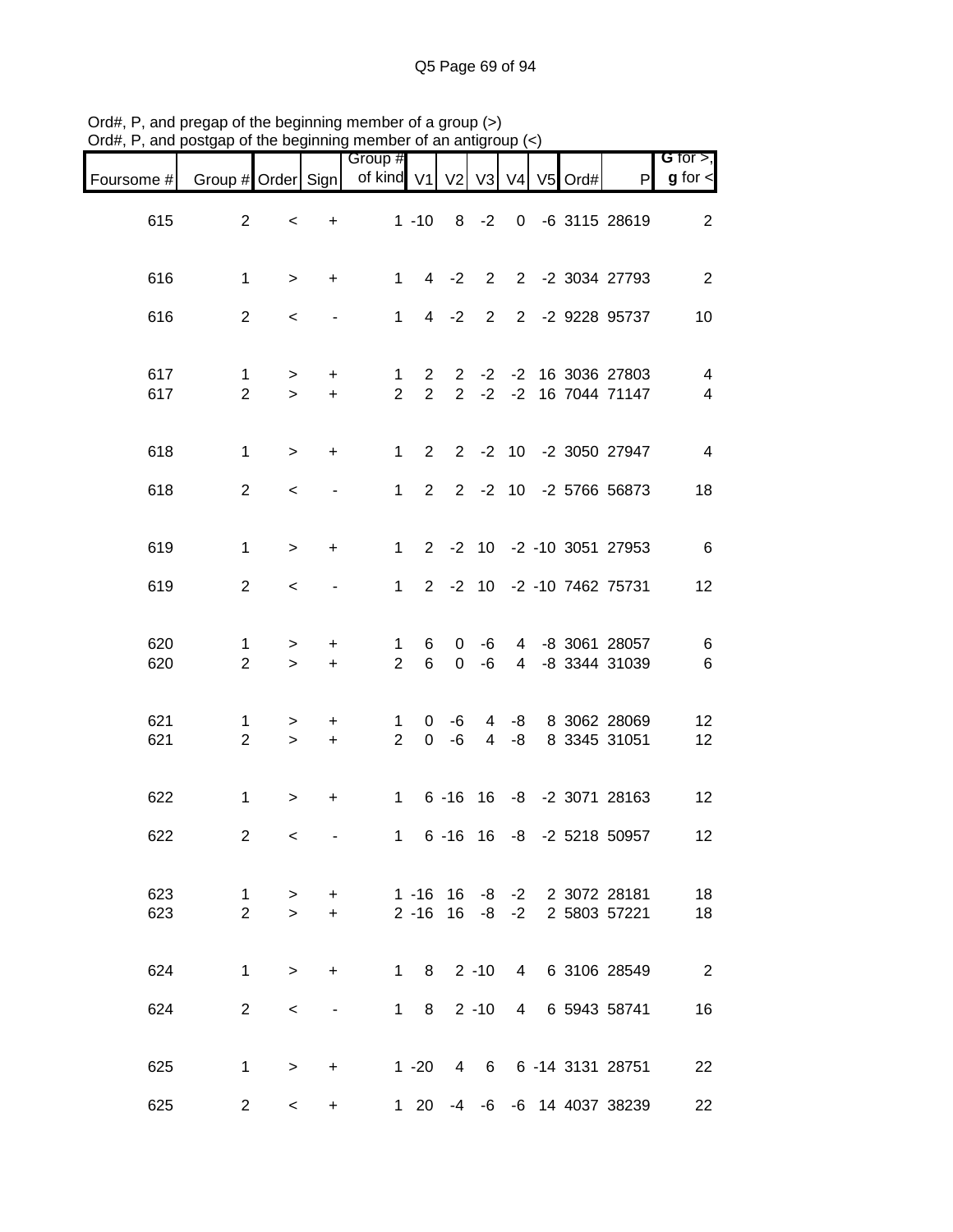Ord#, P, and pregap of the beginning member of a group (>)
Ord#, P, and postgap of the beginning member of an antigroup (<)

| Foursome # | Group # | Order | Sign | Group # of kind | V1 | V2 | V3 | V4 | V5 | Ord# | P | G for >, g for < |
|---|---|---|---|---|---|---|---|---|---|---|---|---|
| 615 | 2 | < | + | 1 | -10 | 8 | -2 | 0 | -6 | 3115 | 28619 | 2 |
| 616 | 1 | > | + | 1 | 4 | -2 | 2 | 2 | -2 | 3034 | 27793 | 2 |
| 616 | 2 | < | - | 1 | 4 | -2 | 2 | 2 | -2 | 9228 | 95737 | 10 |
| 617 | 1 | > | + | 1 | 2 | 2 | -2 | -2 | 16 | 3036 | 27803 | 4 |
| 617 | 2 | > | + | 2 | 2 | 2 | -2 | -2 | 16 | 7044 | 71147 | 4 |
| 618 | 1 | > | + | 1 | 2 | 2 | -2 | 10 | -2 | 3050 | 27947 | 4 |
| 618 | 2 | < | - | 1 | 2 | 2 | -2 | 10 | -2 | 5766 | 56873 | 18 |
| 619 | 1 | > | + | 1 | 2 | -2 | 10 | -2 | -10 | 3051 | 27953 | 6 |
| 619 | 2 | < | - | 1 | 2 | -2 | 10 | -2 | -10 | 7462 | 75731 | 12 |
| 620 | 1 | > | + | 1 | 6 | 0 | -6 | 4 | -8 | 3061 | 28057 | 6 |
| 620 | 2 | > | + | 2 | 6 | 0 | -6 | 4 | -8 | 3344 | 31039 | 6 |
| 621 | 1 | > | + | 1 | 0 | -6 | 4 | -8 | 8 | 3062 | 28069 | 12 |
| 621 | 2 | > | + | 2 | 0 | -6 | 4 | -8 | 8 | 3345 | 31051 | 12 |
| 622 | 1 | > | + | 1 | 6 | -16 | 16 | -8 | -2 | 3071 | 28163 | 12 |
| 622 | 2 | < | - | 1 | 6 | -16 | 16 | -8 | -2 | 5218 | 50957 | 12 |
| 623 | 1 | > | + | 1 | -16 | 16 | -8 | -2 | 2 | 3072 | 28181 | 18 |
| 623 | 2 | > | + | 2 | -16 | 16 | -8 | -2 | 2 | 5803 | 57221 | 18 |
| 624 | 1 | > | + | 1 | 8 | 2 | -10 | 4 | 6 | 3106 | 28549 | 2 |
| 624 | 2 | < | - | 1 | 8 | 2 | -10 | 4 | 6 | 5943 | 58741 | 16 |
| 625 | 1 | > | + | 1 | -20 | 4 | 6 | 6 | -14 | 3131 | 28751 | 22 |
| 625 | 2 | < | + | 1 | 20 | -4 | -6 | -6 | 14 | 4037 | 38239 | 22 |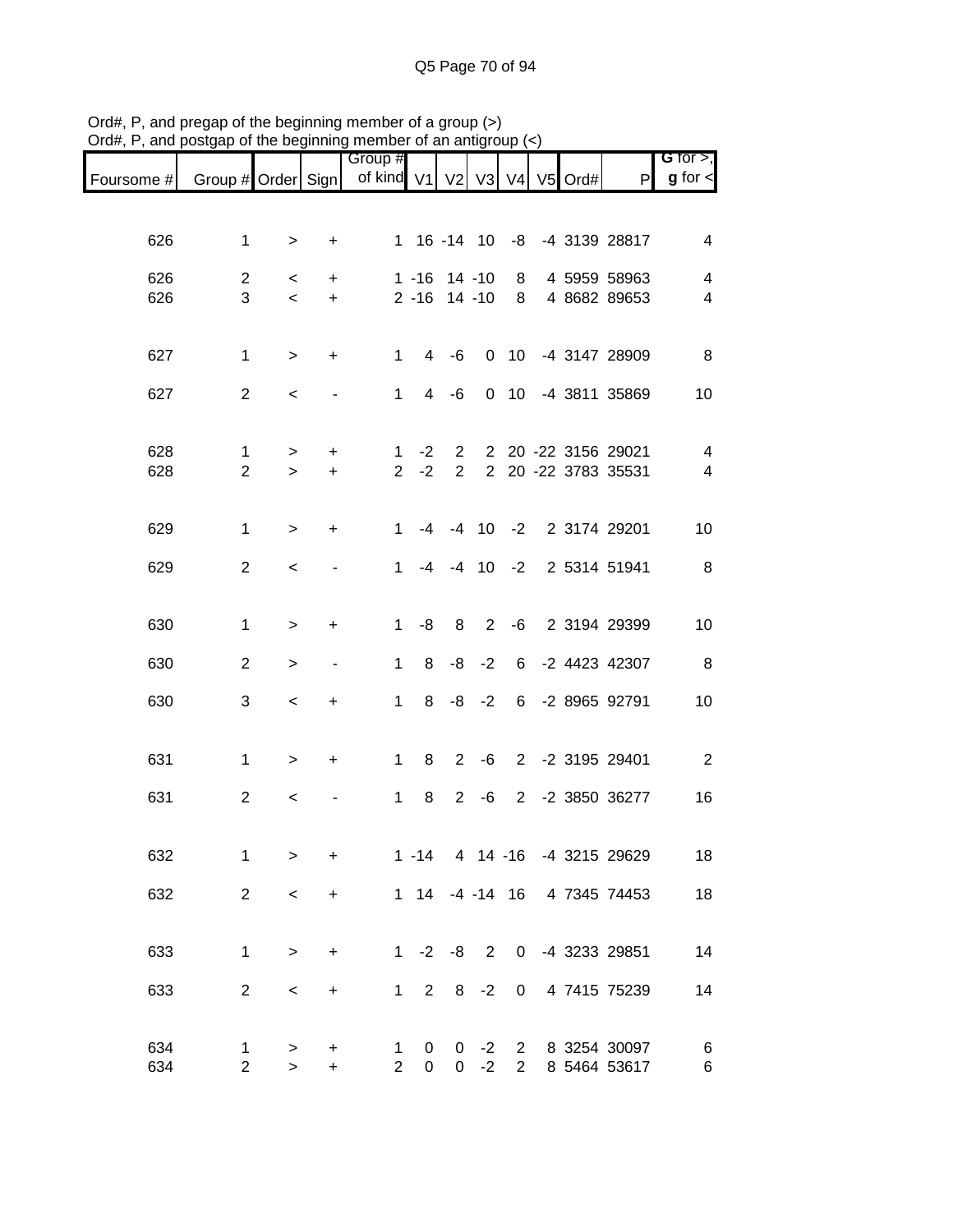Ord#, P, and pregap of the beginning member of a group (>)
Ord#, P, and postgap of the beginning member of an antigroup (<)

| Foursome # | Group # | Order | Sign | Group # of kind | V1 | V2 | V3 | V4 | V5 | Ord# | P | G for >, g for < |
|---|---|---|---|---|---|---|---|---|---|---|---|---|
| 626 | 1 | > | + | 1 | 16 | -14 | 10 | -8 | -4 | 3139 | 28817 | 4 |
| 626 | 2 | < | + | 1 | -16 | 14 | -10 | 8 | 4 | 5959 | 58963 | 4 |
| 626 | 3 | < | + | 2 | -16 | 14 | -10 | 8 | 4 | 8682 | 89653 | 4 |
| 627 | 1 | > | + | 1 | 4 | -6 | 0 | 10 | -4 | 3147 | 28909 | 8 |
| 627 | 2 | < | - | 1 | 4 | -6 | 0 | 10 | -4 | 3811 | 35869 | 10 |
| 628 | 1 | > | + | 1 | -2 | 2 | 2 | 20 | -22 | 3156 | 29021 | 4 |
| 628 | 2 | > | + | 2 | -2 | 2 | 2 | 20 | -22 | 3783 | 35531 | 4 |
| 629 | 1 | > | + | 1 | -4 | -4 | 10 | -2 | 2 | 3174 | 29201 | 10 |
| 629 | 2 | < | - | 1 | -4 | -4 | 10 | -2 | 2 | 5314 | 51941 | 8 |
| 630 | 1 | > | + | 1 | -8 | 8 | 2 | -6 | 2 | 3194 | 29399 | 10 |
| 630 | 2 | > | - | 1 | 8 | -8 | -2 | 6 | -2 | 4423 | 42307 | 8 |
| 630 | 3 | < | + | 1 | 8 | -8 | -2 | 6 | -2 | 8965 | 92791 | 10 |
| 631 | 1 | > | + | 1 | 8 | 2 | -6 | 2 | -2 | 3195 | 29401 | 2 |
| 631 | 2 | < | - | 1 | 8 | 2 | -6 | 2 | -2 | 3850 | 36277 | 16 |
| 632 | 1 | > | + | 1 | -14 | 4 | 14 | -16 | -4 | 3215 | 29629 | 18 |
| 632 | 2 | < | + | 1 | 14 | -4 | -14 | 16 | 4 | 7345 | 74453 | 18 |
| 633 | 1 | > | + | 1 | -2 | -8 | 2 | 0 | -4 | 3233 | 29851 | 14 |
| 633 | 2 | < | + | 1 | 2 | 8 | -2 | 0 | 4 | 7415 | 75239 | 14 |
| 634 | 1 | > | + | 1 | 0 | 0 | -2 | 2 | 8 | 3254 | 30097 | 6 |
| 634 | 2 | > | + | 2 | 0 | 0 | -2 | 2 | 8 | 5464 | 53617 | 6 |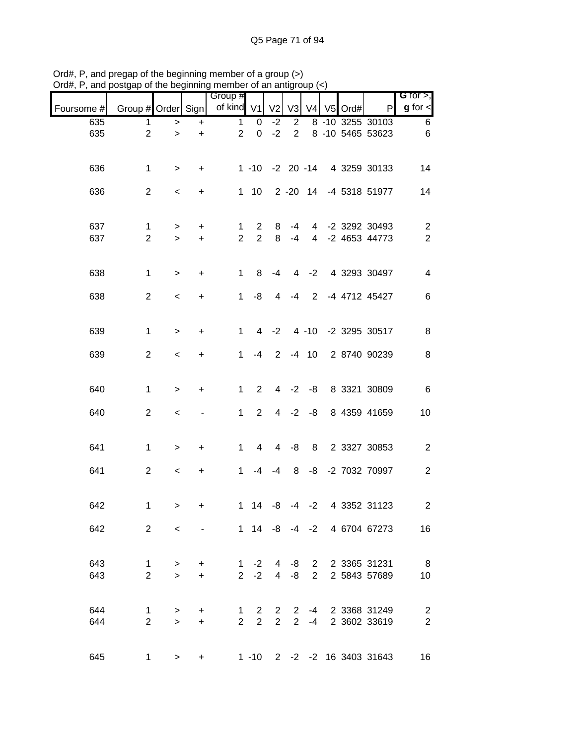Ord#, P, and pregap of the beginning member of a group (>)
Ord#, P, and postgap of the beginning member of an antigroup (<)

| Foursome # | Group # | Order | Sign | Group # of kind | V1 | V2 | V3 | V4 | V5 | Ord# | P | G for >, g for < |
|---|---|---|---|---|---|---|---|---|---|---|---|---|
| 635 | 1 | > | + | 1 | 0 | -2 | 2 | 8 | -10 | 3255 | 30103 | 6 |
| 635 | 2 | > | + | 2 | 0 | -2 | 2 | 8 | -10 | 5465 | 53623 | 6 |
| 636 | 1 | > | + | 1 | -10 | -2 | 20 | -14 | 4 | 3259 | 30133 | 14 |
| 636 | 2 | < | + | 1 | 10 | 2 | -20 | 14 | -4 | 5318 | 51977 | 14 |
| 637 | 1 | > | + | 1 | 2 | 8 | -4 | 4 | -2 | 3292 | 30493 | 2 |
| 637 | 2 | > | + | 2 | 2 | 8 | -4 | 4 | -2 | 4653 | 44773 | 2 |
| 638 | 1 | > | + | 1 | 8 | -4 | 4 | -2 | 4 | 3293 | 30497 | 4 |
| 638 | 2 | < | + | 1 | -8 | 4 | -4 | 2 | -4 | 4712 | 45427 | 6 |
| 639 | 1 | > | + | 1 | 4 | -2 | 4 | -10 | -2 | 3295 | 30517 | 8 |
| 639 | 2 | < | + | 1 | -4 | 2 | -4 | 10 | 2 | 8740 | 90239 | 8 |
| 640 | 1 | > | + | 1 | 2 | 4 | -2 | -8 | 8 | 3321 | 30809 | 6 |
| 640 | 2 | < | - | 1 | 2 | 4 | -2 | -8 | 8 | 4359 | 41659 | 10 |
| 641 | 1 | > | + | 1 | 4 | 4 | -8 | 8 | 2 | 3327 | 30853 | 2 |
| 641 | 2 | < | + | 1 | -4 | -4 | 8 | -8 | -2 | 7032 | 70997 | 2 |
| 642 | 1 | > | + | 1 | 14 | -8 | -4 | -2 | 4 | 3352 | 31123 | 2 |
| 642 | 2 | < | - | 1 | 14 | -8 | -4 | -2 | 4 | 6704 | 67273 | 16 |
| 643 | 1 | > | + | 1 | -2 | 4 | -8 | 2 | 2 | 3365 | 31231 | 8 |
| 643 | 2 | > | + | 2 | -2 | 4 | -8 | 2 | 2 | 5843 | 57689 | 10 |
| 644 | 1 | > | + | 1 | 2 | 2 | 2 | -4 | 2 | 3368 | 31249 | 2 |
| 644 | 2 | > | + | 2 | 2 | 2 | 2 | -4 | 2 | 3602 | 33619 | 2 |
| 645 | 1 | > | + | 1 | -10 | 2 | -2 | -2 | 16 | 3403 | 31643 | 16 |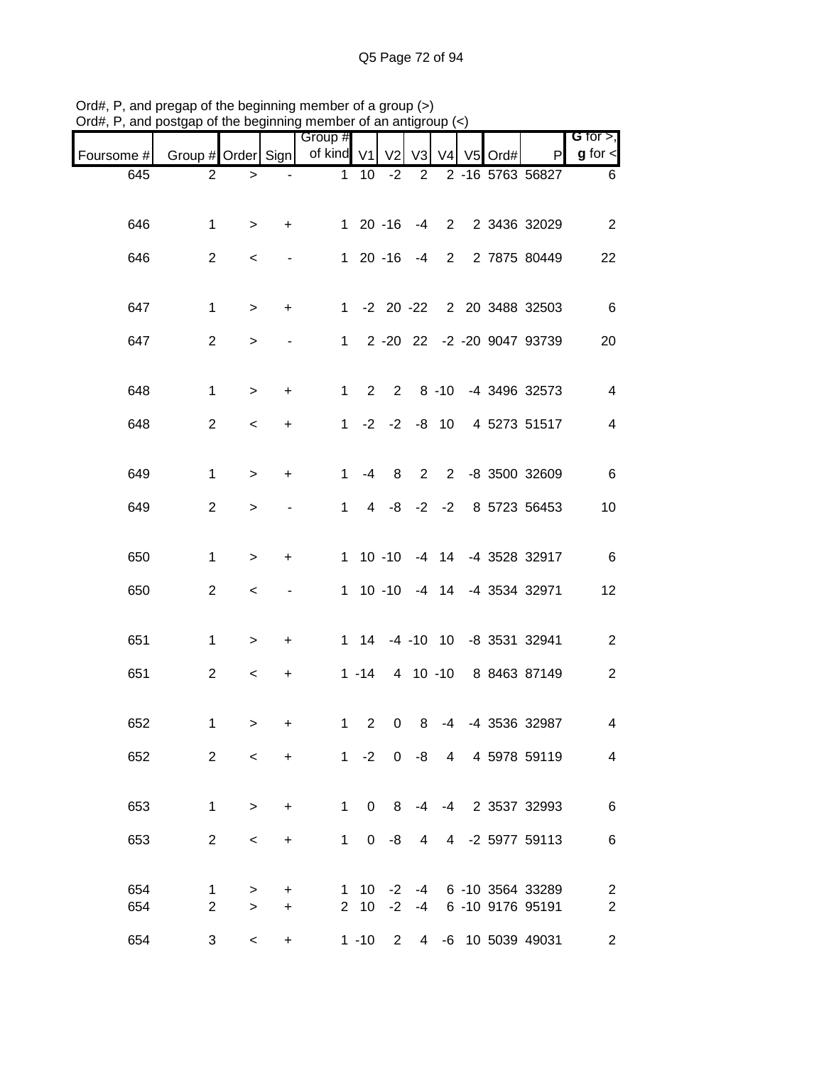Ord#, P, and pregap of the beginning member of a group (>)
Ord#, P, and postgap of the beginning member of an antigroup (<)

| Foursome # | Group # | Order | Sign | Group # of kind | V1 | V2 | V3 | V4 | V5 | Ord# | P | G for >, g for < |
|---|---|---|---|---|---|---|---|---|---|---|---|---|
| 645 | 2 | > | - | 1 | 10 | -2 | 2 | 2 | -16 | 5763 | 56827 | 6 |
| 646 | 1 | > | + | 1 | 20 | -16 | -4 | 2 | 2 | 3436 | 32029 | 2 |
| 646 | 2 | < | - | 1 | 20 | -16 | -4 | 2 | 2 | 7875 | 80449 | 22 |
| 647 | 1 | > | + | 1 | -2 | 20 | -22 | 2 | 20 | 3488 | 32503 | 6 |
| 647 | 2 | > | - | 1 | 2 | -20 | 22 | -2 | -20 | 9047 | 93739 | 20 |
| 648 | 1 | > | + | 1 | 2 | 2 | 8 | -10 | -4 | 3496 | 32573 | 4 |
| 648 | 2 | < | + | 1 | -2 | -2 | -8 | 10 | 4 | 5273 | 51517 | 4 |
| 649 | 1 | > | + | 1 | -4 | 8 | 2 | 2 | -8 | 3500 | 32609 | 6 |
| 649 | 2 | > | - | 1 | 4 | -8 | -2 | -2 | 8 | 5723 | 56453 | 10 |
| 650 | 1 | > | + | 1 | 10 | -10 | -4 | 14 | -4 | 3528 | 32917 | 6 |
| 650 | 2 | < | - | 1 | 10 | -10 | -4 | 14 | -4 | 3534 | 32971 | 12 |
| 651 | 1 | > | + | 1 | 14 | -4 | -10 | 10 | -8 | 3531 | 32941 | 2 |
| 651 | 2 | < | + | 1 | -14 | 4 | 10 | -10 | 8 | 8463 | 87149 | 2 |
| 652 | 1 | > | + | 1 | 2 | 0 | 8 | -4 | -4 | 3536 | 32987 | 4 |
| 652 | 2 | < | + | 1 | -2 | 0 | -8 | 4 | 4 | 5978 | 59119 | 4 |
| 653 | 1 | > | + | 1 | 0 | 8 | -4 | -4 | 2 | 3537 | 32993 | 6 |
| 653 | 2 | < | + | 1 | 0 | -8 | 4 | 4 | -2 | 5977 | 59113 | 6 |
| 654 | 1 | > | + | 1 | 10 | -2 | -4 | 6 | -10 | 3564 | 33289 | 2 |
| 654 | 2 | > | + | 2 | 10 | -2 | -4 | 6 | -10 | 9176 | 95191 | 2 |
| 654 | 3 | < | + | 1 | -10 | 2 | 4 | -6 | 10 | 5039 | 49031 | 2 |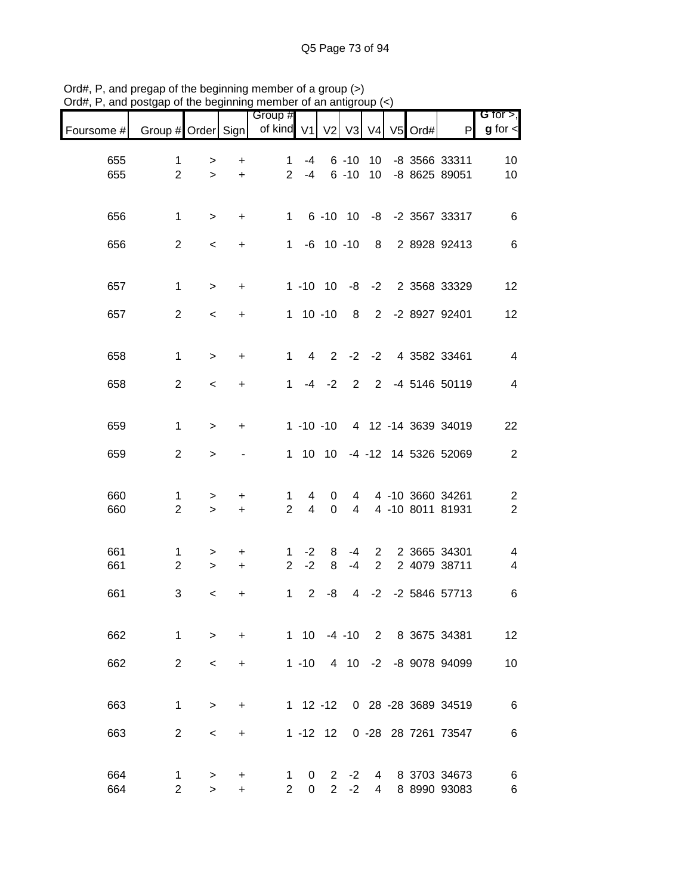Ord#, P, and pregap of the beginning member of a group (>)
Ord#, P, and postgap of the beginning member of an antigroup (<)

| Foursome # | Group # | Order | Sign | Group # of kind | V1 | V2 | V3 | V4 | V5 | Ord# | P | G for >, g for < |
|---|---|---|---|---|---|---|---|---|---|---|---|---|
| 655 | 1 | > | + | 1 | -4 | 6 | -10 | 10 | -8 | 3566 | 33311 | 10 |
| 655 | 2 | > | + | 2 | -4 | 6 | -10 | 10 | -8 | 8625 | 89051 | 10 |
| 656 | 1 | > | + | 1 | 6 | -10 | 10 | -8 | -2 | 3567 | 33317 | 6 |
| 656 | 2 | < | + | 1 | -6 | 10 | -10 | 8 | 2 | 8928 | 92413 | 6 |
| 657 | 1 | > | + | 1 | -10 | 10 | -8 | -2 | 2 | 3568 | 33329 | 12 |
| 657 | 2 | < | + | 1 | 10 | -10 | 8 | 2 | -2 | 8927 | 92401 | 12 |
| 658 | 1 | > | + | 1 | 4 | 2 | -2 | -2 | 4 | 3582 | 33461 | 4 |
| 658 | 2 | < | + | 1 | -4 | -2 | 2 | 2 | -4 | 5146 | 50119 | 4 |
| 659 | 1 | > | + | 1 | -10 | -10 | 4 | 12 | -14 | 3639 | 34019 | 22 |
| 659 | 2 | > | - | 1 | 10 | 10 | -4 | -12 | 14 | 5326 | 52069 | 2 |
| 660 | 1 | > | + | 1 | 4 | 0 | 4 | 4 | -10 | 3660 | 34261 | 2 |
| 660 | 2 | > | + | 2 | 4 | 0 | 4 | 4 | -10 | 8011 | 81931 | 2 |
| 661 | 1 | > | + | 1 | -2 | 8 | -4 | 2 | 2 | 3665 | 34301 | 4 |
| 661 | 2 | > | + | 2 | -2 | 8 | -4 | 2 | 2 | 4079 | 38711 | 4 |
| 661 | 3 | < | + | 1 | 2 | -8 | 4 | -2 | -2 | 5846 | 57713 | 6 |
| 662 | 1 | > | + | 1 | 10 | -4 | -10 | 2 | 8 | 3675 | 34381 | 12 |
| 662 | 2 | < | + | 1 | -10 | 4 | 10 | -2 | -8 | 9078 | 94099 | 10 |
| 663 | 1 | > | + | 1 | 12 | -12 | 0 | 28 | -28 | 3689 | 34519 | 6 |
| 663 | 2 | < | + | 1 | -12 | 12 | 0 | -28 | 28 | 7261 | 73547 | 6 |
| 664 | 1 | > | + | 1 | 0 | 2 | -2 | 4 | 8 | 3703 | 34673 | 6 |
| 664 | 2 | > | + | 2 | 0 | 2 | -2 | 4 | 8 | 8990 | 93083 | 6 |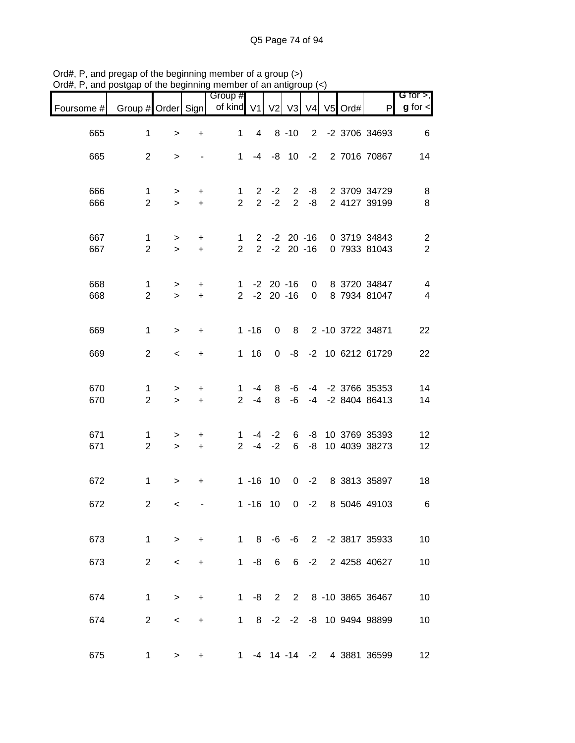Ord#, P, and pregap of the beginning member of a group (>)
Ord#, P, and postgap of the beginning member of an antigroup (<)

| Foursome # | Group # | Order | Sign | Group # of kind | V1 | V2 | V3 | V4 | V5 | Ord# | P | G for >, g for < |
|---|---|---|---|---|---|---|---|---|---|---|---|---|
| 665 | 1 | > | + | 1 | 4 | 8 | -10 | 2 | -2 | 3706 | 34693 | 6 |
| 665 | 2 | > | - | 1 | -4 | -8 | 10 | -2 | 2 | 7016 | 70867 | 14 |
| 666 | 1 | > | + | 1 | 2 | -2 | 2 | -8 | 2 | 3709 | 34729 | 8 |
| 666 | 2 | > | + | 2 | 2 | -2 | 2 | -8 | 2 | 4127 | 39199 | 8 |
| 667 | 1 | > | + | 1 | 2 | -2 | 20 | -16 | 0 | 3719 | 34843 | 2 |
| 667 | 2 | > | + | 2 | 2 | -2 | 20 | -16 | 0 | 7933 | 81043 | 2 |
| 668 | 1 | > | + | 1 | -2 | 20 | -16 | 0 | 8 | 3720 | 34847 | 4 |
| 668 | 2 | > | + | 2 | -2 | 20 | -16 | 0 | 8 | 7934 | 81047 | 4 |
| 669 | 1 | > | + | 1 | -16 | 0 | 8 | 2 | -10 | 3722 | 34871 | 22 |
| 669 | 2 | < | + | 1 | 16 | 0 | -8 | -2 | 10 | 6212 | 61729 | 22 |
| 670 | 1 | > | + | 1 | -4 | 8 | -6 | -4 | -2 | 3766 | 35353 | 14 |
| 670 | 2 | > | + | 2 | -4 | 8 | -6 | -4 | -2 | 8404 | 86413 | 14 |
| 671 | 1 | > | + | 1 | -4 | -2 | 6 | -8 | 10 | 3769 | 35393 | 12 |
| 671 | 2 | > | + | 2 | -4 | -2 | 6 | -8 | 10 | 4039 | 38273 | 12 |
| 672 | 1 | > | + | 1 | -16 | 10 | 0 | -2 | 8 | 3813 | 35897 | 18 |
| 672 | 2 | < | - | 1 | -16 | 10 | 0 | -2 | 8 | 5046 | 49103 | 6 |
| 673 | 1 | > | + | 1 | 8 | -6 | -6 | 2 | -2 | 3817 | 35933 | 10 |
| 673 | 2 | < | + | 1 | -8 | 6 | 6 | -2 | 2 | 4258 | 40627 | 10 |
| 674 | 1 | > | + | 1 | -8 | 2 | 2 | 8 | -10 | 3865 | 36467 | 10 |
| 674 | 2 | < | + | 1 | 8 | -2 | -2 | -8 | 10 | 9494 | 98899 | 10 |
| 675 | 1 | > | + | 1 | -4 | 14 | -14 | -2 | 4 | 3881 | 36599 | 12 |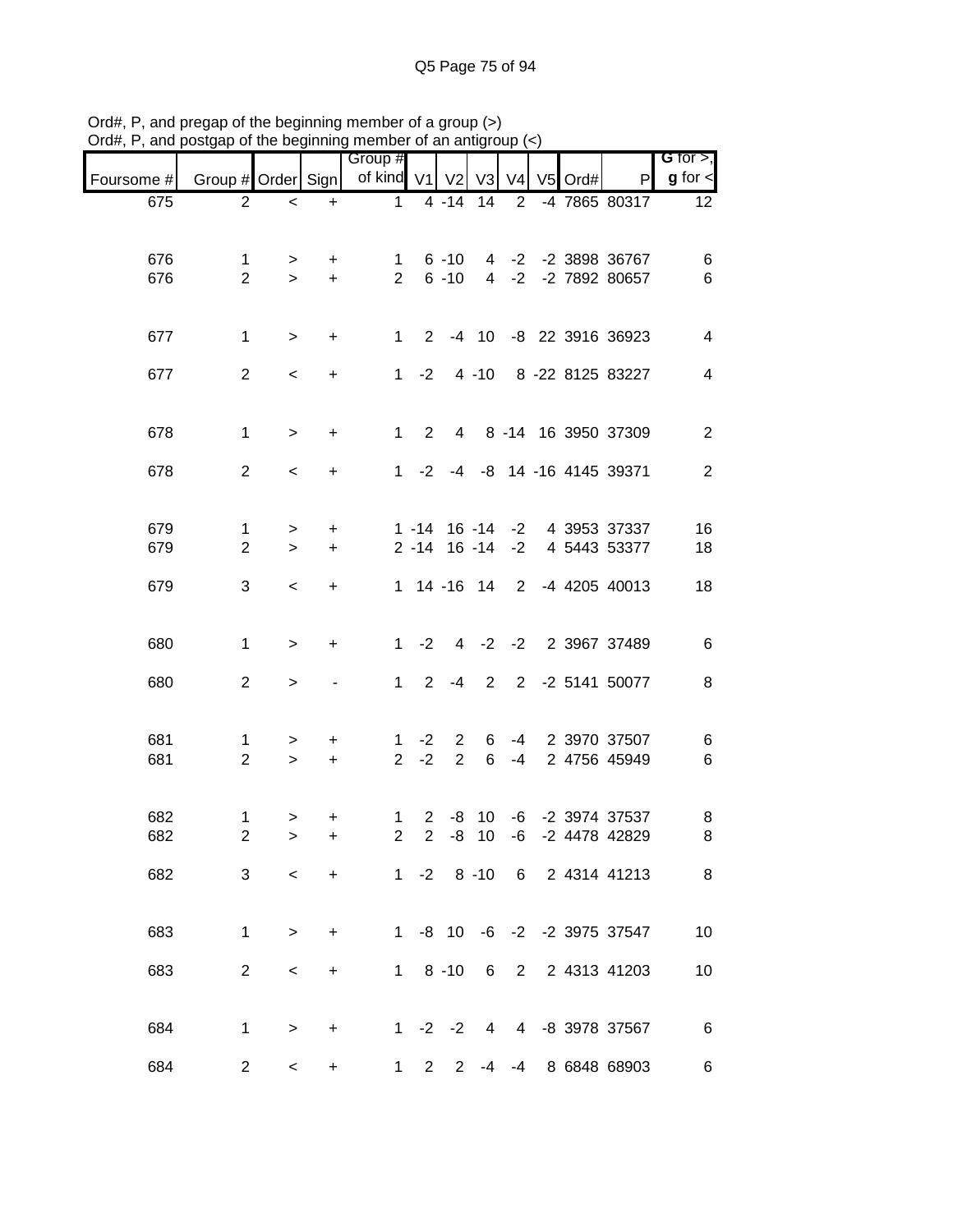Ord#, P, and pregap of the beginning member of a group (>)
Ord#, P, and postgap of the beginning member of an antigroup (<)

| Foursome # | Group # | Order | Sign | Group # of kind | V1 | V2 | V3 | V4 | V5 | Ord# | P | G for >, g for < |
|---|---|---|---|---|---|---|---|---|---|---|---|---|
| 675 | 2 | < | + | 1 | 4 | -14 | 14 | 2 | -4 | 7865 | 80317 | 12 |
| | | | | | | | | | | | | |
| 676 | 1 | > | + | 1 | 6 | -10 | 4 | -2 | -2 | 3898 | 36767 | 6 |
| 676 | 2 | > | + | 2 | 6 | -10 | 4 | -2 | -2 | 7892 | 80657 | 6 |
| | | | | | | | | | | | | |
| 677 | 1 | > | + | 1 | 2 | -4 | 10 | -8 | 22 | 3916 | 36923 | 4 |
| 677 | 2 | < | + | 1 | -2 | 4 | -10 | 8 | -22 | 8125 | 83227 | 4 |
| | | | | | | | | | | | | |
| 678 | 1 | > | + | 1 | 2 | 4 | 8 | -14 | 16 | 3950 | 37309 | 2 |
| 678 | 2 | < | + | 1 | -2 | -4 | -8 | 14 | -16 | 4145 | 39371 | 2 |
| | | | | | | | | | | | | |
| 679 | 1 | > | + | 1 | -14 | 16 | -14 | -2 | 4 | 3953 | 37337 | 16 |
| 679 | 2 | > | + | 2 | -14 | 16 | -14 | -2 | 4 | 5443 | 53377 | 18 |
| 679 | 3 | < | + | 1 | 14 | -16 | 14 | 2 | -4 | 4205 | 40013 | 18 |
| | | | | | | | | | | | | |
| 680 | 1 | > | + | 1 | -2 | 4 | -2 | -2 | 2 | 3967 | 37489 | 6 |
| 680 | 2 | > | - | 1 | 2 | -4 | 2 | 2 | -2 | 5141 | 50077 | 8 |
| | | | | | | | | | | | | |
| 681 | 1 | > | + | 1 | -2 | 2 | 6 | -4 | 2 | 3970 | 37507 | 6 |
| 681 | 2 | > | + | 2 | -2 | 2 | 6 | -4 | 2 | 4756 | 45949 | 6 |
| | | | | | | | | | | | | |
| 682 | 1 | > | + | 1 | 2 | -8 | 10 | -6 | -2 | 3974 | 37537 | 8 |
| 682 | 2 | > | + | 2 | 2 | -8 | 10 | -6 | -2 | 4478 | 42829 | 8 |
| 682 | 3 | < | + | 1 | -2 | 8 | -10 | 6 | 2 | 4314 | 41213 | 8 |
| | | | | | | | | | | | | |
| 683 | 1 | > | + | 1 | -8 | 10 | -6 | -2 | -2 | 3975 | 37547 | 10 |
| 683 | 2 | < | + | 1 | 8 | -10 | 6 | 2 | 2 | 4313 | 41203 | 10 |
| | | | | | | | | | | | | |
| 684 | 1 | > | + | 1 | -2 | -2 | 4 | 4 | -8 | 3978 | 37567 | 6 |
| 684 | 2 | < | + | 1 | 2 | 2 | -4 | -4 | 8 | 6848 | 68903 | 6 |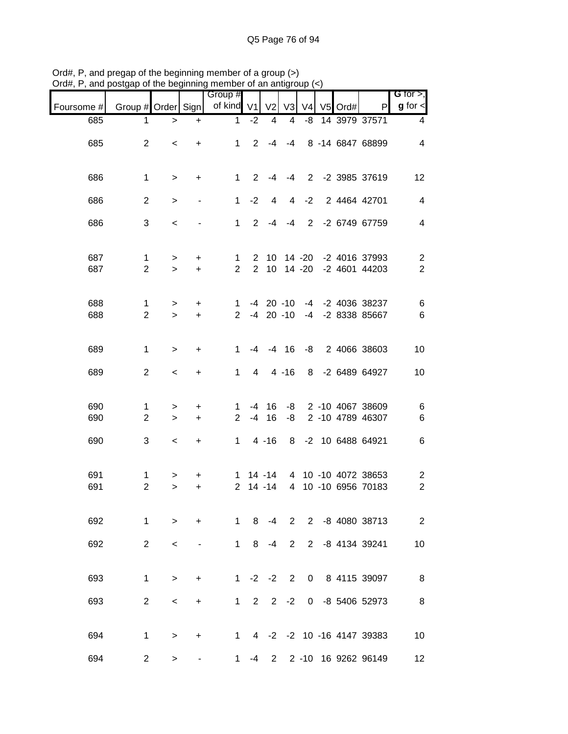Ord#, P, and pregap of the beginning member of a group (>)
Ord#, P, and postgap of the beginning member of an antigroup (<)

| Foursome # | Group # | Order | Sign | Group # of kind | V1 | V2 | V3 | V4 | V5 | Ord# | P | G for >, g for < |
|---|---|---|---|---|---|---|---|---|---|---|---|---|
| 685 | 1 | > | + | 1 | -2 | 4 | 4 | -8 | 14 | 3979 | 37571 | 4 |
| 685 | 2 | < | + | 1 | 2 | -4 | -4 | 8 | -14 | 6847 | 68899 | 4 |
| 686 | 1 | > | + | 1 | 2 | -4 | -4 | 2 | -2 | 3985 | 37619 | 12 |
| 686 | 2 | > | - | 1 | -2 | 4 | 4 | -2 | 2 | 4464 | 42701 | 4 |
| 686 | 3 | < | - | 1 | 2 | -4 | -4 | 2 | -2 | 6749 | 67759 | 4 |
| 687 | 1 | > | + | 1 | 2 | 10 | 14 | -20 | -2 | 4016 | 37993 | 2 |
| 687 | 2 | > | + | 2 | 2 | 10 | 14 | -20 | -2 | 4601 | 44203 | 2 |
| 688 | 1 | > | + | 1 | -4 | 20 | -10 | -4 | -2 | 4036 | 38237 | 6 |
| 688 | 2 | > | + | 2 | -4 | 20 | -10 | -4 | -2 | 8338 | 85667 | 6 |
| 689 | 1 | > | + | 1 | -4 | -4 | 16 | -8 | 2 | 4066 | 38603 | 10 |
| 689 | 2 | < | + | 1 | 4 | 4 | -16 | 8 | -2 | 6489 | 64927 | 10 |
| 690 | 1 | > | + | 1 | -4 | 16 | -8 | 2 | -10 | 4067 | 38609 | 6 |
| 690 | 2 | > | + | 2 | -4 | 16 | -8 | 2 | -10 | 4789 | 46307 | 6 |
| 690 | 3 | < | + | 1 | 4 | -16 | 8 | -2 | 10 | 6488 | 64921 | 6 |
| 691 | 1 | > | + | 1 | 14 | -14 | 4 | 10 | -10 | 4072 | 38653 | 2 |
| 691 | 2 | > | + | 2 | 14 | -14 | 4 | 10 | -10 | 6956 | 70183 | 2 |
| 692 | 1 | > | + | 1 | 8 | -4 | 2 | 2 | -8 | 4080 | 38713 | 2 |
| 692 | 2 | < | - | 1 | 8 | -4 | 2 | 2 | -8 | 4134 | 39241 | 10 |
| 693 | 1 | > | + | 1 | -2 | -2 | 2 | 0 | 8 | 4115 | 39097 | 8 |
| 693 | 2 | < | + | 1 | 2 | 2 | -2 | 0 | -8 | 5406 | 52973 | 8 |
| 694 | 1 | > | + | 1 | 4 | -2 | -2 | 10 | -16 | 4147 | 39383 | 10 |
| 694 | 2 | > | - | 1 | -4 | 2 | 2 | -10 | 16 | 9262 | 96149 | 12 |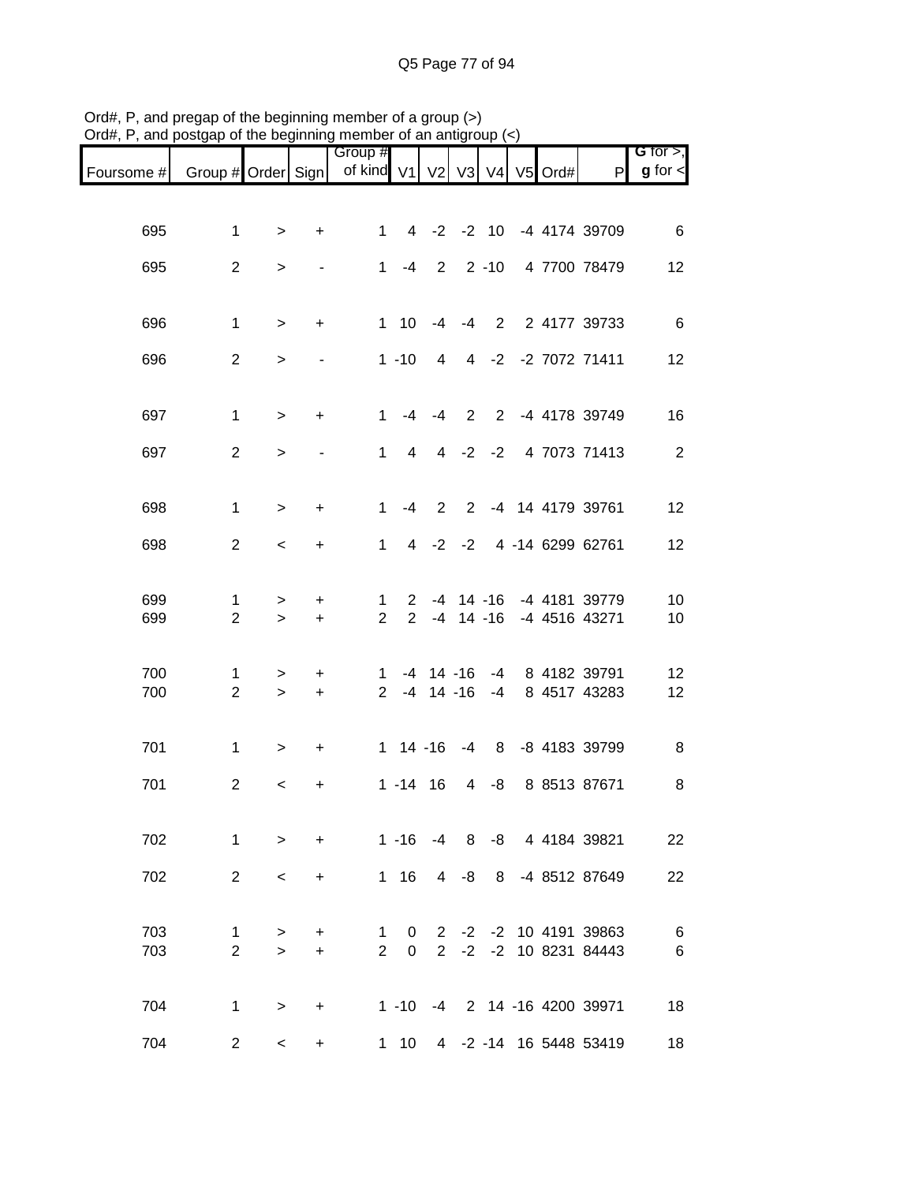Ord#, P, and pregap of the beginning member of a group (>)
Ord#, P, and postgap of the beginning member of an antigroup (<)

| Foursome # | Group # | Order | Sign | Group # of kind | V1 | V2 | V3 | V4 | V5 | Ord# | P | G for >, g for < |
|---|---|---|---|---|---|---|---|---|---|---|---|---|
| 695 | 1 | > | + | 1 | 4 | -2 | -2 | 10 | -4 | 4174 | 39709 | 6 |
| 695 | 2 | > | - | 1 | -4 | 2 | 2 | -10 | 4 | 7700 | 78479 | 12 |
| 696 | 1 | > | + | 1 | 10 | -4 | -4 | 2 | 2 | 4177 | 39733 | 6 |
| 696 | 2 | > | - | 1 | -10 | 4 | 4 | -2 | -2 | 7072 | 71411 | 12 |
| 697 | 1 | > | + | 1 | -4 | -4 | 2 | 2 | -4 | 4178 | 39749 | 16 |
| 697 | 2 | > | - | 1 | 4 | 4 | -2 | -2 | 4 | 7073 | 71413 | 2 |
| 698 | 1 | > | + | 1 | -4 | 2 | 2 | -4 | 14 | 4179 | 39761 | 12 |
| 698 | 2 | < | + | 1 | 4 | -2 | -2 | 4 | -14 | 6299 | 62761 | 12 |
| 699 | 1 | > | + | 1 | 2 | -4 | 14 | -16 | -4 | 4181 | 39779 | 10 |
| 699 | 2 | > | + | 2 | 2 | -4 | 14 | -16 | -4 | 4516 | 43271 | 10 |
| 700 | 1 | > | + | 1 | -4 | 14 | -16 | -4 | 8 | 4182 | 39791 | 12 |
| 700 | 2 | > | + | 2 | -4 | 14 | -16 | -4 | 8 | 4517 | 43283 | 12 |
| 701 | 1 | > | + | 1 | 14 | -16 | -4 | 8 | -8 | 4183 | 39799 | 8 |
| 701 | 2 | < | + | 1 | -14 | 16 | 4 | -8 | 8 | 8513 | 87671 | 8 |
| 702 | 1 | > | + | 1 | -16 | -4 | 8 | -8 | 4 | 4184 | 39821 | 22 |
| 702 | 2 | < | + | 1 | 16 | 4 | -8 | 8 | -4 | 8512 | 87649 | 22 |
| 703 | 1 | > | + | 1 | 0 | 2 | -2 | -2 | 10 | 4191 | 39863 | 6 |
| 703 | 2 | > | + | 2 | 0 | 2 | -2 | -2 | 10 | 8231 | 84443 | 6 |
| 704 | 1 | > | + | 1 | -10 | -4 | 2 | 14 | -16 | 4200 | 39971 | 18 |
| 704 | 2 | < | + | 1 | 10 | 4 | -2 | -14 | 16 | 5448 | 53419 | 18 |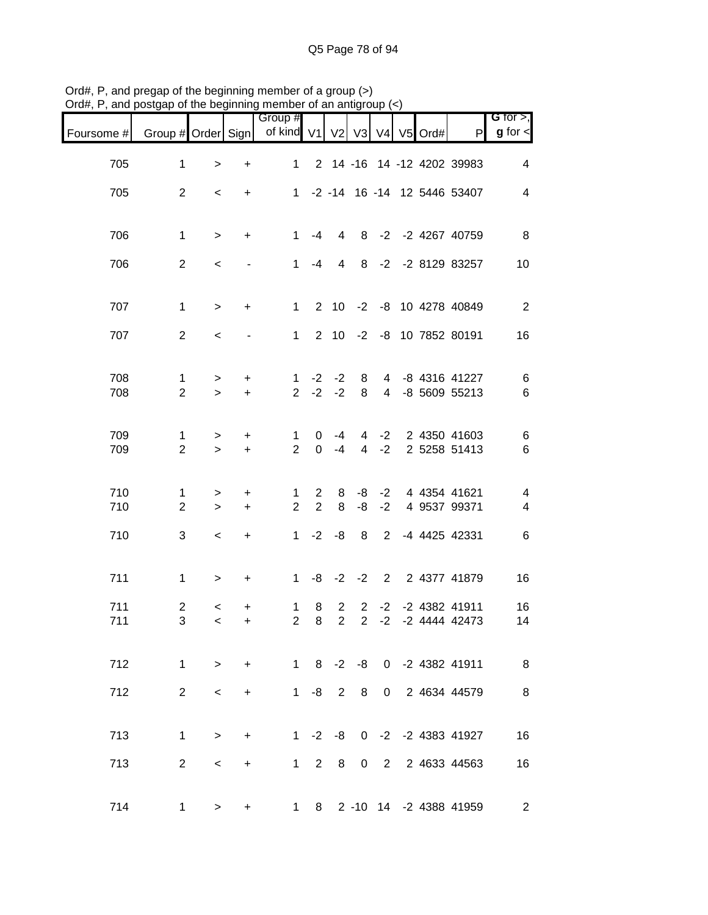Ord#, P, and pregap of the beginning member of a group (>)
Ord#, P, and postgap of the beginning member of an antigroup (<)

| Foursome # | Group # | Order | Sign | Group # of kind | V1 | V2 | V3 | V4 | V5 | Ord# | P | G for >, g for < |
|---|---|---|---|---|---|---|---|---|---|---|---|---|
| 705 | 1 | > | + | 1 | 2 | 14 | -16 | 14 | -12 | 4202 | 39983 | 4 |
| 705 | 2 | < | + | 1 | -2 | -14 | 16 | -14 | 12 | 5446 | 53407 | 4 |
| 706 | 1 | > | + | 1 | -4 | 4 | 8 | -2 | -2 | 4267 | 40759 | 8 |
| 706 | 2 | < | - | 1 | -4 | 4 | 8 | -2 | -2 | 8129 | 83257 | 10 |
| 707 | 1 | > | + | 1 | 2 | 10 | -2 | -8 | 10 | 4278 | 40849 | 2 |
| 707 | 2 | < | - | 1 | 2 | 10 | -2 | -8 | 10 | 7852 | 80191 | 16 |
| 708 | 1 | > | + | 1 | -2 | -2 | 8 | 4 | -8 | 4316 | 41227 | 6 |
| 708 | 2 | > | + | 2 | -2 | -2 | 8 | 4 | -8 | 5609 | 55213 | 6 |
| 709 | 1 | > | + | 1 | 0 | -4 | 4 | -2 | 2 | 4350 | 41603 | 6 |
| 709 | 2 | > | + | 2 | 0 | -4 | 4 | -2 | 2 | 5258 | 51413 | 6 |
| 710 | 1 | > | + | 1 | 2 | 8 | -8 | -2 | 4 | 4354 | 41621 | 4 |
| 710 | 2 | > | + | 2 | 2 | 8 | -8 | -2 | 4 | 9537 | 99371 | 4 |
| 710 | 3 | < | + | 1 | -2 | -8 | 8 | 2 | -4 | 4425 | 42331 | 6 |
| 711 | 1 | > | + | 1 | -8 | -2 | -2 | 2 | 2 | 4377 | 41879 | 16 |
| 711 | 2 | < | + | 1 | 8 | 2 | 2 | -2 | -2 | 4382 | 41911 | 16 |
| 711 | 3 | < | + | 2 | 8 | 2 | 2 | -2 | -2 | 4444 | 42473 | 14 |
| 712 | 1 | > | + | 1 | 8 | -2 | -8 | 0 | -2 | 4382 | 41911 | 8 |
| 712 | 2 | < | + | 1 | -8 | 2 | 8 | 0 | 2 | 4634 | 44579 | 8 |
| 713 | 1 | > | + | 1 | -2 | -8 | 0 | -2 | -2 | 4383 | 41927 | 16 |
| 713 | 2 | < | + | 1 | 2 | 8 | 0 | 2 | 2 | 4633 | 44563 | 16 |
| 714 | 1 | > | + | 1 | 8 | 2 | -10 | 14 | -2 | 4388 | 41959 | 2 |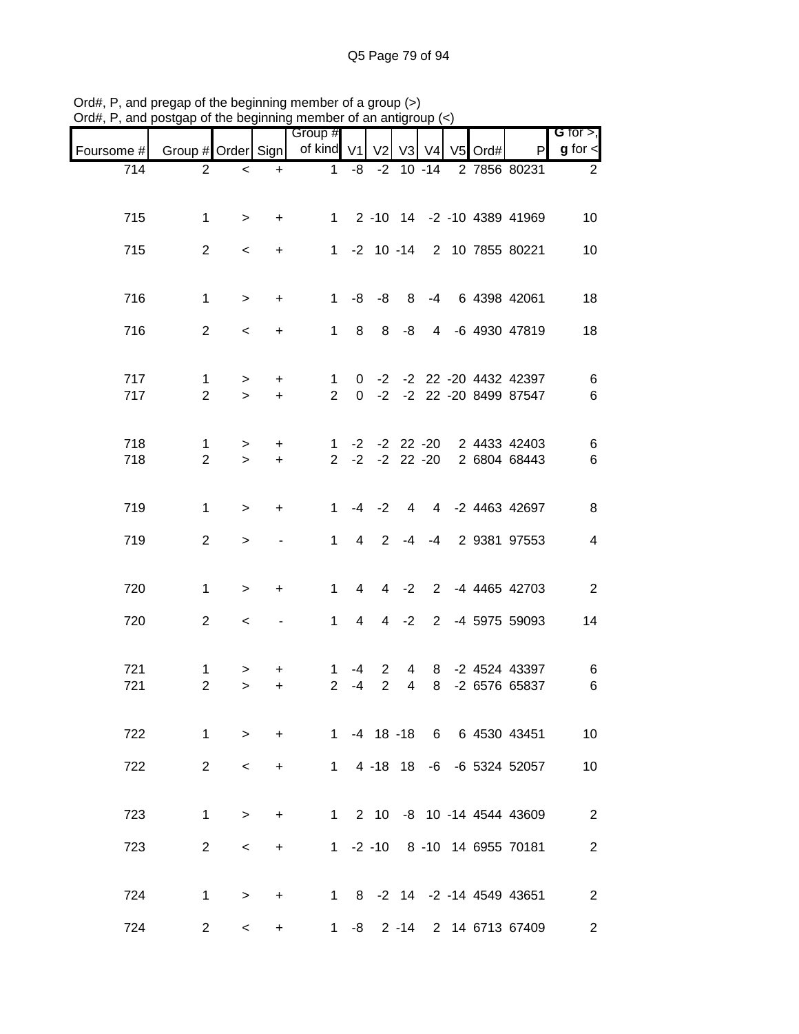Ord#, P, and pregap of the beginning member of a group (>)
Ord#, P, and postgap of the beginning member of an antigroup (<)

| Foursome # | Group # | Order | Sign | Group # of kind | V1 | V2 | V3 | V4 | V5 | Ord# | P | G for >, g for < |
|---|---|---|---|---|---|---|---|---|---|---|---|---|
| 714 | 2 | < | + | 1 | -8 | -2 | 10 | -14 | 2 | 7856 | 80231 | 2 |
| 715 | 1 | > | + | 1 | 2 | -10 | 14 | -2 | -10 | 4389 | 41969 | 10 |
| 715 | 2 | < | + | 1 | -2 | 10 | -14 | 2 | 10 | 7855 | 80221 | 10 |
| 716 | 1 | > | + | 1 | -8 | -8 | 8 | -4 | 6 | 4398 | 42061 | 18 |
| 716 | 2 | < | + | 1 | 8 | 8 | -8 | 4 | -6 | 4930 | 47819 | 18 |
| 717 | 1 | > | + | 1 | 0 | -2 | -2 | 22 | -20 | 4432 | 42397 | 6 |
| 717 | 2 | > | + | 2 | 0 | -2 | -2 | 22 | -20 | 8499 | 87547 | 6 |
| 718 | 1 | > | + | 1 | -2 | -2 | 22 | -20 | 2 | 4433 | 42403 | 6 |
| 718 | 2 | > | + | 2 | -2 | -2 | 22 | -20 | 2 | 6804 | 68443 | 6 |
| 719 | 1 | > | + | 1 | -4 | -2 | 4 | 4 | -2 | 4463 | 42697 | 8 |
| 719 | 2 | > | - | 1 | 4 | 2 | -4 | -4 | 2 | 9381 | 97553 | 4 |
| 720 | 1 | > | + | 1 | 4 | 4 | -2 | 2 | -4 | 4465 | 42703 | 2 |
| 720 | 2 | < | - | 1 | 4 | 4 | -2 | 2 | -4 | 5975 | 59093 | 14 |
| 721 | 1 | > | + | 1 | -4 | 2 | 4 | 8 | -2 | 4524 | 43397 | 6 |
| 721 | 2 | > | + | 2 | -4 | 2 | 4 | 8 | -2 | 6576 | 65837 | 6 |
| 722 | 1 | > | + | 1 | -4 | 18 | -18 | 6 | 6 | 4530 | 43451 | 10 |
| 722 | 2 | < | + | 1 | 4 | -18 | 18 | -6 | -6 | 5324 | 52057 | 10 |
| 723 | 1 | > | + | 1 | 2 | 10 | -8 | 10 | -14 | 4544 | 43609 | 2 |
| 723 | 2 | < | + | 1 | -2 | -10 | 8 | -10 | 14 | 6955 | 70181 | 2 |
| 724 | 1 | > | + | 1 | 8 | -2 | 14 | -2 | -14 | 4549 | 43651 | 2 |
| 724 | 2 | < | + | 1 | -8 | 2 | -14 | 2 | 14 | 6713 | 67409 | 2 |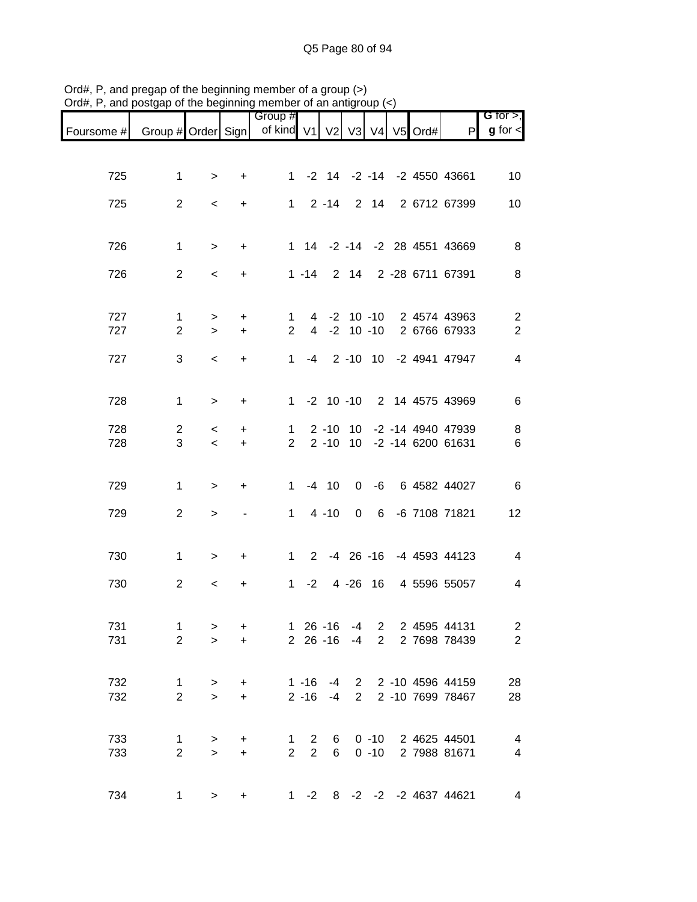Ord#, P, and pregap of the beginning member of a group (>)
Ord#, P, and postgap of the beginning member of an antigroup (<)

| Foursome # | Group # | Order | Sign | Group # of kind | V1 | V2 | V3 | V4 | V5 | Ord# | P | G for >, g for < |
|---|---|---|---|---|---|---|---|---|---|---|---|---|
| 725 | 1 | > | + | 1 | -2 | 14 | -2 | -14 | -2 | 4550 | 43661 | 10 |
| 725 | 2 | < | + | 1 | 2 | -14 | 2 | 14 | 2 | 6712 | 67399 | 10 |
| 726 | 1 | > | + | 1 | 14 | -2 | -14 | -2 | 28 | 4551 | 43669 | 8 |
| 726 | 2 | < | + | 1 | -14 | 2 | 14 | 2 | -28 | 6711 | 67391 | 8 |
| 727 | 1 | > | + | 1 | 4 | -2 | 10 | -10 | 2 | 4574 | 43963 | 2 |
| 727 | 2 | > | + | 2 | 4 | -2 | 10 | -10 | 2 | 6766 | 67933 | 2 |
| 727 | 3 | < | + | 1 | -4 | 2 | -10 | 10 | -2 | 4941 | 47947 | 4 |
| 728 | 1 | > | + | 1 | -2 | 10 | -10 | 2 | 14 | 4575 | 43969 | 6 |
| 728 | 2 | < | + | 1 | 2 | -10 | 10 | -2 | -14 | 4940 | 47939 | 8 |
| 728 | 3 | < | + | 2 | 2 | -10 | 10 | -2 | -14 | 6200 | 61631 | 6 |
| 729 | 1 | > | + | 1 | -4 | 10 | 0 | -6 | 6 | 4582 | 44027 | 6 |
| 729 | 2 | > | - | 1 | 4 | -10 | 0 | 6 | -6 | 7108 | 71821 | 12 |
| 730 | 1 | > | + | 1 | 2 | -4 | 26 | -16 | -4 | 4593 | 44123 | 4 |
| 730 | 2 | < | + | 1 | -2 | 4 | -26 | 16 | 4 | 5596 | 55057 | 4 |
| 731 | 1 | > | + | 1 | 26 | -16 | -4 | 2 | 2 | 4595 | 44131 | 2 |
| 731 | 2 | > | + | 2 | 26 | -16 | -4 | 2 | 2 | 7698 | 78439 | 2 |
| 732 | 1 | > | + | 1 | -16 | -4 | 2 | 2 | -10 | 4596 | 44159 | 28 |
| 732 | 2 | > | + | 2 | -16 | -4 | 2 | 2 | -10 | 7699 | 78467 | 28 |
| 733 | 1 | > | + | 1 | 2 | 6 | 0 | -10 | 2 | 4625 | 44501 | 4 |
| 733 | 2 | > | + | 2 | 2 | 6 | 0 | -10 | 2 | 7988 | 81671 | 4 |
| 734 | 1 | > | + | 1 | -2 | 8 | -2 | -2 | -2 | 4637 | 44621 | 4 |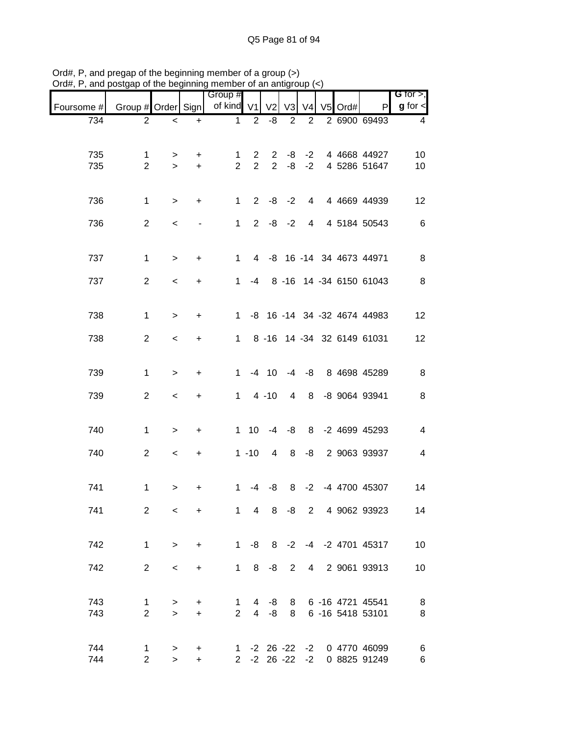Ord#, P, and pregap of the beginning member of a group (>)
Ord#, P, and postgap of the beginning member of an antigroup (<)

| Foursome # | Group # | Order | Sign | Group # of kind | V1 | V2 | V3 | V4 | V5 | Ord# | P | G for >, g for < |
|---|---|---|---|---|---|---|---|---|---|---|---|---|
| 734 | 2 | < | + | 1 | 2 | -8 | 2 | 2 | 2 | 6900 | 69493 | 4 |
| 735 | 1 | > | + | 1 | 2 | 2 | -8 | -2 | 4 | 4668 | 44927 | 10 |
| 735 | 2 | > | + | 2 | 2 | 2 | -8 | -2 | 4 | 5286 | 51647 | 10 |
| 736 | 1 | > | + | 1 | 2 | -8 | -2 | 4 | 4 | 4669 | 44939 | 12 |
| 736 | 2 | < | - | 1 | 2 | -8 | -2 | 4 | 4 | 5184 | 50543 | 6 |
| 737 | 1 | > | + | 1 | 4 | -8 | 16 | -14 | 34 | 4673 | 44971 | 8 |
| 737 | 2 | < | + | 1 | -4 | 8 | -16 | 14 | -34 | 6150 | 61043 | 8 |
| 738 | 1 | > | + | 1 | -8 | 16 | -14 | 34 | -32 | 4674 | 44983 | 12 |
| 738 | 2 | < | + | 1 | 8 | -16 | 14 | -34 | 32 | 6149 | 61031 | 12 |
| 739 | 1 | > | + | 1 | -4 | 10 | -4 | -8 | 8 | 4698 | 45289 | 8 |
| 739 | 2 | < | + | 1 | 4 | -10 | 4 | 8 | -8 | 9064 | 93941 | 8 |
| 740 | 1 | > | + | 1 | 10 | -4 | -8 | 8 | -2 | 4699 | 45293 | 4 |
| 740 | 2 | < | + | 1 | -10 | 4 | 8 | -8 | 2 | 9063 | 93937 | 4 |
| 741 | 1 | > | + | 1 | -4 | -8 | 8 | -2 | -4 | 4700 | 45307 | 14 |
| 741 | 2 | < | + | 1 | 4 | 8 | -8 | 2 | 4 | 9062 | 93923 | 14 |
| 742 | 1 | > | + | 1 | -8 | 8 | -2 | -4 | -2 | 4701 | 45317 | 10 |
| 742 | 2 | < | + | 1 | 8 | -8 | 2 | 4 | 2 | 9061 | 93913 | 10 |
| 743 | 1 | > | + | 1 | 4 | -8 | 8 | 6 | -16 | 4721 | 45541 | 8 |
| 743 | 2 | > | + | 2 | 4 | -8 | 8 | 6 | -16 | 5418 | 53101 | 8 |
| 744 | 1 | > | + | 1 | -2 | 26 | -22 | -2 | 0 | 4770 | 46099 | 6 |
| 744 | 2 | > | + | 2 | -2 | 26 | -22 | -2 | 0 | 8825 | 91249 | 6 |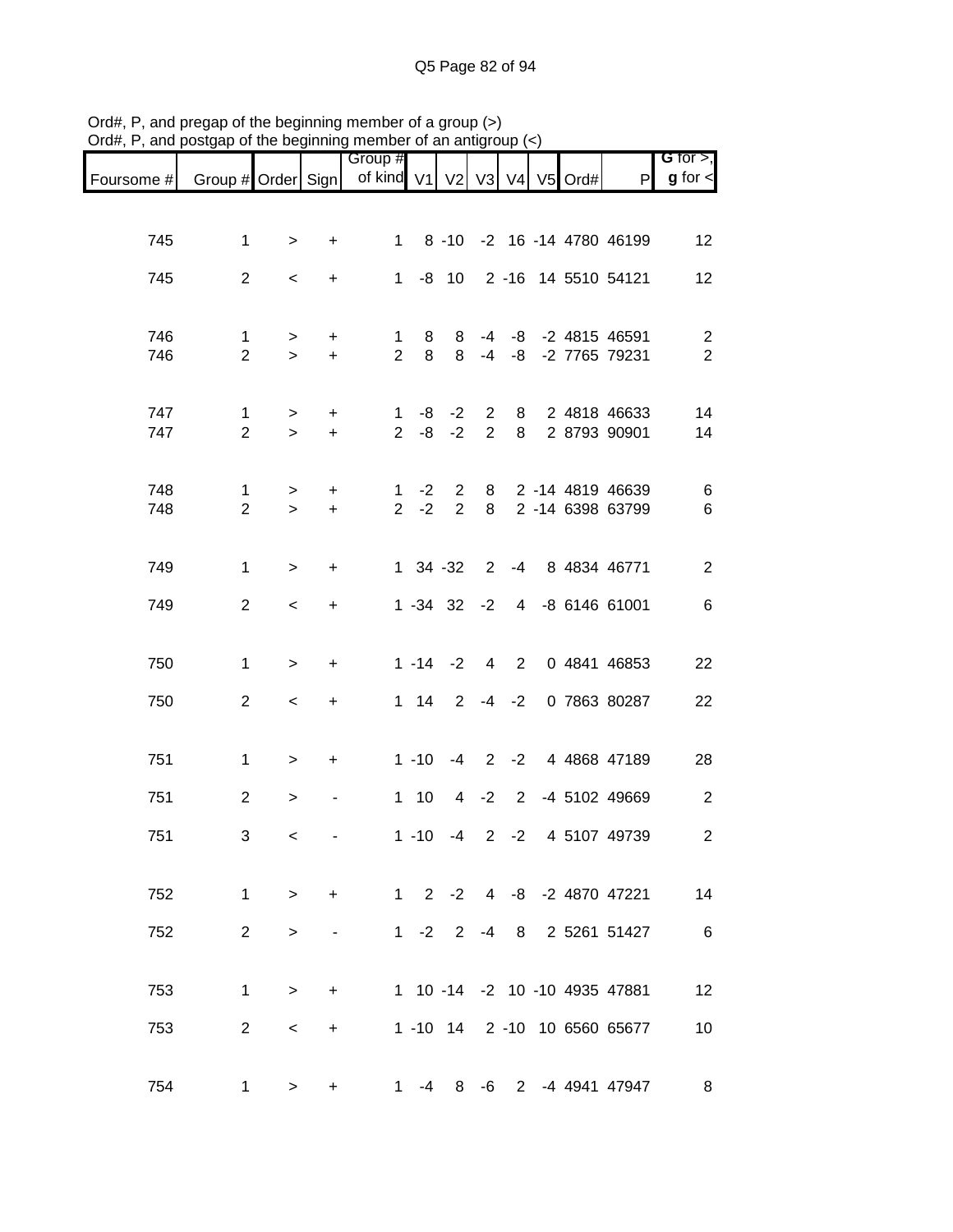Ord#, P, and pregap of the beginning member of a group (>)
Ord#, P, and postgap of the beginning member of an antigroup (<)

| Foursome # | Group # | Order | Sign | Group # of kind | V1 | V2 | V3 | V4 | V5 | Ord# | P | G for >, g for < |
|---|---|---|---|---|---|---|---|---|---|---|---|---|
| 745 | 1 | > | + | 1 | 8 | -10 | -2 | 16 | -14 | 4780 | 46199 | 12 |
| 745 | 2 | < | + | 1 | -8 | 10 | 2 | -16 | 14 | 5510 | 54121 | 12 |
| 746 | 1 | > | + | 1 | 8 | 8 | -4 | -8 | -2 | 4815 | 46591 | 2 |
| 746 | 2 | > | + | 2 | 8 | 8 | -4 | -8 | -2 | 7765 | 79231 | 2 |
| 747 | 1 | > | + | 1 | -8 | -2 | 2 | 8 | 2 | 4818 | 46633 | 14 |
| 747 | 2 | > | + | 2 | -8 | -2 | 2 | 8 | 2 | 8793 | 90901 | 14 |
| 748 | 1 | > | + | 1 | -2 | 2 | 8 | 2 | -14 | 4819 | 46639 | 6 |
| 748 | 2 | > | + | 2 | -2 | 2 | 8 | 2 | -14 | 6398 | 63799 | 6 |
| 749 | 1 | > | + | 1 | 34 | -32 | 2 | -4 | 8 | 4834 | 46771 | 2 |
| 749 | 2 | < | + | 1 | -34 | 32 | -2 | 4 | -8 | 6146 | 61001 | 6 |
| 750 | 1 | > | + | 1 | -14 | -2 | 4 | 2 | 0 | 4841 | 46853 | 22 |
| 750 | 2 | < | + | 1 | 14 | 2 | -4 | -2 | 0 | 7863 | 80287 | 22 |
| 751 | 1 | > | + | 1 | -10 | -4 | 2 | -2 | 4 | 4868 | 47189 | 28 |
| 751 | 2 | > | - | 1 | 10 | 4 | -2 | 2 | -4 | 5102 | 49669 | 2 |
| 751 | 3 | < | - | 1 | -10 | -4 | 2 | -2 | 4 | 5107 | 49739 | 2 |
| 752 | 1 | > | + | 1 | 2 | -2 | 4 | -8 | -2 | 4870 | 47221 | 14 |
| 752 | 2 | > | - | 1 | -2 | 2 | -4 | 8 | 2 | 5261 | 51427 | 6 |
| 753 | 1 | > | + | 1 | 10 | -14 | -2 | 10 | -10 | 4935 | 47881 | 12 |
| 753 | 2 | < | + | 1 | -10 | 14 | 2 | -10 | 10 | 6560 | 65677 | 10 |
| 754 | 1 | > | + | 1 | -4 | 8 | -6 | 2 | -4 | 4941 | 47947 | 8 |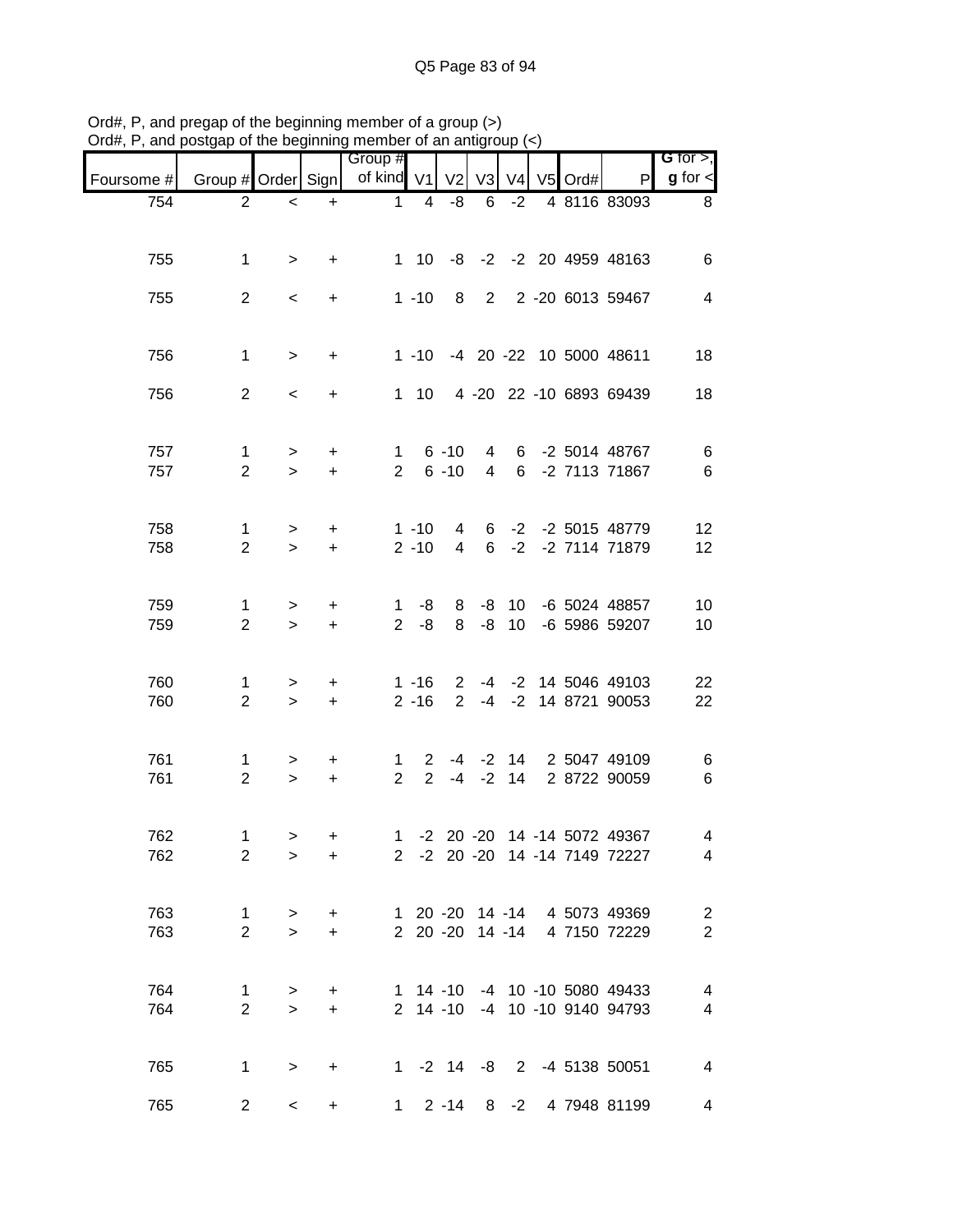Ord#, P, and pregap of the beginning member of a group (>)
Ord#, P, and postgap of the beginning member of an antigroup (<)

| Foursome # | Group # | Order | Sign | Group # of kind | V1 | V2 | V3 | V4 | V5 | Ord# | P | G for >, g for < |
|---|---|---|---|---|---|---|---|---|---|---|---|---|
| 754 | 2 | < | + | 1 | 4 | -8 | 6 | -2 | 4 | 8116 | 83093 | 8 |
| 755 | 1 | > | + | 1 | 10 | -8 | -2 | -2 | 20 | 4959 | 48163 | 6 |
| 755 | 2 | < | + | 1 | -10 | 8 | 2 | 2 | -20 | 6013 | 59467 | 4 |
| 756 | 1 | > | + | 1 | -10 | -4 | 20 | -22 | 10 | 5000 | 48611 | 18 |
| 756 | 2 | < | + | 1 | 10 | 4 | -20 | 22 | -10 | 6893 | 69439 | 18 |
| 757 | 1 | > | + | 1 | 6 | -10 | 4 | 6 | -2 | 5014 | 48767 | 6 |
| 757 | 2 | > | + | 2 | 6 | -10 | 4 | 6 | -2 | 7113 | 71867 | 6 |
| 758 | 1 | > | + | 1 | -10 | 4 | 6 | -2 | -2 | 5015 | 48779 | 12 |
| 758 | 2 | > | + | 2 | -10 | 4 | 6 | -2 | -2 | 7114 | 71879 | 12 |
| 759 | 1 | > | + | 1 | -8 | 8 | -8 | 10 | -6 | 5024 | 48857 | 10 |
| 759 | 2 | > | + | 2 | -8 | 8 | -8 | 10 | -6 | 5986 | 59207 | 10 |
| 760 | 1 | > | + | 1 | -16 | 2 | -4 | -2 | 14 | 5046 | 49103 | 22 |
| 760 | 2 | > | + | 2 | -16 | 2 | -4 | -2 | 14 | 8721 | 90053 | 22 |
| 761 | 1 | > | + | 1 | 2 | -4 | -2 | 14 | 2 | 5047 | 49109 | 6 |
| 761 | 2 | > | + | 2 | 2 | -4 | -2 | 14 | 2 | 8722 | 90059 | 6 |
| 762 | 1 | > | + | 1 | -2 | 20 | -20 | 14 | -14 | 5072 | 49367 | 4 |
| 762 | 2 | > | + | 2 | -2 | 20 | -20 | 14 | -14 | 7149 | 72227 | 4 |
| 763 | 1 | > | + | 1 | 20 | -20 | 14 | -14 | 4 | 5073 | 49369 | 2 |
| 763 | 2 | > | + | 2 | 20 | -20 | 14 | -14 | 4 | 7150 | 72229 | 2 |
| 764 | 1 | > | + | 1 | 14 | -10 | -4 | 10 | -10 | 5080 | 49433 | 4 |
| 764 | 2 | > | + | 2 | 14 | -10 | -4 | 10 | -10 | 9140 | 94793 | 4 |
| 765 | 1 | > | + | 1 | -2 | 14 | -8 | 2 | -4 | 5138 | 50051 | 4 |
| 765 | 2 | < | + | 1 | 2 | -14 | 8 | -2 | 4 | 7948 | 81199 | 4 |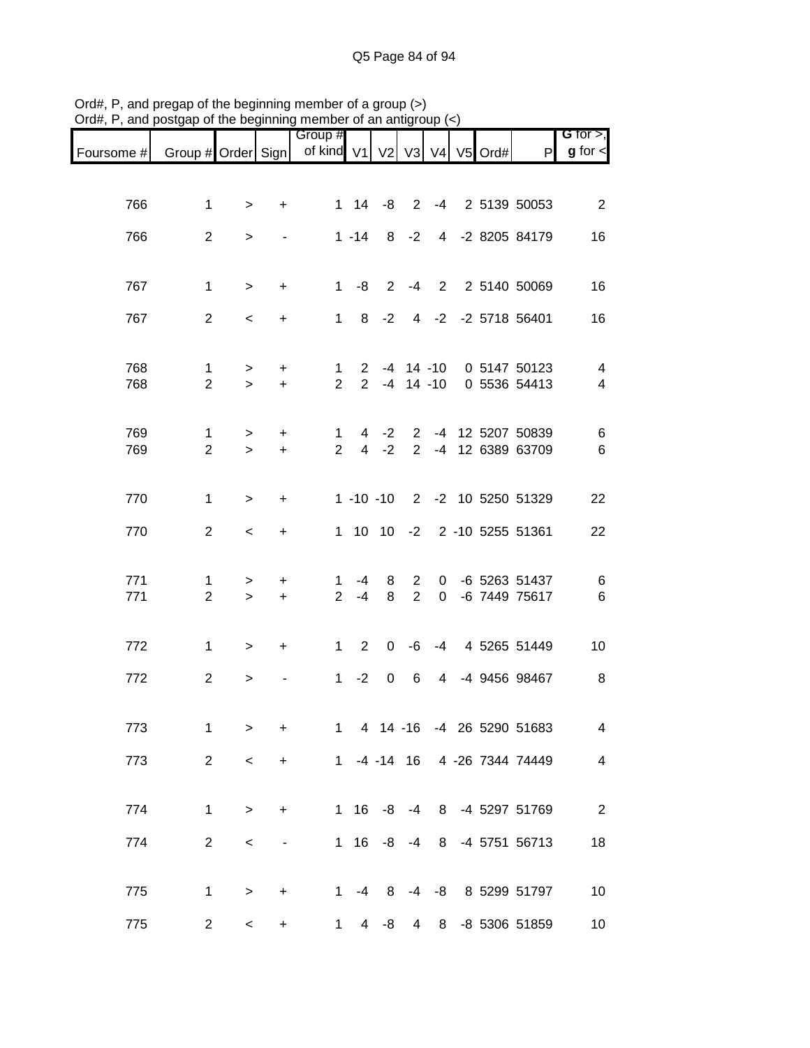Ord#, P, and pregap of the beginning member of a group (>)
Ord#, P, and postgap of the beginning member of an antigroup (<)

| Foursome # | Group # | Order | Sign | Group # of kind | V1 | V2 | V3 | V4 | V5 | Ord# | P | G for >, g for < |
|---|---|---|---|---|---|---|---|---|---|---|---|---|
| 766 | 1 | > | + | 1 | 14 | -8 | 2 | -4 | 2 | 5139 | 50053 | 2 |
| 766 | 2 | > | - | 1 | -14 | 8 | -2 | 4 | -2 | 8205 | 84179 | 16 |
| 767 | 1 | > | + | 1 | -8 | 2 | -4 | 2 | 2 | 5140 | 50069 | 16 |
| 767 | 2 | < | + | 1 | 8 | -2 | 4 | -2 | -2 | 5718 | 56401 | 16 |
| 768 | 1 | > | + | 1 | 2 | -4 | 14 | -10 | 0 | 5147 | 50123 | 4 |
| 768 | 2 | > | + | 2 | 2 | -4 | 14 | -10 | 0 | 5536 | 54413 | 4 |
| 769 | 1 | > | + | 1 | 4 | -2 | 2 | -4 | 12 | 5207 | 50839 | 6 |
| 769 | 2 | > | + | 2 | 4 | -2 | 2 | -4 | 12 | 6389 | 63709 | 6 |
| 770 | 1 | > | + | 1 | -10 | -10 | 2 | -2 | 10 | 5250 | 51329 | 22 |
| 770 | 2 | < | + | 1 | 10 | 10 | -2 | 2 | -10 | 5255 | 51361 | 22 |
| 771 | 1 | > | + | 1 | -4 | 8 | 2 | 0 | -6 | 5263 | 51437 | 6 |
| 771 | 2 | > | + | 2 | -4 | 8 | 2 | 0 | -6 | 7449 | 75617 | 6 |
| 772 | 1 | > | + | 1 | 2 | 0 | -6 | -4 | 4 | 5265 | 51449 | 10 |
| 772 | 2 | > | - | 1 | -2 | 0 | 6 | 4 | -4 | 9456 | 98467 | 8 |
| 773 | 1 | > | + | 1 | 4 | 14 | -16 | -4 | 26 | 5290 | 51683 | 4 |
| 773 | 2 | < | + | 1 | -4 | -14 | 16 | 4 | -26 | 7344 | 74449 | 4 |
| 774 | 1 | > | + | 1 | 16 | -8 | -4 | 8 | -4 | 5297 | 51769 | 2 |
| 774 | 2 | < | - | 1 | 16 | -8 | -4 | 8 | -4 | 5751 | 56713 | 18 |
| 775 | 1 | > | + | 1 | -4 | 8 | -4 | -8 | 8 | 5299 | 51797 | 10 |
| 775 | 2 | < | + | 1 | 4 | -8 | 4 | 8 | -8 | 5306 | 51859 | 10 |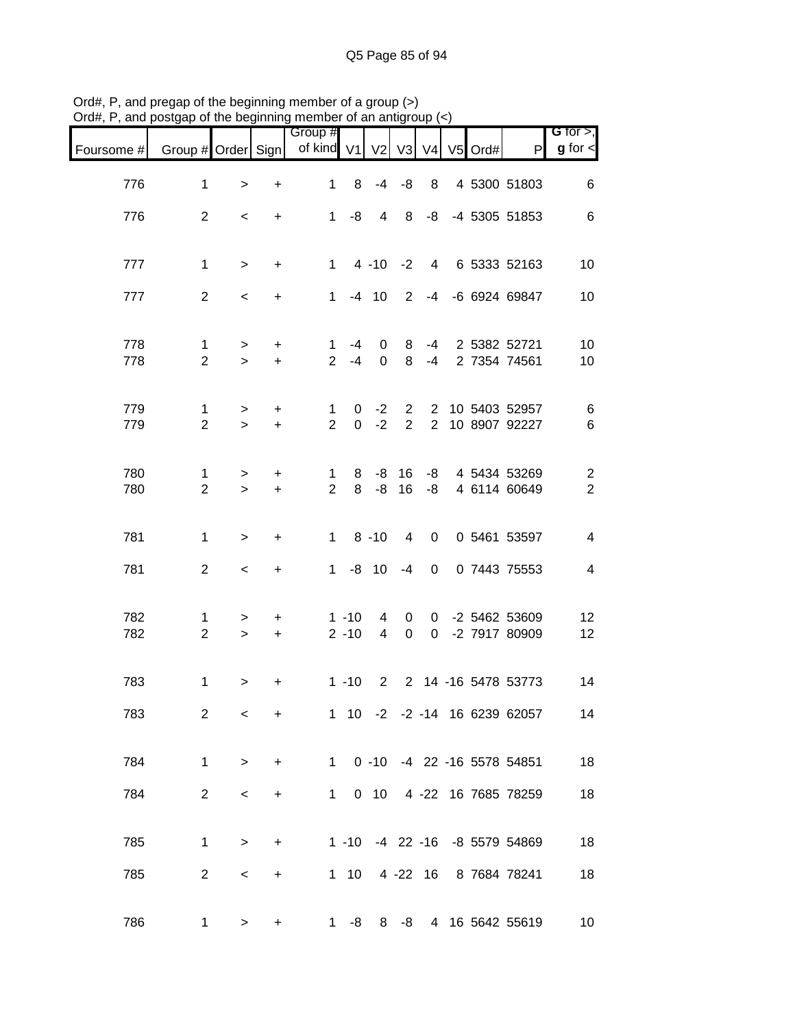Ord#, P, and pregap of the beginning member of a group (>)
Ord#, P, and postgap of the beginning member of an antigroup (<)

| Foursome # | Group # | Order | Sign | Group # of kind | V1 | V2 | V3 | V4 | V5 | Ord# | P | G for >, g for < |
|---|---|---|---|---|---|---|---|---|---|---|---|---|
| 776 | 1 | > | + | 1 | 8 | -4 | -8 | 8 | 4 | 5300 | 51803 | 6 |
| 776 | 2 | < | + | 1 | -8 | 4 | 8 | -8 | -4 | 5305 | 51853 | 6 |
| 777 | 1 | > | + | 1 | 4 | -10 | -2 | 4 | 6 | 5333 | 52163 | 10 |
| 777 | 2 | < | + | 1 | -4 | 10 | 2 | -4 | -6 | 6924 | 69847 | 10 |
| 778 | 1 | > | + | 1 | -4 | 0 | 8 | -4 | 2 | 5382 | 52721 | 10 |
| 778 | 2 | > | + | 2 | -4 | 0 | 8 | -4 | 2 | 7354 | 74561 | 10 |
| 779 | 1 | > | + | 1 | 0 | -2 | 2 | 2 | 10 | 5403 | 52957 | 6 |
| 779 | 2 | > | + | 2 | 0 | -2 | 2 | 2 | 10 | 8907 | 92227 | 6 |
| 780 | 1 | > | + | 1 | 8 | -8 | 16 | -8 | 4 | 5434 | 53269 | 2 |
| 780 | 2 | > | + | 2 | 8 | -8 | 16 | -8 | 4 | 6114 | 60649 | 2 |
| 781 | 1 | > | + | 1 | 8 | -10 | 4 | 0 | 0 | 5461 | 53597 | 4 |
| 781 | 2 | < | + | 1 | -8 | 10 | -4 | 0 | 0 | 7443 | 75553 | 4 |
| 782 | 1 | > | + | 1 | -10 | 4 | 0 | 0 | -2 | 5462 | 53609 | 12 |
| 782 | 2 | > | + | 2 | -10 | 4 | 0 | 0 | -2 | 7917 | 80909 | 12 |
| 783 | 1 | > | + | 1 | -10 | 2 | 2 | 14 | -16 | 5478 | 53773 | 14 |
| 783 | 2 | < | + | 1 | 10 | -2 | -2 | -14 | 16 | 6239 | 62057 | 14 |
| 784 | 1 | > | + | 1 | 0 | -10 | -4 | 22 | -16 | 5578 | 54851 | 18 |
| 784 | 2 | < | + | 1 | 0 | 10 | 4 | -22 | 16 | 7685 | 78259 | 18 |
| 785 | 1 | > | + | 1 | -10 | -4 | 22 | -16 | -8 | 5579 | 54869 | 18 |
| 785 | 2 | < | + | 1 | 10 | 4 | -22 | 16 | 8 | 7684 | 78241 | 18 |
| 786 | 1 | > | + | 1 | -8 | 8 | -8 | 4 | 16 | 5642 | 55619 | 10 |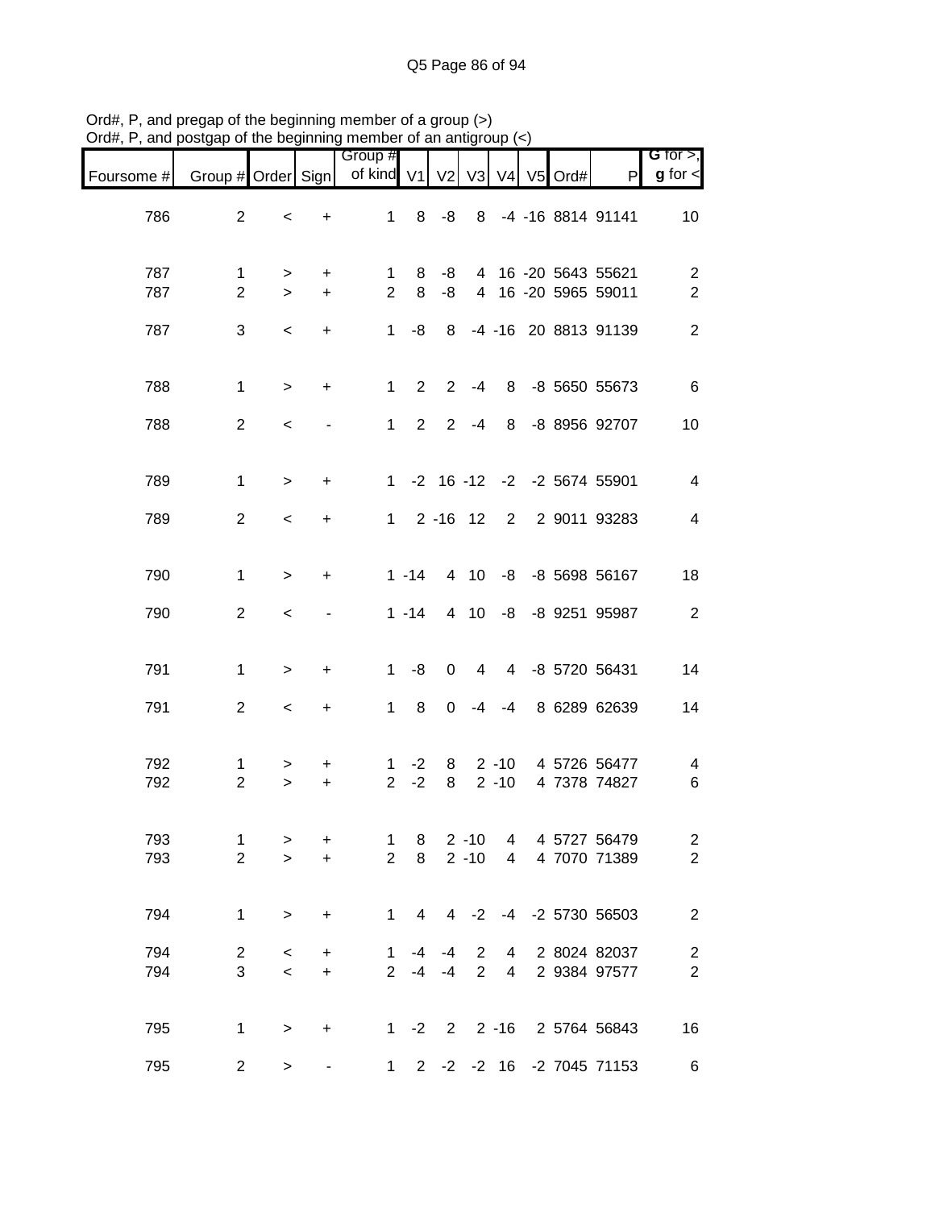Ord#, P, and pregap of the beginning member of a group (>)
Ord#, P, and postgap of the beginning member of an antigroup (<)

| Foursome # | Group # | Order | Sign | Group # of kind | V1 | V2 | V3 | V4 | V5 | Ord# | P | G for >, g for < |
|---|---|---|---|---|---|---|---|---|---|---|---|---|
| 786 | 2 | < | + | 1 | 8 | -8 | 8 | -4 | -16 | 8814 | 91141 | 10 |
| 787 | 1 | > | + | 1 | 8 | -8 | 4 | 16 | -20 | 5643 | 55621 | 2 |
| 787 | 2 | > | + | 2 | 8 | -8 | 4 | 16 | -20 | 5965 | 59011 | 2 |
| 787 | 3 | < | + | 1 | -8 | 8 | -4 | -16 | 20 | 8813 | 91139 | 2 |
| 788 | 1 | > | + | 1 | 2 | 2 | -4 | 8 | -8 | 5650 | 55673 | 6 |
| 788 | 2 | < | - | 1 | 2 | 2 | -4 | 8 | -8 | 8956 | 92707 | 10 |
| 789 | 1 | > | + | 1 | -2 | 16 | -12 | -2 | -2 | 5674 | 55901 | 4 |
| 789 | 2 | < | + | 1 | 2 | -16 | 12 | 2 | 2 | 9011 | 93283 | 4 |
| 790 | 1 | > | + | 1 | -14 | 4 | 10 | -8 | -8 | 5698 | 56167 | 18 |
| 790 | 2 | < | - | 1 | -14 | 4 | 10 | -8 | -8 | 9251 | 95987 | 2 |
| 791 | 1 | > | + | 1 | -8 | 0 | 4 | 4 | -8 | 5720 | 56431 | 14 |
| 791 | 2 | < | + | 1 | 8 | 0 | -4 | -4 | 8 | 6289 | 62639 | 14 |
| 792 | 1 | > | + | 1 | -2 | 8 | 2 | -10 | 4 | 5726 | 56477 | 4 |
| 792 | 2 | > | + | 2 | -2 | 8 | 2 | -10 | 4 | 7378 | 74827 | 6 |
| 793 | 1 | > | + | 1 | 8 | 2 | -10 | 4 | 4 | 5727 | 56479 | 2 |
| 793 | 2 | > | + | 2 | 8 | 2 | -10 | 4 | 4 | 7070 | 71389 | 2 |
| 794 | 1 | > | + | 1 | 4 | 4 | -2 | -4 | -2 | 5730 | 56503 | 2 |
| 794 | 2 | < | + | 1 | -4 | -4 | 2 | 4 | 2 | 8024 | 82037 | 2 |
| 794 | 3 | < | + | 2 | -4 | -4 | 2 | 4 | 2 | 9384 | 97577 | 2 |
| 795 | 1 | > | + | 1 | -2 | 2 | 2 | -16 | 2 | 5764 | 56843 | 16 |
| 795 | 2 | > | - | 1 | 2 | -2 | -2 | 16 | -2 | 7045 | 71153 | 6 |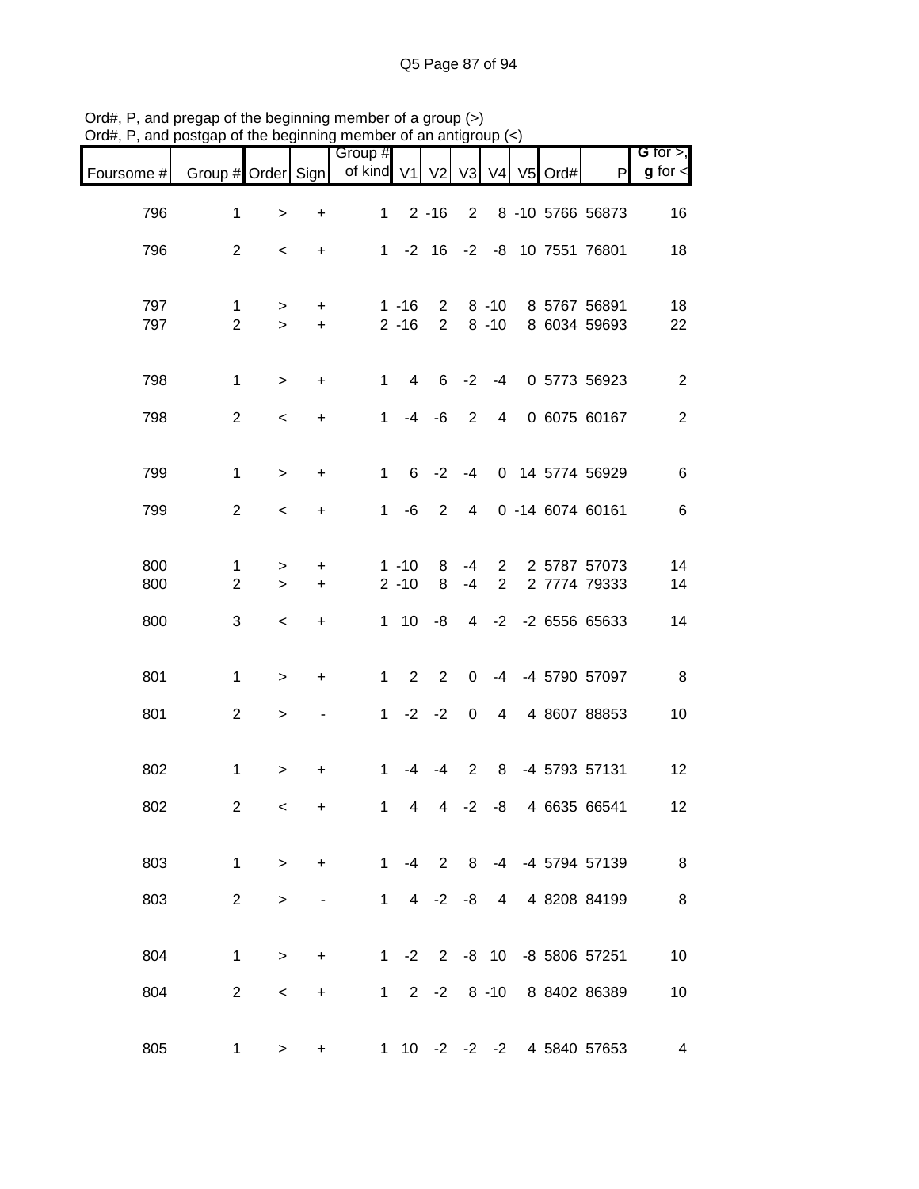Ord#, P, and pregap of the beginning member of a group (>)
Ord#, P, and postgap of the beginning member of an antigroup (<)

| Foursome # | Group # | Order | Sign | Group # of kind | V1 | V2 | V3 | V4 | V5 | Ord# | P | G for >, g for < |
|---|---|---|---|---|---|---|---|---|---|---|---|---|
| 796 | 1 | > | + | 1 | 2 | -16 | 2 | 8 | -10 | 5766 | 56873 | 16 |
| 796 | 2 | < | + | 1 | -2 | 16 | -2 | -8 | 10 | 7551 | 76801 | 18 |
| 797 | 1 | > | + | 1 | -16 | 2 | 8 | -10 | 8 | 5767 | 56891 | 18 |
| 797 | 2 | > | + | 2 | -16 | 2 | 8 | -10 | 8 | 6034 | 59693 | 22 |
| 798 | 1 | > | + | 1 | 4 | 6 | -2 | -4 | 0 | 5773 | 56923 | 2 |
| 798 | 2 | < | + | 1 | -4 | -6 | 2 | 4 | 0 | 6075 | 60167 | 2 |
| 799 | 1 | > | + | 1 | 6 | -2 | -4 | 0 | 14 | 5774 | 56929 | 6 |
| 799 | 2 | < | + | 1 | -6 | 2 | 4 | 0 | -14 | 6074 | 60161 | 6 |
| 800 | 1 | > | + | 1 | -10 | 8 | -4 | 2 | 2 | 5787 | 57073 | 14 |
| 800 | 2 | > | + | 2 | -10 | 8 | -4 | 2 | 2 | 7774 | 79333 | 14 |
| 800 | 3 | < | + | 1 | 10 | -8 | 4 | -2 | -2 | 6556 | 65633 | 14 |
| 801 | 1 | > | + | 1 | 2 | 2 | 0 | -4 | -4 | 5790 | 57097 | 8 |
| 801 | 2 | > | - | 1 | -2 | -2 | 0 | 4 | 4 | 8607 | 88853 | 10 |
| 802 | 1 | > | + | 1 | -4 | -4 | 2 | 8 | -4 | 5793 | 57131 | 12 |
| 802 | 2 | < | + | 1 | 4 | 4 | -2 | -8 | 4 | 6635 | 66541 | 12 |
| 803 | 1 | > | + | 1 | -4 | 2 | 8 | -4 | -4 | 5794 | 57139 | 8 |
| 803 | 2 | > | - | 1 | 4 | -2 | -8 | 4 | 4 | 8208 | 84199 | 8 |
| 804 | 1 | > | + | 1 | -2 | 2 | -8 | 10 | -8 | 5806 | 57251 | 10 |
| 804 | 2 | < | + | 1 | 2 | -2 | 8 | -10 | 8 | 8402 | 86389 | 10 |
| 805 | 1 | > | + | 1 | 10 | -2 | -2 | -2 | 4 | 5840 | 57653 | 4 |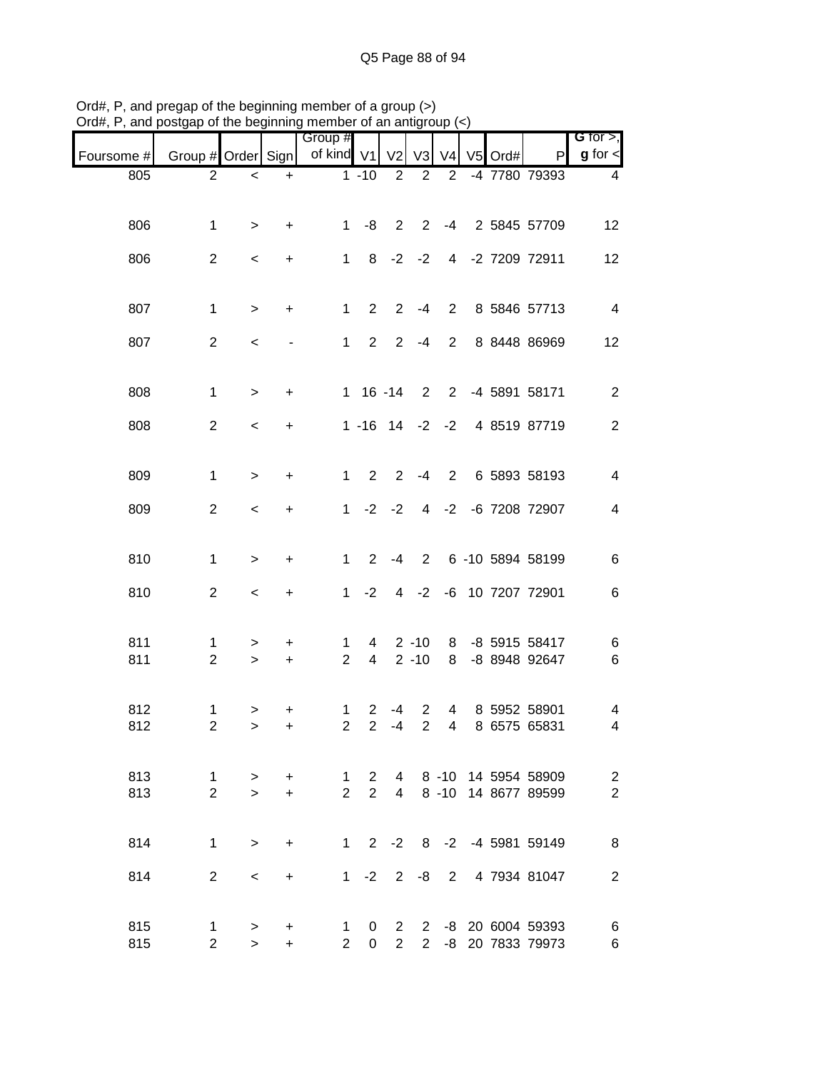Ord#, P, and pregap of the beginning member of a group (>)
Ord#, P, and postgap of the beginning member of an antigroup (<)

| Foursome # | Group # | Order | Sign | Group # of kind | V1 | V2 | V3 | V4 | V5 | Ord# | P | G for >, g for < |
|---|---|---|---|---|---|---|---|---|---|---|---|---|
| 805 | 2 | < | + | 1 | -10 | 2 | 2 | 2 | -4 | 7780 | 79393 | 4 |
| 806 | 1 | > | + | 1 | -8 | 2 | 2 | -4 | 2 | 5845 | 57709 | 12 |
| 806 | 2 | < | + | 1 | 8 | -2 | -2 | 4 | -2 | 7209 | 72911 | 12 |
| 807 | 1 | > | + | 1 | 2 | 2 | -4 | 2 | 8 | 5846 | 57713 | 4 |
| 807 | 2 | < | - | 1 | 2 | 2 | -4 | 2 | 8 | 8448 | 86969 | 12 |
| 808 | 1 | > | + | 1 | 16 | -14 | 2 | 2 | -4 | 5891 | 58171 | 2 |
| 808 | 2 | < | + | 1 | -16 | 14 | -2 | -2 | 4 | 8519 | 87719 | 2 |
| 809 | 1 | > | + | 1 | 2 | 2 | -4 | 2 | 6 | 5893 | 58193 | 4 |
| 809 | 2 | < | + | 1 | -2 | -2 | 4 | -2 | -6 | 7208 | 72907 | 4 |
| 810 | 1 | > | + | 1 | 2 | -4 | 2 | 6 | -10 | 5894 | 58199 | 6 |
| 810 | 2 | < | + | 1 | -2 | 4 | -2 | -6 | 10 | 7207 | 72901 | 6 |
| 811 | 1 | > | + | 1 | 4 | 2 | -10 | 8 | -8 | 5915 | 58417 | 6 |
| 811 | 2 | > | + | 2 | 4 | 2 | -10 | 8 | -8 | 8948 | 92647 | 6 |
| 812 | 1 | > | + | 1 | 2 | -4 | 2 | 4 | 8 | 5952 | 58901 | 4 |
| 812 | 2 | > | + | 2 | 2 | -4 | 2 | 4 | 8 | 6575 | 65831 | 4 |
| 813 | 1 | > | + | 1 | 2 | 4 | 8 | -10 | 14 | 5954 | 58909 | 2 |
| 813 | 2 | > | + | 2 | 2 | 4 | 8 | -10 | 14 | 8677 | 89599 | 2 |
| 814 | 1 | > | + | 1 | 2 | -2 | 8 | -2 | -4 | 5981 | 59149 | 8 |
| 814 | 2 | < | + | 1 | -2 | 2 | -8 | 2 | 4 | 7934 | 81047 | 2 |
| 815 | 1 | > | + | 1 | 0 | 2 | 2 | -8 | 20 | 6004 | 59393 | 6 |
| 815 | 2 | > | + | 2 | 0 | 2 | 2 | -8 | 20 | 7833 | 79973 | 6 |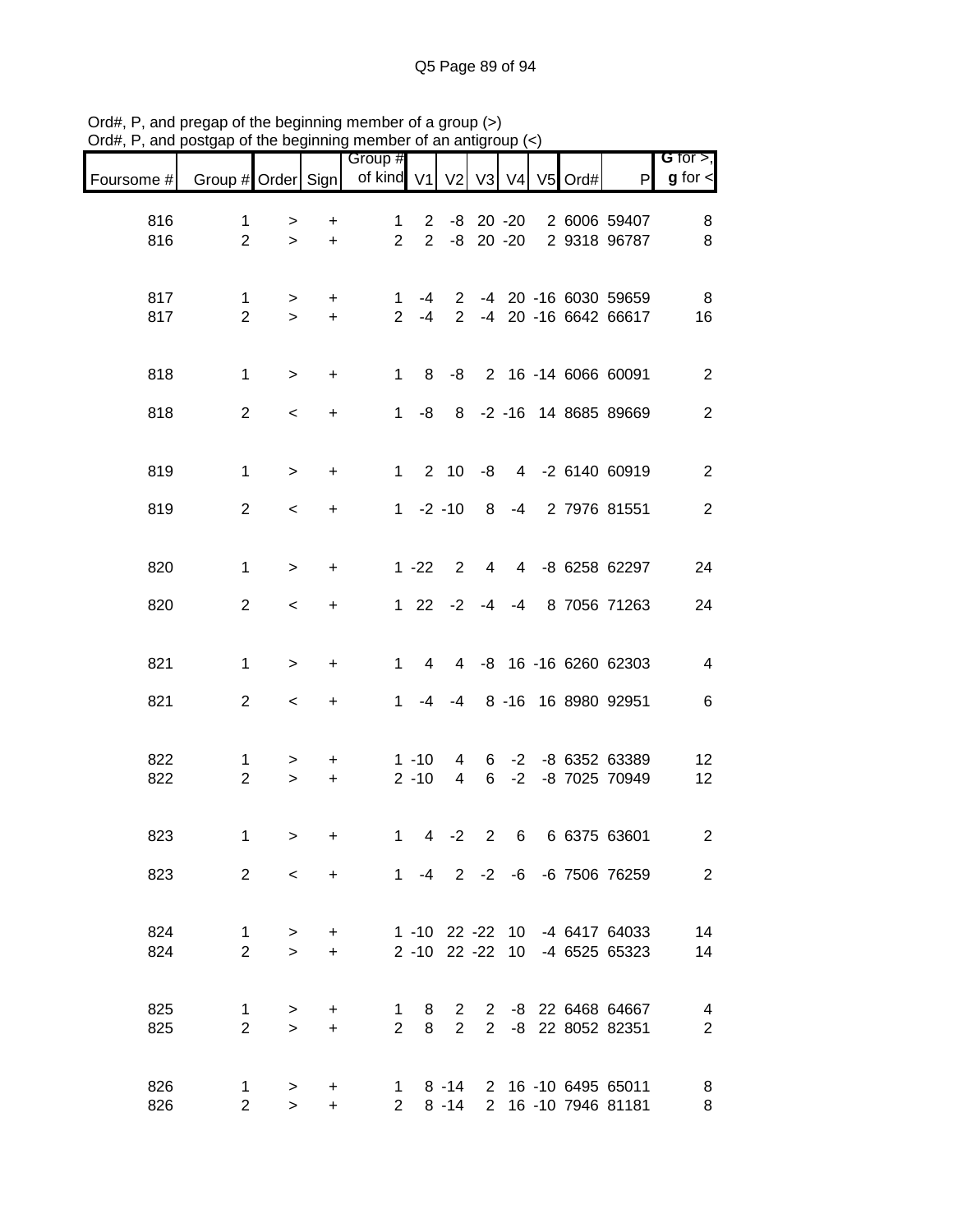Ord#, P, and pregap of the beginning member of a group (>)
Ord#, P, and postgap of the beginning member of an antigroup (<)

| Foursome # | Group # | Order | Sign | Group # of kind | V1 | V2 | V3 | V4 | V5 | Ord# | P | G for >, g for < |
|---|---|---|---|---|---|---|---|---|---|---|---|---|
| 816 | 1 | > | + | 1 | 2 | -8 | 20 | -20 | 2 | 6006 | 59407 | 8 |
| 816 | 2 | > | + | 2 | 2 | -8 | 20 | -20 | 2 | 9318 | 96787 | 8 |
| 817 | 1 | > | + | 1 | -4 | 2 | -4 | 20 | -16 | 6030 | 59659 | 8 |
| 817 | 2 | > | + | 2 | -4 | 2 | -4 | 20 | -16 | 6642 | 66617 | 16 |
| 818 | 1 | > | + | 1 | 8 | -8 | 2 | 16 | -14 | 6066 | 60091 | 2 |
| 818 | 2 | < | + | 1 | -8 | 8 | -2 | -16 | 14 | 8685 | 89669 | 2 |
| 819 | 1 | > | + | 1 | 2 | 10 | -8 | 4 | -2 | 6140 | 60919 | 2 |
| 819 | 2 | < | + | 1 | -2 | -10 | 8 | -4 | 2 | 7976 | 81551 | 2 |
| 820 | 1 | > | + | 1 | -22 | 2 | 4 | 4 | -8 | 6258 | 62297 | 24 |
| 820 | 2 | < | + | 1 | 22 | -2 | -4 | -4 | 8 | 7056 | 71263 | 24 |
| 821 | 1 | > | + | 1 | 4 | 4 | -8 | 16 | -16 | 6260 | 62303 | 4 |
| 821 | 2 | < | + | 1 | -4 | -4 | 8 | -16 | 16 | 8980 | 92951 | 6 |
| 822 | 1 | > | + | 1 | -10 | 4 | 6 | -2 | -8 | 6352 | 63389 | 12 |
| 822 | 2 | > | + | 2 | -10 | 4 | 6 | -2 | -8 | 7025 | 70949 | 12 |
| 823 | 1 | > | + | 1 | 4 | -2 | 2 | 6 | 6 | 6375 | 63601 | 2 |
| 823 | 2 | < | + | 1 | -4 | 2 | -2 | -6 | -6 | 7506 | 76259 | 2 |
| 824 | 1 | > | + | 1 | -10 | 22 | -22 | 10 | -4 | 6417 | 64033 | 14 |
| 824 | 2 | > | + | 2 | -10 | 22 | -22 | 10 | -4 | 6525 | 65323 | 14 |
| 825 | 1 | > | + | 1 | 8 | 2 | 2 | -8 | 22 | 6468 | 64667 | 4 |
| 825 | 2 | > | + | 2 | 8 | 2 | 2 | -8 | 22 | 8052 | 82351 | 2 |
| 826 | 1 | > | + | 1 | 8 | -14 | 2 | 16 | -10 | 6495 | 65011 | 8 |
| 826 | 2 | > | + | 2 | 8 | -14 | 2 | 16 | -10 | 7946 | 81181 | 8 |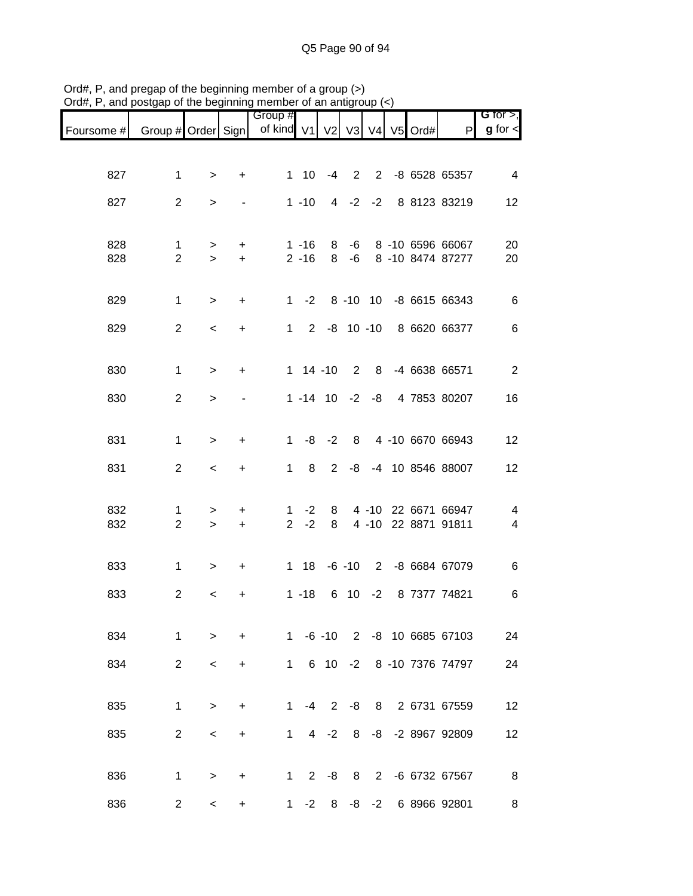Ord#, P, and pregap of the beginning member of a group (>)
Ord#, P, and postgap of the beginning member of an antigroup (<)

| Foursome # | Group # | Order | Sign | Group # of kind | V1 | V2 | V3 | V4 | V5 | Ord# | P | G for >, g for < |
|---|---|---|---|---|---|---|---|---|---|---|---|---|
| 827 | 1 | > | + | 1 | 10 | -4 | 2 | 2 | -8 | 6528 | 65357 | 4 |
| 827 | 2 | > | - | 1 | -10 | 4 | -2 | -2 | 8 | 8123 | 83219 | 12 |
| 828 | 1 | > | + | 1 | -16 | 8 | -6 | 8 | -10 | 6596 | 66067 | 20 |
| 828 | 2 | > | + | 2 | -16 | 8 | -6 | 8 | -10 | 8474 | 87277 | 20 |
| 829 | 1 | > | + | 1 | -2 | 8 | -10 | 10 | -8 | 6615 | 66343 | 6 |
| 829 | 2 | < | + | 1 | 2 | -8 | 10 | -10 | 8 | 6620 | 66377 | 6 |
| 830 | 1 | > | + | 1 | 14 | -10 | 2 | 8 | -4 | 6638 | 66571 | 2 |
| 830 | 2 | > | - | 1 | -14 | 10 | -2 | -8 | 4 | 7853 | 80207 | 16 |
| 831 | 1 | > | + | 1 | -8 | -2 | 8 | 4 | -10 | 6670 | 66943 | 12 |
| 831 | 2 | < | + | 1 | 8 | 2 | -8 | -4 | 10 | 8546 | 88007 | 12 |
| 832 | 1 | > | + | 1 | -2 | 8 | 4 | -10 | 22 | 6671 | 66947 | 4 |
| 832 | 2 | > | + | 2 | -2 | 8 | 4 | -10 | 22 | 8871 | 91811 | 4 |
| 833 | 1 | > | + | 1 | 18 | -6 | -10 | 2 | -8 | 6684 | 67079 | 6 |
| 833 | 2 | < | + | 1 | -18 | 6 | 10 | -2 | 8 | 7377 | 74821 | 6 |
| 834 | 1 | > | + | 1 | -6 | -10 | 2 | -8 | 10 | 6685 | 67103 | 24 |
| 834 | 2 | < | + | 1 | 6 | 10 | -2 | 8 | -10 | 7376 | 74797 | 24 |
| 835 | 1 | > | + | 1 | -4 | 2 | -8 | 8 | 2 | 6731 | 67559 | 12 |
| 835 | 2 | < | + | 1 | 4 | -2 | 8 | -8 | -2 | 8967 | 92809 | 12 |
| 836 | 1 | > | + | 1 | 2 | -8 | 8 | 2 | -6 | 6732 | 67567 | 8 |
| 836 | 2 | < | + | 1 | -2 | 8 | -8 | -2 | 6 | 8966 | 92801 | 8 |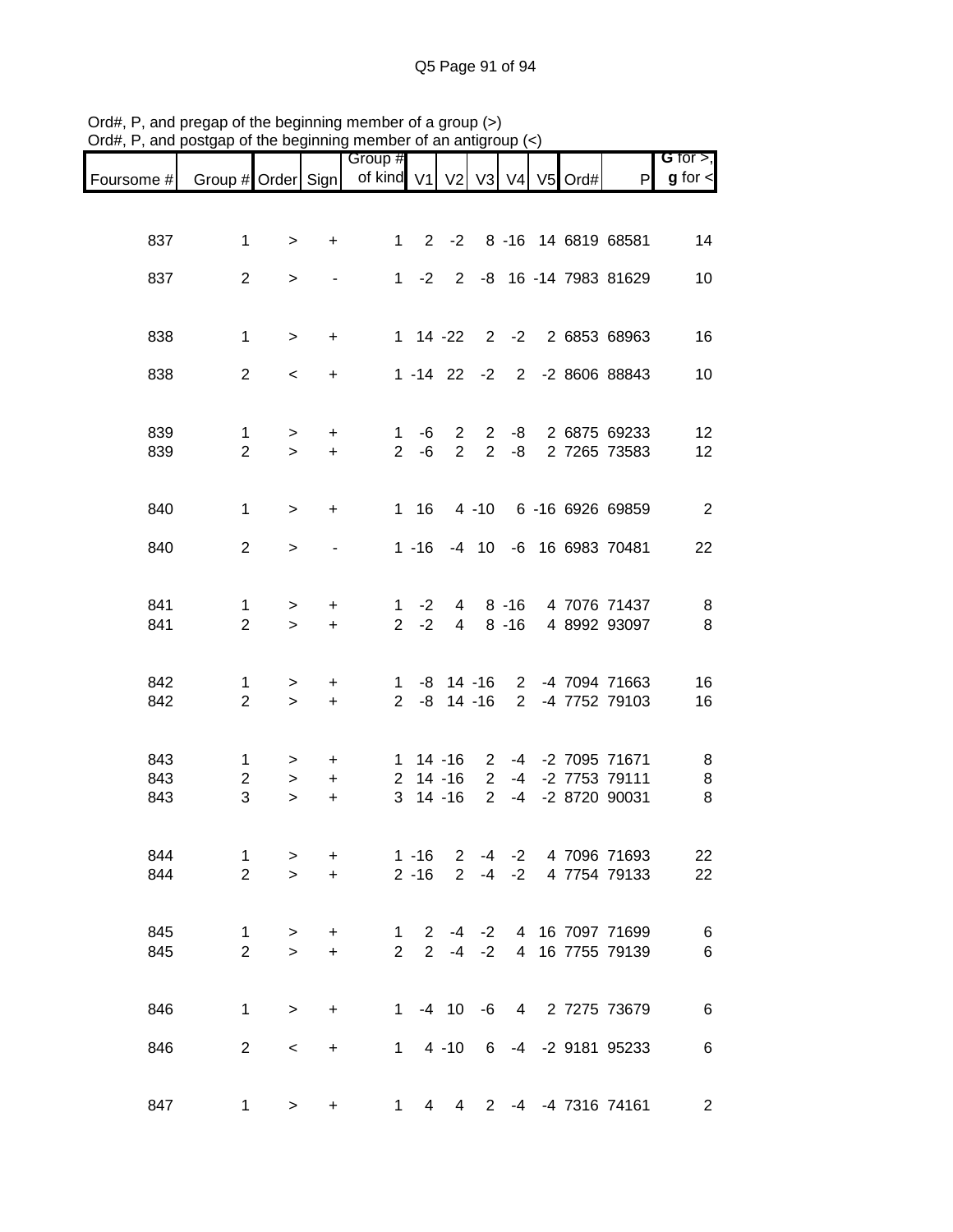Ord#, P, and pregap of the beginning member of a group (>)
Ord#, P, and postgap of the beginning member of an antigroup (<)

| Foursome # | Group # | Order | Sign | Group # of kind | V1 | V2 | V3 | V4 | V5 | Ord# | P | G for >, g for < |
|---|---|---|---|---|---|---|---|---|---|---|---|---|
| 837 | 1 | > | + | 1 | 2 | -2 | 8 | -16 | 14 | 6819 | 68581 | 14 |
| 837 | 2 | > | - | 1 | -2 | 2 | -8 | 16 | -14 | 7983 | 81629 | 10 |
| 838 | 1 | > | + | 1 | 14 | -22 | 2 | -2 | 2 | 6853 | 68963 | 16 |
| 838 | 2 | < | + | 1 | -14 | 22 | -2 | 2 | -2 | 8606 | 88843 | 10 |
| 839 | 1 | > | + | 1 | -6 | 2 | 2 | -8 | 2 | 6875 | 69233 | 12 |
| 839 | 2 | > | + | 2 | -6 | 2 | 2 | -8 | 2 | 7265 | 73583 | 12 |
| 840 | 1 | > | + | 1 | 16 | 4 | -10 | 6 | -16 | 6926 | 69859 | 2 |
| 840 | 2 | > | - | 1 | -16 | -4 | 10 | -6 | 16 | 6983 | 70481 | 22 |
| 841 | 1 | > | + | 1 | -2 | 4 | 8 | -16 | 4 | 7076 | 71437 | 8 |
| 841 | 2 | > | + | 2 | -2 | 4 | 8 | -16 | 4 | 8992 | 93097 | 8 |
| 842 | 1 | > | + | 1 | -8 | 14 | -16 | 2 | -4 | 7094 | 71663 | 16 |
| 842 | 2 | > | + | 2 | -8 | 14 | -16 | 2 | -4 | 7752 | 79103 | 16 |
| 843 | 1 | > | + | 1 | 14 | -16 | 2 | -4 | -2 | 7095 | 71671 | 8 |
| 843 | 2 | > | + | 2 | 14 | -16 | 2 | -4 | -2 | 7753 | 79111 | 8 |
| 843 | 3 | > | + | 3 | 14 | -16 | 2 | -4 | -2 | 8720 | 90031 | 8 |
| 844 | 1 | > | + | 1 | -16 | 2 | -4 | -2 | 4 | 7096 | 71693 | 22 |
| 844 | 2 | > | + | 2 | -16 | 2 | -4 | -2 | 4 | 7754 | 79133 | 22 |
| 845 | 1 | > | + | 1 | 2 | -4 | -2 | 4 | 16 | 7097 | 71699 | 6 |
| 845 | 2 | > | + | 2 | 2 | -4 | -2 | 4 | 16 | 7755 | 79139 | 6 |
| 846 | 1 | > | + | 1 | -4 | 10 | -6 | 4 | 2 | 7275 | 73679 | 6 |
| 846 | 2 | < | + | 1 | 4 | -10 | 6 | -4 | -2 | 9181 | 95233 | 6 |
| 847 | 1 | > | + | 1 | 4 | 4 | 2 | -4 | -4 | 7316 | 74161 | 2 |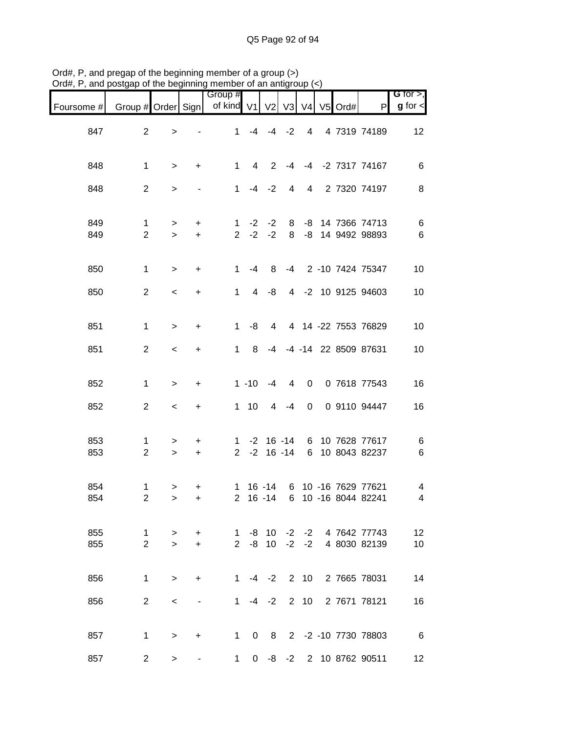Ord#, P, and pregap of the beginning member of a group (>)
Ord#, P, and postgap of the beginning member of an antigroup (<)

| Foursome # | Group # | Order | Sign | Group # of kind | V1 | V2 | V3 | V4 | V5 | Ord# | P | G for >, g for < |
|---|---|---|---|---|---|---|---|---|---|---|---|---|
| 847 | 2 | > | - | 1 | -4 | -4 | -2 | 4 | 4 | 7319 | 74189 | 12 |
| 848 | 1 | > | + | 1 | 4 | 2 | -4 | -4 | -2 | 7317 | 74167 | 6 |
| 848 | 2 | > | - | 1 | -4 | -2 | 4 | 4 | 2 | 7320 | 74197 | 8 |
| 849 | 1 | > | + | 1 | -2 | -2 | 8 | -8 | 14 | 7366 | 74713 | 6 |
| 849 | 2 | > | + | 2 | -2 | -2 | 8 | -8 | 14 | 9492 | 98893 | 6 |
| 850 | 1 | > | + | 1 | -4 | 8 | -4 | 2 | -10 | 7424 | 75347 | 10 |
| 850 | 2 | < | + | 1 | 4 | -8 | 4 | -2 | 10 | 9125 | 94603 | 10 |
| 851 | 1 | > | + | 1 | -8 | 4 | 4 | 14 | -22 | 7553 | 76829 | 10 |
| 851 | 2 | < | + | 1 | 8 | -4 | -4 | -14 | 22 | 8509 | 87631 | 10 |
| 852 | 1 | > | + | 1 | -10 | -4 | 4 | 0 | 0 | 7618 | 77543 | 16 |
| 852 | 2 | < | + | 1 | 10 | 4 | -4 | 0 | 0 | 9110 | 94447 | 16 |
| 853 | 1 | > | + | 1 | -2 | 16 | -14 | 6 | 10 | 7628 | 77617 | 6 |
| 853 | 2 | > | + | 2 | -2 | 16 | -14 | 6 | 10 | 8043 | 82237 | 6 |
| 854 | 1 | > | + | 1 | 16 | -14 | 6 | 10 | -16 | 7629 | 77621 | 4 |
| 854 | 2 | > | + | 2 | 16 | -14 | 6 | 10 | -16 | 8044 | 82241 | 4 |
| 855 | 1 | > | + | 1 | -8 | 10 | -2 | -2 | 4 | 7642 | 77743 | 12 |
| 855 | 2 | > | + | 2 | -8 | 10 | -2 | -2 | 4 | 8030 | 82139 | 10 |
| 856 | 1 | > | + | 1 | -4 | -2 | 2 | 10 | 2 | 7665 | 78031 | 14 |
| 856 | 2 | < | - | 1 | -4 | -2 | 2 | 10 | 2 | 7671 | 78121 | 16 |
| 857 | 1 | > | + | 1 | 0 | 8 | 2 | -2 | -10 | 7730 | 78803 | 6 |
| 857 | 2 | > | - | 1 | 0 | -8 | -2 | 2 | 10 | 8762 | 90511 | 12 |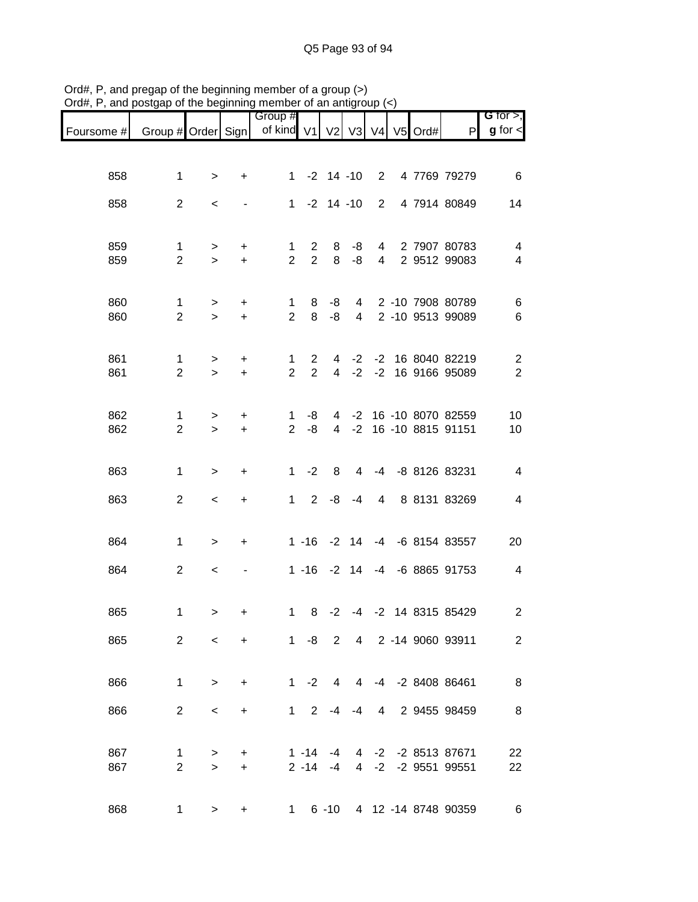Ord#, P, and pregap of the beginning member of a group (>)
Ord#, P, and postgap of the beginning member of an antigroup (<)

| Foursome # | Group # | Order | Sign | Group # of kind | V1 | V2 | V3 | V4 | V5 | Ord# | P | G for >, g for < |
|---|---|---|---|---|---|---|---|---|---|---|---|---|
| 858 | 1 | > | + | 1 | -2 | 14 | -10 | 2 | 4 | 7769 | 79279 | 6 |
| 858 | 2 | < | - | 1 | -2 | 14 | -10 | 2 | 4 | 7914 | 80849 | 14 |
| 859 | 1 | > | + | 1 | 2 | 8 | -8 | 4 | 2 | 7907 | 80783 | 4 |
| 859 | 2 | > | + | 2 | 2 | 8 | -8 | 4 | 2 | 9512 | 99083 | 4 |
| 860 | 1 | > | + | 1 | 8 | -8 | 4 | 2 | -10 | 7908 | 80789 | 6 |
| 860 | 2 | > | + | 2 | 8 | -8 | 4 | 2 | -10 | 9513 | 99089 | 6 |
| 861 | 1 | > | + | 1 | 2 | 4 | -2 | -2 | 16 | 8040 | 82219 | 2 |
| 861 | 2 | > | + | 2 | 2 | 4 | -2 | -2 | 16 | 9166 | 95089 | 2 |
| 862 | 1 | > | + | 1 | -8 | 4 | -2 | 16 | -10 | 8070 | 82559 | 10 |
| 862 | 2 | > | + | 2 | -8 | 4 | -2 | 16 | -10 | 8815 | 91151 | 10 |
| 863 | 1 | > | + | 1 | -2 | 8 | 4 | -4 | -8 | 8126 | 83231 | 4 |
| 863 | 2 | < | + | 1 | 2 | -8 | -4 | 4 | 8 | 8131 | 83269 | 4 |
| 864 | 1 | > | + | 1 | -16 | -2 | 14 | -4 | -6 | 8154 | 83557 | 20 |
| 864 | 2 | < | - | 1 | -16 | -2 | 14 | -4 | -6 | 8865 | 91753 | 4 |
| 865 | 1 | > | + | 1 | 8 | -2 | -4 | -2 | 14 | 8315 | 85429 | 2 |
| 865 | 2 | < | + | 1 | -8 | 2 | 4 | 2 | -14 | 9060 | 93911 | 2 |
| 866 | 1 | > | + | 1 | -2 | 4 | 4 | -4 | -2 | 8408 | 86461 | 8 |
| 866 | 2 | < | + | 1 | 2 | -4 | -4 | 4 | 2 | 9455 | 98459 | 8 |
| 867 | 1 | > | + | 1 | -14 | -4 | 4 | -2 | -2 | 8513 | 87671 | 22 |
| 867 | 2 | > | + | 2 | -14 | -4 | 4 | -2 | -2 | 9551 | 99551 | 22 |
| 868 | 1 | > | + | 1 | 6 | -10 | 4 | 12 | -14 | 8748 | 90359 | 6 |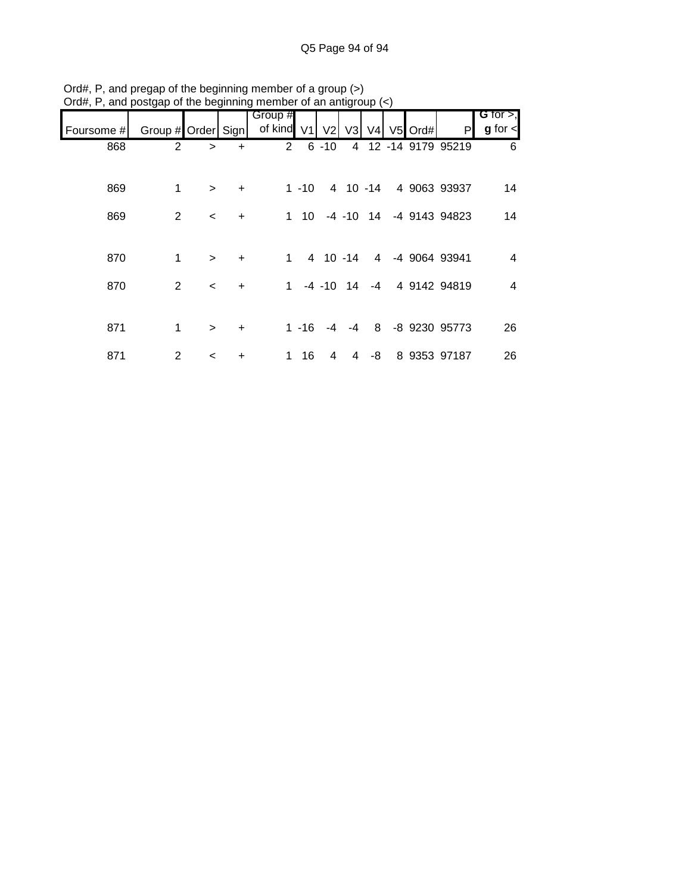Ord#, P, and pregap of the beginning member of a group (>)
Ord#, P, and postgap of the beginning member of an antigroup (<)

| Foursome # | Group # | Order | Sign | Group # of kind | V1 | V2 | V3 | V4 | V5 | Ord# | P | **G** for >, **g** for < |
|---|---|---|---|---|---|---|---|---|---|---|---|---|
| 868 | 2 | > | + | 2 | 6 | -10 | 4 | 12 | -14 | 9179 | 95219 | 6 |
| 869 | 1 | > | + | 1 | -10 | 4 | 10 | -14 | 4 | 9063 | 93937 | 14 |
| 869 | 2 | < | + | 1 | 10 | -4 | -10 | 14 | -4 | 9143 | 94823 | 14 |
| 870 | 1 | > | + | 1 | 4 | 10 | -14 | 4 | -4 | 9064 | 93941 | 4 |
| 870 | 2 | < | + | 1 | -4 | -10 | 14 | -4 | 4 | 9142 | 94819 | 4 |
| 871 | 1 | > | + | 1 | -16 | -4 | -4 | 8 | -8 | 9230 | 95773 | 26 |
| 871 | 2 | < | + | 1 | 16 | 4 | 4 | -8 | 8 | 9353 | 97187 | 26 |